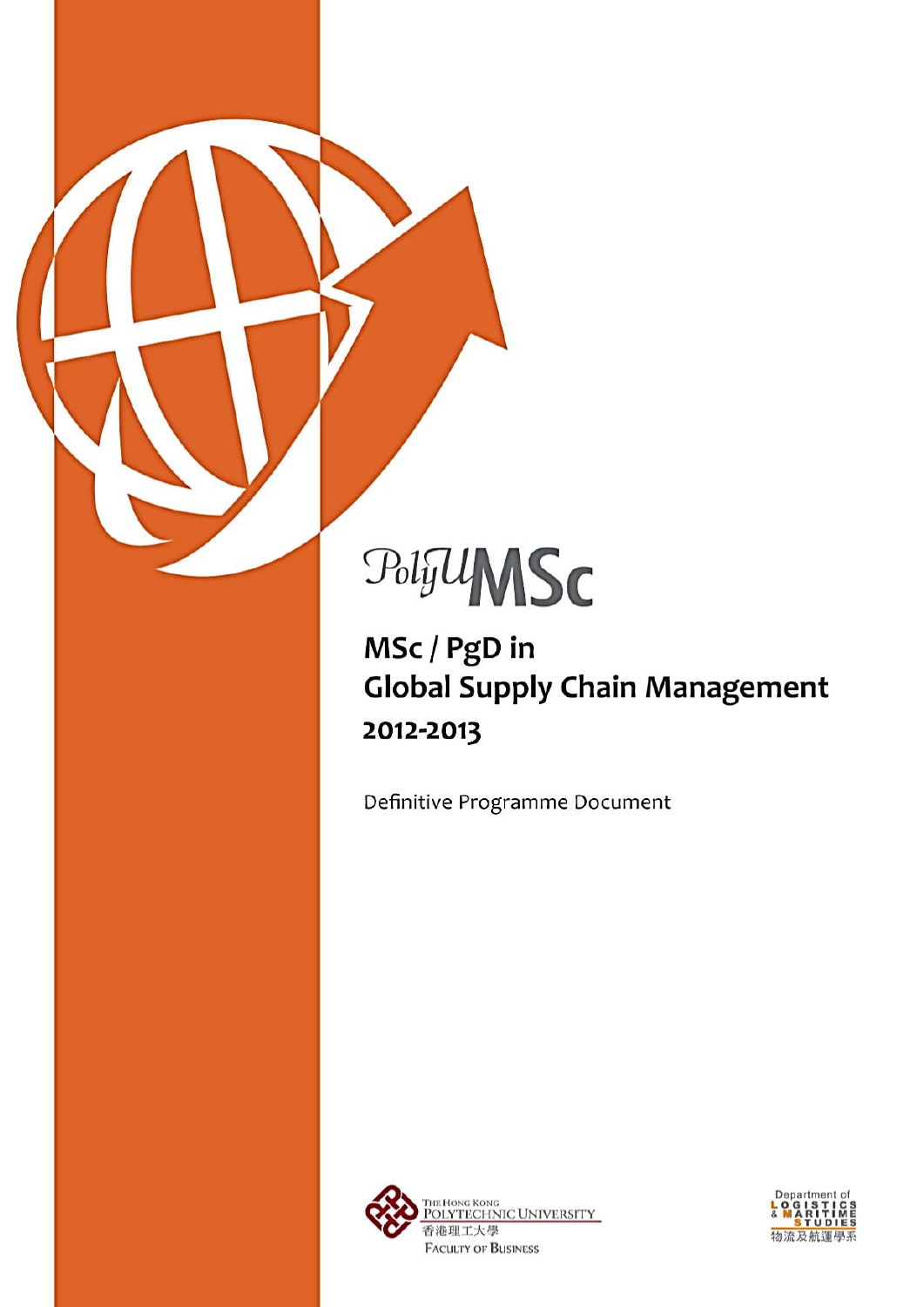PolyU MSc

# MSc / PgD in Global Supply Chain Management 2012-2013

Definitive Programme Document

The Hong Kong Polytechnic University
香港理工大學
Faculty of Business

Department of Logistics & Maritime Studies
物流及航運學系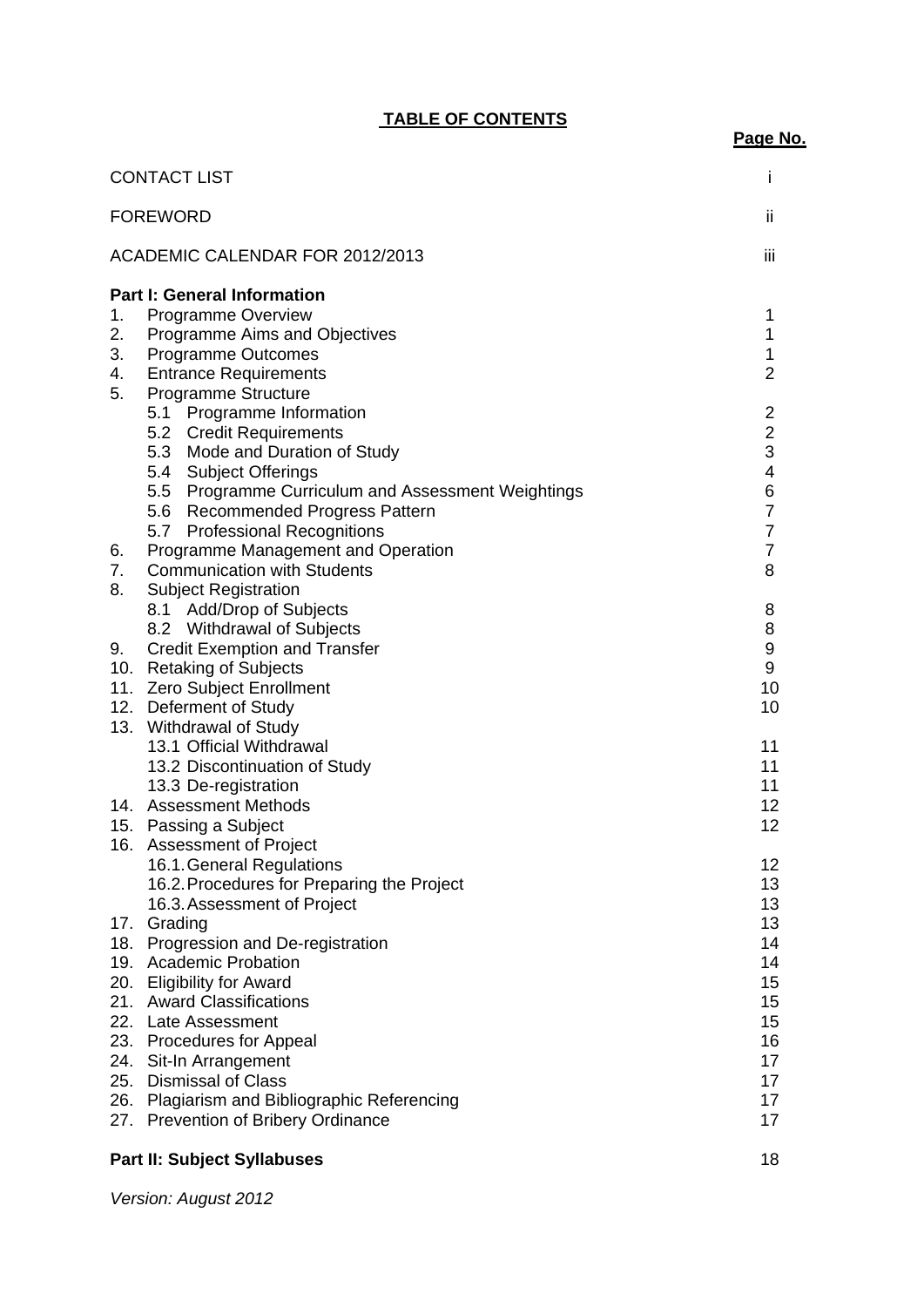# TABLE OF CONTENTS

| | Page No. |
|---|---|
| CONTACT LIST | i |
| FOREWORD | ii |
| ACADEMIC CALENDAR FOR 2012/2013 | iii |
| **Part I: General Information** | |
| 1. Programme Overview | 1 |
| 2. Programme Aims and Objectives | 1 |
| 3. Programme Outcomes | 1 |
| 4. Entrance Requirements | 2 |
| 5. Programme Structure | |
| 5.1 Programme Information | 2 |
| 5.2 Credit Requirements | 2 |
| 5.3 Mode and Duration of Study | 3 |
| 5.4 Subject Offerings | 4 |
| 5.5 Programme Curriculum and Assessment Weightings | 6 |
| 5.6 Recommended Progress Pattern | 7 |
| 5.7 Professional Recognitions | 7 |
| 6. Programme Management and Operation | 7 |
| 7. Communication with Students | 8 |
| 8. Subject Registration | |
| 8.1 Add/Drop of Subjects | 8 |
| 8.2 Withdrawal of Subjects | 8 |
| 9. Credit Exemption and Transfer | 9 |
| 10. Retaking of Subjects | 9 |
| 11. Zero Subject Enrollment | 10 |
| 12. Deferment of Study | 10 |
| 13. Withdrawal of Study | |
| 13.1 Official Withdrawal | 11 |
| 13.2 Discontinuation of Study | 11 |
| 13.3 De-registration | 11 |
| 14. Assessment Methods | 12 |
| 15. Passing a Subject | 12 |
| 16. Assessment of Project | |
| 16.1. General Regulations | 12 |
| 16.2. Procedures for Preparing the Project | 13 |
| 16.3. Assessment of Project | 13 |
| 17. Grading | 13 |
| 18. Progression and De-registration | 14 |
| 19. Academic Probation | 14 |
| 20. Eligibility for Award | 15 |
| 21. Award Classifications | 15 |
| 22. Late Assessment | 15 |
| 23. Procedures for Appeal | 16 |
| 24. Sit-In Arrangement | 17 |
| 25. Dismissal of Class | 17 |
| 26. Plagiarism and Bibliographic Referencing | 17 |
| 27. Prevention of Bribery Ordinance | 17 |
| **Part II: Subject Syllabuses** | 18 |

*Version: August 2012*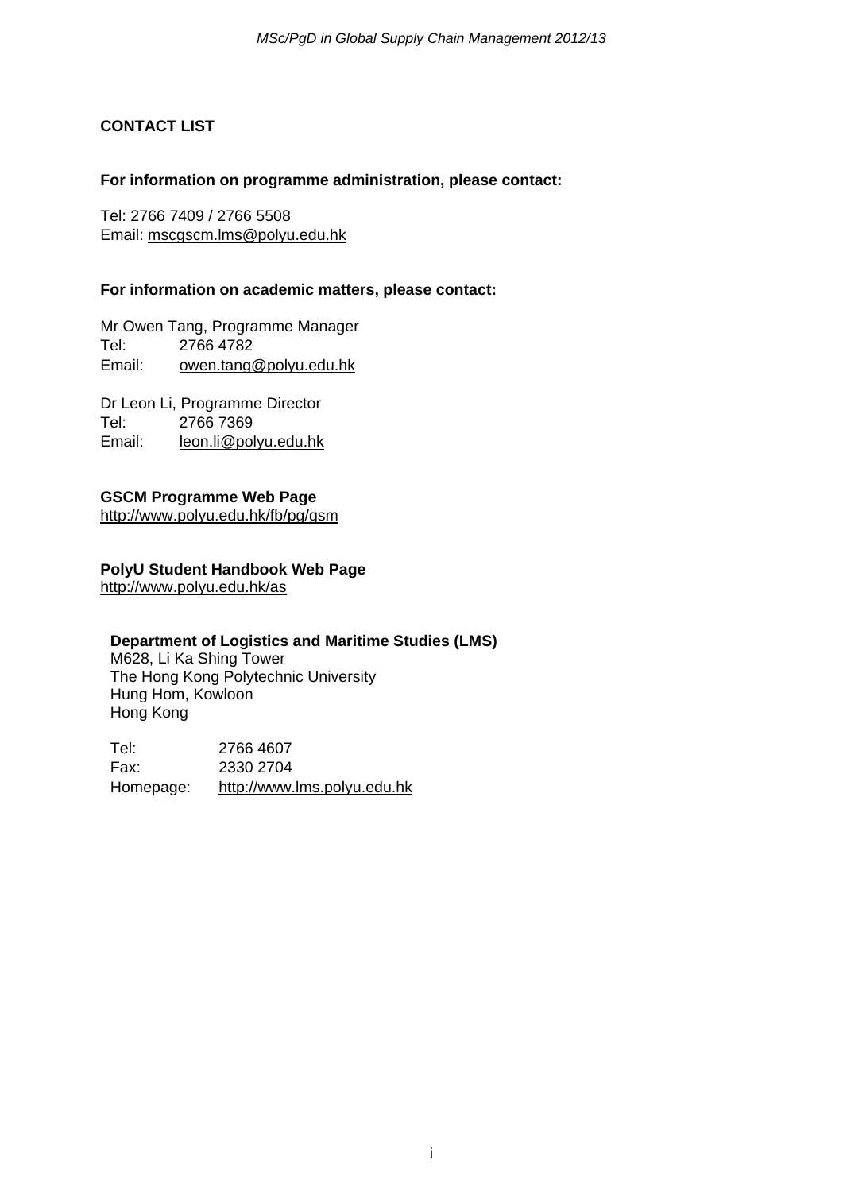## CONTACT LIST

**For information on programme administration, please contact:**

Tel: 2766 7409 / 2766 5508
Email: mscgscm.lms@polyu.edu.hk

**For information on academic matters, please contact:**

Mr Owen Tang, Programme Manager
Tel: 2766 4782
Email: owen.tang@polyu.edu.hk

Dr Leon Li, Programme Director
Tel: 2766 7369
Email: leon.li@polyu.edu.hk

**GSCM Programme Web Page**
http://www.polyu.edu.hk/fb/pg/gsm

**PolyU Student Handbook Web Page**
http://www.polyu.edu.hk/as

**Department of Logistics and Maritime Studies (LMS)**
M628, Li Ka Shing Tower
The Hong Kong Polytechnic University
Hung Hom, Kowloon
Hong Kong

Tel: 2766 4607
Fax: 2330 2704
Homepage: http://www.lms.polyu.edu.hk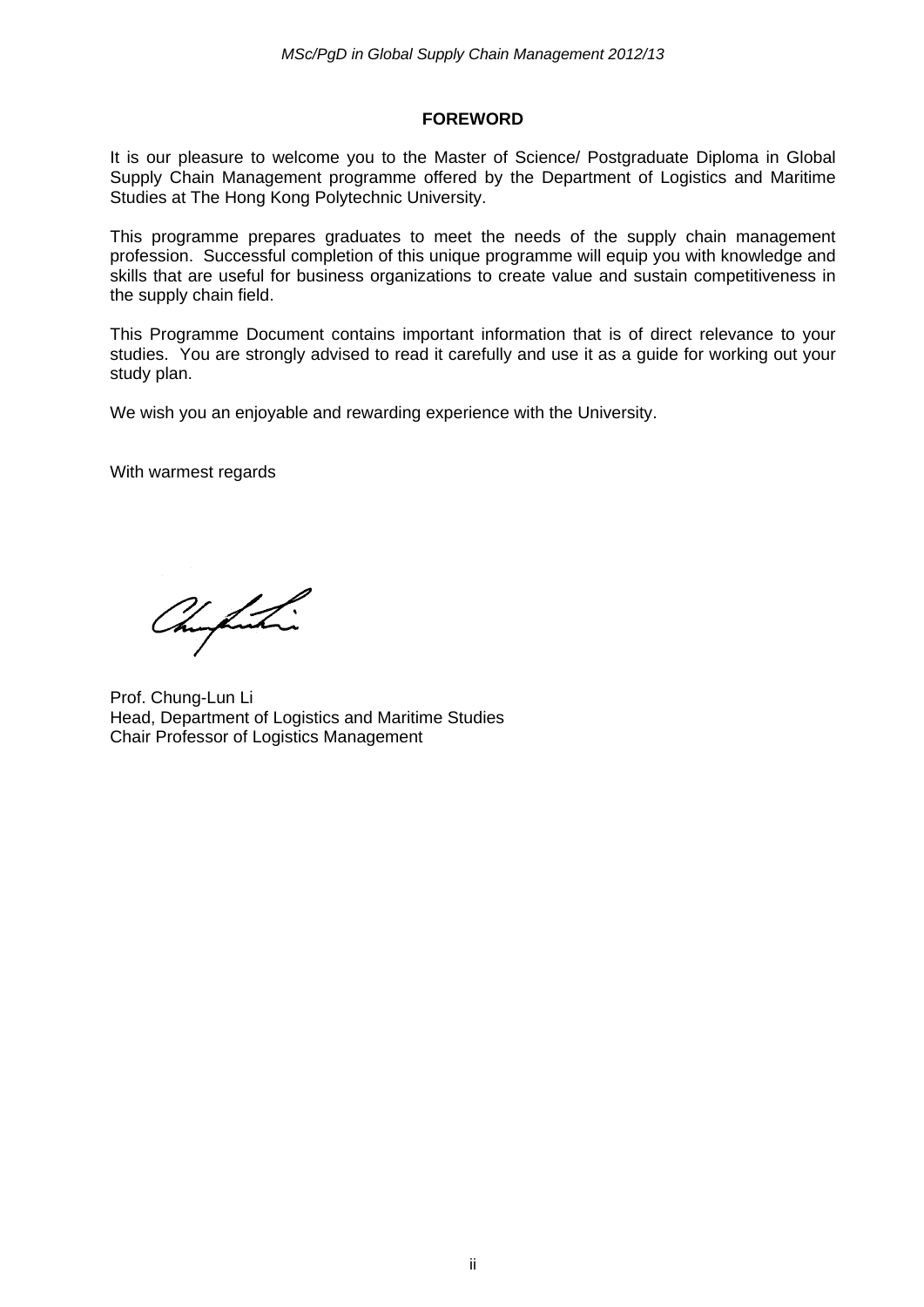## FOREWORD

It is our pleasure to welcome you to the Master of Science/ Postgraduate Diploma in Global Supply Chain Management programme offered by the Department of Logistics and Maritime Studies at The Hong Kong Polytechnic University.

This programme prepares graduates to meet the needs of the supply chain management profession. Successful completion of this unique programme will equip you with knowledge and skills that are useful for business organizations to create value and sustain competitiveness in the supply chain field.

This Programme Document contains important information that is of direct relevance to your studies. You are strongly advised to read it carefully and use it as a guide for working out your study plan.

We wish you an enjoyable and rewarding experience with the University.

With warmest regards

Prof. Chung-Lun Li
Head, Department of Logistics and Maritime Studies
Chair Professor of Logistics Management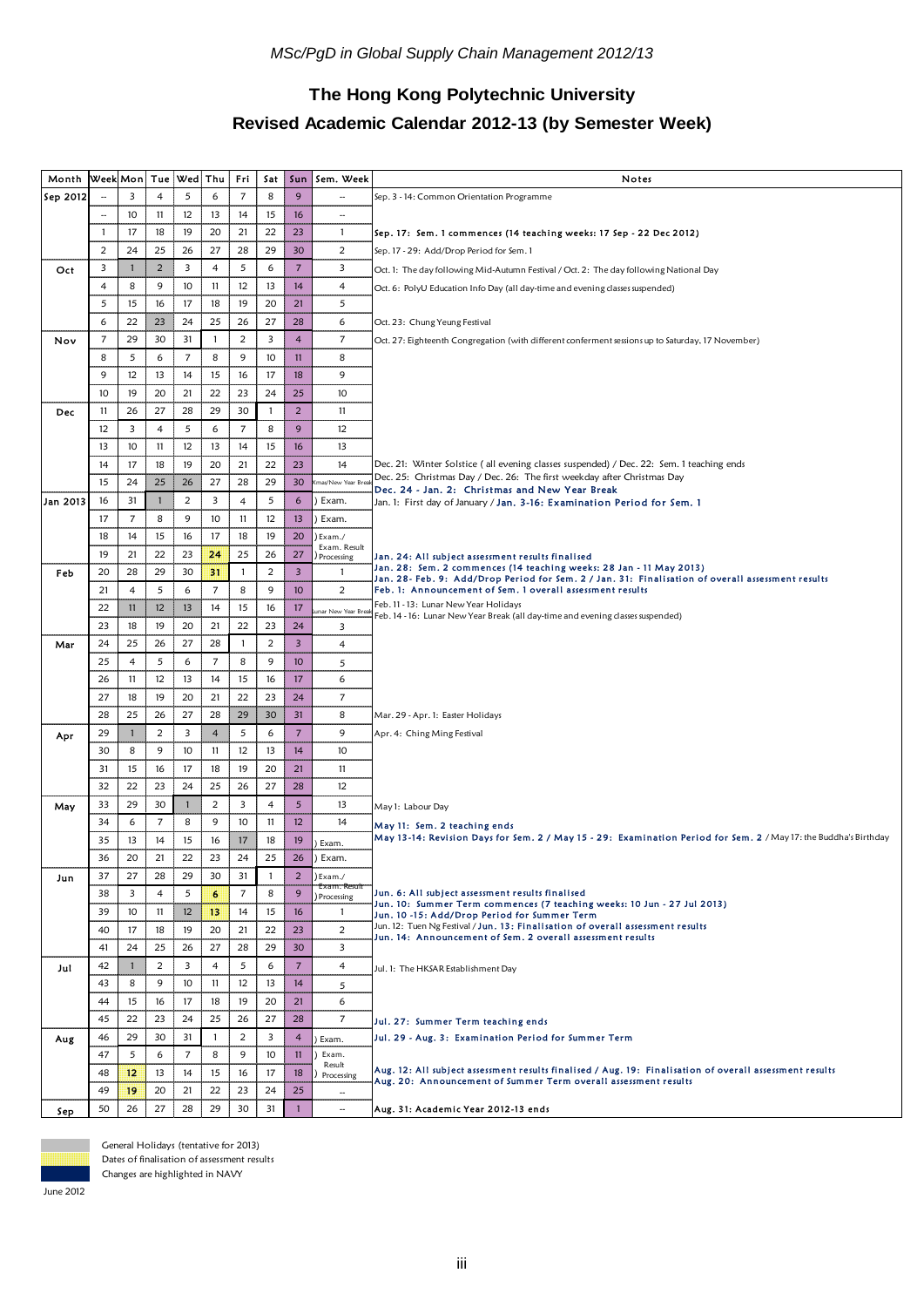*MSc/PgD in Global Supply Chain Management 2012/13*

## The Hong Kong Polytechnic University

## Revised Academic Calendar 2012-13 (by Semester Week)

| Month | Week | Mon | Tue | Wed | Thu | Fri | Sat | Sun | Sem. Week | Notes |
|---|---|---|---|---|---|---|---|---|---|---|
| Sep 2012 | -- | 3 | 4 | 5 | 6 | 7 | 8 | 9 | -- | Sep. 3 - 14: Common Orientation Programme |
| | -- | 10 | 11 | 12 | 13 | 14 | 15 | 16 | -- | |
| | 1 | 17 | 18 | 19 | 20 | 21 | 22 | 23 | 1 | **Sep. 17: Sem. 1 commences (14 teaching weeks: 17 Sep - 22 Dec 2012)** |
| | 2 | 24 | 25 | 26 | 27 | 28 | 29 | 30 | 2 | Sep. 17 - 29: Add/Drop Period for Sem. 1 |
| Oct | 3 | 1 | 2 | 3 | 4 | 5 | 6 | 7 | 3 | Oct. 1: The day following Mid-Autumn Festival / Oct. 2: The day following National Day |
| | 4 | 8 | 9 | 10 | 11 | 12 | 13 | 14 | 4 | Oct. 6: PolyU Education Info Day (all day-time and evening classes suspended) |
| | 5 | 15 | 16 | 17 | 18 | 19 | 20 | 21 | 5 | |
| | 6 | 22 | 23 | 24 | 25 | 26 | 27 | 28 | 6 | Oct. 23: Chung Yeung Festival |
| Nov | 7 | 29 | 30 | 31 | 1 | 2 | 3 | 4 | 7 | Oct. 27: Eighteenth Congregation (with different conferment sessions up to Saturday, 17 November) |
| | 8 | 5 | 6 | 7 | 8 | 9 | 10 | 11 | 8 | |
| | 9 | 12 | 13 | 14 | 15 | 16 | 17 | 18 | 9 | |
| | 10 | 19 | 20 | 21 | 22 | 23 | 24 | 25 | 10 | |
| Dec | 11 | 26 | 27 | 28 | 29 | 30 | 1 | 2 | 11 | |
| | 12 | 3 | 4 | 5 | 6 | 7 | 8 | 9 | 12 | |
| | 13 | 10 | 11 | 12 | 13 | 14 | 15 | 16 | 13 | |
| | 14 | 17 | 18 | 19 | 20 | 21 | 22 | 23 | 14 | Dec. 21: Winter Solstice ( all evening classes suspended) / Dec. 22: Sem. 1 teaching ends |
| | 15 | 24 | 25 | 26 | 27 | 28 | 29 | 30 | Xmas/New Year Break | Dec. 25: Christmas Day / Dec. 26: The first weekday after Christmas Day<br>**Dec. 24 - Jan. 2: Christmas and New Year Break** |
| Jan 2013 | 16 | 31 | 1 | 2 | 3 | 4 | 5 | 6 | ) Exam. | Jan. 1: First day of January / **Jan. 3-16: Examination Period for Sem. 1** |
| | 17 | 7 | 8 | 9 | 10 | 11 | 12 | 13 | ) Exam. | |
| | 18 | 14 | 15 | 16 | 17 | 18 | 19 | 20 | ) Exam./ | |
| | 19 | 21 | 22 | 23 | 24 | 25 | 26 | 27 | Exam. Result ) Processing | **Jan. 24: All subject assessment results finalised** |
| Feb | 20 | 28 | 29 | 30 | 31 | 1 | 2 | 3 | 1 | **Jan. 28: Sem. 2 commences (14 teaching weeks: 28 Jan - 11 May 2013)**<br>**Jan. 28- Feb. 9: Add/Drop Period for Sem. 2 / Jan. 31: Finalisation of overall assessment results** |
| | 21 | 4 | 5 | 6 | 7 | 8 | 9 | 10 | 2 | **Feb. 1: Announcement of Sem. 1 overall assessment results** |
| | 22 | 11 | 12 | 13 | 14 | 15 | 16 | 17 | Lunar New Year Break | Feb. 11 - 13: Lunar New Year Holidays<br>Feb. 14 - 16: Lunar New Year Break (all day-time and evening classes suspended) |
| | 23 | 18 | 19 | 20 | 21 | 22 | 23 | 24 | 3 | |
| Mar | 24 | 25 | 26 | 27 | 28 | 1 | 2 | 3 | 4 | |
| | 25 | 4 | 5 | 6 | 7 | 8 | 9 | 10 | 5 | |
| | 26 | 11 | 12 | 13 | 14 | 15 | 16 | 17 | 6 | |
| | 27 | 18 | 19 | 20 | 21 | 22 | 23 | 24 | 7 | |
| | 28 | 25 | 26 | 27 | 28 | 29 | 30 | 31 | 8 | Mar. 29 - Apr. 1: Easter Holidays |
| Apr | 29 | 1 | 2 | 3 | 4 | 5 | 6 | 7 | 9 | Apr. 4: Ching Ming Festival |
| | 30 | 8 | 9 | 10 | 11 | 12 | 13 | 14 | 10 | |
| | 31 | 15 | 16 | 17 | 18 | 19 | 20 | 21 | 11 | |
| | 32 | 22 | 23 | 24 | 25 | 26 | 27 | 28 | 12 | |
| May | 33 | 29 | 30 | 1 | 2 | 3 | 4 | 5 | 13 | May 1: Labour Day |
| | 34 | 6 | 7 | 8 | 9 | 10 | 11 | 12 | 14 | **May 11: Sem. 2 teaching ends** |
| | 35 | 13 | 14 | 15 | 16 | 17 | 18 | 19 | ) Exam. | **May 13-14: Revision Days for Sem. 2 / May 15 - 29: Examination Period for Sem. 2** / May 17: the Buddha's Birthday |
| | 36 | 20 | 21 | 22 | 23 | 24 | 25 | 26 | ) Exam. | |
| Jun | 37 | 27 | 28 | 29 | 30 | 31 | 1 | 2 | ) Exam./ | |
| | 38 | 3 | 4 | 5 | 6 | 7 | 8 | 9 | Exam. Result ) Processing | **Jun. 6: All subject assessment results finalised** |
| | 39 | 10 | 11 | 12 | 13 | 14 | 15 | 16 | 1 | **Jun. 10: Summer Term commences (7 teaching weeks: 10 Jun - 27 Jul 2013)**<br>**Jun. 10 -15: Add/Drop Period for Summer Term** |
| | 40 | 17 | 18 | 19 | 20 | 21 | 22 | 23 | 2 | Jun. 12: Tuen Ng Festival / **Jun. 13: Finalisation of overall assessment results**<br>**Jun. 14: Announcement of Sem. 2 overall assessment results** |
| | 41 | 24 | 25 | 26 | 27 | 28 | 29 | 30 | 3 | |
| Jul | 42 | 1 | 2 | 3 | 4 | 5 | 6 | 7 | 4 | Jul. 1: The HKSAR Establishment Day |
| | 43 | 8 | 9 | 10 | 11 | 12 | 13 | 14 | 5 | |
| | 44 | 15 | 16 | 17 | 18 | 19 | 20 | 21 | 6 | |
| | 45 | 22 | 23 | 24 | 25 | 26 | 27 | 28 | 7 | **Jul. 27: Summer Term teaching ends** |
| Aug | 46 | 29 | 30 | 31 | 1 | 2 | 3 | 4 | ) Exam. | **Jul. 29 - Aug. 3: Examination Period for Summer Term** |
| | 47 | 5 | 6 | 7 | 8 | 9 | 10 | 11 | ) Exam. | |
| | 48 | 12 | 13 | 14 | 15 | 16 | 17 | 18 | Result ) Processing | **Aug. 12: All subject assessment results finalised / Aug. 19: Finalisation of overall assessment results**<br>**Aug. 20: Announcement of Summer Term overall assessment results** |
| | 49 | 19 | 20 | 21 | 22 | 23 | 24 | 25 | -- | |
| Sep | 50 | 26 | 27 | 28 | 29 | 30 | 31 | 1 | -- | **Aug. 31: Academic Year 2012-13 ends** |

- General Holidays (tentative for 2013)
- Dates of finalisation of assessment results
- Changes are highlighted in NAVY

June 2012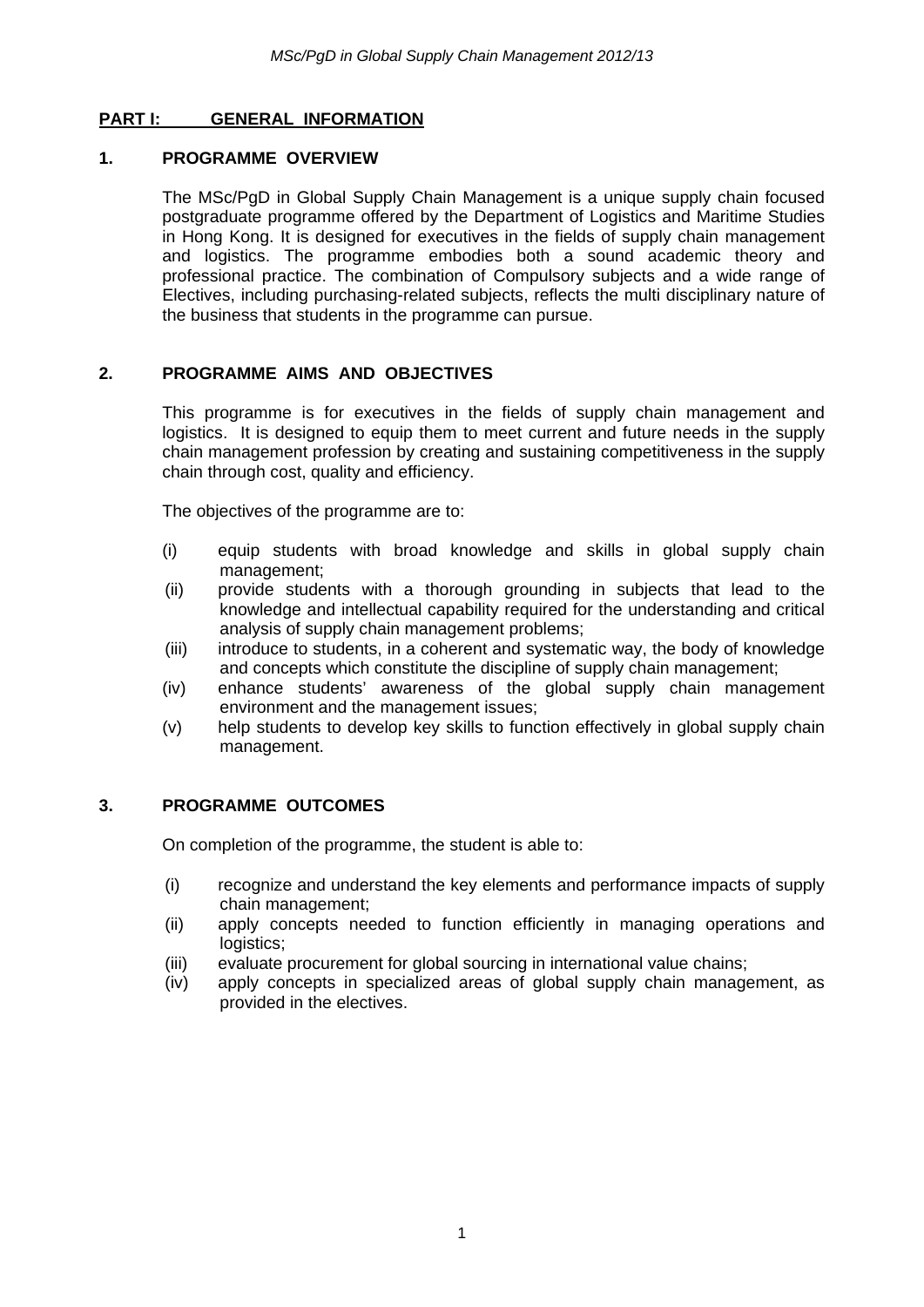## PART I: GENERAL INFORMATION

### 1. PROGRAMME OVERVIEW

The MSc/PgD in Global Supply Chain Management is a unique supply chain focused postgraduate programme offered by the Department of Logistics and Maritime Studies in Hong Kong. It is designed for executives in the fields of supply chain management and logistics. The programme embodies both a sound academic theory and professional practice. The combination of Compulsory subjects and a wide range of Electives, including purchasing-related subjects, reflects the multi disciplinary nature of the business that students in the programme can pursue.

### 2. PROGRAMME AIMS AND OBJECTIVES

This programme is for executives in the fields of supply chain management and logistics. It is designed to equip them to meet current and future needs in the supply chain management profession by creating and sustaining competitiveness in the supply chain through cost, quality and efficiency.

The objectives of the programme are to:

(i) equip students with broad knowledge and skills in global supply chain management;
(ii) provide students with a thorough grounding in subjects that lead to the knowledge and intellectual capability required for the understanding and critical analysis of supply chain management problems;
(iii) introduce to students, in a coherent and systematic way, the body of knowledge and concepts which constitute the discipline of supply chain management;
(iv) enhance students' awareness of the global supply chain management environment and the management issues;
(v) help students to develop key skills to function effectively in global supply chain management.

### 3. PROGRAMME OUTCOMES

On completion of the programme, the student is able to:

(i) recognize and understand the key elements and performance impacts of supply chain management;
(ii) apply concepts needed to function efficiently in managing operations and logistics;
(iii) evaluate procurement for global sourcing in international value chains;
(iv) apply concepts in specialized areas of global supply chain management, as provided in the electives.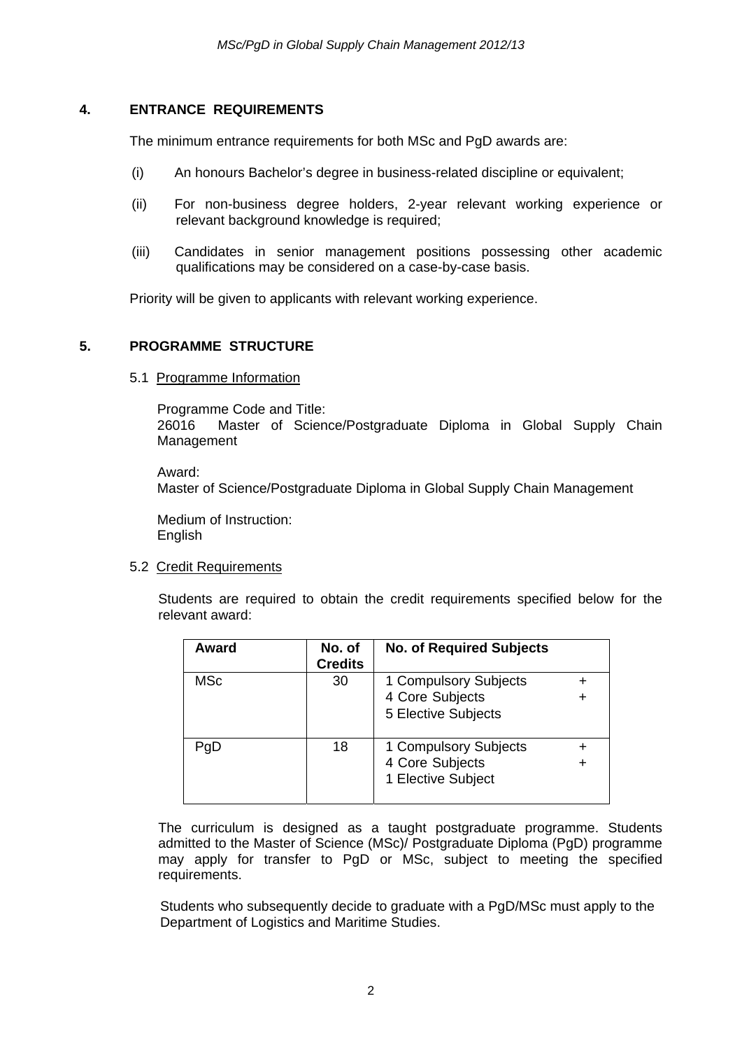## 4. ENTRANCE REQUIREMENTS

The minimum entrance requirements for both MSc and PgD awards are:

(i) An honours Bachelor's degree in business-related discipline or equivalent;

(ii) For non-business degree holders, 2-year relevant working experience or relevant background knowledge is required;

(iii) Candidates in senior management positions possessing other academic qualifications may be considered on a case-by-case basis.

Priority will be given to applicants with relevant working experience.

## 5. PROGRAMME STRUCTURE

### 5.1 Programme Information

Programme Code and Title:
26016 Master of Science/Postgraduate Diploma in Global Supply Chain Management

Award:
Master of Science/Postgraduate Diploma in Global Supply Chain Management

Medium of Instruction:
English

### 5.2 Credit Requirements

Students are required to obtain the credit requirements specified below for the relevant award:

| Award | No. of Credits | No. of Required Subjects |
|---|---|---|
| MSc | 30 | 1 Compulsory Subjects + <br> 4 Core Subjects + <br> 5 Elective Subjects |
| PgD | 18 | 1 Compulsory Subjects + <br> 4 Core Subjects + <br> 1 Elective Subject |

The curriculum is designed as a taught postgraduate programme. Students admitted to the Master of Science (MSc)/ Postgraduate Diploma (PgD) programme may apply for transfer to PgD or MSc, subject to meeting the specified requirements.

Students who subsequently decide to graduate with a PgD/MSc must apply to the Department of Logistics and Maritime Studies.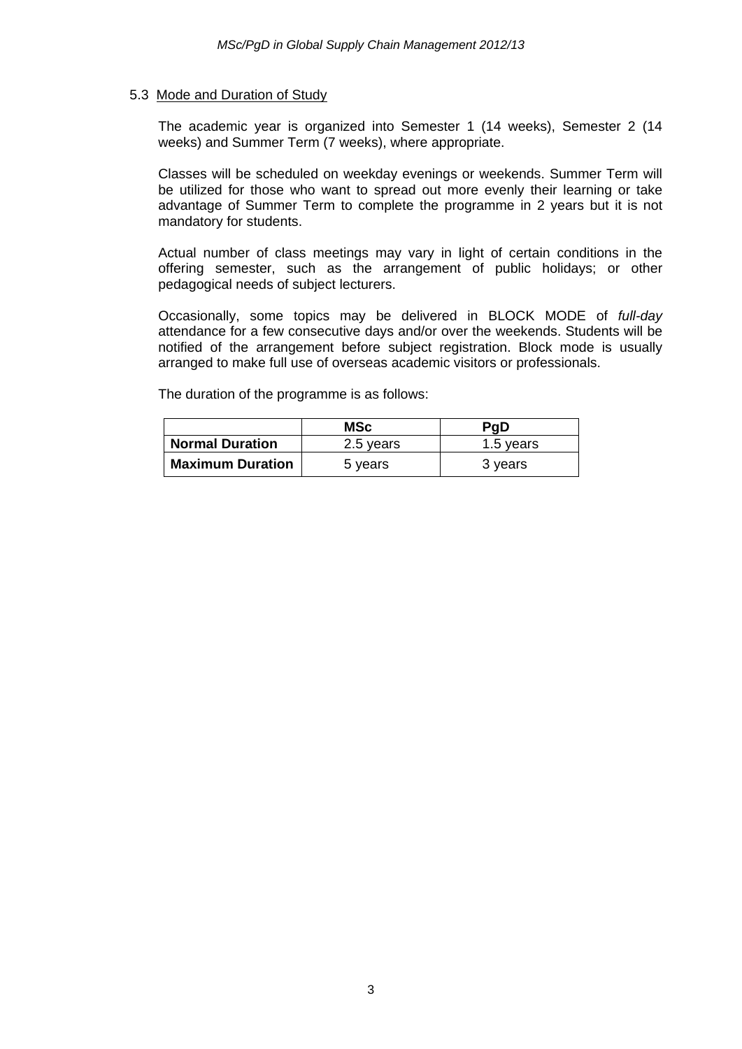### 5.3 Mode and Duration of Study

The academic year is organized into Semester 1 (14 weeks), Semester 2 (14 weeks) and Summer Term (7 weeks), where appropriate.

Classes will be scheduled on weekday evenings or weekends. Summer Term will be utilized for those who want to spread out more evenly their learning or take advantage of Summer Term to complete the programme in 2 years but it is not mandatory for students.

Actual number of class meetings may vary in light of certain conditions in the offering semester, such as the arrangement of public holidays; or other pedagogical needs of subject lecturers.

Occasionally, some topics may be delivered in BLOCK MODE of *full-day* attendance for a few consecutive days and/or over the weekends. Students will be notified of the arrangement before subject registration. Block mode is usually arranged to make full use of overseas academic visitors or professionals.

The duration of the programme is as follows:

| | **MSc** | **PgD** |
|---|---|---|
| **Normal Duration** | 2.5 years | 1.5 years |
| **Maximum Duration** | 5 years | 3 years |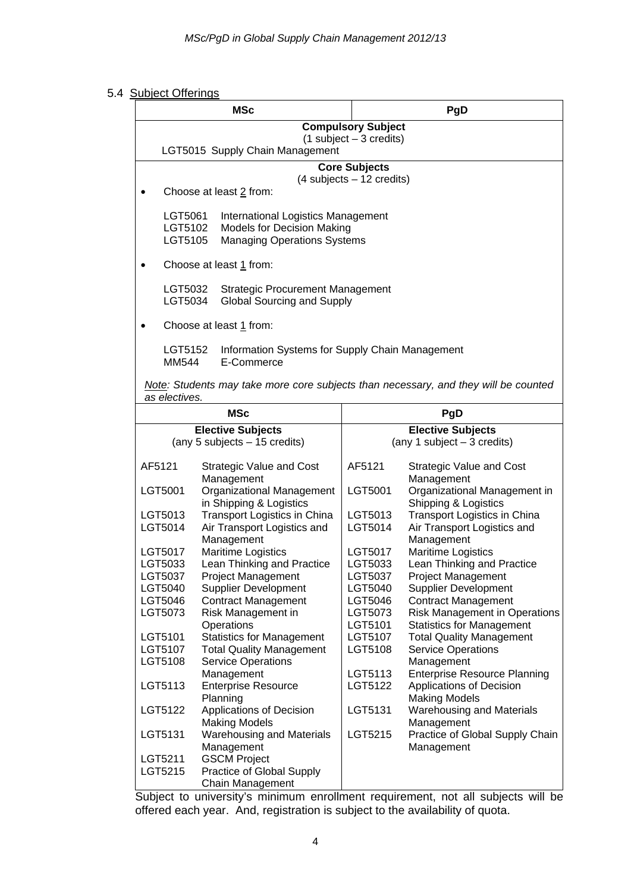### 5.4 Subject Offerings

| MSc | PgD |
|---|---|
| **Compulsory Subject** (1 subject – 3 credits) | |
| LGT5015 Supply Chain Management | |

**Core Subjects**
(4 subjects – 12 credits)

- Choose at least 2 from:

  LGT5061 International Logistics Management
  LGT5102 Models for Decision Making
  LGT5105 Managing Operations Systems

- Choose at least 1 from:

  LGT5032 Strategic Procurement Management
  LGT5034 Global Sourcing and Supply

- Choose at least 1 from:

  LGT5152 Information Systems for Supply Chain Management
  MM544 E-Commerce

*Note: Students may take more core subjects than necessary, and they will be counted as electives.*

| MSc | | PgD | |
|---|---|---|---|
| **Elective Subjects** (any 5 subjects – 15 credits) | | **Elective Subjects** (any 1 subject – 3 credits) | |
| AF5121 | Strategic Value and Cost Management | AF5121 | Strategic Value and Cost Management |
| LGT5001 | Organizational Management in Shipping & Logistics | LGT5001 | Organizational Management in Shipping & Logistics |
| LGT5013 | Transport Logistics in China | LGT5013 | Transport Logistics in China |
| LGT5014 | Air Transport Logistics and Management | LGT5014 | Air Transport Logistics and Management |
| LGT5017 | Maritime Logistics | LGT5017 | Maritime Logistics |
| LGT5033 | Lean Thinking and Practice | LGT5033 | Lean Thinking and Practice |
| LGT5037 | Project Management | LGT5037 | Project Management |
| LGT5040 | Supplier Development | LGT5040 | Supplier Development |
| LGT5046 | Contract Management | LGT5046 | Contract Management |
| LGT5073 | Risk Management in Operations | LGT5073 | Risk Management in Operations |
| LGT5101 | Statistics for Management | LGT5101 | Statistics for Management |
| LGT5107 | Total Quality Management | LGT5107 | Total Quality Management |
| LGT5108 | Service Operations Management | LGT5108 | Service Operations Management |
| LGT5113 | Enterprise Resource Planning | LGT5113 | Enterprise Resource Planning |
| LGT5122 | Applications of Decision Making Models | LGT5122 | Applications of Decision Making Models |
| LGT5131 | Warehousing and Materials Management | LGT5131 | Warehousing and Materials Management |
| LGT5211 | GSCM Project | LGT5215 | Practice of Global Supply Chain Management |
| LGT5215 | Practice of Global Supply Chain Management | | |

Subject to university's minimum enrollment requirement, not all subjects will be offered each year. And, registration is subject to the availability of quota.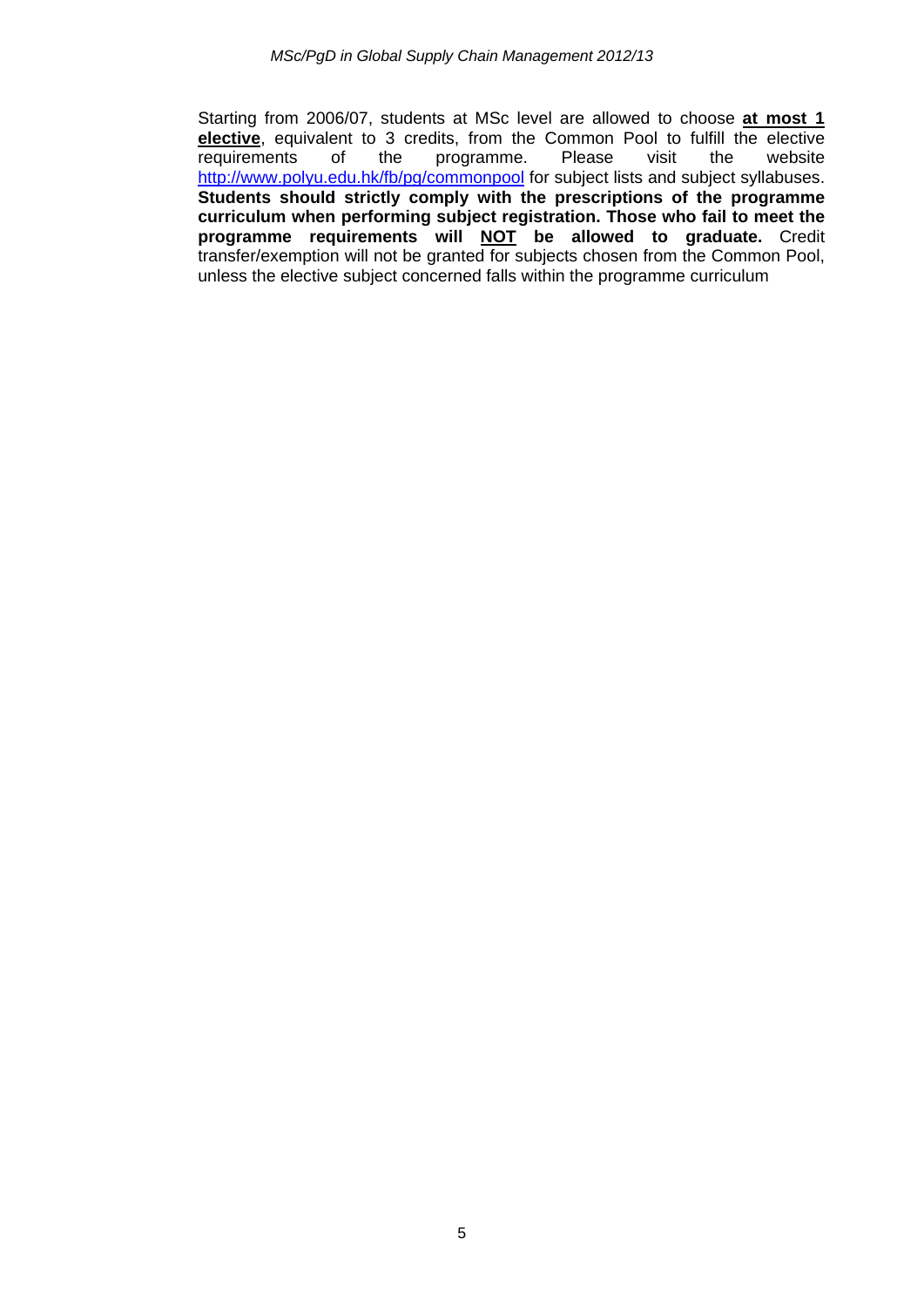Starting from 2006/07, students at MSc level are allowed to choose **at most 1 elective**, equivalent to 3 credits, from the Common Pool to fulfill the elective requirements of the programme. Please visit the website http://www.polyu.edu.hk/fb/pg/commonpool for subject lists and subject syllabuses. **Students should strictly comply with the prescriptions of the programme curriculum when performing subject registration. Those who fail to meet the programme requirements will NOT be allowed to graduate.** Credit transfer/exemption will not be granted for subjects chosen from the Common Pool, unless the elective subject concerned falls within the programme curriculum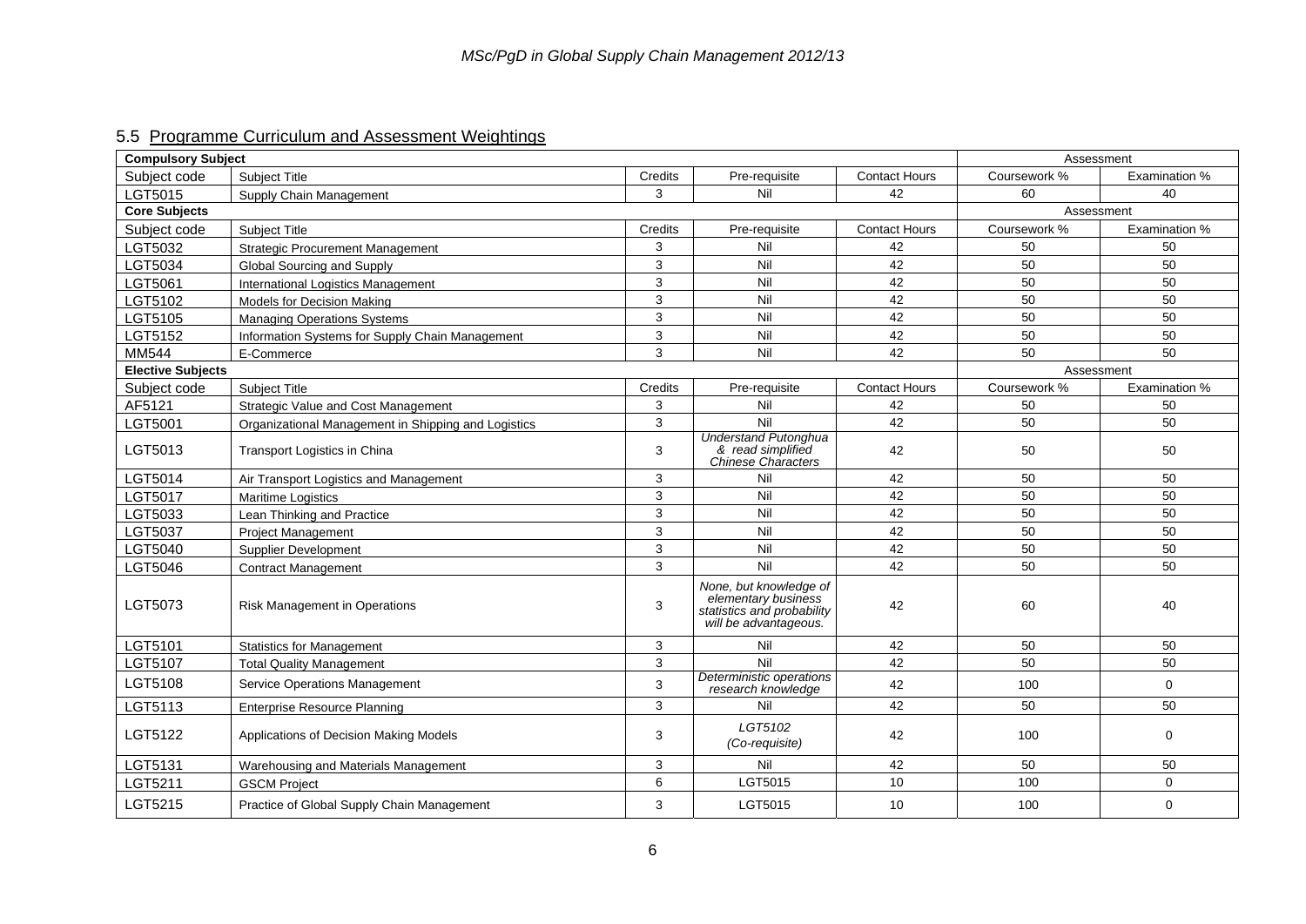## 5.5 Programme Curriculum and Assessment Weightings

| **Compulsory Subject** | | | | | Assessment | |
|---|---|---|---|---|---|---|
| Subject code | Subject Title | Credits | Pre-requisite | Contact Hours | Coursework % | Examination % |
| LGT5015 | Supply Chain Management | 3 | Nil | 42 | 60 | 40 |
| **Core Subjects** | | | | | Assessment | |
| Subject code | Subject Title | Credits | Pre-requisite | Contact Hours | Coursework % | Examination % |
| LGT5032 | Strategic Procurement Management | 3 | Nil | 42 | 50 | 50 |
| LGT5034 | Global Sourcing and Supply | 3 | Nil | 42 | 50 | 50 |
| LGT5061 | International Logistics Management | 3 | Nil | 42 | 50 | 50 |
| LGT5102 | Models for Decision Making | 3 | Nil | 42 | 50 | 50 |
| LGT5105 | Managing Operations Systems | 3 | Nil | 42 | 50 | 50 |
| LGT5152 | Information Systems for Supply Chain Management | 3 | Nil | 42 | 50 | 50 |
| MM544 | E-Commerce | 3 | Nil | 42 | 50 | 50 |
| **Elective Subjects** | | | | | Assessment | |
| Subject code | Subject Title | Credits | Pre-requisite | Contact Hours | Coursework % | Examination % |
| AF5121 | Strategic Value and Cost Management | 3 | Nil | 42 | 50 | 50 |
| LGT5001 | Organizational Management in Shipping and Logistics | 3 | Nil | 42 | 50 | 50 |
| LGT5013 | Transport Logistics in China | 3 | *Understand Putonghua & read simplified Chinese Characters* | 42 | 50 | 50 |
| LGT5014 | Air Transport Logistics and Management | 3 | Nil | 42 | 50 | 50 |
| LGT5017 | Maritime Logistics | 3 | Nil | 42 | 50 | 50 |
| LGT5033 | Lean Thinking and Practice | 3 | Nil | 42 | 50 | 50 |
| LGT5037 | Project Management | 3 | Nil | 42 | 50 | 50 |
| LGT5040 | Supplier Development | 3 | Nil | 42 | 50 | 50 |
| LGT5046 | Contract Management | 3 | Nil | 42 | 50 | 50 |
| LGT5073 | Risk Management in Operations | 3 | *None, but knowledge of elementary business statistics and probability will be advantageous.* | 42 | 60 | 40 |
| LGT5101 | Statistics for Management | 3 | Nil | 42 | 50 | 50 |
| LGT5107 | Total Quality Management | 3 | Nil | 42 | 50 | 50 |
| LGT5108 | Service Operations Management | 3 | *Deterministic operations research knowledge* | 42 | 100 | 0 |
| LGT5113 | Enterprise Resource Planning | 3 | Nil | 42 | 50 | 50 |
| LGT5122 | Applications of Decision Making Models | 3 | *LGT5102 (Co-requisite)* | 42 | 100 | 0 |
| LGT5131 | Warehousing and Materials Management | 3 | Nil | 42 | 50 | 50 |
| LGT5211 | GSCM Project | 6 | LGT5015 | 10 | 100 | 0 |
| LGT5215 | Practice of Global Supply Chain Management | 3 | LGT5015 | 10 | 100 | 0 |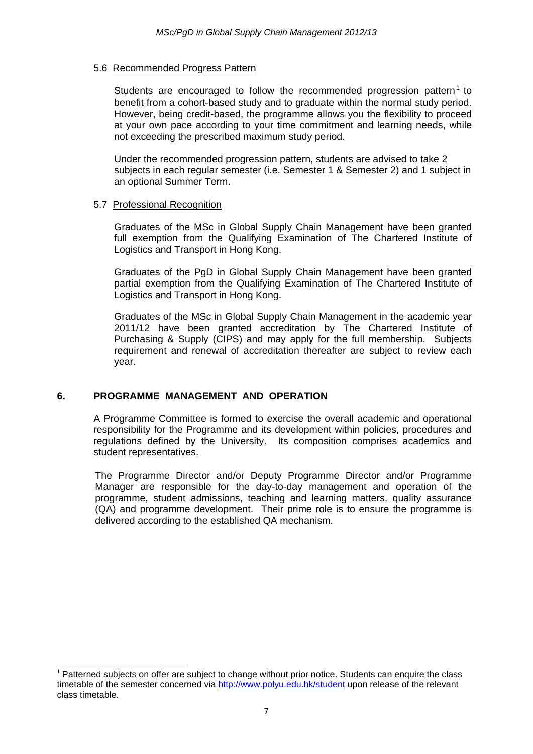### 5.6 Recommended Progress Pattern

Students are encouraged to follow the recommended progression pattern[1] to benefit from a cohort-based study and to graduate within the normal study period. However, being credit-based, the programme allows you the flexibility to proceed at your own pace according to your time commitment and learning needs, while not exceeding the prescribed maximum study period.

Under the recommended progression pattern, students are advised to take 2 subjects in each regular semester (i.e. Semester 1 & Semester 2) and 1 subject in an optional Summer Term.

### 5.7 Professional Recognition

Graduates of the MSc in Global Supply Chain Management have been granted full exemption from the Qualifying Examination of The Chartered Institute of Logistics and Transport in Hong Kong.

Graduates of the PgD in Global Supply Chain Management have been granted partial exemption from the Qualifying Examination of The Chartered Institute of Logistics and Transport in Hong Kong.

Graduates of the MSc in Global Supply Chain Management in the academic year 2011/12 have been granted accreditation by The Chartered Institute of Purchasing & Supply (CIPS) and may apply for the full membership. Subjects requirement and renewal of accreditation thereafter are subject to review each year.

## 6. PROGRAMME MANAGEMENT AND OPERATION

A Programme Committee is formed to exercise the overall academic and operational responsibility for the Programme and its development within policies, procedures and regulations defined by the University. Its composition comprises academics and student representatives.

The Programme Director and/or Deputy Programme Director and/or Programme Manager are responsible for the day-to-day management and operation of the programme, student admissions, teaching and learning matters, quality assurance (QA) and programme development. Their prime role is to ensure the programme is delivered according to the established QA mechanism.

---

[1] Patterned subjects on offer are subject to change without prior notice. Students can enquire the class timetable of the semester concerned via http://www.polyu.edu.hk/student upon release of the relevant class timetable.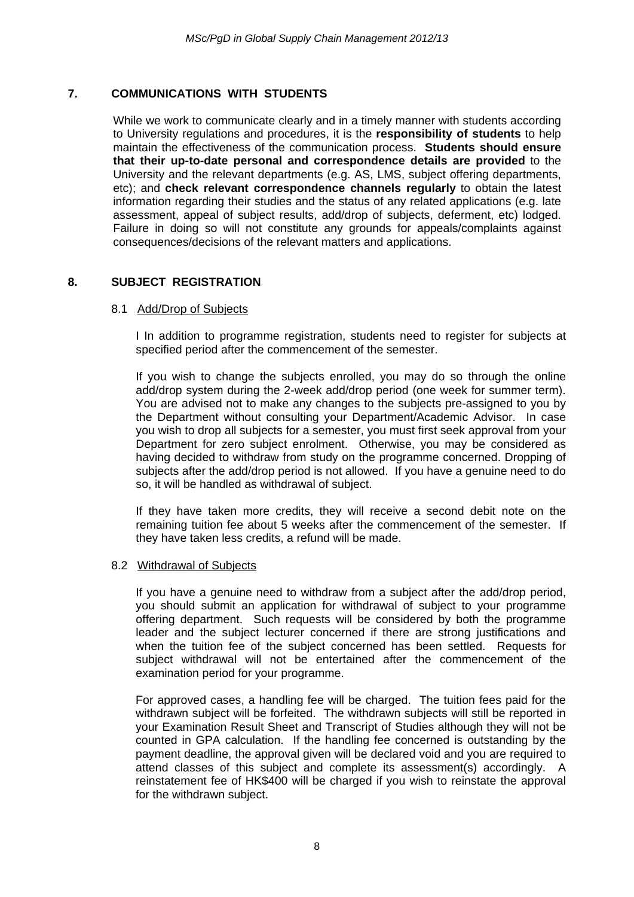## 7. COMMUNICATIONS WITH STUDENTS

While we work to communicate clearly and in a timely manner with students according to University regulations and procedures, it is the **responsibility of students** to help maintain the effectiveness of the communication process. **Students should ensure that their up-to-date personal and correspondence details are provided** to the University and the relevant departments (e.g. AS, LMS, subject offering departments, etc); and **check relevant correspondence channels regularly** to obtain the latest information regarding their studies and the status of any related applications (e.g. late assessment, appeal of subject results, add/drop of subjects, deferment, etc) lodged. Failure in doing so will not constitute any grounds for appeals/complaints against consequences/decisions of the relevant matters and applications.

## 8. SUBJECT REGISTRATION

### 8.1 Add/Drop of Subjects

I In addition to programme registration, students need to register for subjects at specified period after the commencement of the semester.

If you wish to change the subjects enrolled, you may do so through the online add/drop system during the 2-week add/drop period (one week for summer term). You are advised not to make any changes to the subjects pre-assigned to you by the Department without consulting your Department/Academic Advisor. In case you wish to drop all subjects for a semester, you must first seek approval from your Department for zero subject enrolment. Otherwise, you may be considered as having decided to withdraw from study on the programme concerned. Dropping of subjects after the add/drop period is not allowed. If you have a genuine need to do so, it will be handled as withdrawal of subject.

If they have taken more credits, they will receive a second debit note on the remaining tuition fee about 5 weeks after the commencement of the semester. If they have taken less credits, a refund will be made.

### 8.2 Withdrawal of Subjects

If you have a genuine need to withdraw from a subject after the add/drop period, you should submit an application for withdrawal of subject to your programme offering department. Such requests will be considered by both the programme leader and the subject lecturer concerned if there are strong justifications and when the tuition fee of the subject concerned has been settled. Requests for subject withdrawal will not be entertained after the commencement of the examination period for your programme.

For approved cases, a handling fee will be charged. The tuition fees paid for the withdrawn subject will be forfeited. The withdrawn subjects will still be reported in your Examination Result Sheet and Transcript of Studies although they will not be counted in GPA calculation. If the handling fee concerned is outstanding by the payment deadline, the approval given will be declared void and you are required to attend classes of this subject and complete its assessment(s) accordingly. A reinstatement fee of HK$400 will be charged if you wish to reinstate the approval for the withdrawn subject.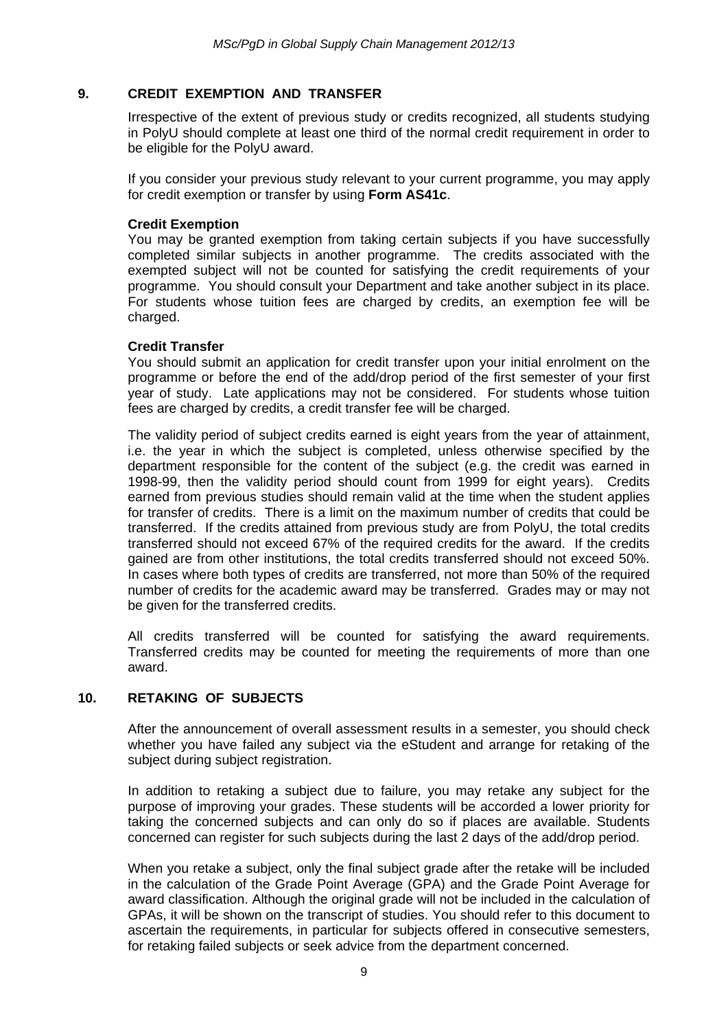## 9. CREDIT EXEMPTION AND TRANSFER

Irrespective of the extent of previous study or credits recognized, all students studying in PolyU should complete at least one third of the normal credit requirement in order to be eligible for the PolyU award.

If you consider your previous study relevant to your current programme, you may apply for credit exemption or transfer by using **Form AS41c**.

**Credit Exemption**

You may be granted exemption from taking certain subjects if you have successfully completed similar subjects in another programme. The credits associated with the exempted subject will not be counted for satisfying the credit requirements of your programme. You should consult your Department and take another subject in its place. For students whose tuition fees are charged by credits, an exemption fee will be charged.

**Credit Transfer**

You should submit an application for credit transfer upon your initial enrolment on the programme or before the end of the add/drop period of the first semester of your first year of study. Late applications may not be considered. For students whose tuition fees are charged by credits, a credit transfer fee will be charged.

The validity period of subject credits earned is eight years from the year of attainment, i.e. the year in which the subject is completed, unless otherwise specified by the department responsible for the content of the subject (e.g. the credit was earned in 1998-99, then the validity period should count from 1999 for eight years). Credits earned from previous studies should remain valid at the time when the student applies for transfer of credits. There is a limit on the maximum number of credits that could be transferred. If the credits attained from previous study are from PolyU, the total credits transferred should not exceed 67% of the required credits for the award. If the credits gained are from other institutions, the total credits transferred should not exceed 50%. In cases where both types of credits are transferred, not more than 50% of the required number of credits for the academic award may be transferred. Grades may or may not be given for the transferred credits.

All credits transferred will be counted for satisfying the award requirements. Transferred credits may be counted for meeting the requirements of more than one award.

## 10. RETAKING OF SUBJECTS

After the announcement of overall assessment results in a semester, you should check whether you have failed any subject via the eStudent and arrange for retaking of the subject during subject registration.

In addition to retaking a subject due to failure, you may retake any subject for the purpose of improving your grades. These students will be accorded a lower priority for taking the concerned subjects and can only do so if places are available. Students concerned can register for such subjects during the last 2 days of the add/drop period.

When you retake a subject, only the final subject grade after the retake will be included in the calculation of the Grade Point Average (GPA) and the Grade Point Average for award classification. Although the original grade will not be included in the calculation of GPAs, it will be shown on the transcript of studies. You should refer to this document to ascertain the requirements, in particular for subjects offered in consecutive semesters, for retaking failed subjects or seek advice from the department concerned.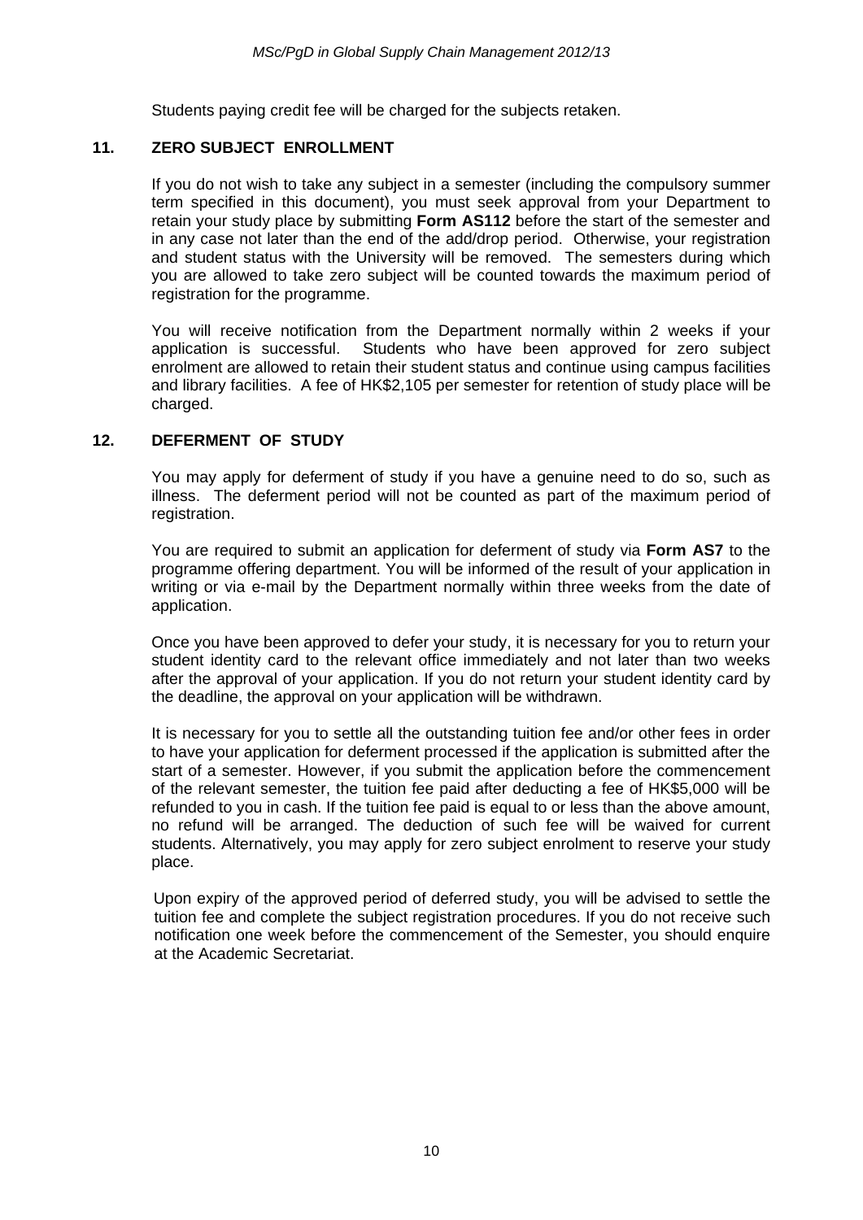Students paying credit fee will be charged for the subjects retaken.

## 11. ZERO SUBJECT ENROLLMENT

If you do not wish to take any subject in a semester (including the compulsory summer term specified in this document), you must seek approval from your Department to retain your study place by submitting **Form AS112** before the start of the semester and in any case not later than the end of the add/drop period. Otherwise, your registration and student status with the University will be removed. The semesters during which you are allowed to take zero subject will be counted towards the maximum period of registration for the programme.

You will receive notification from the Department normally within 2 weeks if your application is successful. Students who have been approved for zero subject enrolment are allowed to retain their student status and continue using campus facilities and library facilities. A fee of HK$2,105 per semester for retention of study place will be charged.

## 12. DEFERMENT OF STUDY

You may apply for deferment of study if you have a genuine need to do so, such as illness. The deferment period will not be counted as part of the maximum period of registration.

You are required to submit an application for deferment of study via **Form AS7** to the programme offering department. You will be informed of the result of your application in writing or via e-mail by the Department normally within three weeks from the date of application.

Once you have been approved to defer your study, it is necessary for you to return your student identity card to the relevant office immediately and not later than two weeks after the approval of your application. If you do not return your student identity card by the deadline, the approval on your application will be withdrawn.

It is necessary for you to settle all the outstanding tuition fee and/or other fees in order to have your application for deferment processed if the application is submitted after the start of a semester. However, if you submit the application before the commencement of the relevant semester, the tuition fee paid after deducting a fee of HK$5,000 will be refunded to you in cash. If the tuition fee paid is equal to or less than the above amount, no refund will be arranged. The deduction of such fee will be waived for current students. Alternatively, you may apply for zero subject enrolment to reserve your study place.

Upon expiry of the approved period of deferred study, you will be advised to settle the tuition fee and complete the subject registration procedures. If you do not receive such notification one week before the commencement of the Semester, you should enquire at the Academic Secretariat.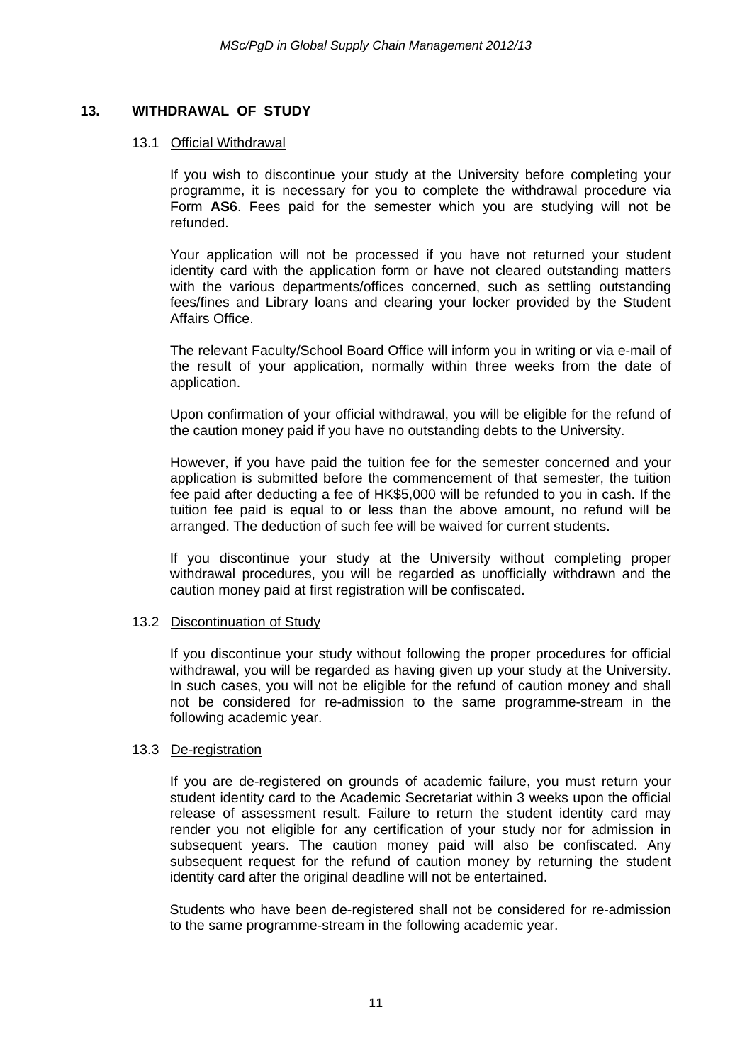## 13. WITHDRAWAL OF STUDY

### 13.1 Official Withdrawal

If you wish to discontinue your study at the University before completing your programme, it is necessary for you to complete the withdrawal procedure via Form **AS6**. Fees paid for the semester which you are studying will not be refunded.

Your application will not be processed if you have not returned your student identity card with the application form or have not cleared outstanding matters with the various departments/offices concerned, such as settling outstanding fees/fines and Library loans and clearing your locker provided by the Student Affairs Office.

The relevant Faculty/School Board Office will inform you in writing or via e-mail of the result of your application, normally within three weeks from the date of application.

Upon confirmation of your official withdrawal, you will be eligible for the refund of the caution money paid if you have no outstanding debts to the University.

However, if you have paid the tuition fee for the semester concerned and your application is submitted before the commencement of that semester, the tuition fee paid after deducting a fee of HK$5,000 will be refunded to you in cash. If the tuition fee paid is equal to or less than the above amount, no refund will be arranged. The deduction of such fee will be waived for current students.

If you discontinue your study at the University without completing proper withdrawal procedures, you will be regarded as unofficially withdrawn and the caution money paid at first registration will be confiscated.

### 13.2 Discontinuation of Study

If you discontinue your study without following the proper procedures for official withdrawal, you will be regarded as having given up your study at the University. In such cases, you will not be eligible for the refund of caution money and shall not be considered for re-admission to the same programme-stream in the following academic year.

### 13.3 De-registration

If you are de-registered on grounds of academic failure, you must return your student identity card to the Academic Secretariat within 3 weeks upon the official release of assessment result. Failure to return the student identity card may render you not eligible for any certification of your study nor for admission in subsequent years. The caution money paid will also be confiscated. Any subsequent request for the refund of caution money by returning the student identity card after the original deadline will not be entertained.

Students who have been de-registered shall not be considered for re-admission to the same programme-stream in the following academic year.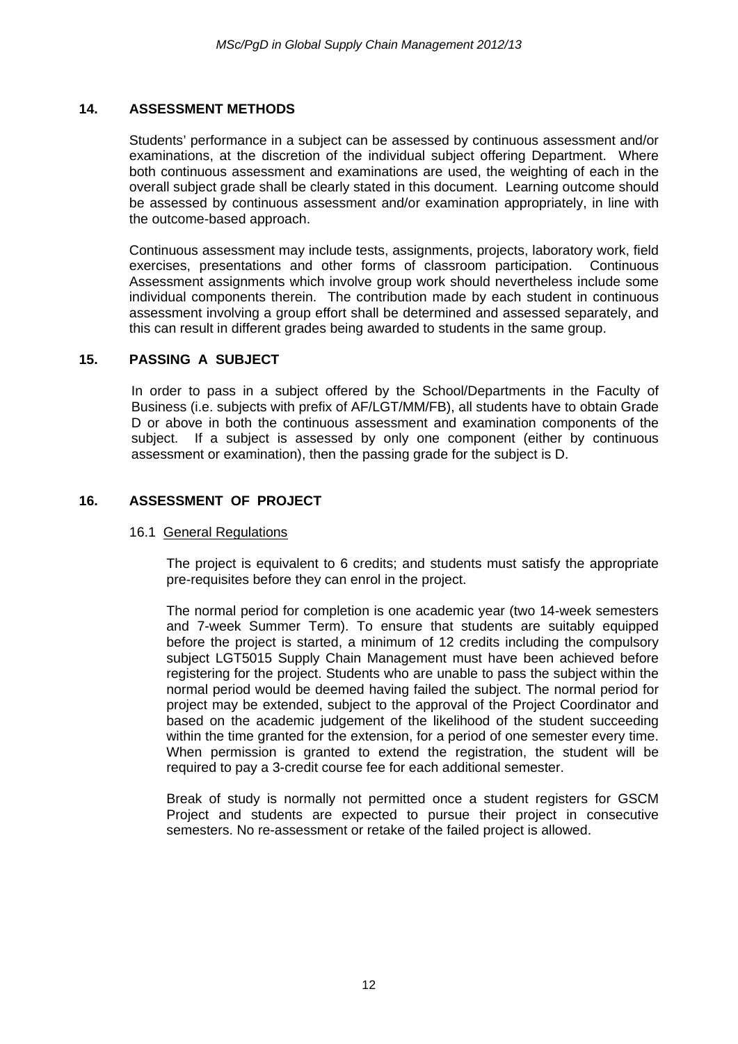## 14. ASSESSMENT METHODS

Students' performance in a subject can be assessed by continuous assessment and/or examinations, at the discretion of the individual subject offering Department. Where both continuous assessment and examinations are used, the weighting of each in the overall subject grade shall be clearly stated in this document. Learning outcome should be assessed by continuous assessment and/or examination appropriately, in line with the outcome-based approach.

Continuous assessment may include tests, assignments, projects, laboratory work, field exercises, presentations and other forms of classroom participation. Continuous Assessment assignments which involve group work should nevertheless include some individual components therein. The contribution made by each student in continuous assessment involving a group effort shall be determined and assessed separately, and this can result in different grades being awarded to students in the same group.

## 15. PASSING A SUBJECT

In order to pass in a subject offered by the School/Departments in the Faculty of Business (i.e. subjects with prefix of AF/LGT/MM/FB), all students have to obtain Grade D or above in both the continuous assessment and examination components of the subject. If a subject is assessed by only one component (either by continuous assessment or examination), then the passing grade for the subject is D.

## 16. ASSESSMENT OF PROJECT

### 16.1 General Regulations

The project is equivalent to 6 credits; and students must satisfy the appropriate pre-requisites before they can enrol in the project.

The normal period for completion is one academic year (two 14-week semesters and 7-week Summer Term). To ensure that students are suitably equipped before the project is started, a minimum of 12 credits including the compulsory subject LGT5015 Supply Chain Management must have been achieved before registering for the project. Students who are unable to pass the subject within the normal period would be deemed having failed the subject. The normal period for project may be extended, subject to the approval of the Project Coordinator and based on the academic judgement of the likelihood of the student succeeding within the time granted for the extension, for a period of one semester every time. When permission is granted to extend the registration, the student will be required to pay a 3-credit course fee for each additional semester.

Break of study is normally not permitted once a student registers for GSCM Project and students are expected to pursue their project in consecutive semesters. No re-assessment or retake of the failed project is allowed.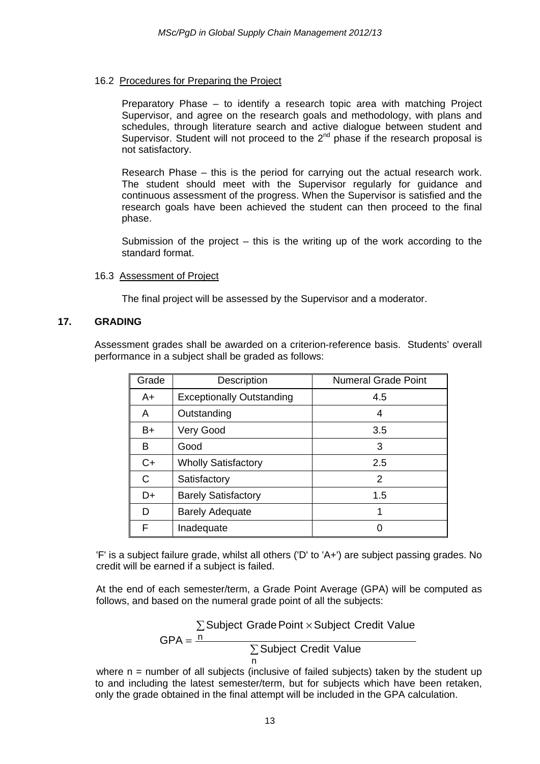### 16.2 Procedures for Preparing the Project

Preparatory Phase – to identify a research topic area with matching Project Supervisor, and agree on the research goals and methodology, with plans and schedules, through literature search and active dialogue between student and Supervisor. Student will not proceed to the 2nd phase if the research proposal is not satisfactory.

Research Phase – this is the period for carrying out the actual research work. The student should meet with the Supervisor regularly for guidance and continuous assessment of the progress. When the Supervisor is satisfied and the research goals have been achieved the student can then proceed to the final phase.

Submission of the project – this is the writing up of the work according to the standard format.

### 16.3 Assessment of Project

The final project will be assessed by the Supervisor and a moderator.

## 17. GRADING

Assessment grades shall be awarded on a criterion-reference basis. Students' overall performance in a subject shall be graded as follows:

| Grade | Description | Numeral Grade Point |
|---|---|---|
| A+ | Exceptionally Outstanding | 4.5 |
| A | Outstanding | 4 |
| B+ | Very Good | 3.5 |
| B | Good | 3 |
| C+ | Wholly Satisfactory | 2.5 |
| C | Satisfactory | 2 |
| D+ | Barely Satisfactory | 1.5 |
| D | Barely Adequate | 1 |
| F | Inadequate | 0 |

'F' is a subject failure grade, whilst all others ('D' to 'A+') are subject passing grades. No credit will be earned if a subject is failed.

At the end of each semester/term, a Grade Point Average (GPA) will be computed as follows, and based on the numeral grade point of all the subjects:

$$\text{GPA} = \frac{\sum_{n} \text{Subject Grade Point} \times \text{Subject Credit Value}}{\sum_{n} \text{Subject Credit Value}}$$

where n = number of all subjects (inclusive of failed subjects) taken by the student up to and including the latest semester/term, but for subjects which have been retaken, only the grade obtained in the final attempt will be included in the GPA calculation.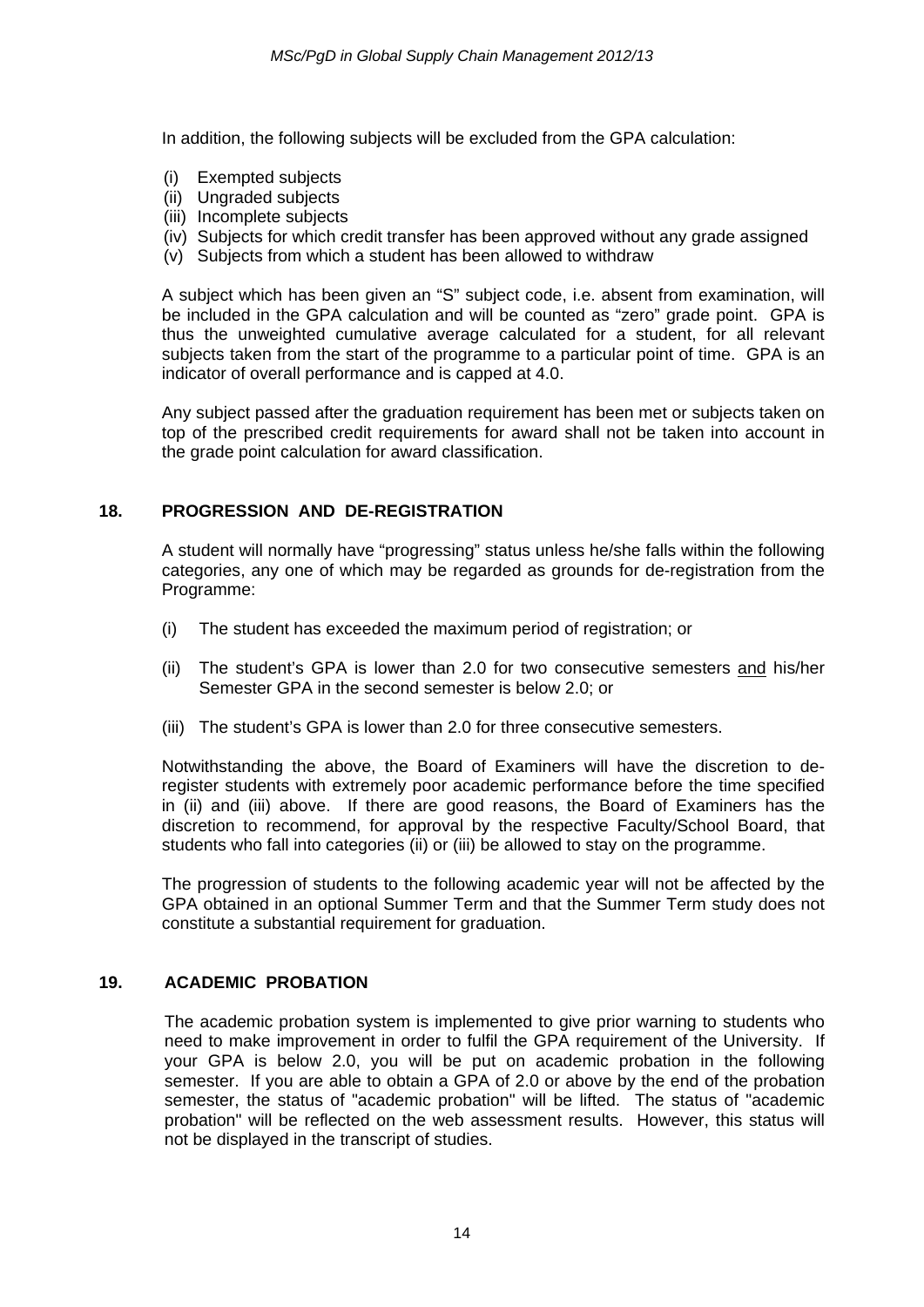In addition, the following subjects will be excluded from the GPA calculation:

- (i) Exempted subjects
- (ii) Ungraded subjects
- (iii) Incomplete subjects
- (iv) Subjects for which credit transfer has been approved without any grade assigned
- (v) Subjects from which a student has been allowed to withdraw

A subject which has been given an "S" subject code, i.e. absent from examination, will be included in the GPA calculation and will be counted as "zero" grade point. GPA is thus the unweighted cumulative average calculated for a student, for all relevant subjects taken from the start of the programme to a particular point of time. GPA is an indicator of overall performance and is capped at 4.0.

Any subject passed after the graduation requirement has been met or subjects taken on top of the prescribed credit requirements for award shall not be taken into account in the grade point calculation for award classification.

## 18. PROGRESSION AND DE-REGISTRATION

A student will normally have "progressing" status unless he/she falls within the following categories, any one of which may be regarded as grounds for de-registration from the Programme:

(i) The student has exceeded the maximum period of registration; or

(ii) The student's GPA is lower than 2.0 for two consecutive semesters and his/her Semester GPA in the second semester is below 2.0; or

(iii) The student's GPA is lower than 2.0 for three consecutive semesters.

Notwithstanding the above, the Board of Examiners will have the discretion to de-register students with extremely poor academic performance before the time specified in (ii) and (iii) above. If there are good reasons, the Board of Examiners has the discretion to recommend, for approval by the respective Faculty/School Board, that students who fall into categories (ii) or (iii) be allowed to stay on the programme.

The progression of students to the following academic year will not be affected by the GPA obtained in an optional Summer Term and that the Summer Term study does not constitute a substantial requirement for graduation.

## 19. ACADEMIC PROBATION

The academic probation system is implemented to give prior warning to students who need to make improvement in order to fulfil the GPA requirement of the University. If your GPA is below 2.0, you will be put on academic probation in the following semester. If you are able to obtain a GPA of 2.0 or above by the end of the probation semester, the status of "academic probation" will be lifted. The status of "academic probation" will be reflected on the web assessment results. However, this status will not be displayed in the transcript of studies.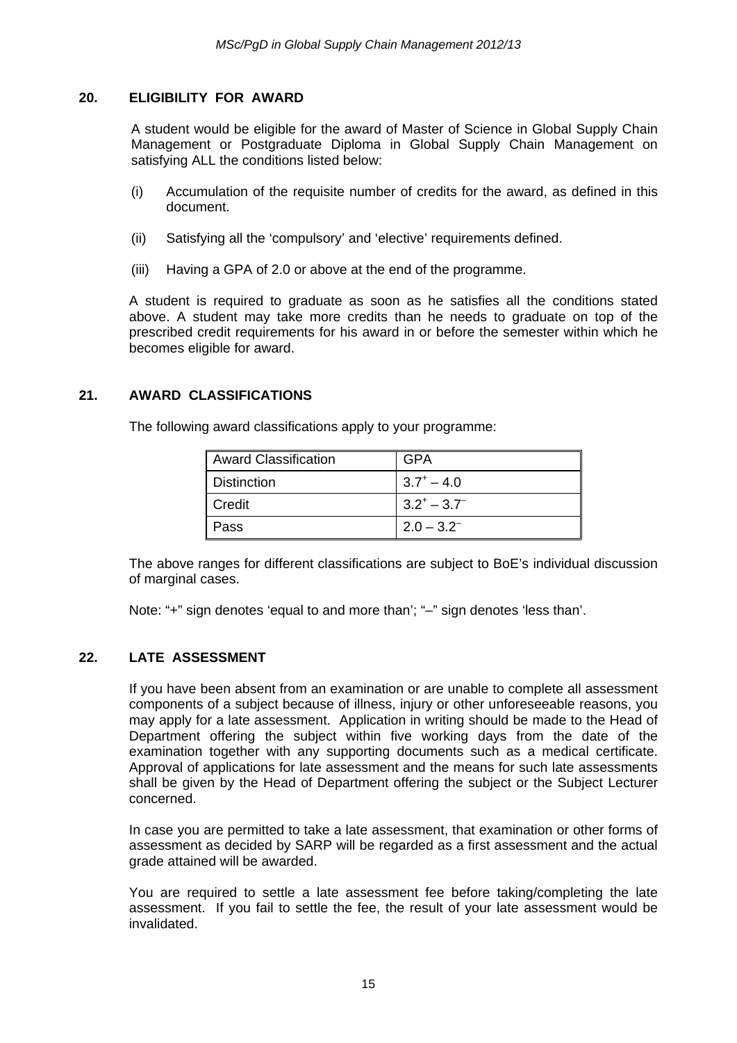## 20. ELIGIBILITY FOR AWARD

A student would be eligible for the award of Master of Science in Global Supply Chain Management or Postgraduate Diploma in Global Supply Chain Management on satisfying ALL the conditions listed below:

(i) Accumulation of the requisite number of credits for the award, as defined in this document.

(ii) Satisfying all the 'compulsory' and 'elective' requirements defined.

(iii) Having a GPA of 2.0 or above at the end of the programme.

A student is required to graduate as soon as he satisfies all the conditions stated above. A student may take more credits than he needs to graduate on top of the prescribed credit requirements for his award in or before the semester within which he becomes eligible for award.

## 21. AWARD CLASSIFICATIONS

The following award classifications apply to your programme:

| Award Classification | GPA |
|---|---|
| Distinction | $3.7^{+} – 4.0$ |
| Credit | $3.2^{+} – 3.7^{–}$ |
| Pass | $2.0 – 3.2^{–}$ |

The above ranges for different classifications are subject to BoE's individual discussion of marginal cases.

Note: "+" sign denotes 'equal to and more than'; "–" sign denotes 'less than'.

## 22. LATE ASSESSMENT

If you have been absent from an examination or are unable to complete all assessment components of a subject because of illness, injury or other unforeseeable reasons, you may apply for a late assessment. Application in writing should be made to the Head of Department offering the subject within five working days from the date of the examination together with any supporting documents such as a medical certificate. Approval of applications for late assessment and the means for such late assessments shall be given by the Head of Department offering the subject or the Subject Lecturer concerned.

In case you are permitted to take a late assessment, that examination or other forms of assessment as decided by SARP will be regarded as a first assessment and the actual grade attained will be awarded.

You are required to settle a late assessment fee before taking/completing the late assessment. If you fail to settle the fee, the result of your late assessment would be invalidated.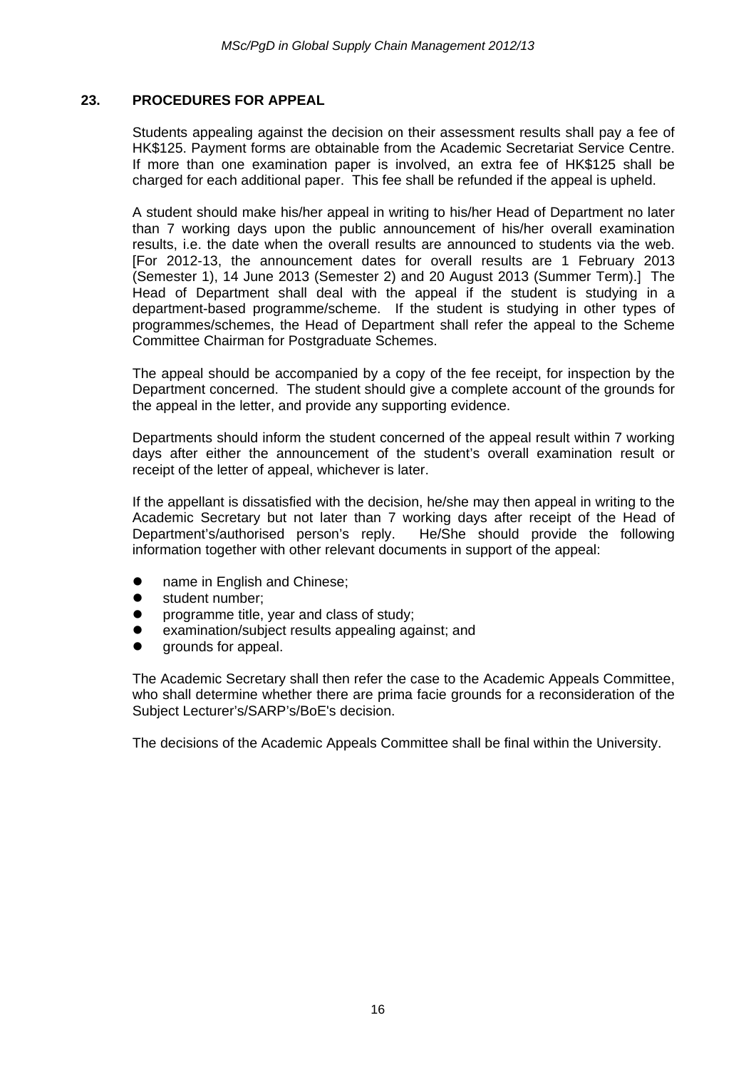## 23. PROCEDURES FOR APPEAL

Students appealing against the decision on their assessment results shall pay a fee of HK$125. Payment forms are obtainable from the Academic Secretariat Service Centre. If more than one examination paper is involved, an extra fee of HK$125 shall be charged for each additional paper. This fee shall be refunded if the appeal is upheld.

A student should make his/her appeal in writing to his/her Head of Department no later than 7 working days upon the public announcement of his/her overall examination results, i.e. the date when the overall results are announced to students via the web. [For 2012-13, the announcement dates for overall results are 1 February 2013 (Semester 1), 14 June 2013 (Semester 2) and 20 August 2013 (Summer Term).] The Head of Department shall deal with the appeal if the student is studying in a department-based programme/scheme. If the student is studying in other types of programmes/schemes, the Head of Department shall refer the appeal to the Scheme Committee Chairman for Postgraduate Schemes.

The appeal should be accompanied by a copy of the fee receipt, for inspection by the Department concerned. The student should give a complete account of the grounds for the appeal in the letter, and provide any supporting evidence.

Departments should inform the student concerned of the appeal result within 7 working days after either the announcement of the student's overall examination result or receipt of the letter of appeal, whichever is later.

If the appellant is dissatisfied with the decision, he/she may then appeal in writing to the Academic Secretary but not later than 7 working days after receipt of the Head of Department's/authorised person's reply. He/She should provide the following information together with other relevant documents in support of the appeal:

- name in English and Chinese;
- student number;
- programme title, year and class of study;
- examination/subject results appealing against; and
- grounds for appeal.

The Academic Secretary shall then refer the case to the Academic Appeals Committee, who shall determine whether there are prima facie grounds for a reconsideration of the Subject Lecturer's/SARP's/BoE's decision.

The decisions of the Academic Appeals Committee shall be final within the University.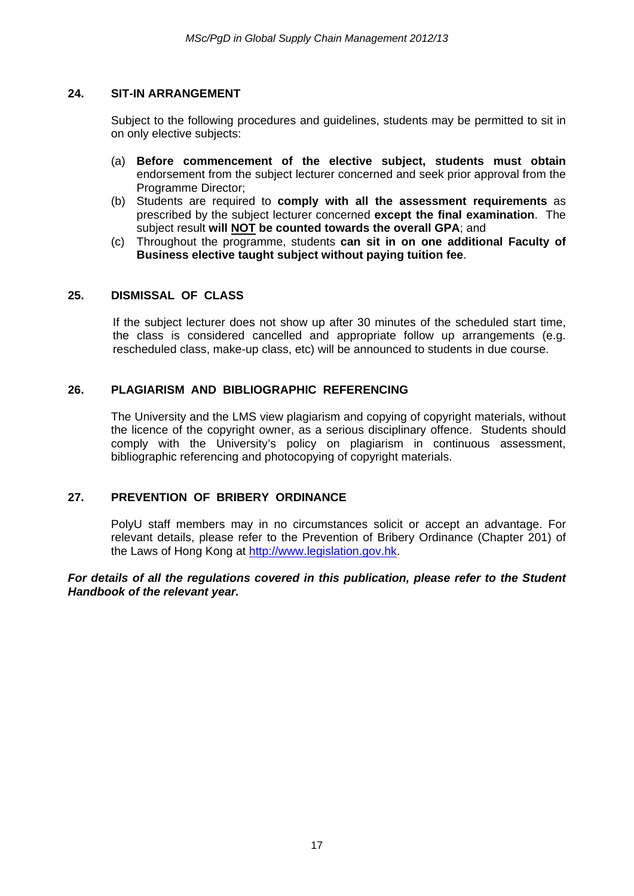## 24. SIT-IN ARRANGEMENT

Subject to the following procedures and guidelines, students may be permitted to sit in on only elective subjects:

(a) **Before commencement of the elective subject, students must obtain** endorsement from the subject lecturer concerned and seek prior approval from the Programme Director;
(b) Students are required to **comply with all the assessment requirements** as prescribed by the subject lecturer concerned **except the final examination**. The subject result **will <u>NOT</u> be counted towards the overall GPA**; and
(c) Throughout the programme, students **can sit in on one additional Faculty of Business elective taught subject without paying tuition fee**.

## 25. DISMISSAL OF CLASS

If the subject lecturer does not show up after 30 minutes of the scheduled start time, the class is considered cancelled and appropriate follow up arrangements (e.g. rescheduled class, make-up class, etc) will be announced to students in due course.

## 26. PLAGIARISM AND BIBLIOGRAPHIC REFERENCING

The University and the LMS view plagiarism and copying of copyright materials, without the licence of the copyright owner, as a serious disciplinary offence. Students should comply with the University's policy on plagiarism in continuous assessment, bibliographic referencing and photocopying of copyright materials.

## 27. PREVENTION OF BRIBERY ORDINANCE

PolyU staff members may in no circumstances solicit or accept an advantage. For relevant details, please refer to the Prevention of Bribery Ordinance (Chapter 201) of the Laws of Hong Kong at http://www.legislation.gov.hk.

***For details of all the regulations covered in this publication, please refer to the Student Handbook of the relevant year.***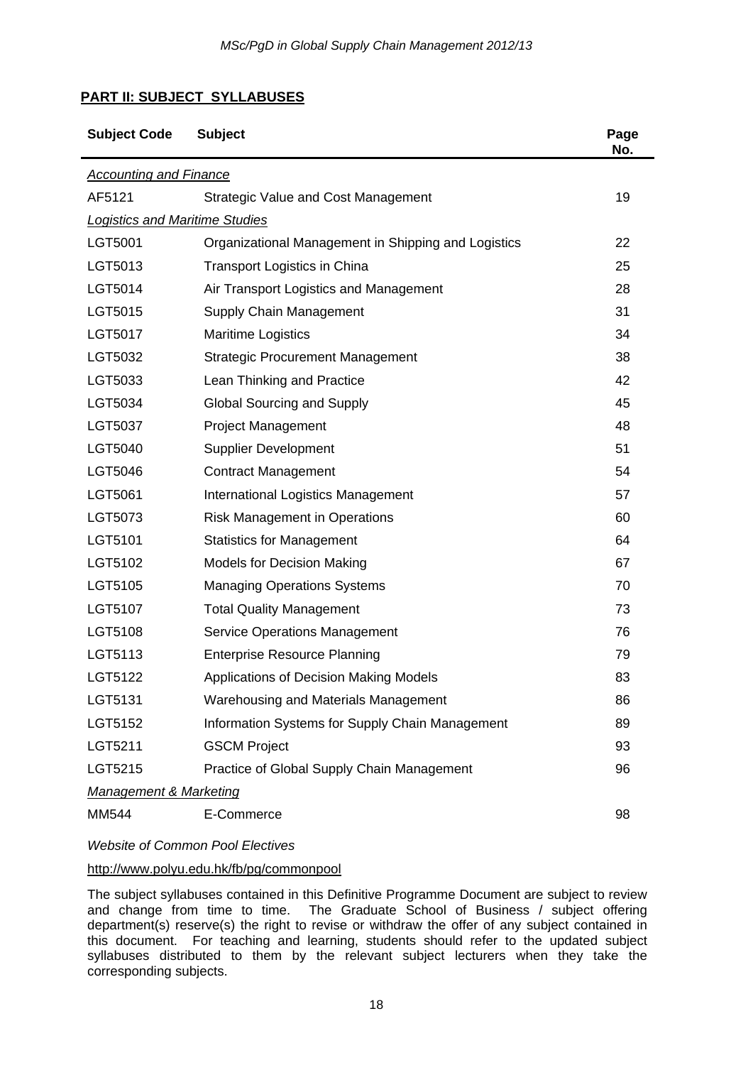## PART II: SUBJECT SYLLABUSES

| Subject Code | Subject | Page No. |
|---|---|---|
| *Accounting and Finance* | | |
| AF5121 | Strategic Value and Cost Management | 19 |
| *Logistics and Maritime Studies* | | |
| LGT5001 | Organizational Management in Shipping and Logistics | 22 |
| LGT5013 | Transport Logistics in China | 25 |
| LGT5014 | Air Transport Logistics and Management | 28 |
| LGT5015 | Supply Chain Management | 31 |
| LGT5017 | Maritime Logistics | 34 |
| LGT5032 | Strategic Procurement Management | 38 |
| LGT5033 | Lean Thinking and Practice | 42 |
| LGT5034 | Global Sourcing and Supply | 45 |
| LGT5037 | Project Management | 48 |
| LGT5040 | Supplier Development | 51 |
| LGT5046 | Contract Management | 54 |
| LGT5061 | International Logistics Management | 57 |
| LGT5073 | Risk Management in Operations | 60 |
| LGT5101 | Statistics for Management | 64 |
| LGT5102 | Models for Decision Making | 67 |
| LGT5105 | Managing Operations Systems | 70 |
| LGT5107 | Total Quality Management | 73 |
| LGT5108 | Service Operations Management | 76 |
| LGT5113 | Enterprise Resource Planning | 79 |
| LGT5122 | Applications of Decision Making Models | 83 |
| LGT5131 | Warehousing and Materials Management | 86 |
| LGT5152 | Information Systems for Supply Chain Management | 89 |
| LGT5211 | GSCM Project | 93 |
| LGT5215 | Practice of Global Supply Chain Management | 96 |
| *Management & Marketing* | | |
| MM544 | E-Commerce | 98 |

*Website of Common Pool Electives*

http://www.polyu.edu.hk/fb/pg/commonpool

The subject syllabuses contained in this Definitive Programme Document are subject to review and change from time to time. The Graduate School of Business / subject offering department(s) reserve(s) the right to revise or withdraw the offer of any subject contained in this document. For teaching and learning, students should refer to the updated subject syllabuses distributed to them by the relevant subject lecturers when they take the corresponding subjects.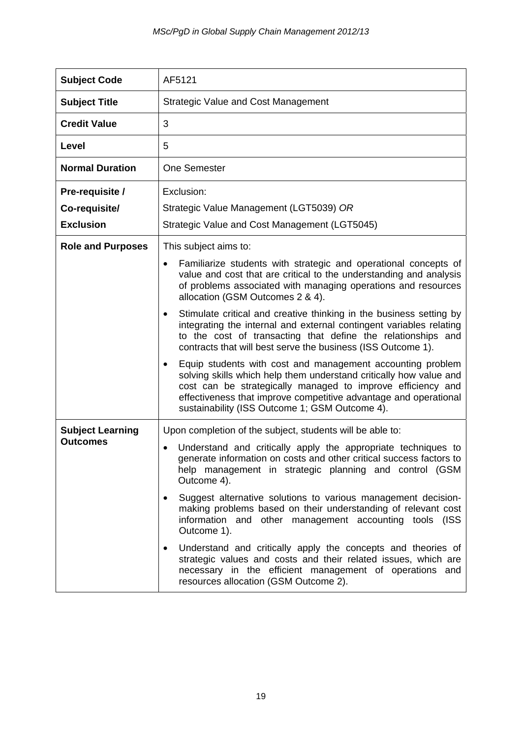| | |
|---|---|
| **Subject Code** | AF5121 |
| **Subject Title** | Strategic Value and Cost Management |
| **Credit Value** | 3 |
| **Level** | 5 |
| **Normal Duration** | One Semester |
| **Pre-requisite / Co-requisite/ Exclusion** | Exclusion:<br>Strategic Value Management (LGT5039) *OR*<br>Strategic Value and Cost Management (LGT5045) |
| **Role and Purposes** | This subject aims to:<br>• Familiarize students with strategic and operational concepts of value and cost that are critical to the understanding and analysis of problems associated with managing operations and resources allocation (GSM Outcomes 2 & 4).<br>• Stimulate critical and creative thinking in the business setting by integrating the internal and external contingent variables relating to the cost of transacting that define the relationships and contracts that will best serve the business (ISS Outcome 1).<br>• Equip students with cost and management accounting problem solving skills which help them understand critically how value and cost can be strategically managed to improve efficiency and effectiveness that improve competitive advantage and operational sustainability (ISS Outcome 1; GSM Outcome 4). |
| **Subject Learning Outcomes** | Upon completion of the subject, students will be able to:<br>• Understand and critically apply the appropriate techniques to generate information on costs and other critical success factors to help management in strategic planning and control (GSM Outcome 4).<br>• Suggest alternative solutions to various management decision-making problems based on their understanding of relevant cost information and other management accounting tools (ISS Outcome 1).<br>• Understand and critically apply the concepts and theories of strategic values and costs and their related issues, which are necessary in the efficient management of operations and resources allocation (GSM Outcome 2). |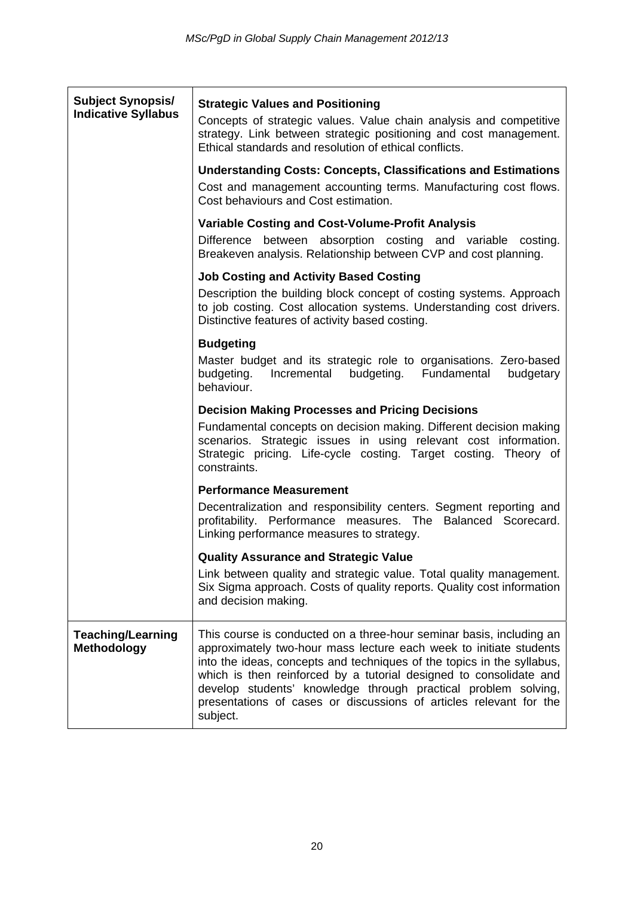| | |
|---|---|
| **Subject Synopsis/ Indicative Syllabus** | **Strategic Values and Positioning**<br>Concepts of strategic values. Value chain analysis and competitive strategy. Link between strategic positioning and cost management. Ethical standards and resolution of ethical conflicts.<br><br>**Understanding Costs: Concepts, Classifications and Estimations**<br>Cost and management accounting terms. Manufacturing cost flows. Cost behaviours and Cost estimation.<br><br>**Variable Costing and Cost-Volume-Profit Analysis**<br>Difference between absorption costing and variable costing. Breakeven analysis. Relationship between CVP and cost planning.<br><br>**Job Costing and Activity Based Costing**<br>Description the building block concept of costing systems. Approach to job costing. Cost allocation systems. Understanding cost drivers. Distinctive features of activity based costing.<br><br>**Budgeting**<br>Master budget and its strategic role to organisations. Zero-based budgeting. Incremental budgeting. Fundamental budgetary behaviour.<br><br>**Decision Making Processes and Pricing Decisions**<br>Fundamental concepts on decision making. Different decision making scenarios. Strategic issues in using relevant cost information. Strategic pricing. Life-cycle costing. Target costing. Theory of constraints.<br><br>**Performance Measurement**<br>Decentralization and responsibility centers. Segment reporting and profitability. Performance measures. The Balanced Scorecard. Linking performance measures to strategy.<br><br>**Quality Assurance and Strategic Value**<br>Link between quality and strategic value. Total quality management. Six Sigma approach. Costs of quality reports. Quality cost information and decision making. |
| **Teaching/Learning Methodology** | This course is conducted on a three-hour seminar basis, including an approximately two-hour mass lecture each week to initiate students into the ideas, concepts and techniques of the topics in the syllabus, which is then reinforced by a tutorial designed to consolidate and develop students' knowledge through practical problem solving, presentations of cases or discussions of articles relevant for the subject. |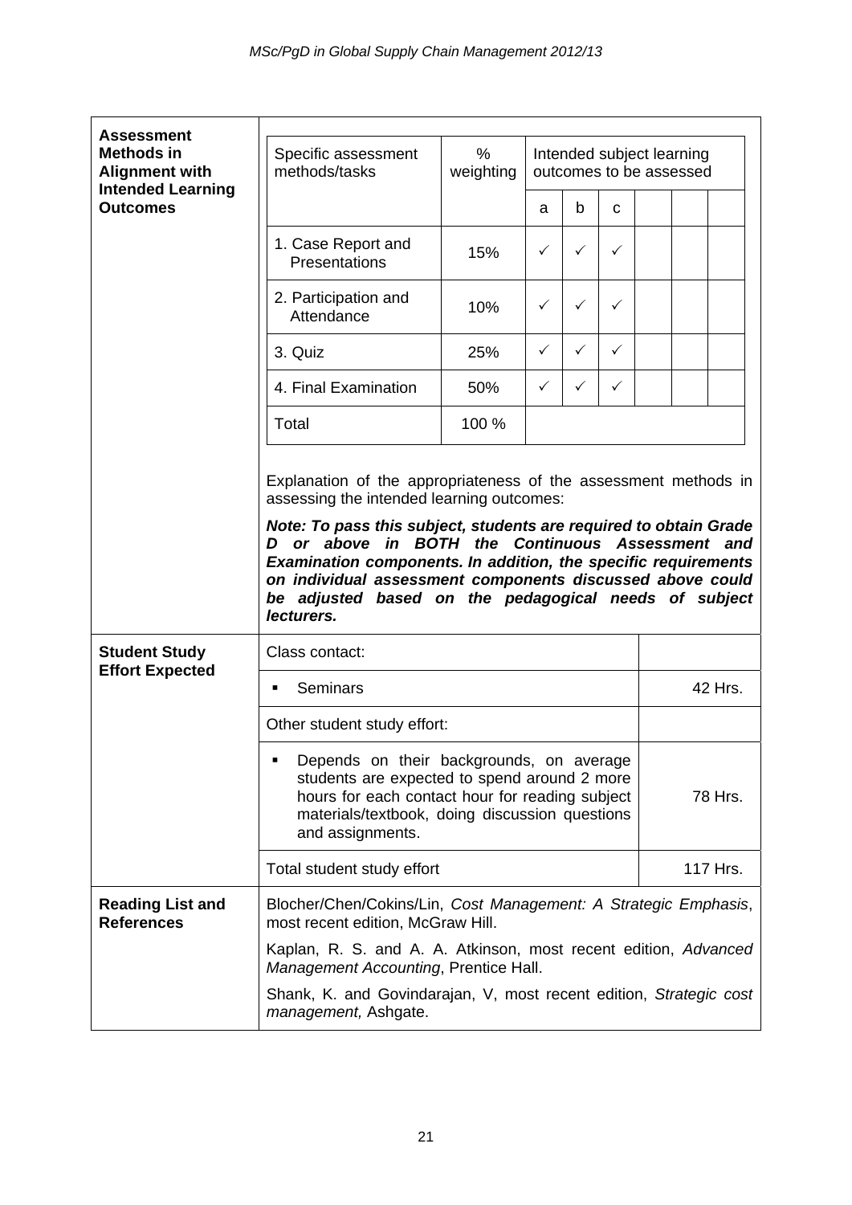| | |
|---|---|
| **Assessment Methods in Alignment with Intended Learning Outcomes** | see below |

| Specific assessment methods/tasks | % weighting | Intended subject learning outcomes to be assessed | | | | | |
|---|---|---|---|---|---|---|---|
| | | a | b | c | | | |
| 1. Case Report and Presentations | 15% | ✓ | ✓ | ✓ | | | |
| 2. Participation and Attendance | 10% | ✓ | ✓ | ✓ | | | |
| 3. Quiz | 25% | ✓ | ✓ | ✓ | | | |
| 4. Final Examination | 50% | ✓ | ✓ | ✓ | | | |
| Total | 100 % | | | | | | |

Explanation of the appropriateness of the assessment methods in assessing the intended learning outcomes:

***Note: To pass this subject, students are required to obtain Grade D or above in BOTH the Continuous Assessment and Examination components. In addition, the specific requirements on individual assessment components discussed above could be adjusted based on the pedagogical needs of subject lecturers.***

| **Student Study Effort Expected** | | |
|---|---|---|
| | Class contact: | |
| | ▪ Seminars | 42 Hrs. |
| | Other student study effort: | |
| | ▪ Depends on their backgrounds, on average students are expected to spend around 2 more hours for each contact hour for reading subject materials/textbook, doing discussion questions and assignments. | 78 Hrs. |
| | Total student study effort | 117 Hrs. |

**Reading List and References**

Blocher/Chen/Cokins/Lin, *Cost Management: A Strategic Emphasis*, most recent edition, McGraw Hill.

Kaplan, R. S. and A. A. Atkinson, most recent edition, *Advanced Management Accounting*, Prentice Hall.

Shank, K. and Govindarajan, V, most recent edition, *Strategic cost management,* Ashgate.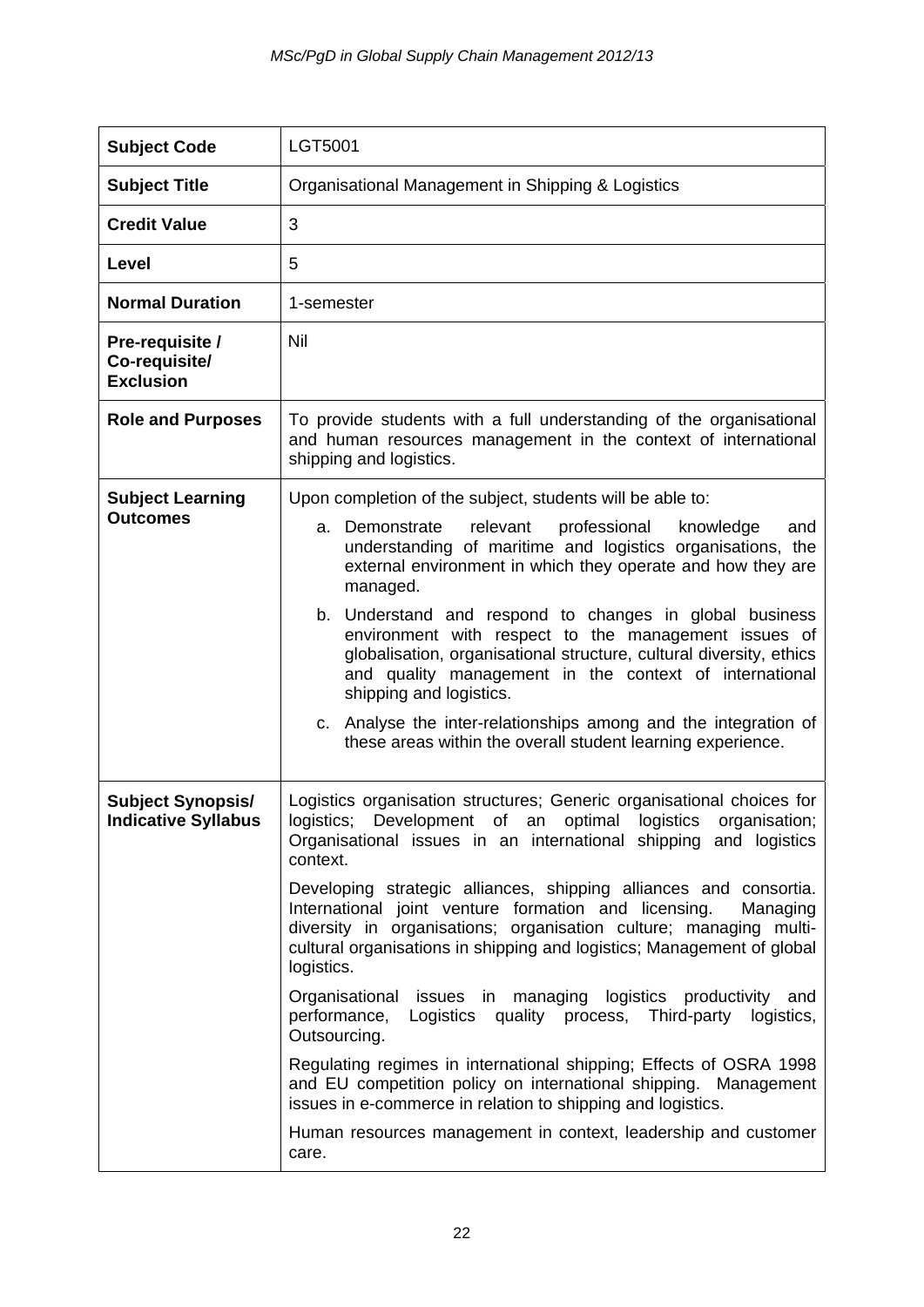| | |
|---|---|
| **Subject Code** | LGT5001 |
| **Subject Title** | Organisational Management in Shipping & Logistics |
| **Credit Value** | 3 |
| **Level** | 5 |
| **Normal Duration** | 1-semester |
| **Pre-requisite / Co-requisite/ Exclusion** | Nil |
| **Role and Purposes** | To provide students with a full understanding of the organisational and human resources management in the context of international shipping and logistics. |
| **Subject Learning Outcomes** | Upon completion of the subject, students will be able to:<br>a. Demonstrate relevant professional knowledge and understanding of maritime and logistics organisations, the external environment in which they operate and how they are managed.<br>b. Understand and respond to changes in global business environment with respect to the management issues of globalisation, organisational structure, cultural diversity, ethics and quality management in the context of international shipping and logistics.<br>c. Analyse the inter-relationships among and the integration of these areas within the overall student learning experience. |
| **Subject Synopsis/ Indicative Syllabus** | Logistics organisation structures; Generic organisational choices for logistics; Development of an optimal logistics organisation; Organisational issues in an international shipping and logistics context.<br><br>Developing strategic alliances, shipping alliances and consortia. International joint venture formation and licensing. Managing diversity in organisations; organisation culture; managing multi-cultural organisations in shipping and logistics; Management of global logistics.<br><br>Organisational issues in managing logistics productivity and performance, Logistics quality process, Third-party logistics, Outsourcing.<br><br>Regulating regimes in international shipping; Effects of OSRA 1998 and EU competition policy on international shipping. Management issues in e-commerce in relation to shipping and logistics.<br><br>Human resources management in context, leadership and customer care. |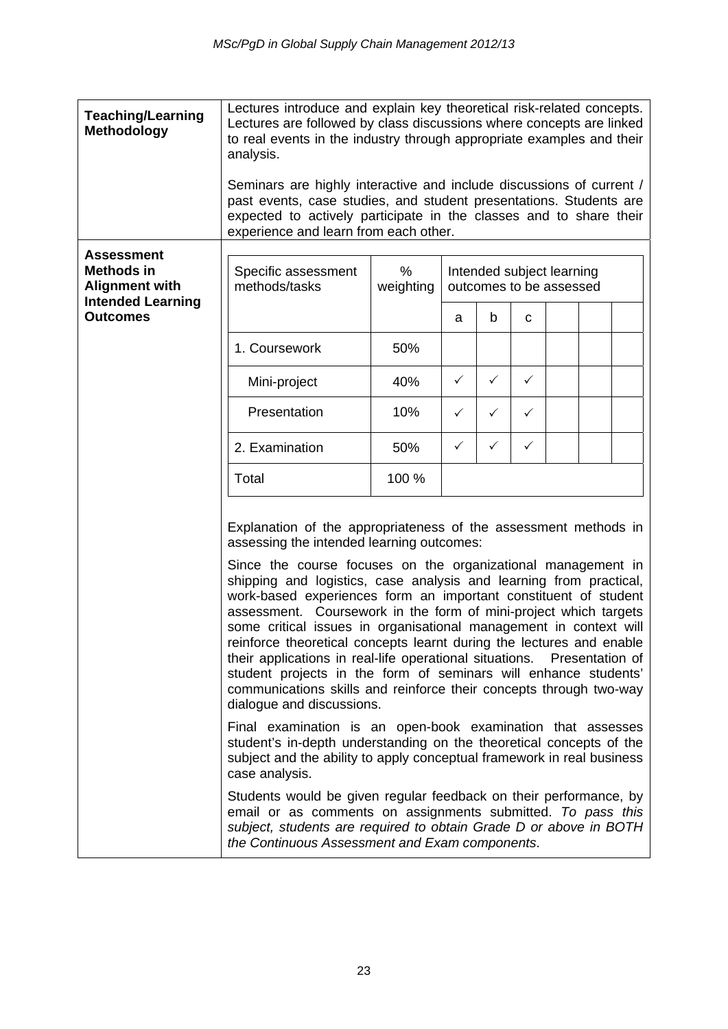| | |
|---|---|
| **Teaching/Learning Methodology** | Lectures introduce and explain key theoretical risk-related concepts. Lectures are followed by class discussions where concepts are linked to real events in the industry through appropriate examples and their analysis.<br><br>Seminars are highly interactive and include discussions of current / past events, case studies, and student presentations. Students are expected to actively participate in the classes and to share their experience and learn from each other. |
| **Assessment Methods in Alignment with Intended Learning Outcomes** | (see table below) |

| Specific assessment methods/tasks | % weighting | Intended subject learning outcomes to be assessed | | | | | |
|---|---|---|---|---|---|---|---|
| | | a | b | c | | | |
| 1. Coursework | 50% | | | | | | |
| Mini-project | 40% | ✓ | ✓ | ✓ | | | |
| Presentation | 10% | ✓ | ✓ | ✓ | | | |
| 2. Examination | 50% | ✓ | ✓ | ✓ | | | |
| Total | 100 % | | | | | | |

Explanation of the appropriateness of the assessment methods in assessing the intended learning outcomes:

Since the course focuses on the organizational management in shipping and logistics, case analysis and learning from practical, work-based experiences form an important constituent of student assessment. Coursework in the form of mini-project which targets some critical issues in organisational management in context will reinforce theoretical concepts learnt during the lectures and enable their applications in real-life operational situations. Presentation of student projects in the form of seminars will enhance students' communications skills and reinforce their concepts through two-way dialogue and discussions.

Final examination is an open-book examination that assesses student's in-depth understanding on the theoretical concepts of the subject and the ability to apply conceptual framework in real business case analysis.

Students would be given regular feedback on their performance, by email or as comments on assignments submitted. *To pass this subject, students are required to obtain Grade D or above in BOTH the Continuous Assessment and Exam components.*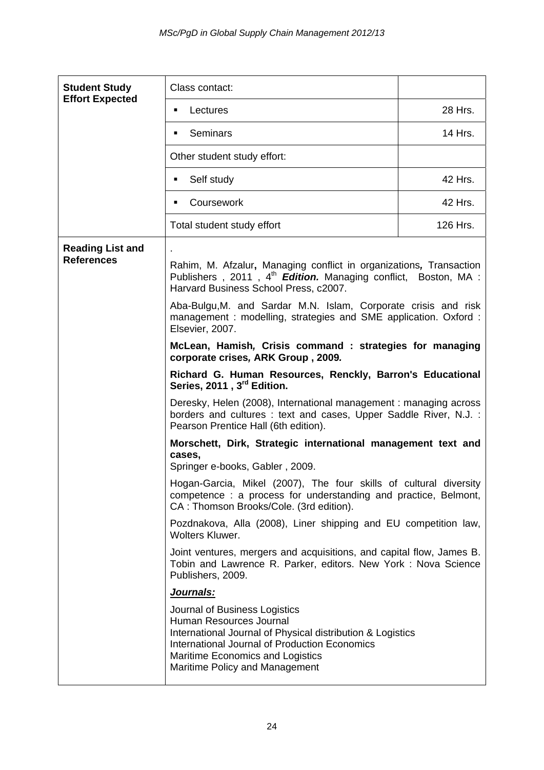| | | |
|---|---|---|
| **Student Study Effort Expected** | Class contact: | |
| | ▪ Lectures | 28 Hrs. |
| | ▪ Seminars | 14 Hrs. |
| | Other student study effort: | |
| | ▪ Self study | 42 Hrs. |
| | ▪ Coursework | 42 Hrs. |
| | Total student study effort | 126 Hrs. |
| **Reading List and References** | . <br><br> Rahim, M. Afzalur**,** Managing conflict in organizations***,*** Transaction Publishers , 2011 , 4th ***Edition.*** Managing conflict, Boston, MA : Harvard Business School Press, c2007. <br><br> Aba-Bulgu,M. and Sardar M.N. Islam, Corporate crisis and risk management : modelling, strategies and SME application. Oxford : Elsevier, 2007. <br><br> **McLean, Hamish*,* Crisis command : strategies for managing corporate crises*,* ARK Group , 2009*.*** <br><br> **Richard G. Human Resources, Renckly, Barron's Educational Series, 2011 , 3rd Edition.** <br><br> Deresky, Helen (2008), International management : managing across borders and cultures : text and cases, Upper Saddle River, N.J. : Pearson Prentice Hall (6th edition). <br><br> **Morschett, Dirk, Strategic international management text and cases,** <br> Springer e-books, Gabler , 2009. <br><br> Hogan-Garcia, Mikel (2007), The four skills of cultural diversity competence : a process for understanding and practice, Belmont, CA : Thomson Brooks/Cole. (3rd edition). <br><br> Pozdnakova, Alla (2008), Liner shipping and EU competition law, Wolters Kluwer. <br><br> Joint ventures, mergers and acquisitions, and capital flow, James B. Tobin and Lawrence R. Parker, editors. New York : Nova Science Publishers, 2009. <br><br> ***Journals:*** <br><br> Journal of Business Logistics <br> Human Resources Journal <br> International Journal of Physical distribution & Logistics <br> International Journal of Production Economics <br> Maritime Economics and Logistics <br> Maritime Policy and Management | |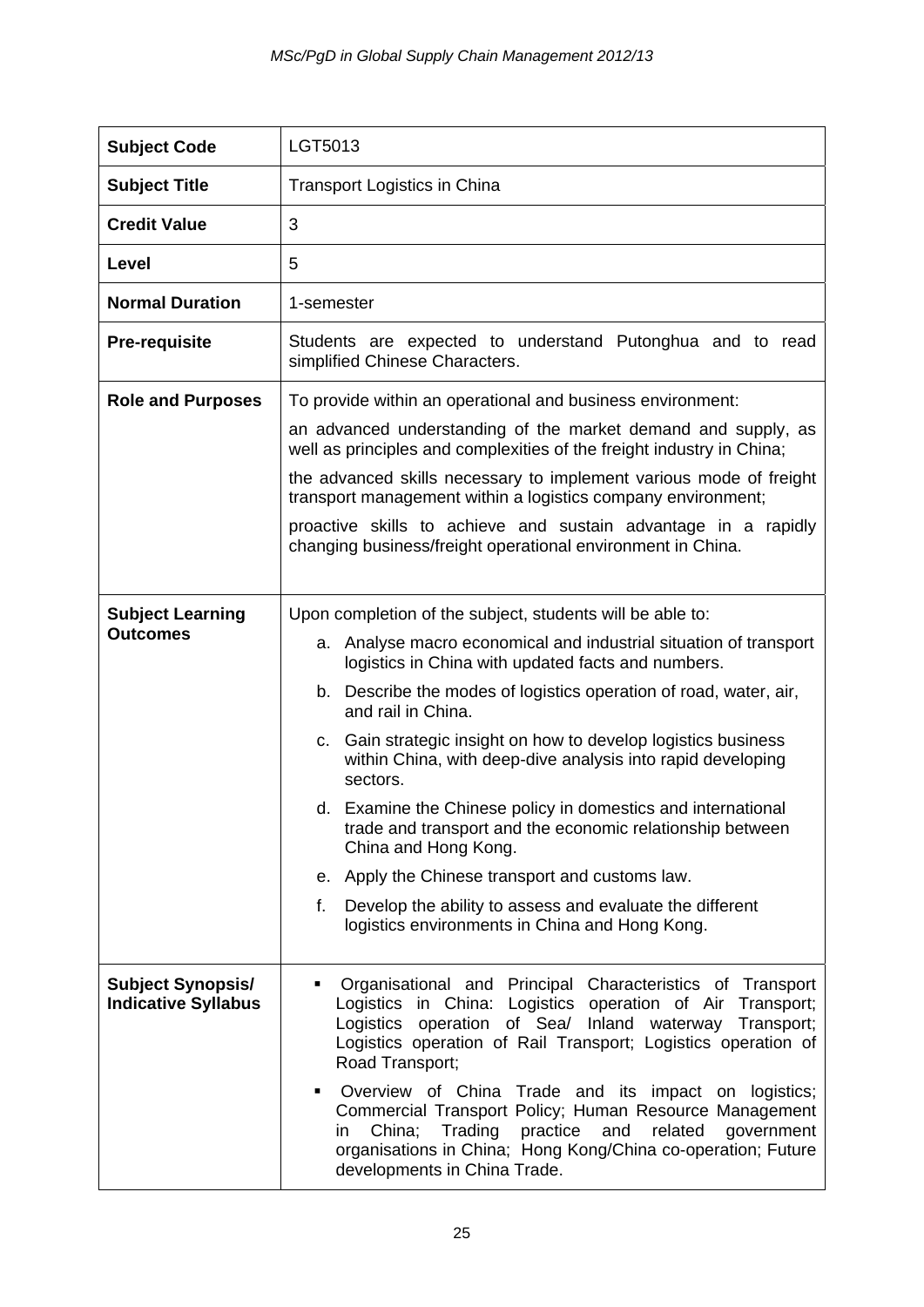| | |
|---|---|
| **Subject Code** | LGT5013 |
| **Subject Title** | Transport Logistics in China |
| **Credit Value** | 3 |
| **Level** | 5 |
| **Normal Duration** | 1-semester |
| **Pre-requisite** | Students are expected to understand Putonghua and to read simplified Chinese Characters. |
| **Role and Purposes** | To provide within an operational and business environment:<br><br>an advanced understanding of the market demand and supply, as well as principles and complexities of the freight industry in China;<br><br>the advanced skills necessary to implement various mode of freight transport management within a logistics company environment;<br><br>proactive skills to achieve and sustain advantage in a rapidly changing business/freight operational environment in China. |
| **Subject Learning Outcomes** | Upon completion of the subject, students will be able to:<br><br>a. Analyse macro economical and industrial situation of transport logistics in China with updated facts and numbers.<br><br>b. Describe the modes of logistics operation of road, water, air, and rail in China.<br><br>c. Gain strategic insight on how to develop logistics business within China, with deep-dive analysis into rapid developing sectors.<br><br>d. Examine the Chinese policy in domestics and international trade and transport and the economic relationship between China and Hong Kong.<br><br>e. Apply the Chinese transport and customs law.<br><br>f. Develop the ability to assess and evaluate the different logistics environments in China and Hong Kong. |
| **Subject Synopsis/ Indicative Syllabus** | ▪ Organisational and Principal Characteristics of Transport Logistics in China: Logistics operation of Air Transport; Logistics operation of Sea/ Inland waterway Transport; Logistics operation of Rail Transport; Logistics operation of Road Transport;<br><br>▪ Overview of China Trade and its impact on logistics; Commercial Transport Policy; Human Resource Management in China; Trading practice and related government organisations in China; Hong Kong/China co-operation; Future developments in China Trade. |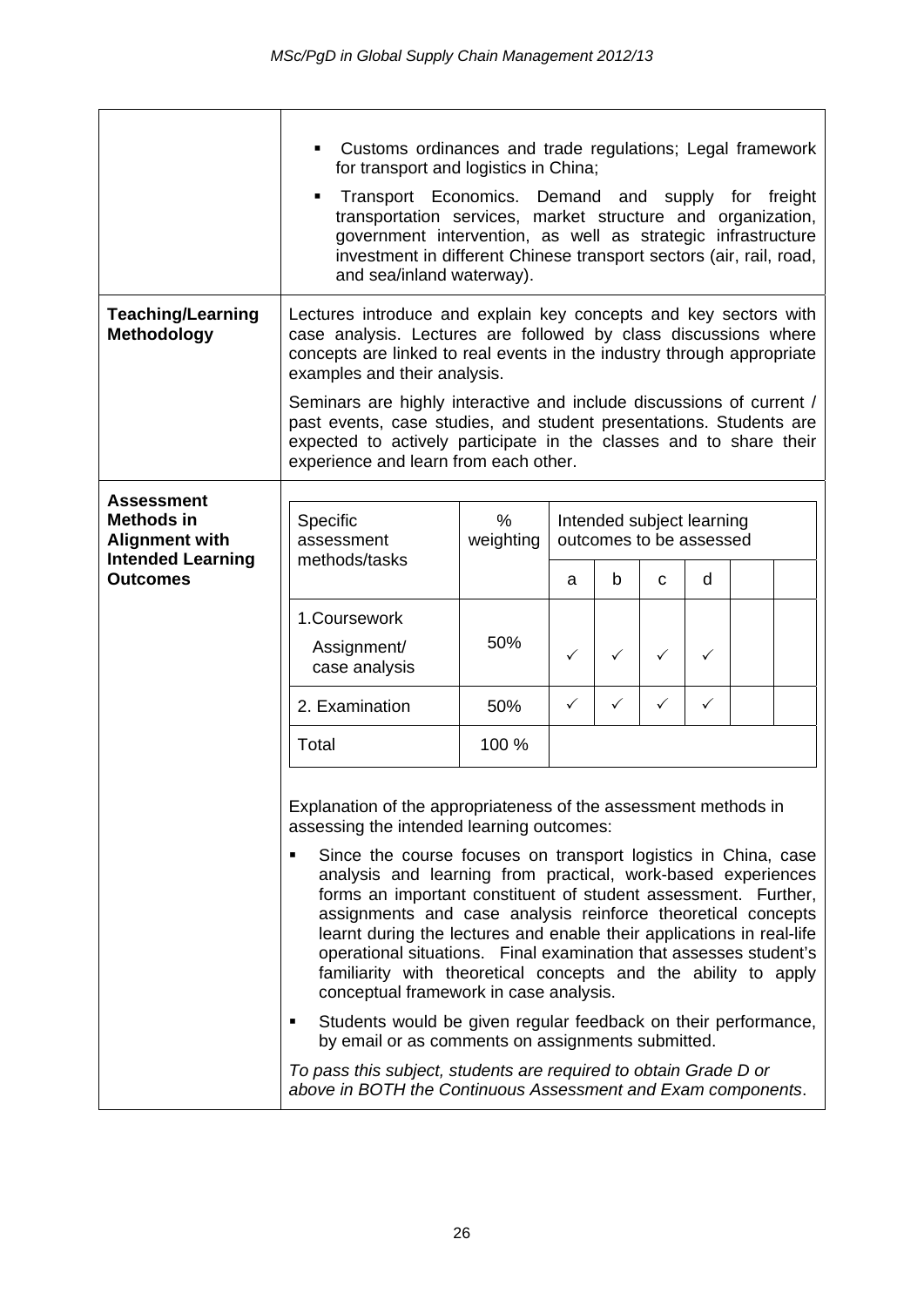| | |
|---|---|
| | ▪ Customs ordinances and trade regulations; Legal framework for transport and logistics in China;<br>▪ Transport Economics. Demand and supply for freight transportation services, market structure and organization, government intervention, as well as strategic infrastructure investment in different Chinese transport sectors (air, rail, road, and sea/inland waterway). |
| **Teaching/Learning Methodology** | Lectures introduce and explain key concepts and key sectors with case analysis. Lectures are followed by class discussions where concepts are linked to real events in the industry through appropriate examples and their analysis.<br><br>Seminars are highly interactive and include discussions of current / past events, case studies, and student presentations. Students are expected to actively participate in the classes and to share their experience and learn from each other. |
| **Assessment Methods in Alignment with Intended Learning Outcomes** | (see table below) |

| Specific assessment methods/tasks | % weighting | Intended subject learning outcomes to be assessed | | | | | |
|---|---|---|---|---|---|---|---|
| | | a | b | c | d | | |
| 1.Coursework<br>Assignment/ case analysis | 50% | ✓ | ✓ | ✓ | ✓ | | |
| 2. Examination | 50% | ✓ | ✓ | ✓ | ✓ | | |
| Total | 100 % | | | | | | |

Explanation of the appropriateness of the assessment methods in assessing the intended learning outcomes:

- Since the course focuses on transport logistics in China, case analysis and learning from practical, work-based experiences forms an important constituent of student assessment. Further, assignments and case analysis reinforce theoretical concepts learnt during the lectures and enable their applications in real-life operational situations. Final examination that assesses student's familiarity with theoretical concepts and the ability to apply conceptual framework in case analysis.
- Students would be given regular feedback on their performance, by email or as comments on assignments submitted.

*To pass this subject, students are required to obtain Grade D or above in BOTH the Continuous Assessment and Exam components*.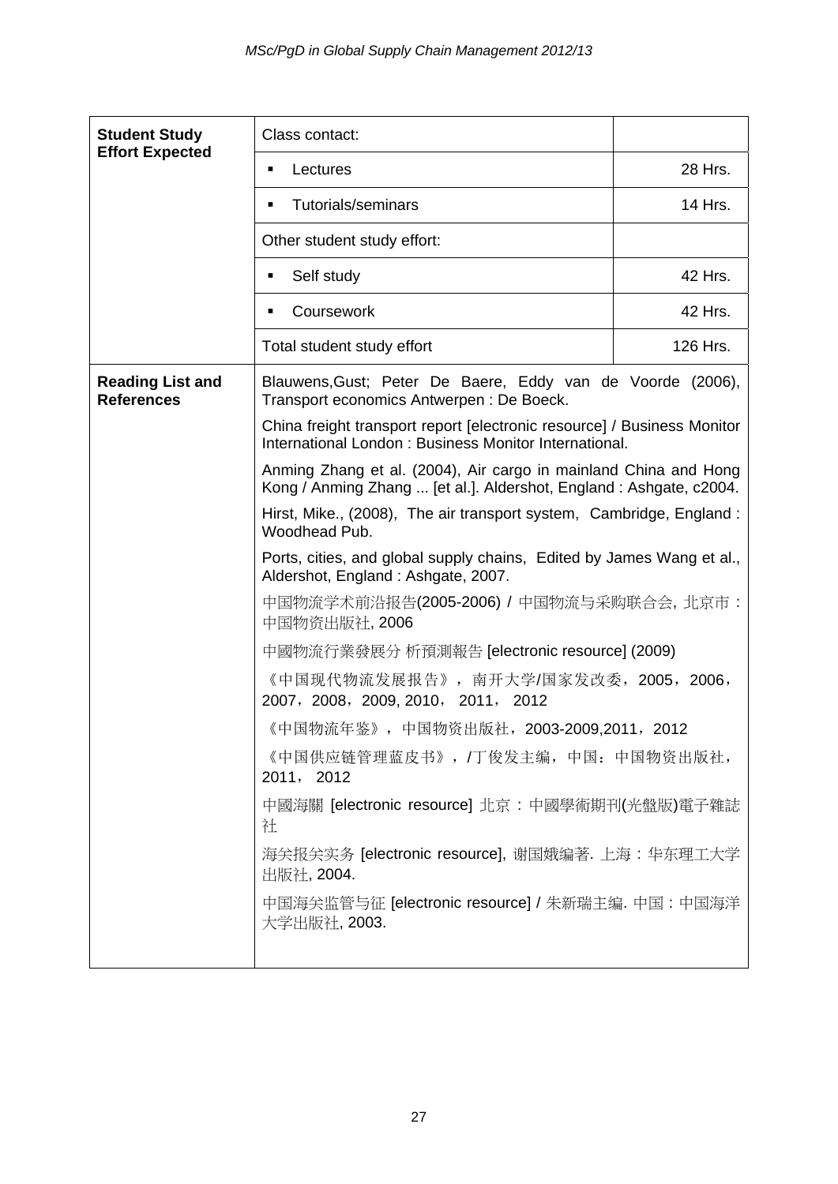| | | |
|---|---|---|
| **Student Study Effort Expected** | Class contact: | |
| | ▪ Lectures | 28 Hrs. |
| | ▪ Tutorials/seminars | 14 Hrs. |
| | Other student study effort: | |
| | ▪ Self study | 42 Hrs. |
| | ▪ Coursework | 42 Hrs. |
| | Total student study effort | 126 Hrs. |
| **Reading List and References** | Blauwens,Gust; Peter De Baere, Eddy van de Voorde (2006), Transport economics Antwerpen : De Boeck.<br><br>China freight transport report [electronic resource] / Business Monitor International London : Business Monitor International.<br><br>Anming Zhang et al. (2004), Air cargo in mainland China and Hong Kong / Anming Zhang ... [et al.]. Aldershot, England : Ashgate, c2004.<br><br>Hirst, Mike., (2008), The air transport system, Cambridge, England : Woodhead Pub.<br><br>Ports, cities, and global supply chains, Edited by James Wang et al., Aldershot, England : Ashgate, 2007.<br><br>中国物流学术前沿报告(2005-2006) / 中国物流与采购联合会, 北京市 : 中国物资出版社, 2006<br><br>中國物流行業發展分 析預測報告 [electronic resource] (2009)<br><br>《中国现代物流发展报告》，南开大学/国家发改委，2005，2006，2007，2008，2009, 2010， 2011， 2012<br><br>《中国物流年鉴》，中国物资出版社，2003-2009,2011，2012<br><br>《中国供应链管理蓝皮书》，/丁俊发主编，中国：中国物资出版社，2011， 2012<br><br>中國海關 [electronic resource] 北京 : 中國學術期刊(光盤版)電子雜誌社<br><br>海关报关实务 [electronic resource], 谢国娥编著. 上海 : 华东理工大学出版社, 2004.<br><br>中国海关监管与征 [electronic resource] / 朱新瑞主编. 中国 : 中国海洋大学出版社, 2003. | |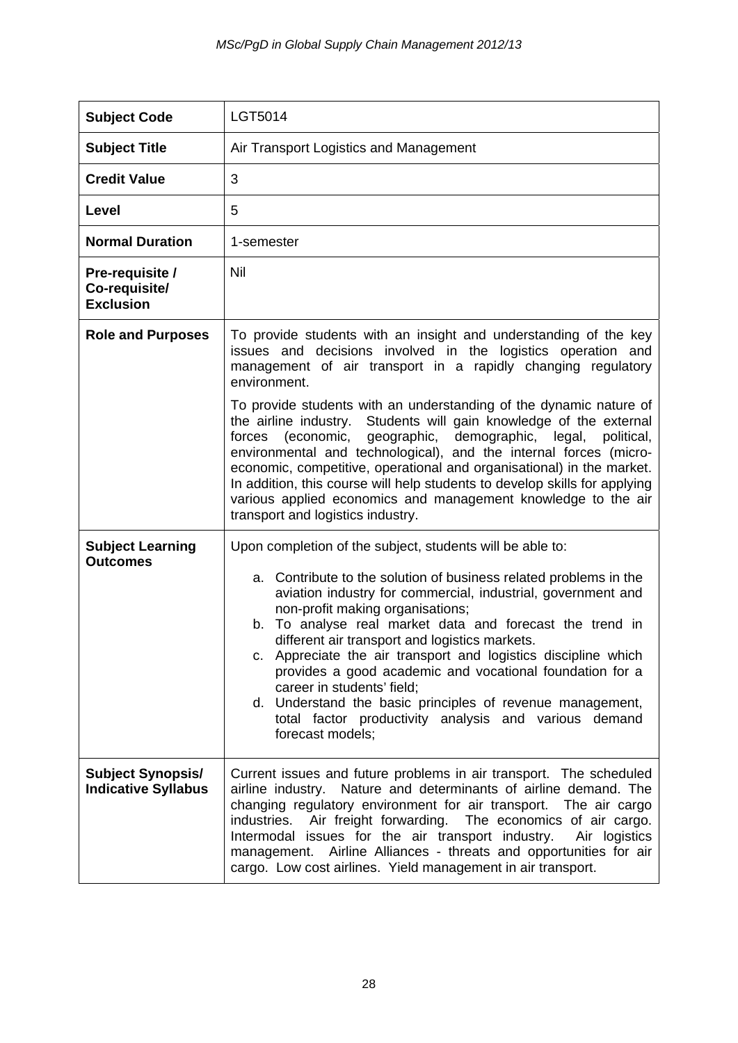| | |
|---|---|
| **Subject Code** | LGT5014 |
| **Subject Title** | Air Transport Logistics and Management |
| **Credit Value** | 3 |
| **Level** | 5 |
| **Normal Duration** | 1-semester |
| **Pre-requisite / Co-requisite/ Exclusion** | Nil |
| **Role and Purposes** | To provide students with an insight and understanding of the key issues and decisions involved in the logistics operation and management of air transport in a rapidly changing regulatory environment.<br><br>To provide students with an understanding of the dynamic nature of the airline industry. Students will gain knowledge of the external forces (economic, geographic, demographic, legal, political, environmental and technological), and the internal forces (micro-economic, competitive, operational and organisational) in the market. In addition, this course will help students to develop skills for applying various applied economics and management knowledge to the air transport and logistics industry. |
| **Subject Learning Outcomes** | Upon completion of the subject, students will be able to:<br><br>a. Contribute to the solution of business related problems in the aviation industry for commercial, industrial, government and non-profit making organisations;<br>b. To analyse real market data and forecast the trend in different air transport and logistics markets.<br>c. Appreciate the air transport and logistics discipline which provides a good academic and vocational foundation for a career in students' field;<br>d. Understand the basic principles of revenue management, total factor productivity analysis and various demand forecast models; |
| **Subject Synopsis/ Indicative Syllabus** | Current issues and future problems in air transport. The scheduled airline industry. Nature and determinants of airline demand. The changing regulatory environment for air transport. The air cargo industries. Air freight forwarding. The economics of air cargo. Intermodal issues for the air transport industry. Air logistics management. Airline Alliances - threats and opportunities for air cargo. Low cost airlines. Yield management in air transport. |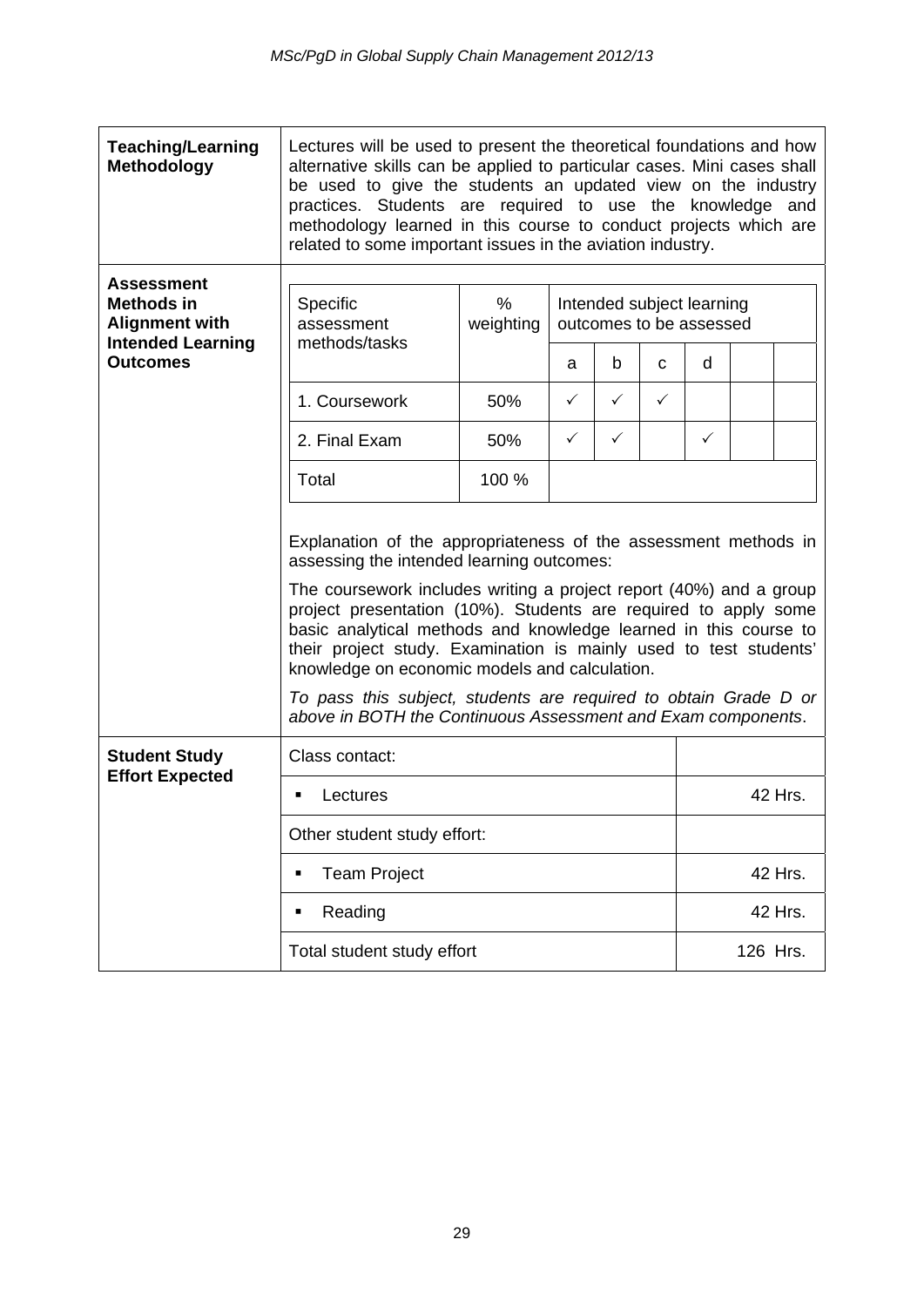| | |
|---|---|
| **Teaching/Learning Methodology** | Lectures will be used to present the theoretical foundations and how alternative skills can be applied to particular cases. Mini cases shall be used to give the students an updated view on the industry practices. Students are required to use the knowledge and methodology learned in this course to conduct projects which are related to some important issues in the aviation industry. |
| **Assessment Methods in Alignment with Intended Learning Outcomes** | (see table below) |

| Specific assessment methods/tasks | % weighting | Intended subject learning outcomes to be assessed | | | | | |
|---|---|---|---|---|---|---|---|
| | | a | b | c | d | | |
| 1. Coursework | 50% | ✓ | ✓ | ✓ | | | |
| 2. Final Exam | 50% | ✓ | ✓ | | ✓ | | |
| Total | 100 % | | | | | | |

Explanation of the appropriateness of the assessment methods in assessing the intended learning outcomes:

The coursework includes writing a project report (40%) and a group project presentation (10%). Students are required to apply some basic analytical methods and knowledge learned in this course to their project study. Examination is mainly used to test students' knowledge on economic models and calculation.

*To pass this subject, students are required to obtain Grade D or above in BOTH the Continuous Assessment and Exam components*.

| **Student Study Effort Expected** | | |
|---|---|---|
| | Class contact: | |
| | ▪ Lectures | 42 Hrs. |
| | Other student study effort: | |
| | ▪ Team Project | 42 Hrs. |
| | ▪ Reading | 42 Hrs. |
| | Total student study effort | 126 Hrs. |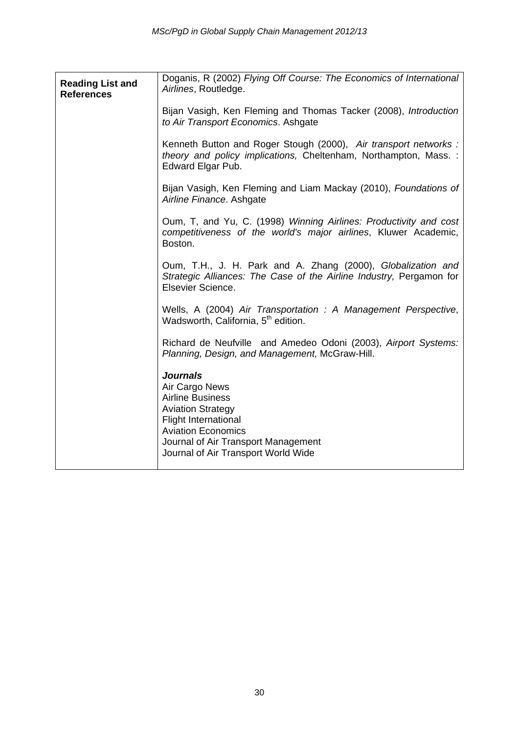| | |
|---|---|
| **Reading List and References** | Doganis, R (2002) *Flying Off Course: The Economics of International Airlines*, Routledge.<br><br>Bijan Vasigh, Ken Fleming and Thomas Tacker (2008), *Introduction to Air Transport Economics*. Ashgate<br><br>Kenneth Button and Roger Stough (2000), *Air transport networks : theory and policy implications,* Cheltenham, Northampton, Mass. : Edward Elgar Pub.<br><br>Bijan Vasigh, Ken Fleming and Liam Mackay (2010), *Foundations of Airline Finance*. Ashgate<br><br>Oum, T, and Yu, C. (1998) *Winning Airlines: Productivity and cost competitiveness of the world's major airlines*, Kluwer Academic, Boston.<br><br>Oum, T.H., J. H. Park and A. Zhang (2000), *Globalization and Strategic Alliances: The Case of the Airline Industry,* Pergamon for Elsevier Science.<br><br>Wells, A (2004) *Air Transportation : A Management Perspective*, Wadsworth, California, 5th edition.<br><br>Richard de Neufville and Amedeo Odoni (2003), *Airport Systems: Planning, Design, and Management,* McGraw-Hill.<br><br>***Journals***<br>Air Cargo News<br>Airline Business<br>Aviation Strategy<br>Flight International<br>Aviation Economics<br>Journal of Air Transport Management<br>Journal of Air Transport World Wide |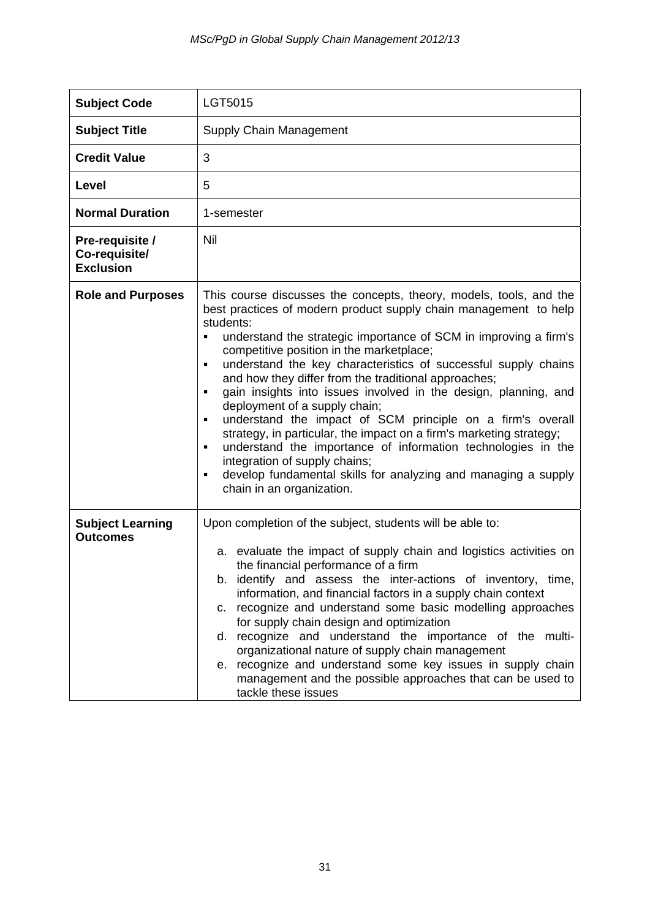| | |
|---|---|
| **Subject Code** | LGT5015 |
| **Subject Title** | Supply Chain Management |
| **Credit Value** | 3 |
| **Level** | 5 |
| **Normal Duration** | 1-semester |
| **Pre-requisite / Co-requisite/ Exclusion** | Nil |
| **Role and Purposes** | This course discusses the concepts, theory, models, tools, and the best practices of modern product supply chain management to help students:<br>▪ understand the strategic importance of SCM in improving a firm's competitive position in the marketplace;<br>▪ understand the key characteristics of successful supply chains and how they differ from the traditional approaches;<br>▪ gain insights into issues involved in the design, planning, and deployment of a supply chain;<br>▪ understand the impact of SCM principle on a firm's overall strategy, in particular, the impact on a firm's marketing strategy;<br>▪ understand the importance of information technologies in the integration of supply chains;<br>▪ develop fundamental skills for analyzing and managing a supply chain in an organization. |
| **Subject Learning Outcomes** | Upon completion of the subject, students will be able to:<br>a. evaluate the impact of supply chain and logistics activities on the financial performance of a firm<br>b. identify and assess the inter-actions of inventory, time, information, and financial factors in a supply chain context<br>c. recognize and understand some basic modelling approaches for supply chain design and optimization<br>d. recognize and understand the importance of the multi-organizational nature of supply chain management<br>e. recognize and understand some key issues in supply chain management and the possible approaches that can be used to tackle these issues |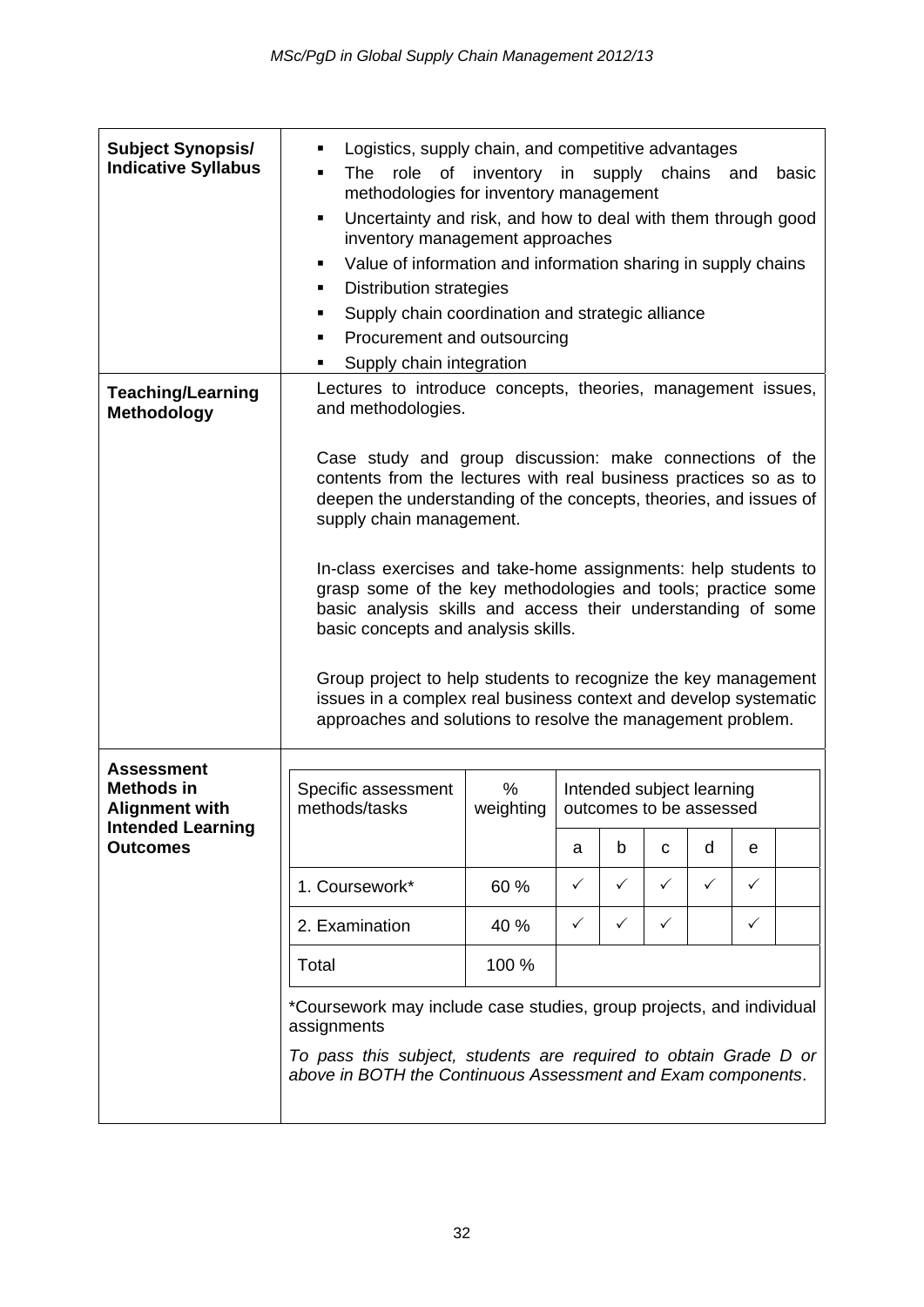| | |
|---|---|
| **Subject Synopsis/ Indicative Syllabus** | ▪ Logistics, supply chain, and competitive advantages<br>▪ The role of inventory in supply chains and basic methodologies for inventory management<br>▪ Uncertainty and risk, and how to deal with them through good inventory management approaches<br>▪ Value of information and information sharing in supply chains<br>▪ Distribution strategies<br>▪ Supply chain coordination and strategic alliance<br>▪ Procurement and outsourcing<br>▪ Supply chain integration |
| **Teaching/Learning Methodology** | Lectures to introduce concepts, theories, management issues, and methodologies.<br><br>Case study and group discussion: make connections of the contents from the lectures with real business practices so as to deepen the understanding of the concepts, theories, and issues of supply chain management.<br><br>In-class exercises and take-home assignments: help students to grasp some of the key methodologies and tools; practice some basic analysis skills and access their understanding of some basic concepts and analysis skills.<br><br>Group project to help students to recognize the key management issues in a complex real business context and develop systematic approaches and solutions to resolve the management problem. |
| **Assessment Methods in Alignment with Intended Learning Outcomes** | (see table below) |

| Specific assessment methods/tasks | % weighting | Intended subject learning outcomes to be assessed | | | | | |
|---|---|---|---|---|---|---|---|
| | | a | b | c | d | e | |
| 1. Coursework* | 60 % | ✓ | ✓ | ✓ | ✓ | ✓ | |
| 2. Examination | 40 % | ✓ | ✓ | ✓ | | ✓ | |
| Total | 100 % | | | | | | |

*Coursework may include case studies, group projects, and individual assignments

*To pass this subject, students are required to obtain Grade D or above in BOTH the Continuous Assessment and Exam components.*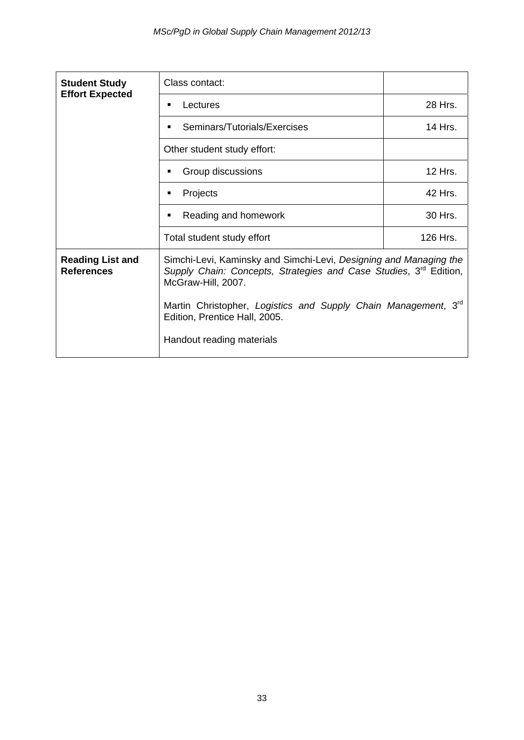| | | |
|---|---|---|
| **Student Study Effort Expected** | Class contact: | |
| | ▪ Lectures | 28 Hrs. |
| | ▪ Seminars/Tutorials/Exercises | 14 Hrs. |
| | Other student study effort: | |
| | ▪ Group discussions | 12 Hrs. |
| | ▪ Projects | 42 Hrs. |
| | ▪ Reading and homework | 30 Hrs. |
| | Total student study effort | 126 Hrs. |
| **Reading List and References** | Simchi-Levi, Kaminsky and Simchi-Levi, *Designing and Managing the Supply Chain: Concepts, Strategies and Case Studies*, 3rd Edition, McGraw-Hill, 2007.<br><br>Martin Christopher, *Logistics and Supply Chain Management*, 3rd Edition, Prentice Hall, 2005.<br><br>Handout reading materials | |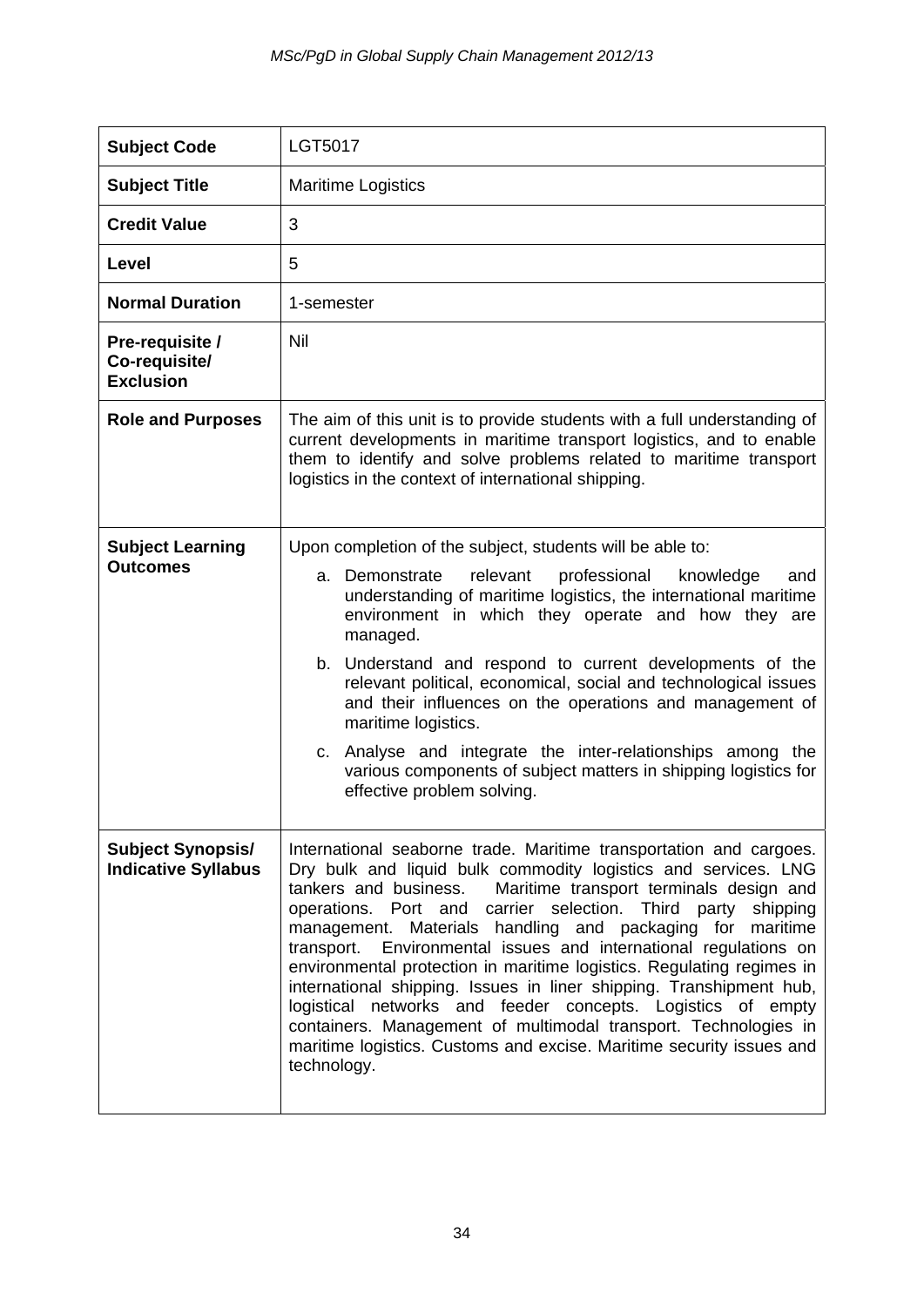| | |
|---|---|
| **Subject Code** | LGT5017 |
| **Subject Title** | Maritime Logistics |
| **Credit Value** | 3 |
| **Level** | 5 |
| **Normal Duration** | 1-semester |
| **Pre-requisite / Co-requisite/ Exclusion** | Nil |
| **Role and Purposes** | The aim of this unit is to provide students with a full understanding of current developments in maritime transport logistics, and to enable them to identify and solve problems related to maritime transport logistics in the context of international shipping. |
| **Subject Learning Outcomes** | Upon completion of the subject, students will be able to:<br>a. Demonstrate relevant professional knowledge and understanding of maritime logistics, the international maritime environment in which they operate and how they are managed.<br>b. Understand and respond to current developments of the relevant political, economical, social and technological issues and their influences on the operations and management of maritime logistics.<br>c. Analyse and integrate the inter-relationships among the various components of subject matters in shipping logistics for effective problem solving. |
| **Subject Synopsis/ Indicative Syllabus** | International seaborne trade. Maritime transportation and cargoes. Dry bulk and liquid bulk commodity logistics and services. LNG tankers and business. Maritime transport terminals design and operations. Port and carrier selection. Third party shipping management. Materials handling and packaging for maritime transport. Environmental issues and international regulations on environmental protection in maritime logistics. Regulating regimes in international shipping. Issues in liner shipping. Transhipment hub, logistical networks and feeder concepts. Logistics of empty containers. Management of multimodal transport. Technologies in maritime logistics. Customs and excise. Maritime security issues and technology. |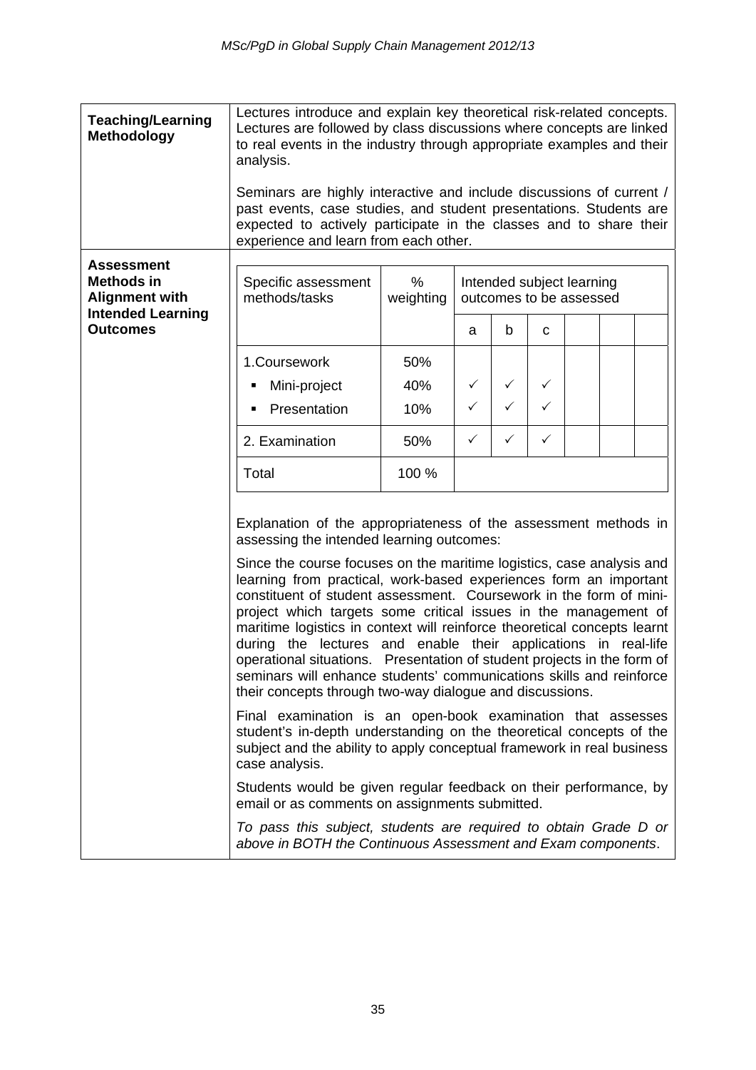| | |
|---|---|
| **Teaching/Learning Methodology** | Lectures introduce and explain key theoretical risk-related concepts. Lectures are followed by class discussions where concepts are linked to real events in the industry through appropriate examples and their analysis.<br><br>Seminars are highly interactive and include discussions of current / past events, case studies, and student presentations. Students are expected to actively participate in the classes and to share their experience and learn from each other. |
| **Assessment Methods in Alignment with Intended Learning Outcomes** | See table and explanation below. |

| Specific assessment methods/tasks | % weighting | Intended subject learning outcomes to be assessed | | | | | |
|---|---|---|---|---|---|---|---|
| | | a | b | c | | | |
| 1.Coursework | 50% | | | | | | |
| ▪ Mini-project | 40% | ✓ | ✓ | ✓ | | | |
| ▪ Presentation | 10% | ✓ | ✓ | ✓ | | | |
| 2. Examination | 50% | ✓ | ✓ | ✓ | | | |
| Total | 100 % | | | | | | |

Explanation of the appropriateness of the assessment methods in assessing the intended learning outcomes:

Since the course focuses on the maritime logistics, case analysis and learning from practical, work-based experiences form an important constituent of student assessment. Coursework in the form of mini-project which targets some critical issues in the management of maritime logistics in context will reinforce theoretical concepts learnt during the lectures and enable their applications in real-life operational situations. Presentation of student projects in the form of seminars will enhance students' communications skills and reinforce their concepts through two-way dialogue and discussions.

Final examination is an open-book examination that assesses student's in-depth understanding on the theoretical concepts of the subject and the ability to apply conceptual framework in real business case analysis.

Students would be given regular feedback on their performance, by email or as comments on assignments submitted.

*To pass this subject, students are required to obtain Grade D or above in BOTH the Continuous Assessment and Exam components*.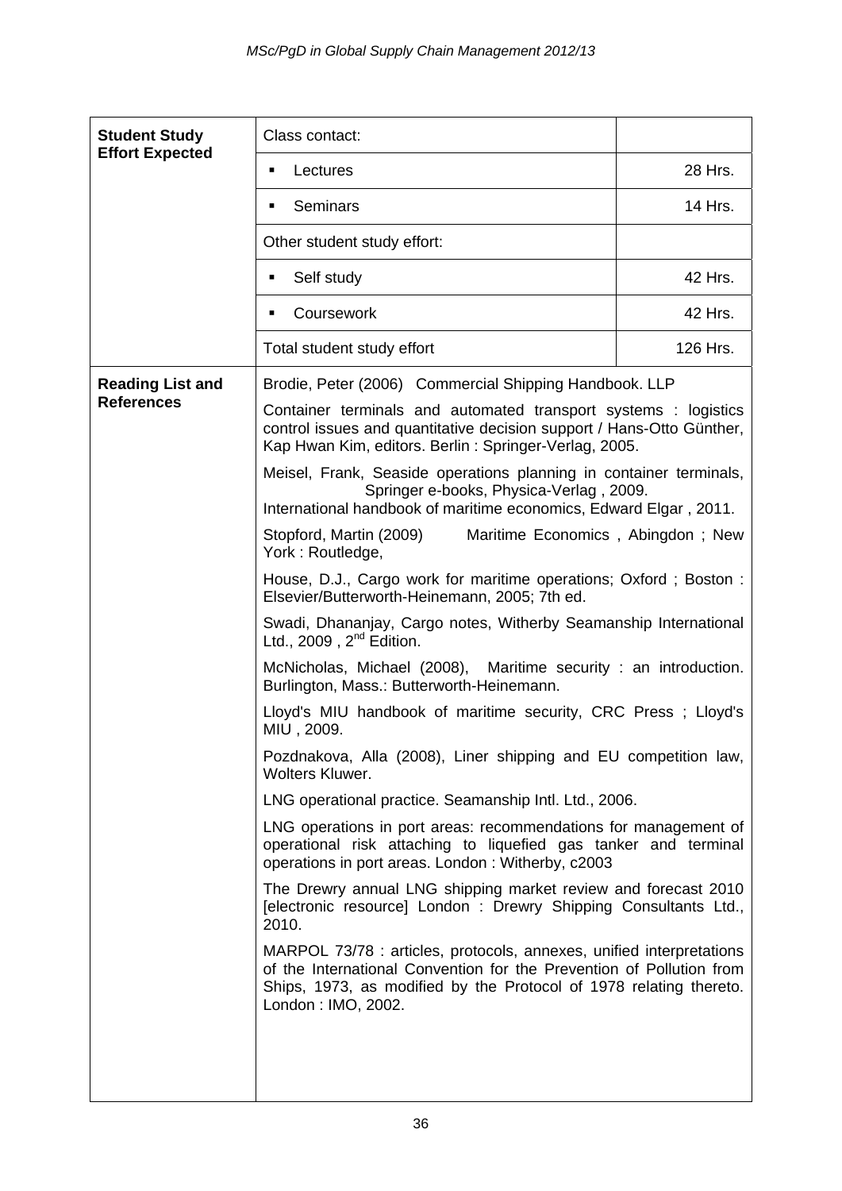| | | |
|---|---|---|
| **Student Study Effort Expected** | Class contact: | |
| | ▪ Lectures | 28 Hrs. |
| | ▪ Seminars | 14 Hrs. |
| | Other student study effort: | |
| | ▪ Self study | 42 Hrs. |
| | ▪ Coursework | 42 Hrs. |
| | Total student study effort | 126 Hrs. |
| **Reading List and References** | Brodie, Peter (2006) Commercial Shipping Handbook. LLP<br><br>Container terminals and automated transport systems : logistics control issues and quantitative decision support / Hans-Otto Günther, Kap Hwan Kim, editors. Berlin : Springer-Verlag, 2005.<br><br>Meisel, Frank, Seaside operations planning in container terminals, Springer e-books, Physica-Verlag , 2009.<br>International handbook of maritime economics, Edward Elgar , 2011.<br><br>Stopford, Martin (2009) Maritime Economics , Abingdon ; New York : Routledge,<br><br>House, D.J., Cargo work for maritime operations; Oxford ; Boston : Elsevier/Butterworth-Heinemann, 2005; 7th ed.<br><br>Swadi, Dhananjay, Cargo notes, Witherby Seamanship International Ltd., 2009 , 2nd Edition.<br><br>McNicholas, Michael (2008), Maritime security : an introduction. Burlington, Mass.: Butterworth-Heinemann.<br><br>Lloyd's MIU handbook of maritime security, CRC Press ; Lloyd's MIU , 2009.<br><br>Pozdnakova, Alla (2008), Liner shipping and EU competition law, Wolters Kluwer.<br><br>LNG operational practice. Seamanship Intl. Ltd., 2006.<br><br>LNG operations in port areas: recommendations for management of operational risk attaching to liquefied gas tanker and terminal operations in port areas. London : Witherby, c2003<br><br>The Drewry annual LNG shipping market review and forecast 2010 [electronic resource] London : Drewry Shipping Consultants Ltd., 2010.<br><br>MARPOL 73/78 : articles, protocols, annexes, unified interpretations of the International Convention for the Prevention of Pollution from Ships, 1973, as modified by the Protocol of 1978 relating thereto. London : IMO, 2002. | |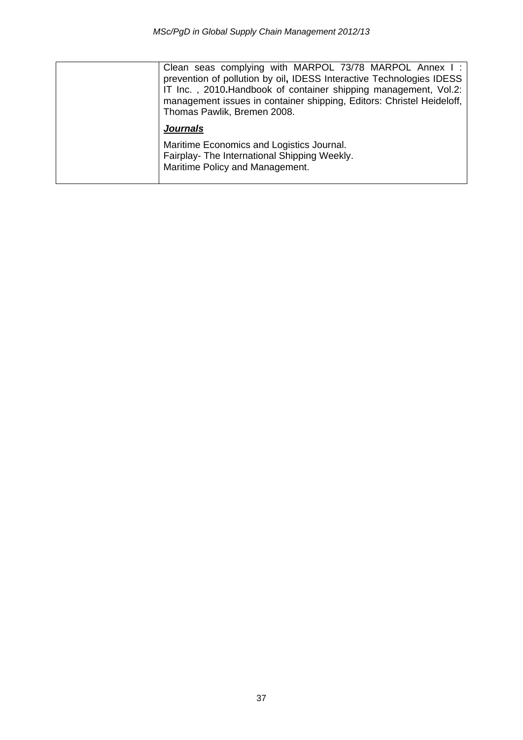| | |
|---|---|
| | Clean seas complying with MARPOL 73/78 MARPOL Annex I : prevention of pollution by oil**,** IDESS Interactive Technologies IDESS IT Inc. , 2010**.**Handbook of container shipping management, Vol.2: management issues in container shipping, Editors: Christel Heideloff, Thomas Pawlik, Bremen 2008.<br><br>***<u>Journals</u>***<br><br>Maritime Economics and Logistics Journal.<br>Fairplay- The International Shipping Weekly.<br>Maritime Policy and Management. |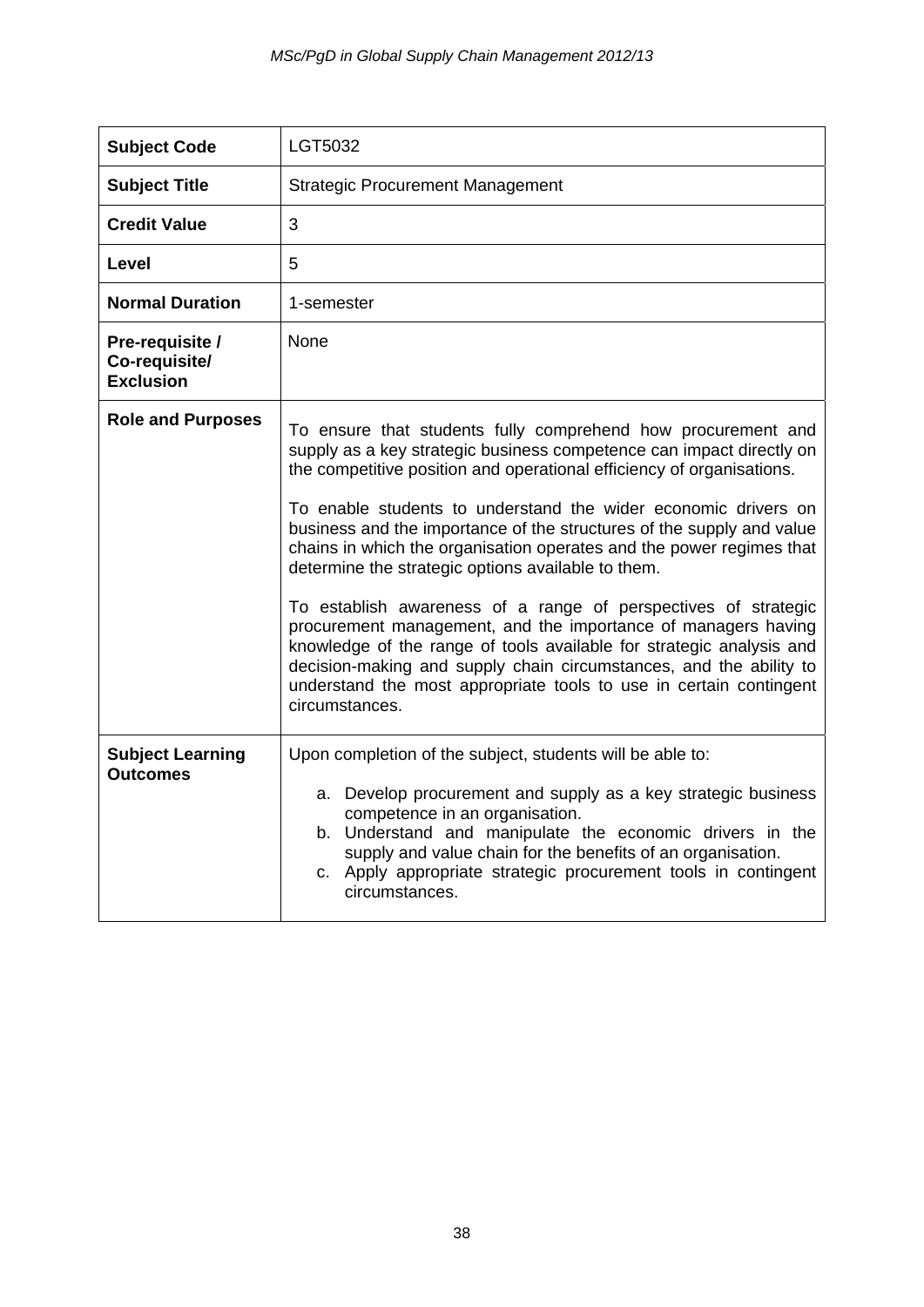| | |
|---|---|
| **Subject Code** | LGT5032 |
| **Subject Title** | Strategic Procurement Management |
| **Credit Value** | 3 |
| **Level** | 5 |
| **Normal Duration** | 1-semester |
| **Pre-requisite / Co-requisite/ Exclusion** | None |
| **Role and Purposes** | To ensure that students fully comprehend how procurement and supply as a key strategic business competence can impact directly on the competitive position and operational efficiency of organisations.<br><br>To enable students to understand the wider economic drivers on business and the importance of the structures of the supply and value chains in which the organisation operates and the power regimes that determine the strategic options available to them.<br><br>To establish awareness of a range of perspectives of strategic procurement management, and the importance of managers having knowledge of the range of tools available for strategic analysis and decision-making and supply chain circumstances, and the ability to understand the most appropriate tools to use in certain contingent circumstances. |
| **Subject Learning Outcomes** | Upon completion of the subject, students will be able to:<br><br>a. Develop procurement and supply as a key strategic business competence in an organisation.<br>b. Understand and manipulate the economic drivers in the supply and value chain for the benefits of an organisation.<br>c. Apply appropriate strategic procurement tools in contingent circumstances. |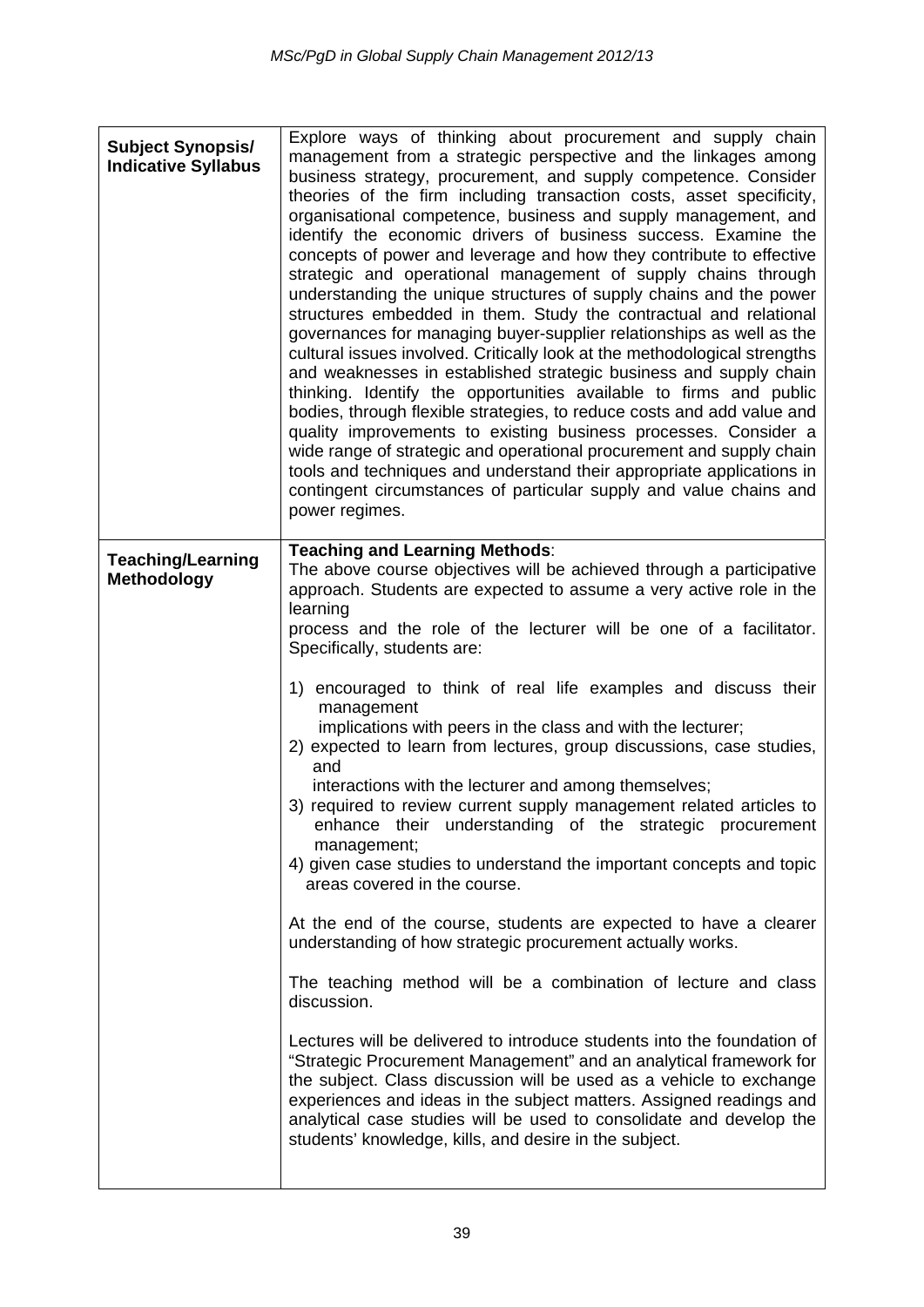| | |
|---|---|
| **Subject Synopsis/ Indicative Syllabus** | Explore ways of thinking about procurement and supply chain management from a strategic perspective and the linkages among business strategy, procurement, and supply competence. Consider theories of the firm including transaction costs, asset specificity, organisational competence, business and supply management, and identify the economic drivers of business success. Examine the concepts of power and leverage and how they contribute to effective strategic and operational management of supply chains through understanding the unique structures of supply chains and the power structures embedded in them. Study the contractual and relational governances for managing buyer-supplier relationships as well as the cultural issues involved. Critically look at the methodological strengths and weaknesses in established strategic business and supply chain thinking. Identify the opportunities available to firms and public bodies, through flexible strategies, to reduce costs and add value and quality improvements to existing business processes. Consider a wide range of strategic and operational procurement and supply chain tools and techniques and understand their appropriate applications in contingent circumstances of particular supply and value chains and power regimes. |
| **Teaching/Learning Methodology** | **Teaching and Learning Methods**:<br>The above course objectives will be achieved through a participative approach. Students are expected to assume a very active role in the learning process and the role of the lecturer will be one of a facilitator. Specifically, students are:<br><br>1) encouraged to think of real life examples and discuss their management implications with peers in the class and with the lecturer;<br>2) expected to learn from lectures, group discussions, case studies, and interactions with the lecturer and among themselves;<br>3) required to review current supply management related articles to enhance their understanding of the strategic procurement management;<br>4) given case studies to understand the important concepts and topic areas covered in the course.<br><br>At the end of the course, students are expected to have a clearer understanding of how strategic procurement actually works.<br><br>The teaching method will be a combination of lecture and class discussion.<br><br>Lectures will be delivered to introduce students into the foundation of "Strategic Procurement Management" and an analytical framework for the subject. Class discussion will be used as a vehicle to exchange experiences and ideas in the subject matters. Assigned readings and analytical case studies will be used to consolidate and develop the students' knowledge, kills, and desire in the subject. |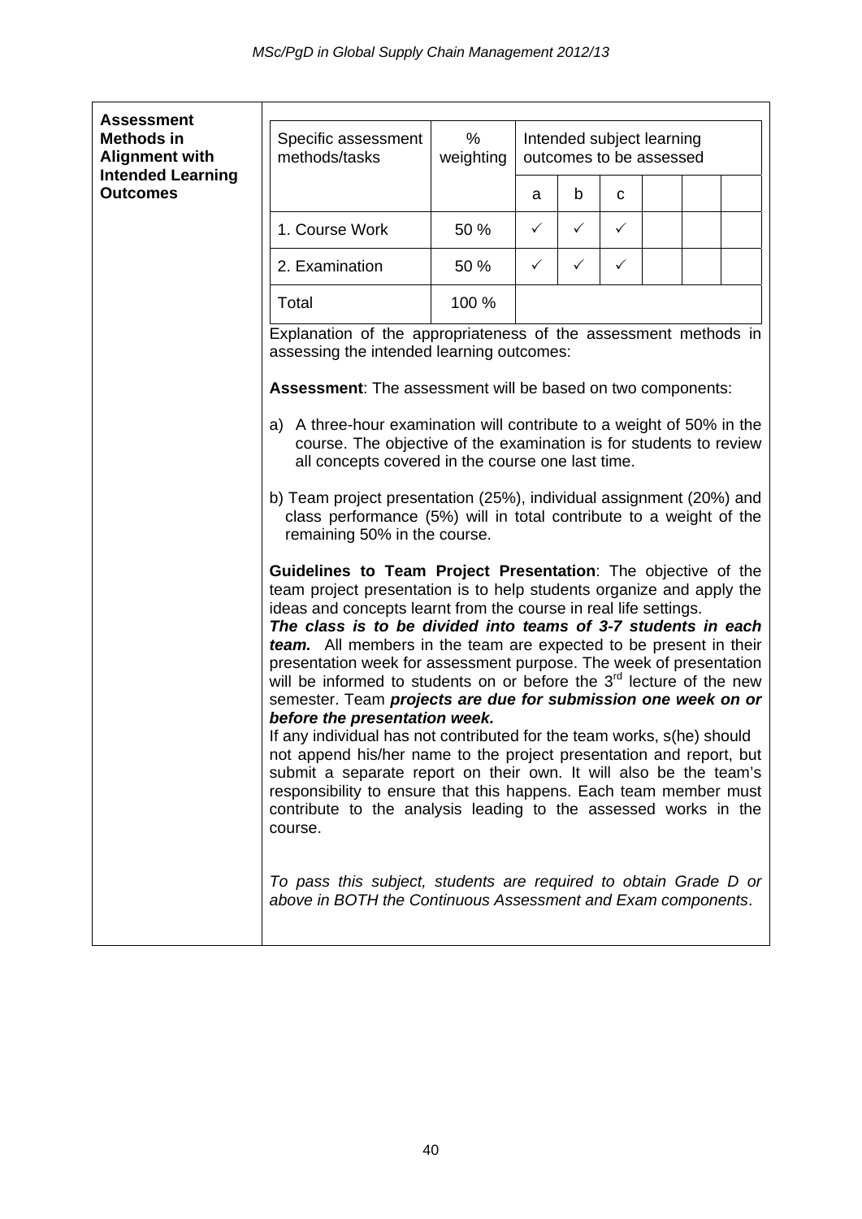**Assessment Methods in Alignment with Intended Learning Outcomes**

| Specific assessment methods/tasks | % weighting | Intended subject learning outcomes to be assessed | | | | | |
|---|---|---|---|---|---|---|---|
| | | a | b | c | | | |
| 1. Course Work | 50 % | ✓ | ✓ | ✓ | | | |
| 2. Examination | 50 % | ✓ | ✓ | ✓ | | | |
| Total | 100 % | | | | | | |

Explanation of the appropriateness of the assessment methods in assessing the intended learning outcomes:

**Assessment**: The assessment will be based on two components:

a) A three-hour examination will contribute to a weight of 50% in the course. The objective of the examination is for students to review all concepts covered in the course one last time.

b) Team project presentation (25%), individual assignment (20%) and class performance (5%) will in total contribute to a weight of the remaining 50% in the course.

**Guidelines to Team Project Presentation**: The objective of the team project presentation is to help students organize and apply the ideas and concepts learnt from the course in real life settings.
***The class is to be divided into teams of 3-7 students in each team.*** All members in the team are expected to be present in their presentation week for assessment purpose. The week of presentation will be informed to students on or before the 3rd lecture of the new semester. Team ***projects are due for submission one week on or before the presentation week.***
If any individual has not contributed for the team works, s(he) should not append his/her name to the project presentation and report, but submit a separate report on their own. It will also be the team's responsibility to ensure that this happens. Each team member must contribute to the analysis leading to the assessed works in the course.

*To pass this subject, students are required to obtain Grade D or above in BOTH the Continuous Assessment and Exam components*.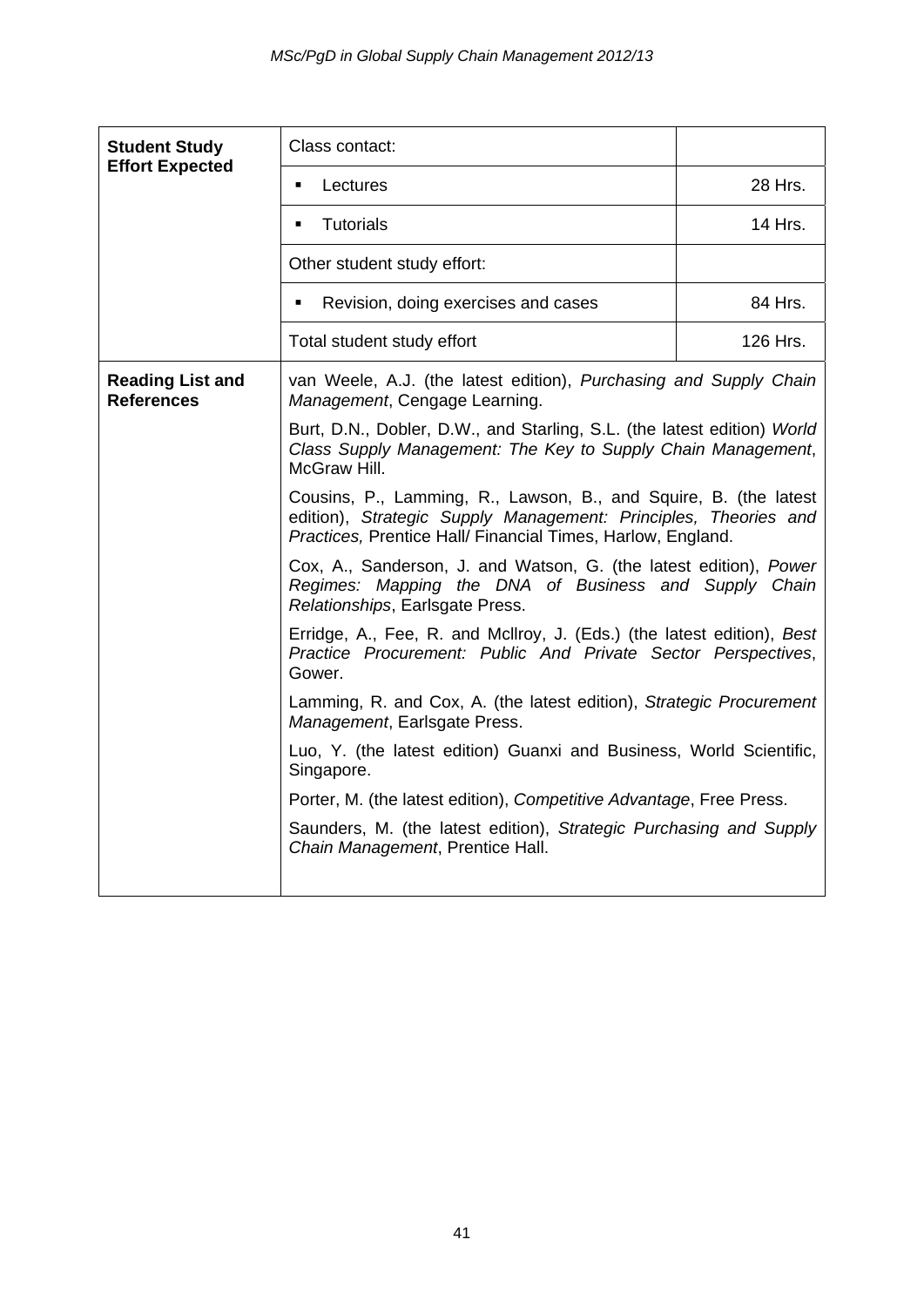| | | |
|---|---|---|
| **Student Study Effort Expected** | Class contact: | |
| | ▪ Lectures | 28 Hrs. |
| | ▪ Tutorials | 14 Hrs. |
| | Other student study effort: | |
| | ▪ Revision, doing exercises and cases | 84 Hrs. |
| | Total student study effort | 126 Hrs. |
| **Reading List and References** | van Weele, A.J. (the latest edition), *Purchasing and Supply Chain Management*, Cengage Learning.<br><br>Burt, D.N., Dobler, D.W., and Starling, S.L. (the latest edition) *World Class Supply Management: The Key to Supply Chain Management*, McGraw Hill.<br><br>Cousins, P., Lamming, R., Lawson, B., and Squire, B. (the latest edition), *Strategic Supply Management: Principles, Theories and Practices,* Prentice Hall/ Financial Times, Harlow, England.<br><br>Cox, A., Sanderson, J. and Watson, G. (the latest edition), *Power Regimes: Mapping the DNA of Business and Supply Chain Relationships*, Earlsgate Press.<br><br>Erridge, A., Fee, R. and McIlroy, J. (Eds.) (the latest edition), *Best Practice Procurement: Public And Private Sector Perspectives*, Gower.<br><br>Lamming, R. and Cox, A. (the latest edition), *Strategic Procurement Management*, Earlsgate Press.<br><br>Luo, Y. (the latest edition) Guanxi and Business, World Scientific, Singapore.<br><br>Porter, M. (the latest edition), *Competitive Advantage*, Free Press.<br><br>Saunders, M. (the latest edition), *Strategic Purchasing and Supply Chain Management*, Prentice Hall. | |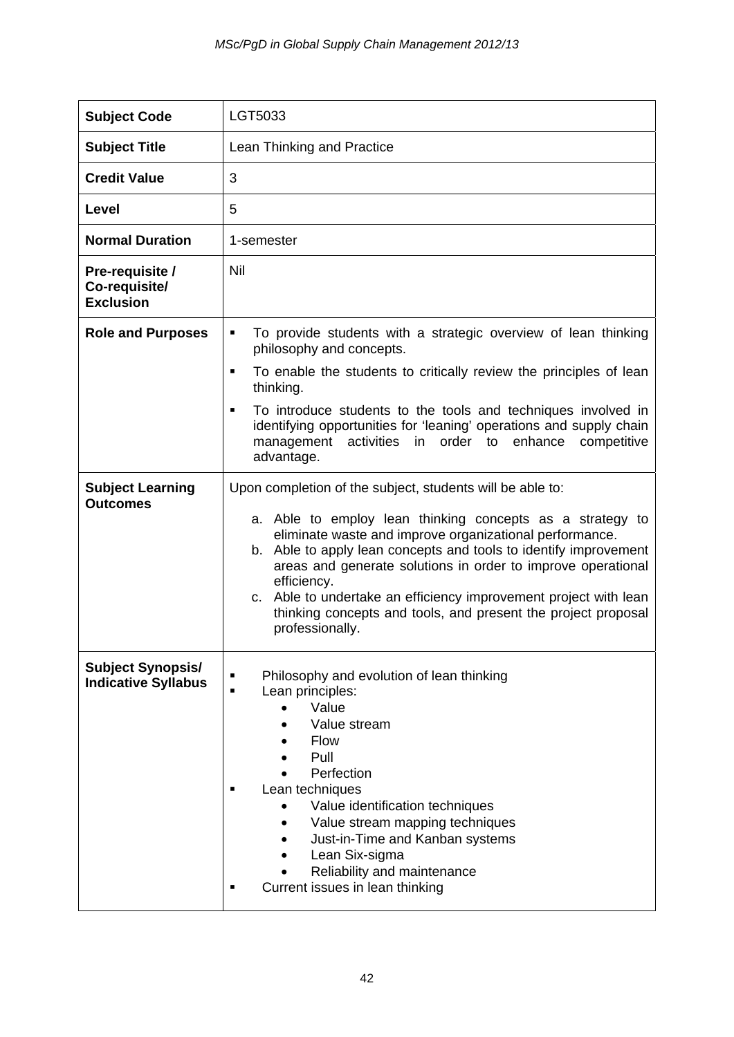| | |
|---|---|
| **Subject Code** | LGT5033 |
| **Subject Title** | Lean Thinking and Practice |
| **Credit Value** | 3 |
| **Level** | 5 |
| **Normal Duration** | 1-semester |
| **Pre-requisite / Co-requisite/ Exclusion** | Nil |
| **Role and Purposes** | ▪ To provide students with a strategic overview of lean thinking philosophy and concepts.<br>▪ To enable the students to critically review the principles of lean thinking.<br>▪ To introduce students to the tools and techniques involved in identifying opportunities for 'leaning' operations and supply chain management activities in order to enhance competitive advantage. |
| **Subject Learning Outcomes** | Upon completion of the subject, students will be able to:<br>a. Able to employ lean thinking concepts as a strategy to eliminate waste and improve organizational performance.<br>b. Able to apply lean concepts and tools to identify improvement areas and generate solutions in order to improve operational efficiency.<br>c. Able to undertake an efficiency improvement project with lean thinking concepts and tools, and present the project proposal professionally. |
| **Subject Synopsis/ Indicative Syllabus** | ▪ Philosophy and evolution of lean thinking<br>▪ Lean principles:<br>• Value<br>• Value stream<br>• Flow<br>• Pull<br>• Perfection<br>▪ Lean techniques<br>• Value identification techniques<br>• Value stream mapping techniques<br>• Just-in-Time and Kanban systems<br>• Lean Six-sigma<br>• Reliability and maintenance<br>▪ Current issues in lean thinking |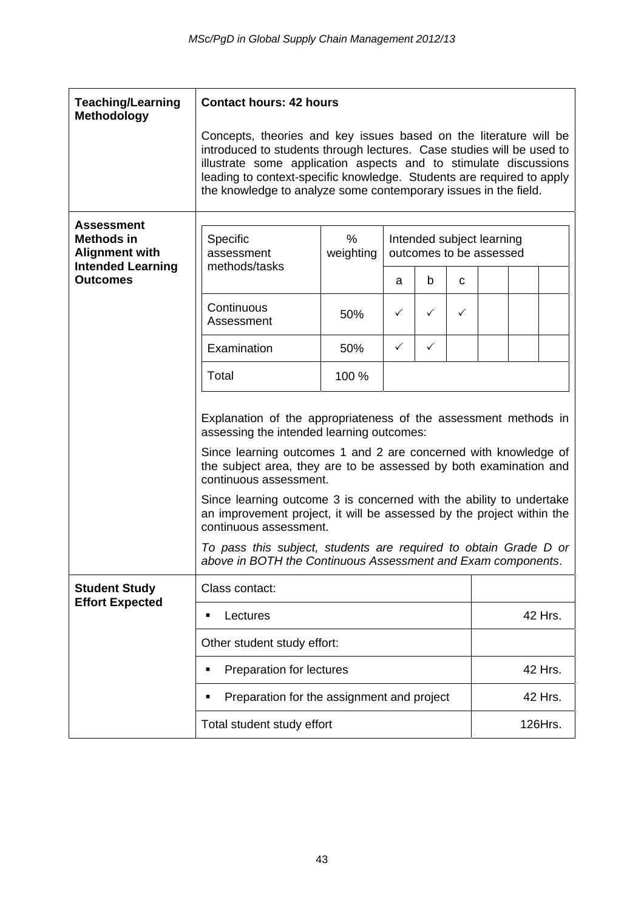| | |
|---|---|
| **Teaching/Learning Methodology** | **Contact hours: 42 hours**<br><br>Concepts, theories and key issues based on the literature will be introduced to students through lectures. Case studies will be used to illustrate some application aspects and to stimulate discussions leading to context-specific knowledge. Students are required to apply the knowledge to analyze some contemporary issues in the field. |
| **Assessment Methods in Alignment with Intended Learning Outcomes** | (see table below) |

| Specific assessment methods/tasks | % weighting | Intended subject learning outcomes to be assessed | | | | | |
|---|---|---|---|---|---|---|---|
| | | a | b | c | | | |
| Continuous Assessment | 50% | ✓ | ✓ | ✓ | | | |
| Examination | 50% | ✓ | ✓ | | | | |
| Total | 100 % | | | | | | |

Explanation of the appropriateness of the assessment methods in assessing the intended learning outcomes:

Since learning outcomes 1 and 2 are concerned with knowledge of the subject area, they are to be assessed by both examination and continuous assessment.

Since learning outcome 3 is concerned with the ability to undertake an improvement project, it will be assessed by the project within the continuous assessment.

*To pass this subject, students are required to obtain Grade D or above in BOTH the Continuous Assessment and Exam components*.

**Student Study Effort Expected**

| | |
|---|---|
| Class contact: | |
| ▪ Lectures | 42 Hrs. |
| Other student study effort: | |
| ▪ Preparation for lectures | 42 Hrs. |
| ▪ Preparation for the assignment and project | 42 Hrs. |
| Total student study effort | 126Hrs. |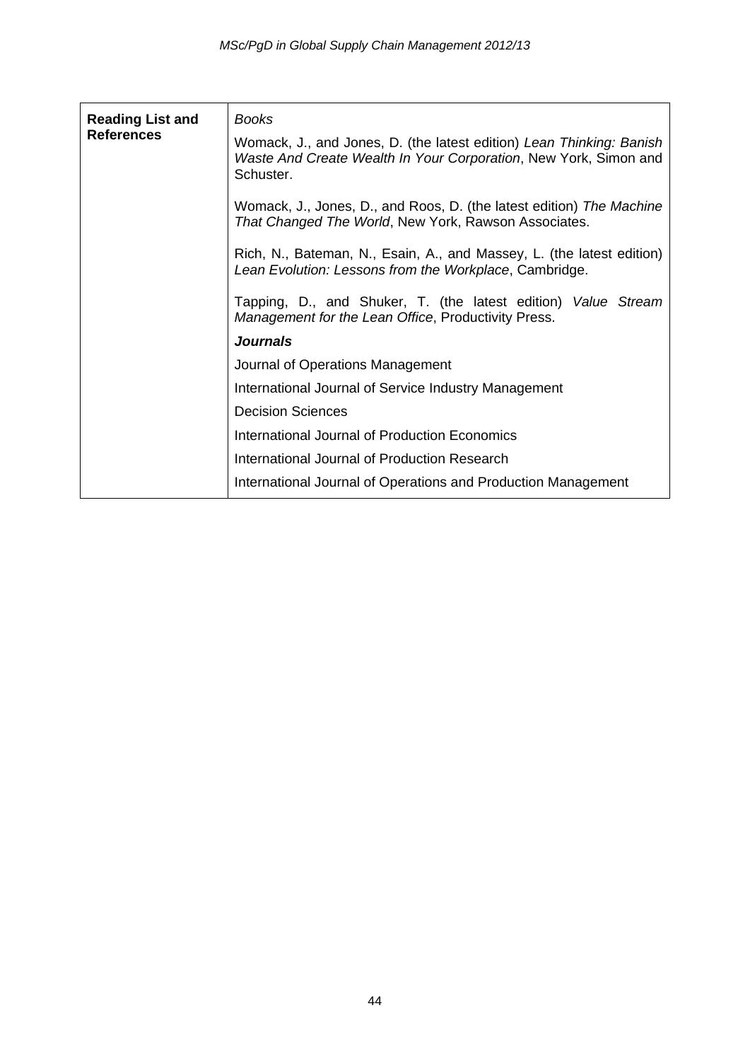| | |
|---|---|
| **Reading List and References** | *Books*<br><br>Womack, J., and Jones, D. (the latest edition) *Lean Thinking: Banish Waste And Create Wealth In Your Corporation*, New York, Simon and Schuster.<br><br>Womack, J., Jones, D., and Roos, D. (the latest edition) *The Machine That Changed The World*, New York, Rawson Associates.<br><br>Rich, N., Bateman, N., Esain, A., and Massey, L. (the latest edition) *Lean Evolution: Lessons from the Workplace*, Cambridge.<br><br>Tapping, D., and Shuker, T. (the latest edition) *Value Stream Management for the Lean Office*, Productivity Press.<br><br>***Journals***<br><br>Journal of Operations Management<br><br>International Journal of Service Industry Management<br><br>Decision Sciences<br><br>International Journal of Production Economics<br><br>International Journal of Production Research<br><br>International Journal of Operations and Production Management |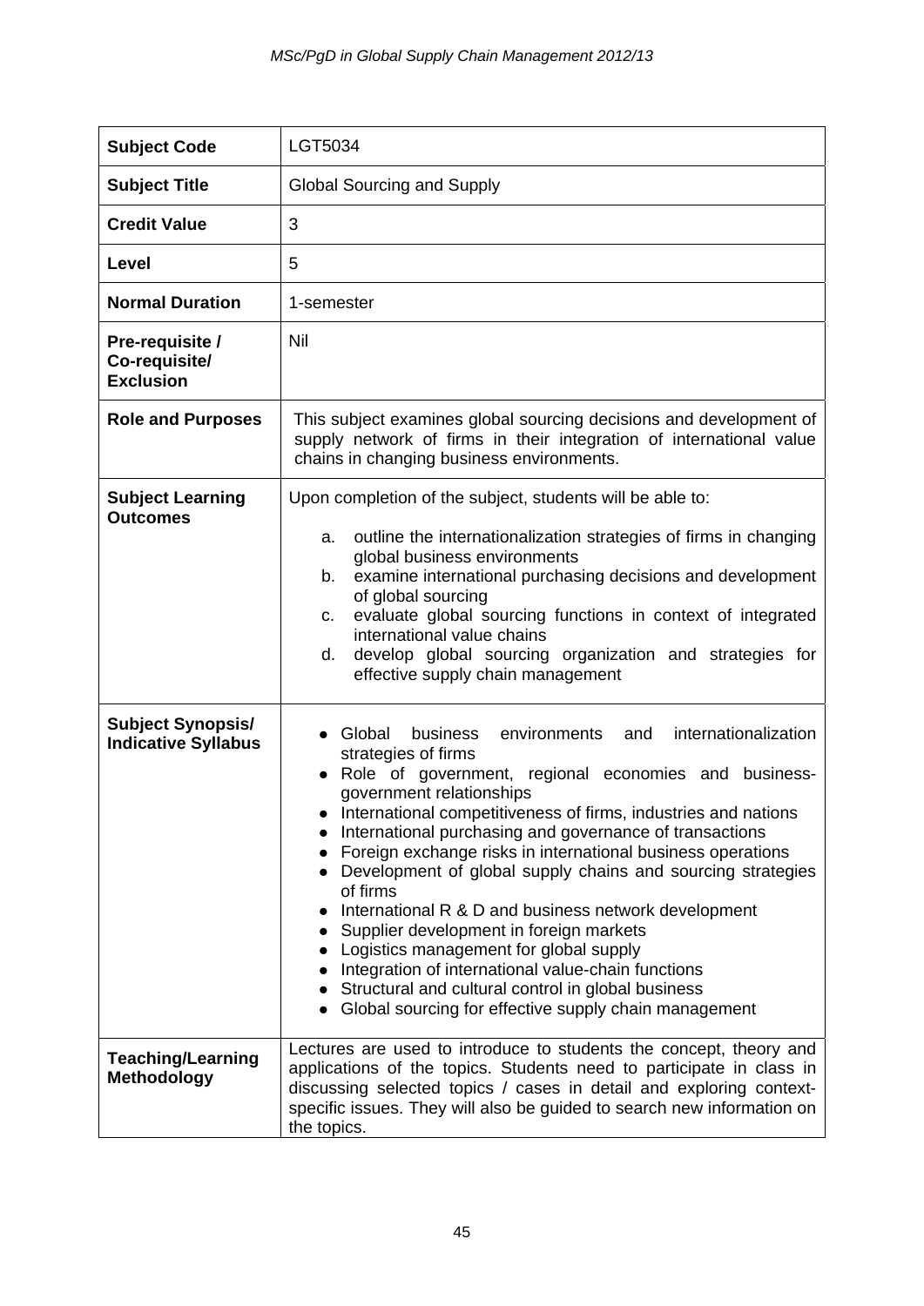| | |
|---|---|
| **Subject Code** | LGT5034 |
| **Subject Title** | Global Sourcing and Supply |
| **Credit Value** | 3 |
| **Level** | 5 |
| **Normal Duration** | 1-semester |
| **Pre-requisite / Co-requisite/ Exclusion** | Nil |
| **Role and Purposes** | This subject examines global sourcing decisions and development of supply network of firms in their integration of international value chains in changing business environments. |
| **Subject Learning Outcomes** | Upon completion of the subject, students will be able to:<br><br>a. outline the internationalization strategies of firms in changing global business environments<br>b. examine international purchasing decisions and development of global sourcing<br>c. evaluate global sourcing functions in context of integrated international value chains<br>d. develop global sourcing organization and strategies for effective supply chain management |
| **Subject Synopsis/ Indicative Syllabus** | • Global business environments and internationalization strategies of firms<br>• Role of government, regional economies and business-government relationships<br>• International competitiveness of firms, industries and nations<br>• International purchasing and governance of transactions<br>• Foreign exchange risks in international business operations<br>• Development of global supply chains and sourcing strategies of firms<br>• International R & D and business network development<br>• Supplier development in foreign markets<br>• Logistics management for global supply<br>• Integration of international value-chain functions<br>• Structural and cultural control in global business<br>• Global sourcing for effective supply chain management |
| **Teaching/Learning Methodology** | Lectures are used to introduce to students the concept, theory and applications of the topics. Students need to participate in class in discussing selected topics / cases in detail and exploring context-specific issues. They will also be guided to search new information on the topics. |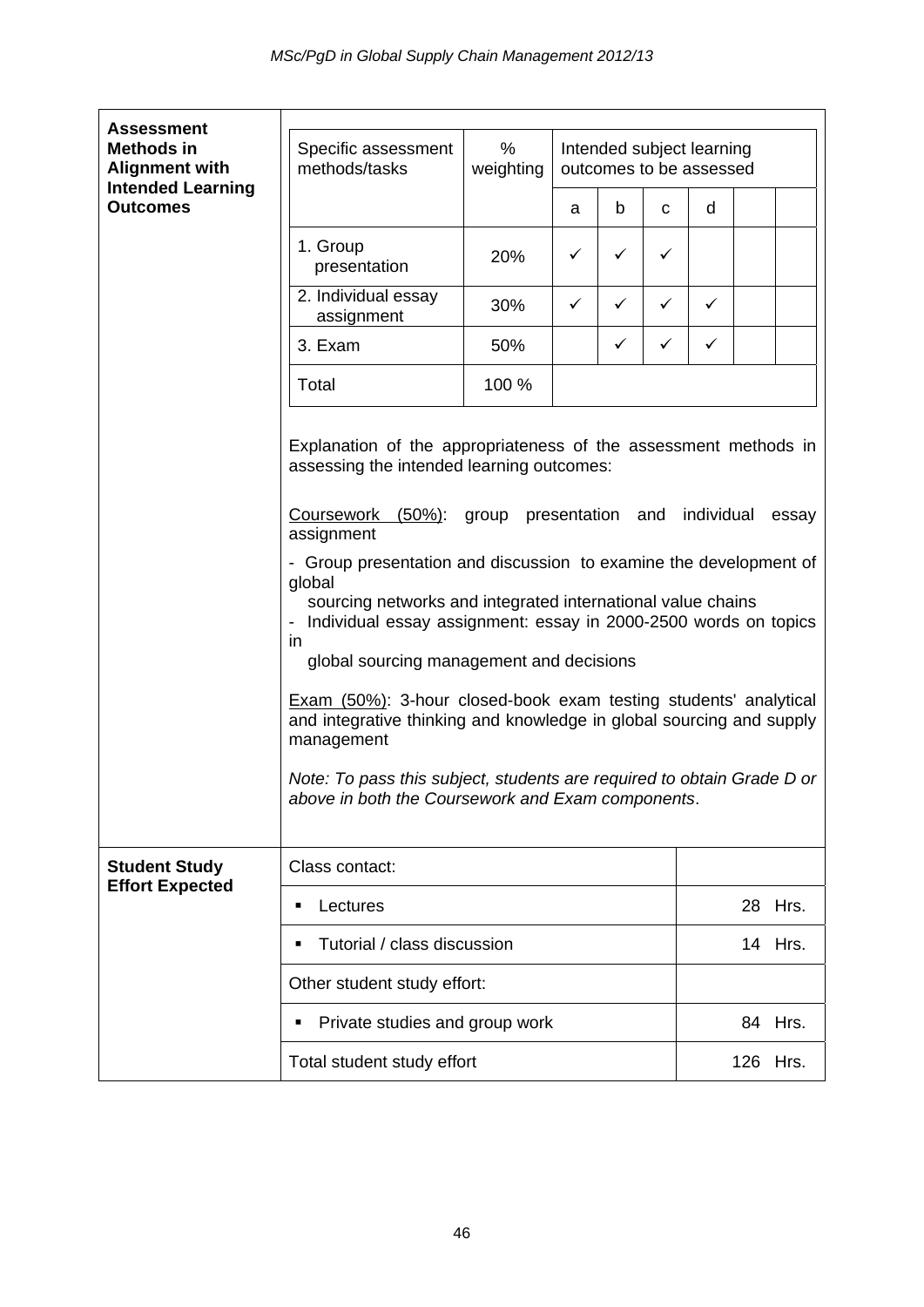**Assessment Methods in Alignment with Intended Learning Outcomes**

| Specific assessment methods/tasks | % weighting | Intended subject learning outcomes to be assessed | | | | | |
|---|---|---|---|---|---|---|---|
| | | a | b | c | d | | |
| 1. Group presentation | 20% | ✓ | ✓ | ✓ | | | |
| 2. Individual essay assignment | 30% | ✓ | ✓ | ✓ | ✓ | | |
| 3. Exam | 50% | | ✓ | ✓ | ✓ | | |
| Total | 100 % | | | | | | |

Explanation of the appropriateness of the assessment methods in assessing the intended learning outcomes:

Coursework (50%): group presentation and individual essay assignment

- Group presentation and discussion to examine the development of global sourcing networks and integrated international value chains
- Individual essay assignment: essay in 2000-2500 words on topics in global sourcing management and decisions

Exam (50%): 3-hour closed-book exam testing students' analytical and integrative thinking and knowledge in global sourcing and supply management

*Note: To pass this subject, students are required to obtain Grade D or above in both the Coursework and Exam components*.

**Student Study Effort Expected**

| | |
|---|---|
| Class contact: | |
| ▪ Lectures | 28 Hrs. |
| ▪ Tutorial / class discussion | 14 Hrs. |
| Other student study effort: | |
| ▪ Private studies and group work | 84 Hrs. |
| Total student study effort | 126 Hrs. |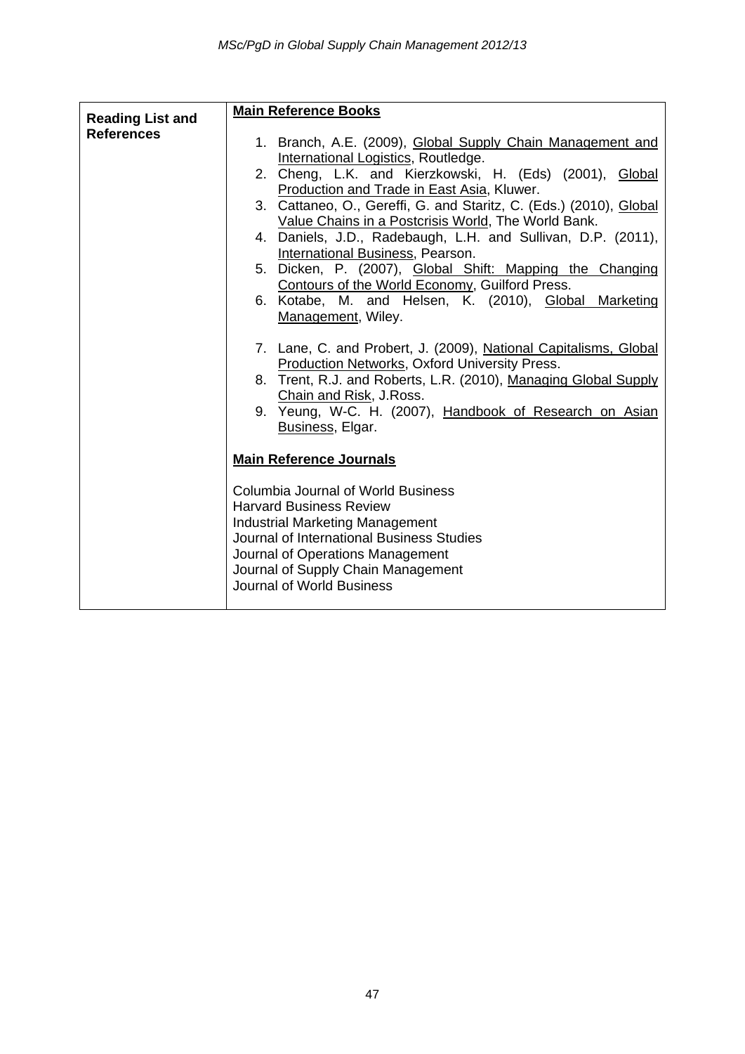| | |
|---|---|
| **Reading List and References** | **Main Reference Books**<br><br>1. Branch, A.E. (2009), Global Supply Chain Management and International Logistics, Routledge.<br>2. Cheng, L.K. and Kierzkowski, H. (Eds) (2001), Global Production and Trade in East Asia, Kluwer.<br>3. Cattaneo, O., Gereffi, G. and Staritz, C. (Eds.) (2010), Global Value Chains in a Postcrisis World, The World Bank.<br>4. Daniels, J.D., Radebaugh, L.H. and Sullivan, D.P. (2011), International Business, Pearson.<br>5. Dicken, P. (2007), Global Shift: Mapping the Changing Contours of the World Economy, Guilford Press.<br>6. Kotabe, M. and Helsen, K. (2010), Global Marketing Management, Wiley.<br><br>7. Lane, C. and Probert, J. (2009), National Capitalisms, Global Production Networks, Oxford University Press.<br>8. Trent, R.J. and Roberts, L.R. (2010), Managing Global Supply Chain and Risk, J.Ross.<br>9. Yeung, W-C. H. (2007), Handbook of Research on Asian Business, Elgar.<br><br>**Main Reference Journals**<br><br>Columbia Journal of World Business<br>Harvard Business Review<br>Industrial Marketing Management<br>Journal of International Business Studies<br>Journal of Operations Management<br>Journal of Supply Chain Management<br>Journal of World Business |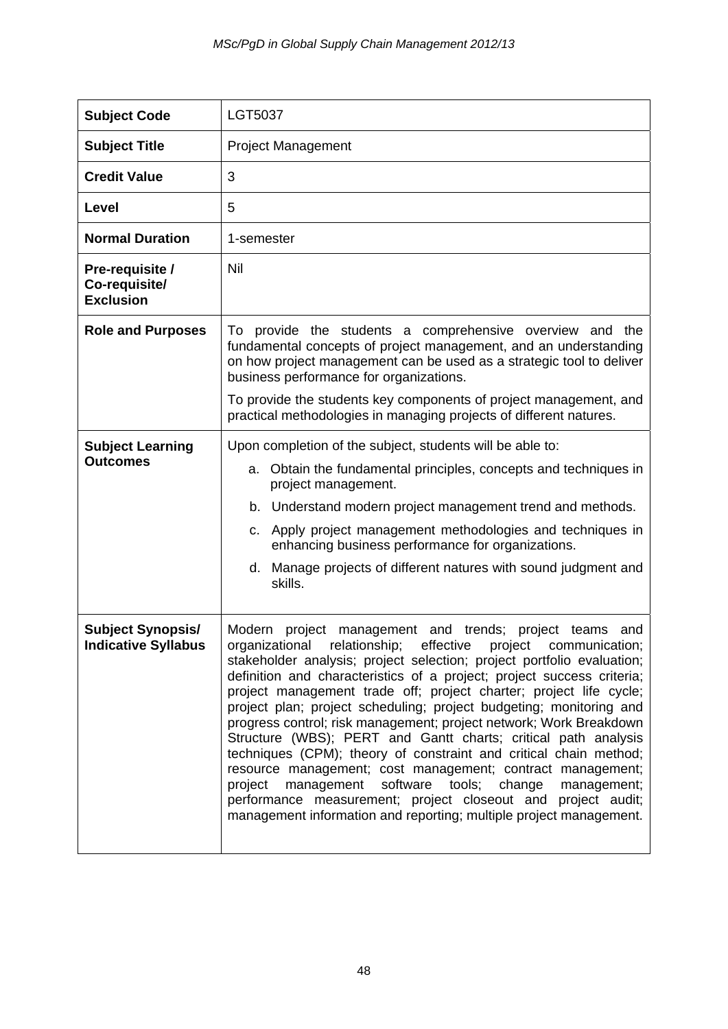| | |
|---|---|
| **Subject Code** | LGT5037 |
| **Subject Title** | Project Management |
| **Credit Value** | 3 |
| **Level** | 5 |
| **Normal Duration** | 1-semester |
| **Pre-requisite / Co-requisite/ Exclusion** | Nil |
| **Role and Purposes** | To provide the students a comprehensive overview and the fundamental concepts of project management, and an understanding on how project management can be used as a strategic tool to deliver business performance for organizations.<br><br>To provide the students key components of project management, and practical methodologies in managing projects of different natures. |
| **Subject Learning Outcomes** | Upon completion of the subject, students will be able to:<br>a. Obtain the fundamental principles, concepts and techniques in project management.<br>b. Understand modern project management trend and methods.<br>c. Apply project management methodologies and techniques in enhancing business performance for organizations.<br>d. Manage projects of different natures with sound judgment and skills. |
| **Subject Synopsis/ Indicative Syllabus** | Modern project management and trends; project teams and organizational relationship; effective project communication; stakeholder analysis; project selection; project portfolio evaluation; definition and characteristics of a project; project success criteria; project management trade off; project charter; project life cycle; project plan; project scheduling; project budgeting; monitoring and progress control; risk management; project network; Work Breakdown Structure (WBS); PERT and Gantt charts; critical path analysis techniques (CPM); theory of constraint and critical chain method; resource management; cost management; contract management; project management software tools; change management; performance measurement; project closeout and project audit; management information and reporting; multiple project management. |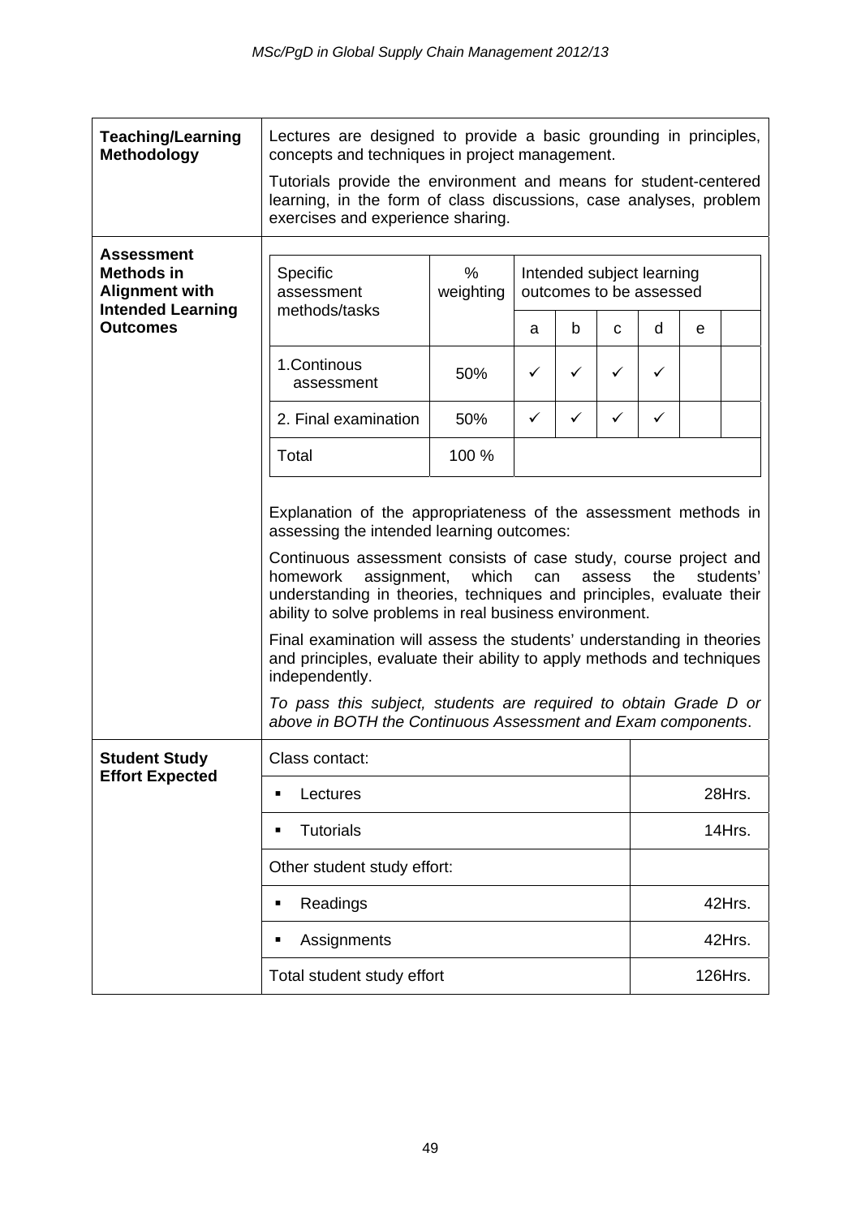| | |
|---|---|
| **Teaching/Learning Methodology** | Lectures are designed to provide a basic grounding in principles, concepts and techniques in project management.<br><br>Tutorials provide the environment and means for student-centered learning, in the form of class discussions, case analyses, problem exercises and experience sharing. |
| **Assessment Methods in Alignment with Intended Learning Outcomes** | (see table below) |

| Specific assessment methods/tasks | % weighting | Intended subject learning outcomes to be assessed | | | | | |
|---|---|---|---|---|---|---|---|
| | | a | b | c | d | e | |
| 1.Continous assessment | 50% | ✓ | ✓ | ✓ | ✓ | | |
| 2. Final examination | 50% | ✓ | ✓ | ✓ | ✓ | | |
| Total | 100 % | | | | | | |

Explanation of the appropriateness of the assessment methods in assessing the intended learning outcomes:

Continuous assessment consists of case study, course project and homework assignment, which can assess the students' understanding in theories, techniques and principles, evaluate their ability to solve problems in real business environment.

Final examination will assess the students' understanding in theories and principles, evaluate their ability to apply methods and techniques independently.

*To pass this subject, students are required to obtain Grade D or above in BOTH the Continuous Assessment and Exam components*.

| **Student Study Effort Expected** | | |
|---|---|---|
| | Class contact: | |
| | ▪ Lectures | 28Hrs. |
| | ▪ Tutorials | 14Hrs. |
| | Other student study effort: | |
| | ▪ Readings | 42Hrs. |
| | ▪ Assignments | 42Hrs. |
| | Total student study effort | 126Hrs. |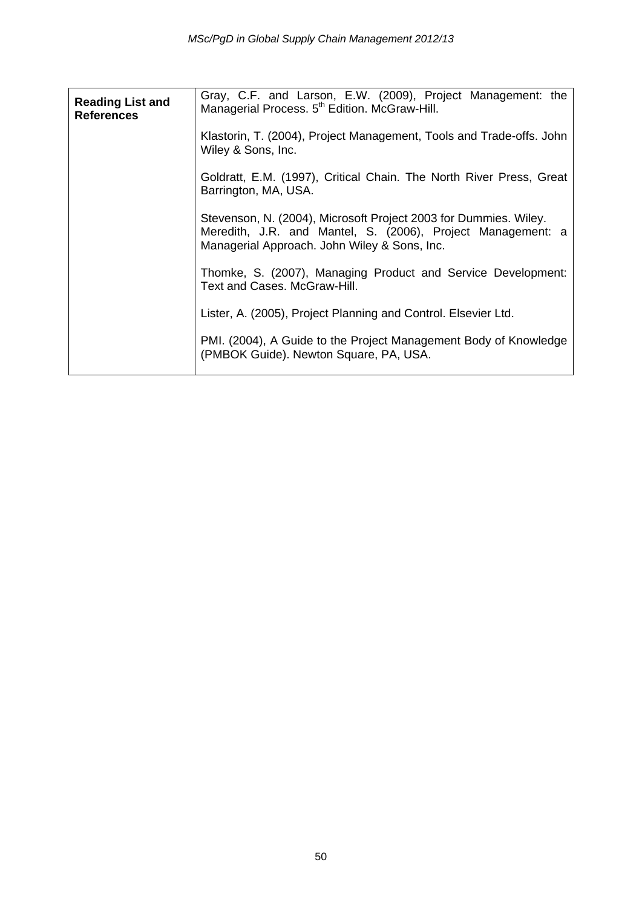| | |
|---|---|
| **Reading List and References** | Gray, C.F. and Larson, E.W. (2009), Project Management: the Managerial Process. 5th Edition. McGraw-Hill.<br><br>Klastorin, T. (2004), Project Management, Tools and Trade-offs. John Wiley & Sons, Inc.<br><br>Goldratt, E.M. (1997), Critical Chain. The North River Press, Great Barrington, MA, USA.<br><br>Stevenson, N. (2004), Microsoft Project 2003 for Dummies. Wiley.<br>Meredith, J.R. and Mantel, S. (2006), Project Management: a Managerial Approach. John Wiley & Sons, Inc.<br><br>Thomke, S. (2007), Managing Product and Service Development: Text and Cases. McGraw-Hill.<br><br>Lister, A. (2005), Project Planning and Control. Elsevier Ltd.<br><br>PMI. (2004), A Guide to the Project Management Body of Knowledge (PMBOK Guide). Newton Square, PA, USA. |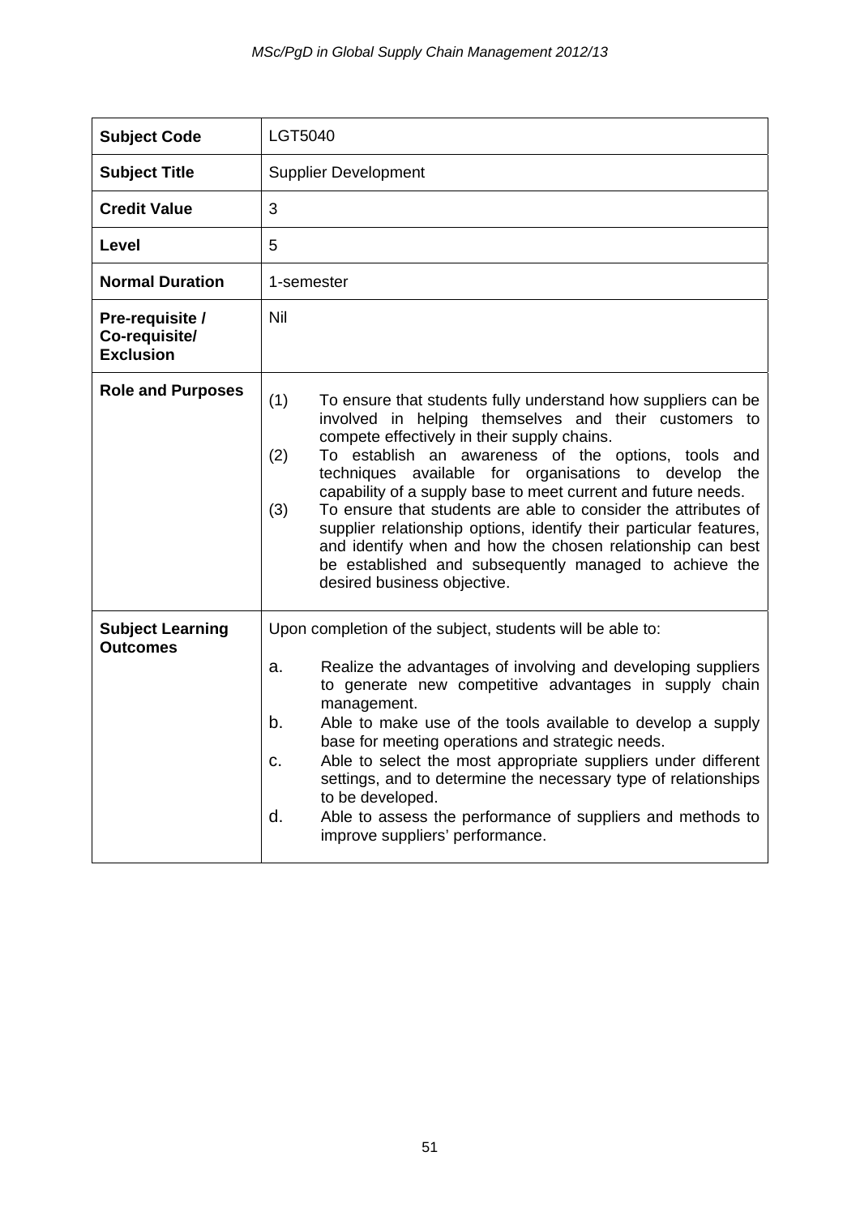| | |
|---|---|
| **Subject Code** | LGT5040 |
| **Subject Title** | Supplier Development |
| **Credit Value** | 3 |
| **Level** | 5 |
| **Normal Duration** | 1-semester |
| **Pre-requisite / Co-requisite/ Exclusion** | Nil |
| **Role and Purposes** | (1) To ensure that students fully understand how suppliers can be involved in helping themselves and their customers to compete effectively in their supply chains.<br>(2) To establish an awareness of the options, tools and techniques available for organisations to develop the capability of a supply base to meet current and future needs.<br>(3) To ensure that students are able to consider the attributes of supplier relationship options, identify their particular features, and identify when and how the chosen relationship can best be established and subsequently managed to achieve the desired business objective. |
| **Subject Learning Outcomes** | Upon completion of the subject, students will be able to:<br>a. Realize the advantages of involving and developing suppliers to generate new competitive advantages in supply chain management.<br>b. Able to make use of the tools available to develop a supply base for meeting operations and strategic needs.<br>c. Able to select the most appropriate suppliers under different settings, and to determine the necessary type of relationships to be developed.<br>d. Able to assess the performance of suppliers and methods to improve suppliers' performance. |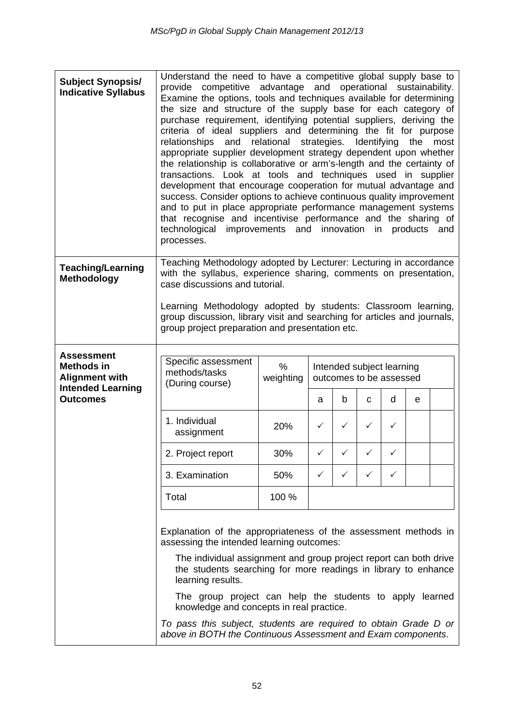| | |
|---|---|
| **Subject Synopsis/ Indicative Syllabus** | Understand the need to have a competitive global supply base to provide competitive advantage and operational sustainability. Examine the options, tools and techniques available for determining the size and structure of the supply base for each category of purchase requirement, identifying potential suppliers, deriving the criteria of ideal suppliers and determining the fit for purpose relationships and relational strategies. Identifying the most appropriate supplier development strategy dependent upon whether the relationship is collaborative or arm's-length and the certainty of transactions. Look at tools and techniques used in supplier development that encourage cooperation for mutual advantage and success. Consider options to achieve continuous quality improvement and to put in place appropriate performance management systems that recognise and incentivise performance and the sharing of technological improvements and innovation in products and processes. |
| **Teaching/Learning Methodology** | Teaching Methodology adopted by Lecturer: Lecturing in accordance with the syllabus, experience sharing, comments on presentation, case discussions and tutorial.<br><br>Learning Methodology adopted by students: Classroom learning, group discussion, library visit and searching for articles and journals, group project preparation and presentation etc. |
| **Assessment Methods in Alignment with Intended Learning Outcomes** | See table and explanation below. |

| Specific assessment methods/tasks (During course) | % weighting | Intended subject learning outcomes to be assessed | | | | | |
|---|---|---|---|---|---|---|---|
| | | a | b | c | d | e | |
| 1. Individual assignment | 20% | ✓ | ✓ | ✓ | ✓ | | |
| 2. Project report | 30% | ✓ | ✓ | ✓ | ✓ | | |
| 3. Examination | 50% | ✓ | ✓ | ✓ | ✓ | | |
| Total | 100 % | | | | | | |

Explanation of the appropriateness of the assessment methods in assessing the intended learning outcomes:

The individual assignment and group project report can both drive the students searching for more readings in library to enhance learning results.

The group project can help the students to apply learned knowledge and concepts in real practice.

*To pass this subject, students are required to obtain Grade D or above in BOTH the Continuous Assessment and Exam components*.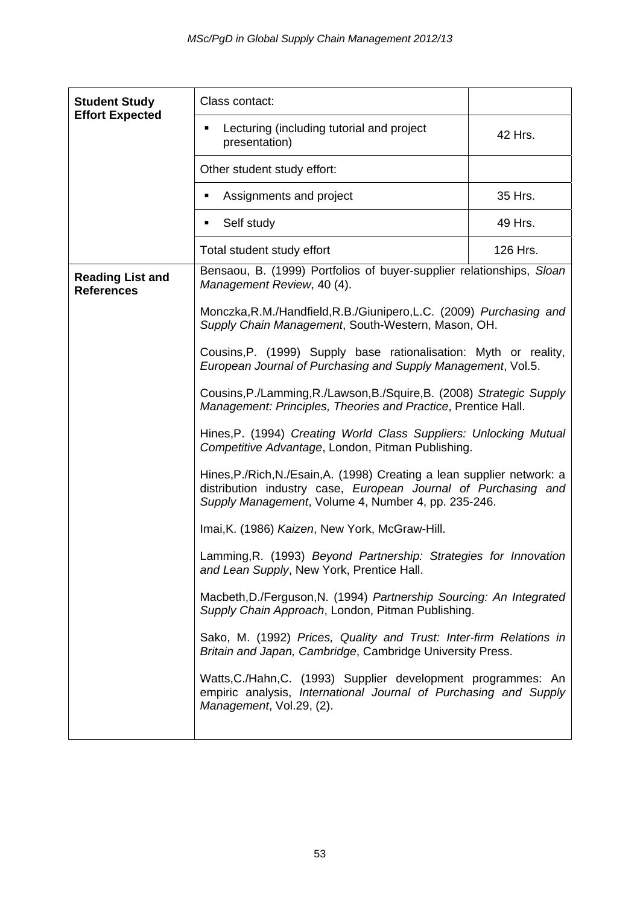| | | |
|---|---|---|
| **Student Study Effort Expected** | Class contact: | |
| | ▪ Lecturing (including tutorial and project presentation) | 42 Hrs. |
| | Other student study effort: | |
| | ▪ Assignments and project | 35 Hrs. |
| | ▪ Self study | 49 Hrs. |
| | Total student study effort | 126 Hrs. |
| **Reading List and References** | Bensaou, B. (1999) Portfolios of buyer-supplier relationships, *Sloan Management Review*, 40 (4).<br><br>Monczka,R.M./Handfield,R.B./Giunipero,L.C. (2009) *Purchasing and Supply Chain Management*, South-Western, Mason, OH.<br><br>Cousins,P. (1999) Supply base rationalisation: Myth or reality, *European Journal of Purchasing and Supply Management*, Vol.5.<br><br>Cousins,P./Lamming,R./Lawson,B./Squire,B. (2008) *Strategic Supply Management: Principles, Theories and Practice*, Prentice Hall.<br><br>Hines,P. (1994) *Creating World Class Suppliers: Unlocking Mutual Competitive Advantage*, London, Pitman Publishing.<br><br>Hines,P./Rich,N./Esain,A. (1998) Creating a lean supplier network: a distribution industry case, *European Journal of Purchasing and Supply Management*, Volume 4, Number 4, pp. 235-246.<br><br>Imai,K. (1986) *Kaizen*, New York, McGraw-Hill.<br><br>Lamming,R. (1993) *Beyond Partnership: Strategies for Innovation and Lean Supply*, New York, Prentice Hall.<br><br>Macbeth,D./Ferguson,N. (1994) *Partnership Sourcing: An Integrated Supply Chain Approach*, London, Pitman Publishing.<br><br>Sako, M. (1992) *Prices, Quality and Trust: Inter-firm Relations in Britain and Japan, Cambridge*, Cambridge University Press.<br><br>Watts,C./Hahn,C. (1993) Supplier development programmes: An empiric analysis, *International Journal of Purchasing and Supply Management*, Vol.29, (2). | |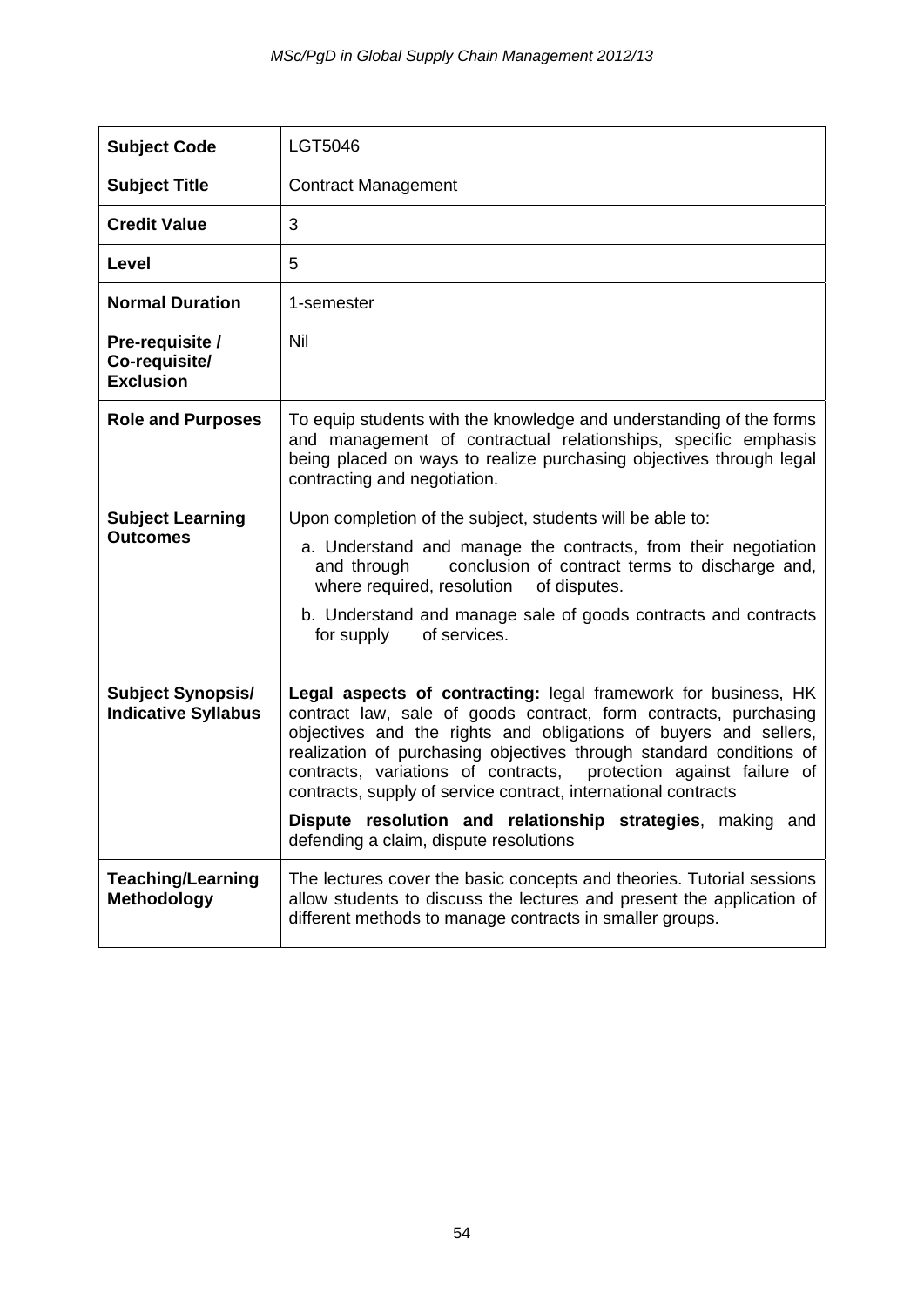| | |
|---|---|
| **Subject Code** | LGT5046 |
| **Subject Title** | Contract Management |
| **Credit Value** | 3 |
| **Level** | 5 |
| **Normal Duration** | 1-semester |
| **Pre-requisite / Co-requisite/ Exclusion** | Nil |
| **Role and Purposes** | To equip students with the knowledge and understanding of the forms and management of contractual relationships, specific emphasis being placed on ways to realize purchasing objectives through legal contracting and negotiation. |
| **Subject Learning Outcomes** | Upon completion of the subject, students will be able to:<br>a. Understand and manage the contracts, from their negotiation and through conclusion of contract terms to discharge and, where required, resolution of disputes.<br>b. Understand and manage sale of goods contracts and contracts for supply of services. |
| **Subject Synopsis/ Indicative Syllabus** | **Legal aspects of contracting:** legal framework for business, HK contract law, sale of goods contract, form contracts, purchasing objectives and the rights and obligations of buyers and sellers, realization of purchasing objectives through standard conditions of contracts, variations of contracts, protection against failure of contracts, supply of service contract, international contracts<br>**Dispute resolution and relationship strategies**, making and defending a claim, dispute resolutions |
| **Teaching/Learning Methodology** | The lectures cover the basic concepts and theories. Tutorial sessions allow students to discuss the lectures and present the application of different methods to manage contracts in smaller groups. |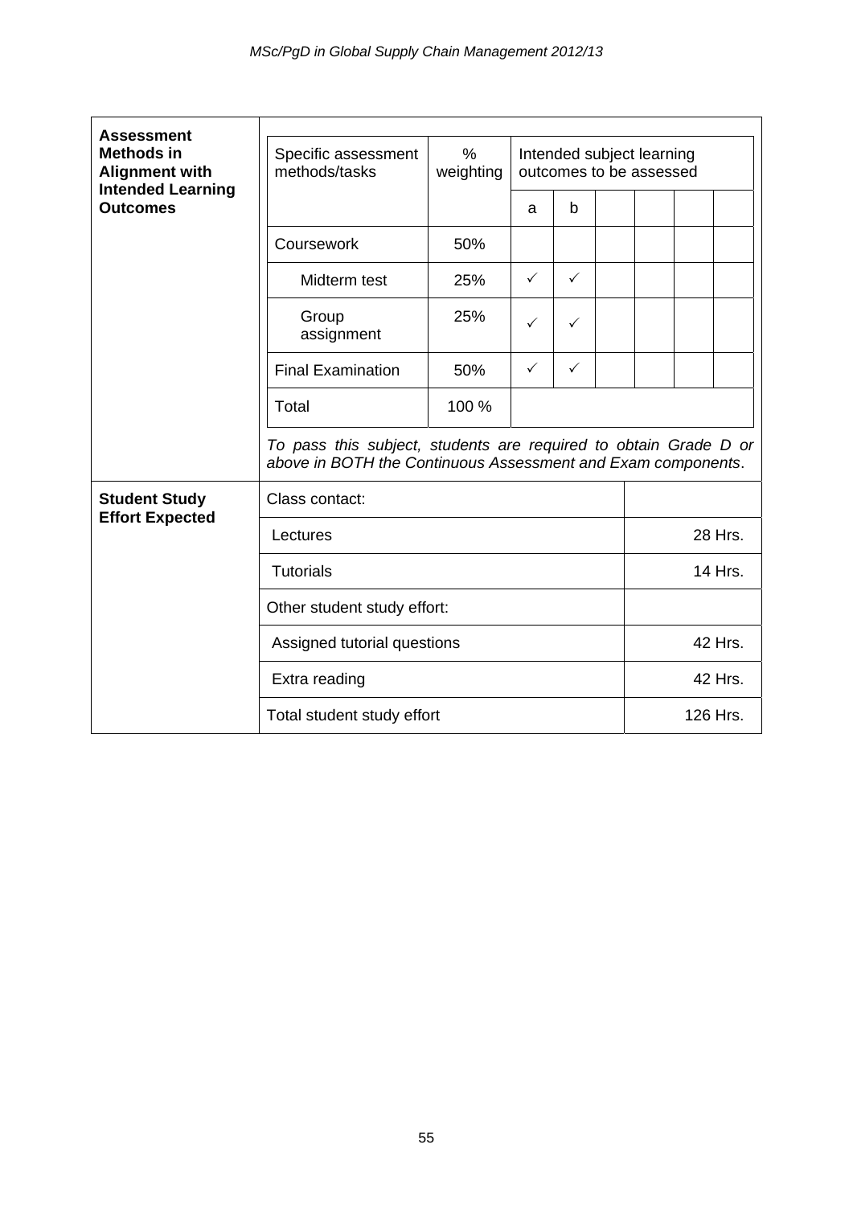| | |
|---|---|
| **Assessment Methods in Alignment with Intended Learning Outcomes** | |

| Specific assessment methods/tasks | % weighting | Intended subject learning outcomes to be assessed | | | | | |
|---|---|---|---|---|---|---|---|
| | | a | b | | | | |
| Coursework | 50% | | | | | | |
| Midterm test | 25% | ✓ | ✓ | | | | |
| Group assignment | 25% | ✓ | ✓ | | | | |
| Final Examination | 50% | ✓ | ✓ | | | | |
| Total | 100 % | | | | | | |

*To pass this subject, students are required to obtain Grade D or above in BOTH the Continuous Assessment and Exam components*.

| **Student Study Effort Expected** | | |
|---|---|---|
| | Class contact: | |
| | Lectures | 28 Hrs. |
| | Tutorials | 14 Hrs. |
| | Other student study effort: | |
| | Assigned tutorial questions | 42 Hrs. |
| | Extra reading | 42 Hrs. |
| | Total student study effort | 126 Hrs. |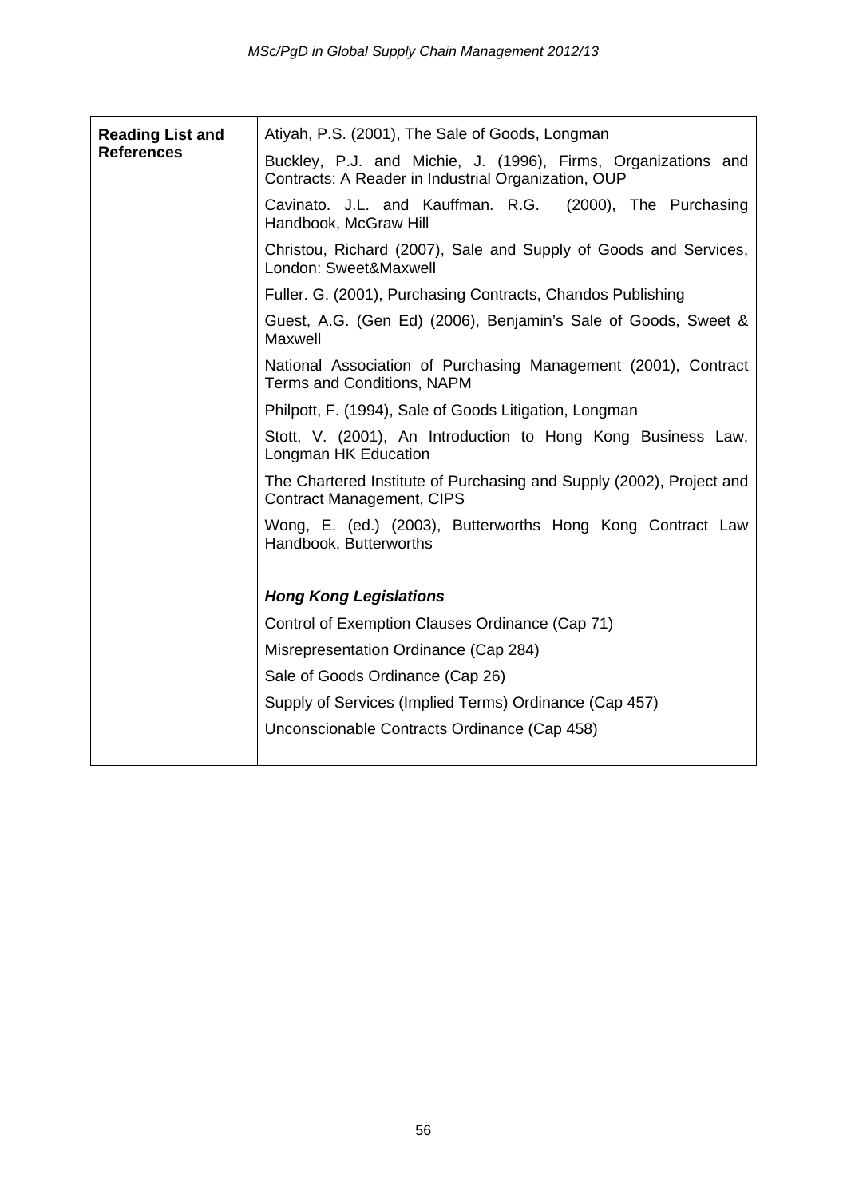| | |
|---|---|
| **Reading List and References** | Atiyah, P.S. (2001), The Sale of Goods, Longman<br><br>Buckley, P.J. and Michie, J. (1996), Firms, Organizations and Contracts: A Reader in Industrial Organization, OUP<br><br>Cavinato. J.L. and Kauffman. R.G. (2000), The Purchasing Handbook, McGraw Hill<br><br>Christou, Richard (2007), Sale and Supply of Goods and Services, London: Sweet&Maxwell<br><br>Fuller. G. (2001), Purchasing Contracts, Chandos Publishing<br><br>Guest, A.G. (Gen Ed) (2006), Benjamin's Sale of Goods, Sweet & Maxwell<br><br>National Association of Purchasing Management (2001), Contract Terms and Conditions, NAPM<br><br>Philpott, F. (1994), Sale of Goods Litigation, Longman<br><br>Stott, V. (2001), An Introduction to Hong Kong Business Law, Longman HK Education<br><br>The Chartered Institute of Purchasing and Supply (2002), Project and Contract Management, CIPS<br><br>Wong, E. (ed.) (2003), Butterworths Hong Kong Contract Law Handbook, Butterworths<br><br>***Hong Kong Legislations***<br><br>Control of Exemption Clauses Ordinance (Cap 71)<br><br>Misrepresentation Ordinance (Cap 284)<br><br>Sale of Goods Ordinance (Cap 26)<br><br>Supply of Services (Implied Terms) Ordinance (Cap 457)<br><br>Unconscionable Contracts Ordinance (Cap 458) |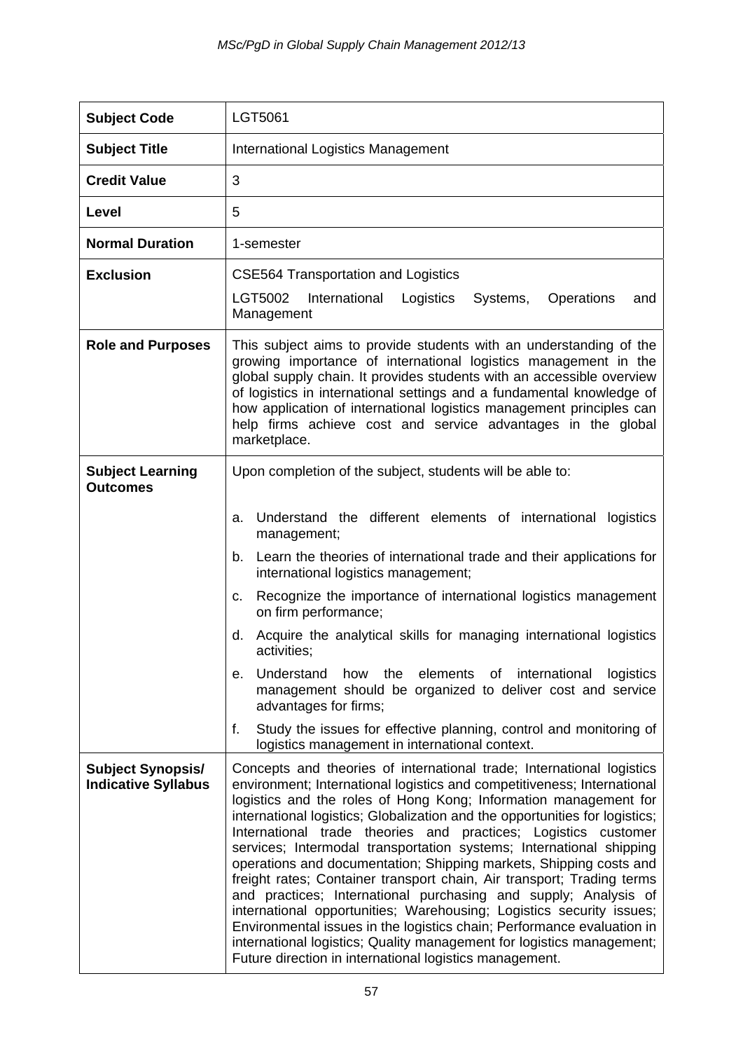| | |
|---|---|
| **Subject Code** | LGT5061 |
| **Subject Title** | International Logistics Management |
| **Credit Value** | 3 |
| **Level** | 5 |
| **Normal Duration** | 1-semester |
| **Exclusion** | CSE564 Transportation and Logistics<br>LGT5002 International Logistics Systems, Operations and Management |
| **Role and Purposes** | This subject aims to provide students with an understanding of the growing importance of international logistics management in the global supply chain. It provides students with an accessible overview of logistics in international settings and a fundamental knowledge of how application of international logistics management principles can help firms achieve cost and service advantages in the global marketplace. |
| **Subject Learning Outcomes** | Upon completion of the subject, students will be able to:<br>a. Understand the different elements of international logistics management;<br>b. Learn the theories of international trade and their applications for international logistics management;<br>c. Recognize the importance of international logistics management on firm performance;<br>d. Acquire the analytical skills for managing international logistics activities;<br>e. Understand how the elements of international logistics management should be organized to deliver cost and service advantages for firms;<br>f. Study the issues for effective planning, control and monitoring of logistics management in international context. |
| **Subject Synopsis/ Indicative Syllabus** | Concepts and theories of international trade; International logistics environment; International logistics and competitiveness; International logistics and the roles of Hong Kong; Information management for international logistics; Globalization and the opportunities for logistics; International trade theories and practices; Logistics customer services; Intermodal transportation systems; International shipping operations and documentation; Shipping markets, Shipping costs and freight rates; Container transport chain, Air transport; Trading terms and practices; International purchasing and supply; Analysis of international opportunities; Warehousing; Logistics security issues; Environmental issues in the logistics chain; Performance evaluation in international logistics; Quality management for logistics management; Future direction in international logistics management. |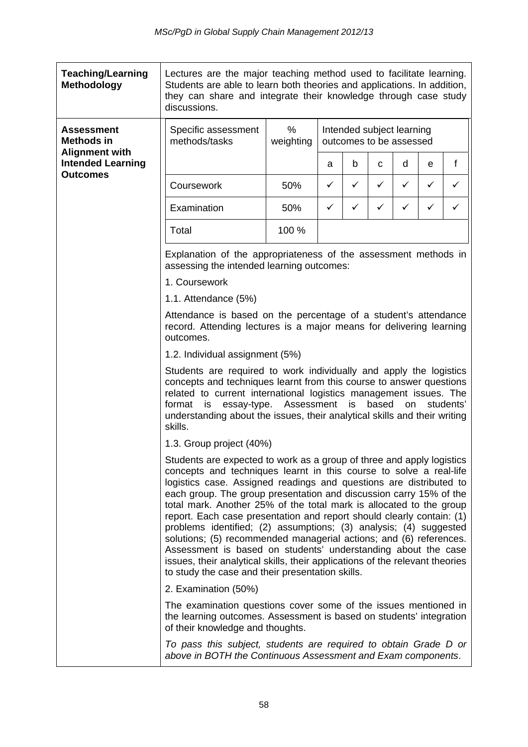| | |
|---|---|
| **Teaching/Learning Methodology** | Lectures are the major teaching method used to facilitate learning. Students are able to learn both theories and applications. In addition, they can share and integrate their knowledge through case study discussions. |

**Assessment Methods in Alignment with Intended Learning Outcomes**

| Specific assessment methods/tasks | % weighting | Intended subject learning outcomes to be assessed | | | | | |
|---|---|---|---|---|---|---|---|
| | | a | b | c | d | e | f |
| Coursework | 50% | ✓ | ✓ | ✓ | ✓ | ✓ | ✓ |
| Examination | 50% | ✓ | ✓ | ✓ | ✓ | ✓ | ✓ |
| Total | 100 % | | | | | | |

Explanation of the appropriateness of the assessment methods in assessing the intended learning outcomes:

1. Coursework

1.1. Attendance (5%)

Attendance is based on the percentage of a student's attendance record. Attending lectures is a major means for delivering learning outcomes.

1.2. Individual assignment (5%)

Students are required to work individually and apply the logistics concepts and techniques learnt from this course to answer questions related to current international logistics management issues. The format is essay-type. Assessment is based on students' understanding about the issues, their analytical skills and their writing skills.

1.3. Group project (40%)

Students are expected to work as a group of three and apply logistics concepts and techniques learnt in this course to solve a real-life logistics case. Assigned readings and questions are distributed to each group. The group presentation and discussion carry 15% of the total mark. Another 25% of the total mark is allocated to the group report. Each case presentation and report should clearly contain: (1) problems identified; (2) assumptions; (3) analysis; (4) suggested solutions; (5) recommended managerial actions; and (6) references. Assessment is based on students' understanding about the case issues, their analytical skills, their applications of the relevant theories to study the case and their presentation skills.

2. Examination (50%)

The examination questions cover some of the issues mentioned in the learning outcomes. Assessment is based on students' integration of their knowledge and thoughts.

*To pass this subject, students are required to obtain Grade D or above in BOTH the Continuous Assessment and Exam components*.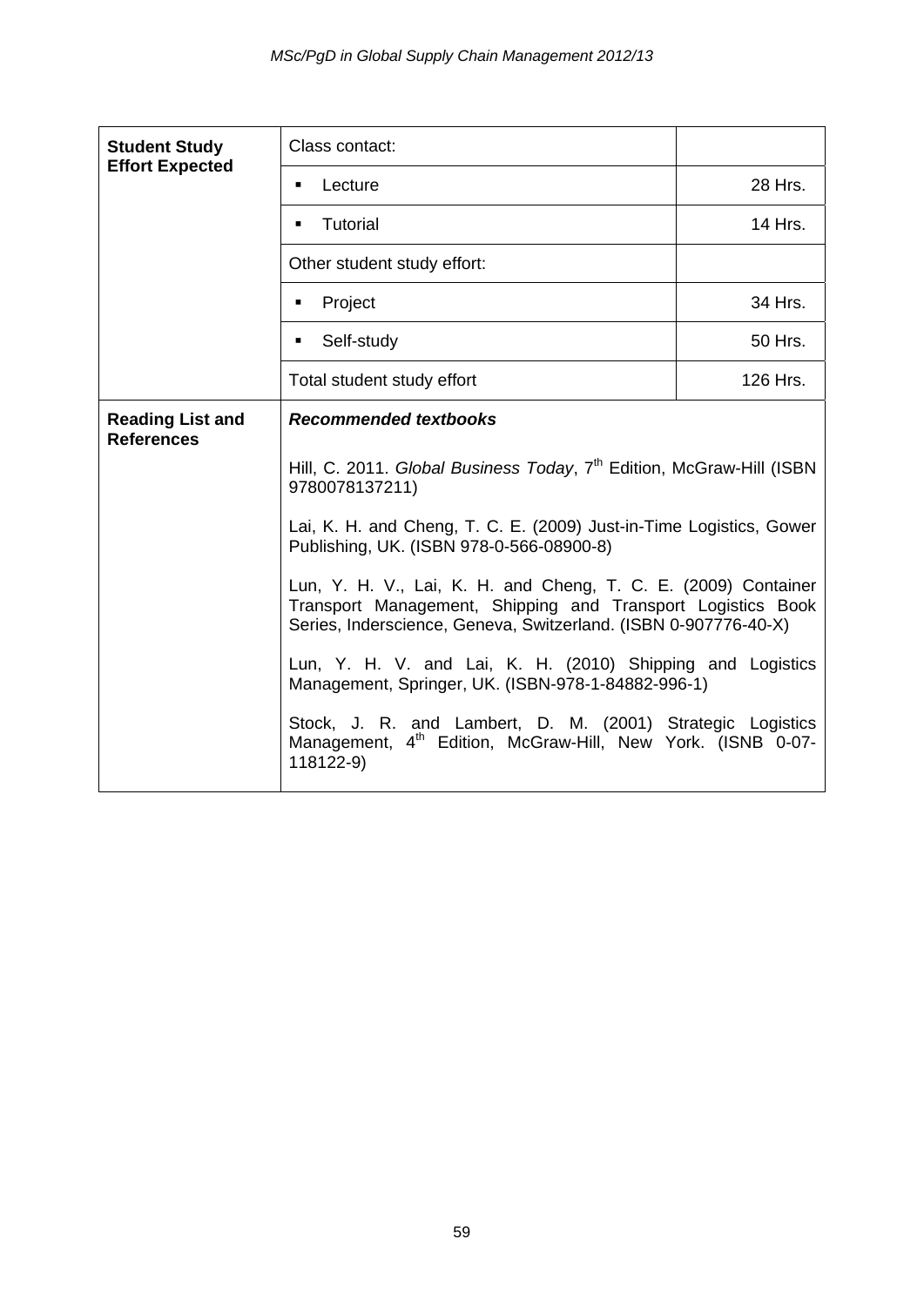| | | |
|---|---|---|
| **Student Study Effort Expected** | Class contact: | |
| | ▪ Lecture | 28 Hrs. |
| | ▪ Tutorial | 14 Hrs. |
| | Other student study effort: | |
| | ▪ Project | 34 Hrs. |
| | ▪ Self-study | 50 Hrs. |
| | Total student study effort | 126 Hrs. |
| **Reading List and References** | ***Recommended textbooks*** <br><br> Hill, C. 2011. *Global Business Today*, 7th Edition, McGraw-Hill (ISBN 9780078137211) <br><br> Lai, K. H. and Cheng, T. C. E. (2009) Just-in-Time Logistics, Gower Publishing, UK. (ISBN 978-0-566-08900-8) <br><br> Lun, Y. H. V., Lai, K. H. and Cheng, T. C. E. (2009) Container Transport Management, Shipping and Transport Logistics Book Series, Inderscience, Geneva, Switzerland. (ISBN 0-907776-40-X) <br><br> Lun, Y. H. V. and Lai, K. H. (2010) Shipping and Logistics Management, Springer, UK. (ISBN-978-1-84882-996-1) <br><br> Stock, J. R. and Lambert, D. M. (2001) Strategic Logistics Management, 4th Edition, McGraw-Hill, New York. (ISNB 0-07-118122-9) | |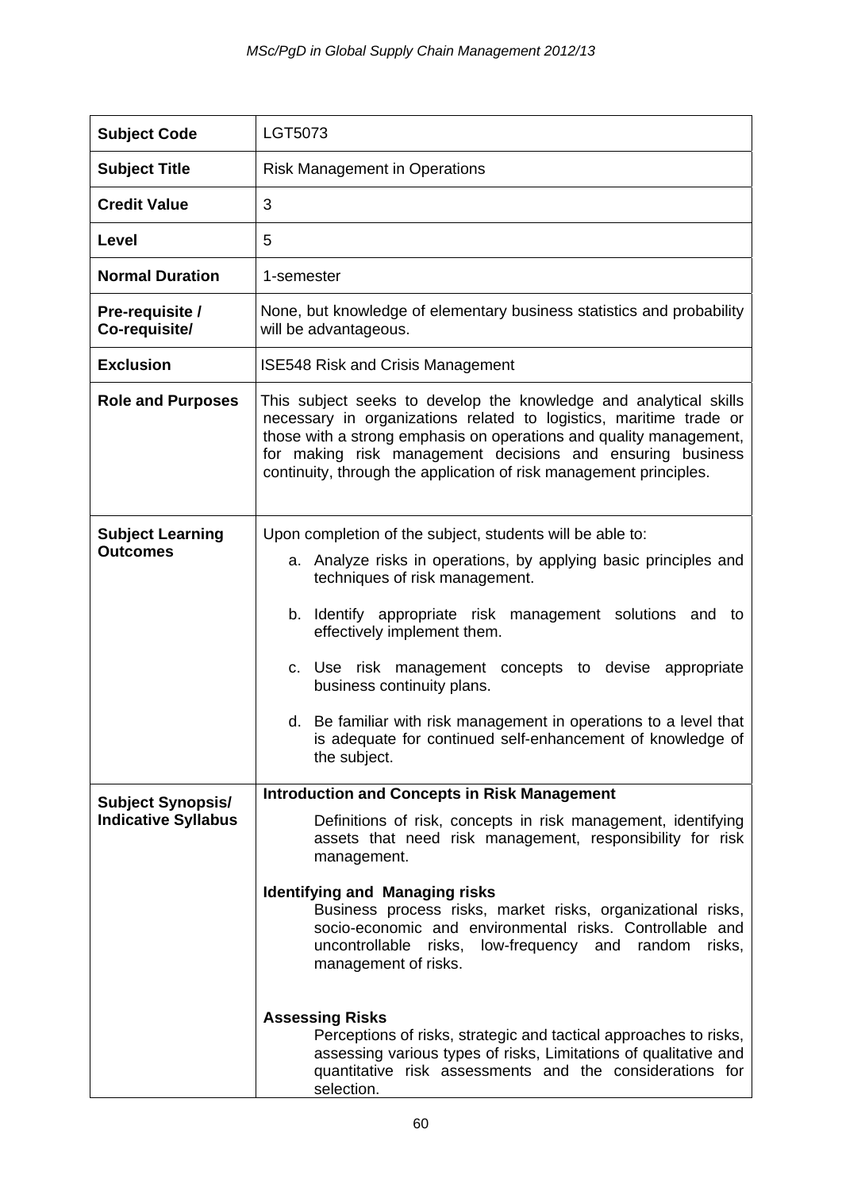| | |
|---|---|
| **Subject Code** | LGT5073 |
| **Subject Title** | Risk Management in Operations |
| **Credit Value** | 3 |
| **Level** | 5 |
| **Normal Duration** | 1-semester |
| **Pre-requisite / Co-requisite/** | None, but knowledge of elementary business statistics and probability will be advantageous. |
| **Exclusion** | ISE548 Risk and Crisis Management |
| **Role and Purposes** | This subject seeks to develop the knowledge and analytical skills necessary in organizations related to logistics, maritime trade or those with a strong emphasis on operations and quality management, for making risk management decisions and ensuring business continuity, through the application of risk management principles. |
| **Subject Learning Outcomes** | Upon completion of the subject, students will be able to:<br>a. Analyze risks in operations, by applying basic principles and techniques of risk management.<br>b. Identify appropriate risk management solutions and to effectively implement them.<br>c. Use risk management concepts to devise appropriate business continuity plans.<br>d. Be familiar with risk management in operations to a level that is adequate for continued self-enhancement of knowledge of the subject. |
| **Subject Synopsis/ Indicative Syllabus** | **Introduction and Concepts in Risk Management**<br>Definitions of risk, concepts in risk management, identifying assets that need risk management, responsibility for risk management.<br><br>**Identifying and Managing risks**<br>Business process risks, market risks, organizational risks, socio-economic and environmental risks. Controllable and uncontrollable risks, low-frequency and random risks, management of risks.<br><br>**Assessing Risks**<br>Perceptions of risks, strategic and tactical approaches to risks, assessing various types of risks, Limitations of qualitative and quantitative risk assessments and the considerations for selection. |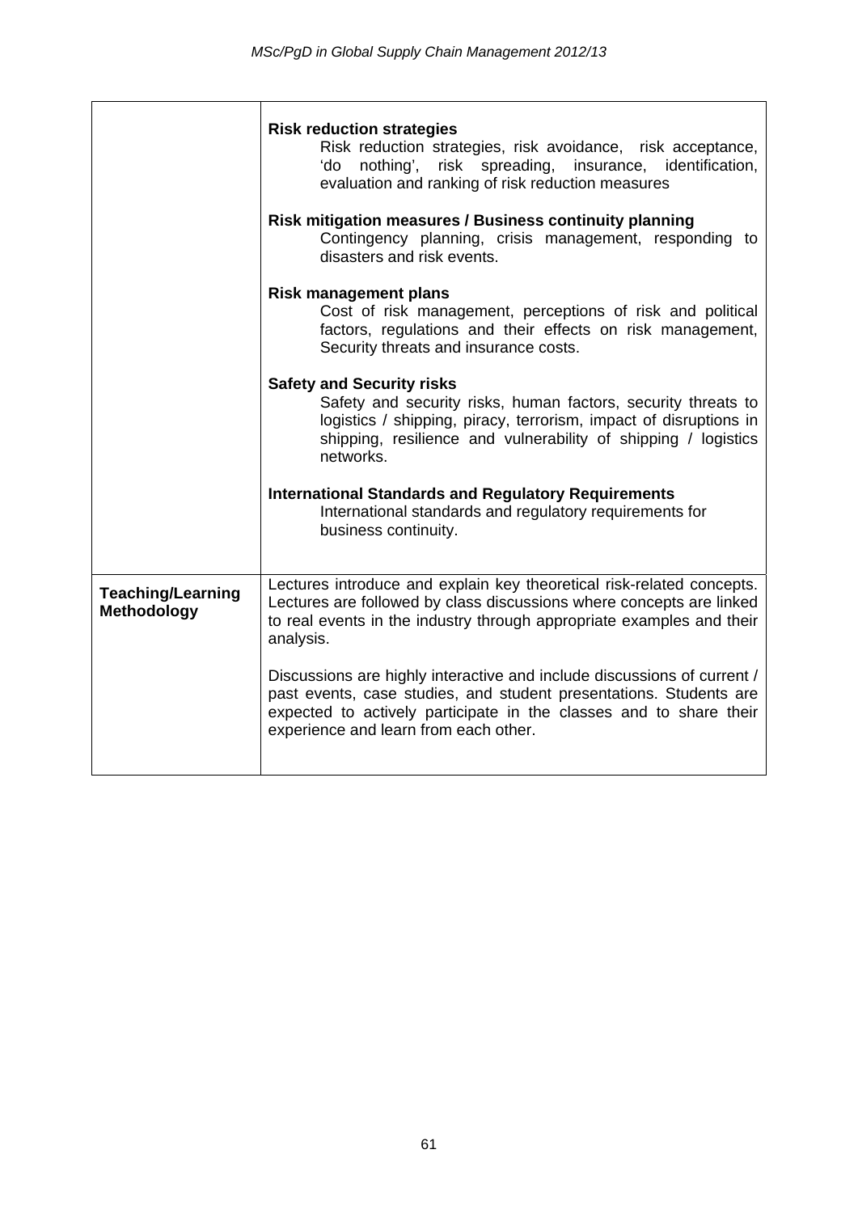| | |
|---|---|
| | **Risk reduction strategies**<br>Risk reduction strategies, risk avoidance, risk acceptance, 'do nothing', risk spreading, insurance, identification, evaluation and ranking of risk reduction measures<br><br>**Risk mitigation measures / Business continuity planning**<br>Contingency planning, crisis management, responding to disasters and risk events.<br><br>**Risk management plans**<br>Cost of risk management, perceptions of risk and political factors, regulations and their effects on risk management, Security threats and insurance costs.<br><br>**Safety and Security risks**<br>Safety and security risks, human factors, security threats to logistics / shipping, piracy, terrorism, impact of disruptions in shipping, resilience and vulnerability of shipping / logistics networks.<br><br>**International Standards and Regulatory Requirements**<br>International standards and regulatory requirements for business continuity. |
| **Teaching/Learning Methodology** | Lectures introduce and explain key theoretical risk-related concepts. Lectures are followed by class discussions where concepts are linked to real events in the industry through appropriate examples and their analysis.<br><br>Discussions are highly interactive and include discussions of current / past events, case studies, and student presentations. Students are expected to actively participate in the classes and to share their experience and learn from each other. |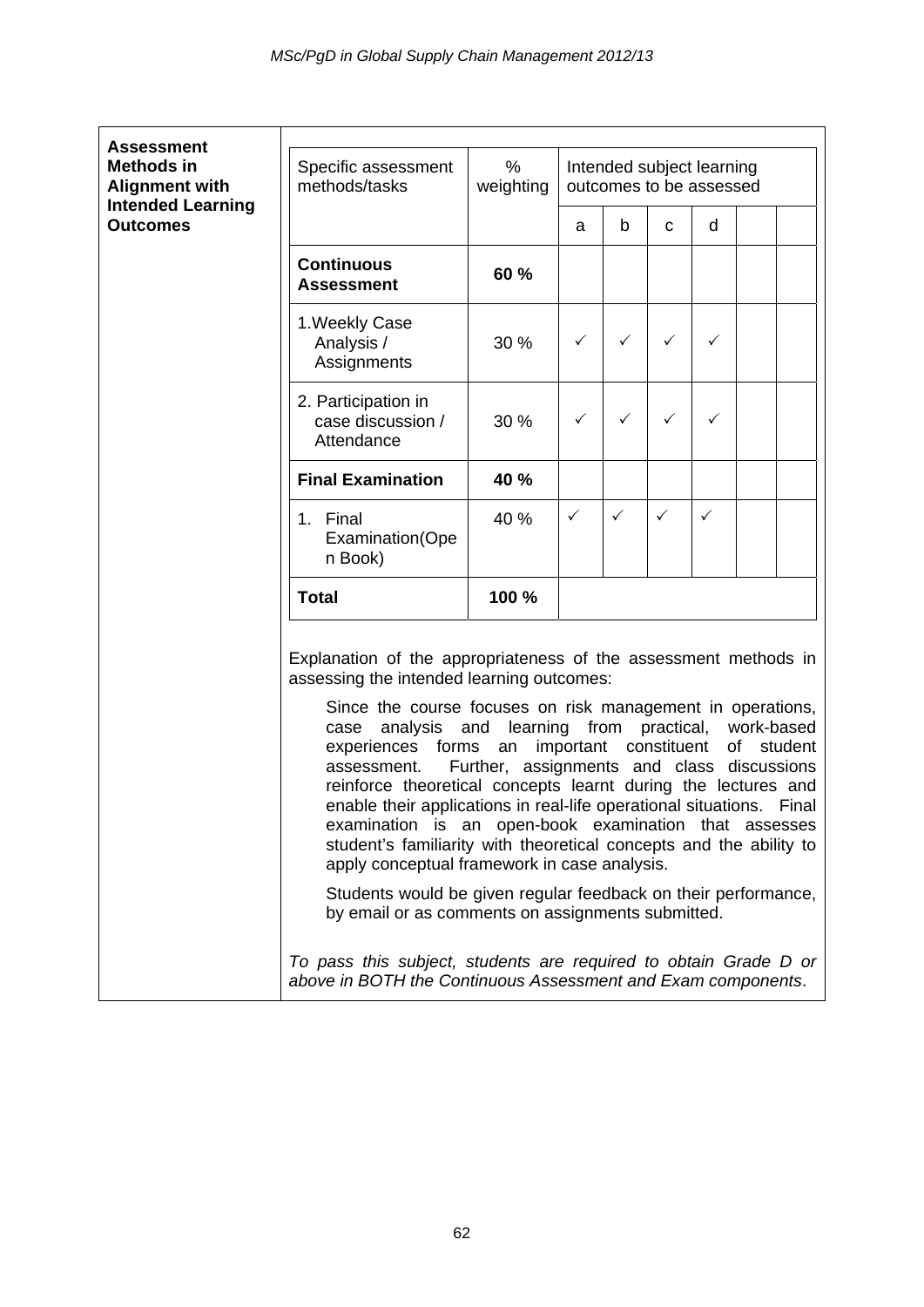**Assessment Methods in Alignment with Intended Learning Outcomes**

| Specific assessment methods/tasks | % weighting | Intended subject learning outcomes to be assessed | | | | | |
|---|---|---|---|---|---|---|---|
| | | a | b | c | d | | |
| **Continuous Assessment** | **60 %** | | | | | | |
| 1.Weekly Case Analysis / Assignments | 30 % | ✓ | ✓ | ✓ | ✓ | | |
| 2. Participation in case discussion / Attendance | 30 % | ✓ | ✓ | ✓ | ✓ | | |
| **Final Examination** | **40 %** | | | | | | |
| 1. Final Examination(Open Book) | 40 % | ✓ | ✓ | ✓ | ✓ | | |
| **Total** | **100 %** | | | | | | |

Explanation of the appropriateness of the assessment methods in assessing the intended learning outcomes:

Since the course focuses on risk management in operations, case analysis and learning from practical, work-based experiences forms an important constituent of student assessment. Further, assignments and class discussions reinforce theoretical concepts learnt during the lectures and enable their applications in real-life operational situations. Final examination is an open-book examination that assesses student's familiarity with theoretical concepts and the ability to apply conceptual framework in case analysis.

Students would be given regular feedback on their performance, by email or as comments on assignments submitted.

*To pass this subject, students are required to obtain Grade D or above in BOTH the Continuous Assessment and Exam components*.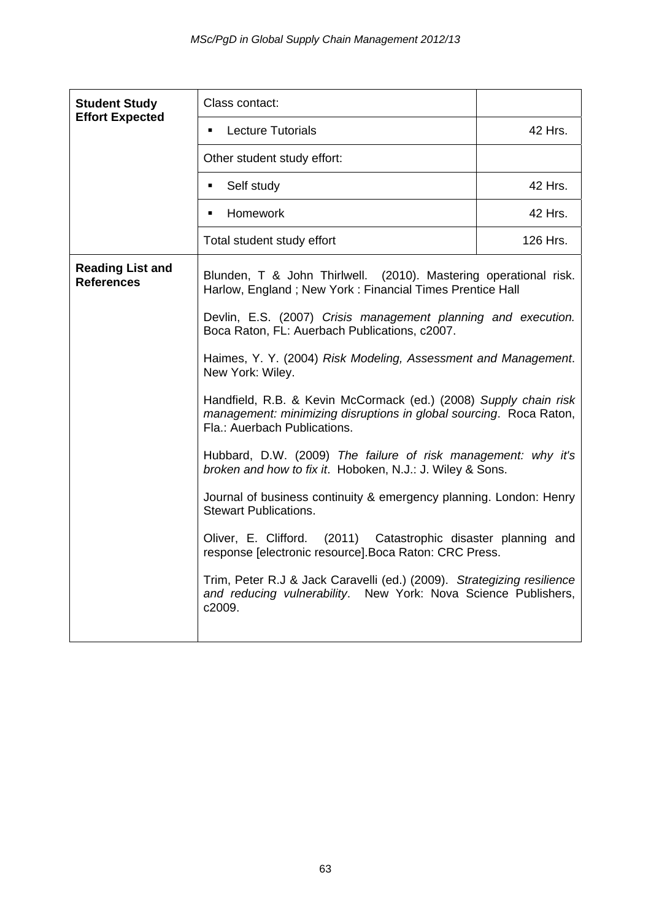| | | |
|---|---|---|
| **Student Study Effort Expected** | Class contact: | |
| | ▪ Lecture Tutorials | 42 Hrs. |
| | Other student study effort: | |
| | ▪ Self study | 42 Hrs. |
| | ▪ Homework | 42 Hrs. |
| | Total student study effort | 126 Hrs. |
| **Reading List and References** | Blunden, T & John Thirlwell. (2010). Mastering operational risk. Harlow, England ; New York : Financial Times Prentice Hall<br><br>Devlin, E.S. (2007) *Crisis management planning and execution.* Boca Raton, FL: Auerbach Publications, c2007.<br><br>Haimes, Y. Y. (2004) *Risk Modeling, Assessment and Management*. New York: Wiley.<br><br>Handfield, R.B. & Kevin McCormack (ed.) (2008) *Supply chain risk management: minimizing disruptions in global sourcing*. Roca Raton, Fla.: Auerbach Publications.<br><br>Hubbard, D.W. (2009) *The failure of risk management: why it's broken and how to fix it*. Hoboken, N.J.: J. Wiley & Sons.<br><br>Journal of business continuity & emergency planning. London: Henry Stewart Publications.<br><br>Oliver, E. Clifford. (2011) Catastrophic disaster planning and response [electronic resource].Boca Raton: CRC Press.<br><br>Trim, Peter R.J & Jack Caravelli (ed.) (2009). *Strategizing resilience and reducing vulnerability*. New York: Nova Science Publishers, c2009. | |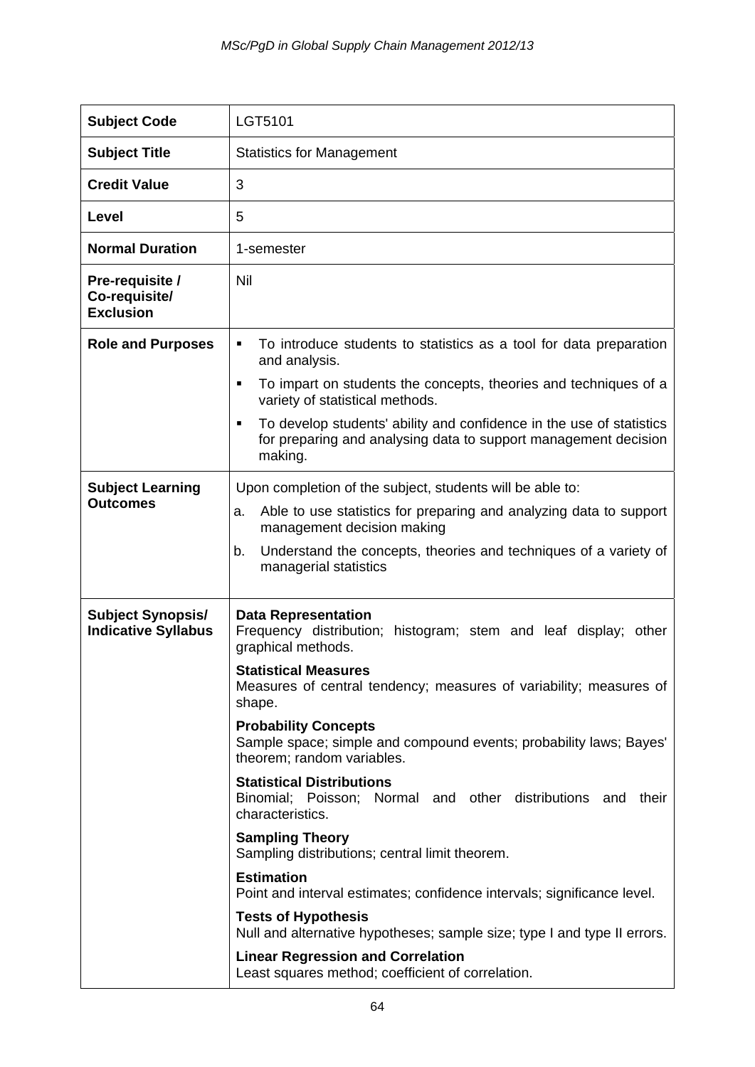| | |
|---|---|
| **Subject Code** | LGT5101 |
| **Subject Title** | Statistics for Management |
| **Credit Value** | 3 |
| **Level** | 5 |
| **Normal Duration** | 1-semester |
| **Pre-requisite / Co-requisite/ Exclusion** | Nil |
| **Role and Purposes** | ▪ To introduce students to statistics as a tool for data preparation and analysis.<br>▪ To impart on students the concepts, theories and techniques of a variety of statistical methods.<br>▪ To develop students' ability and confidence in the use of statistics for preparing and analysing data to support management decision making. |
| **Subject Learning Outcomes** | Upon completion of the subject, students will be able to:<br>a. Able to use statistics for preparing and analyzing data to support management decision making<br>b. Understand the concepts, theories and techniques of a variety of managerial statistics |
| **Subject Synopsis/ Indicative Syllabus** | **Data Representation**<br>Frequency distribution; histogram; stem and leaf display; other graphical methods.<br><br>**Statistical Measures**<br>Measures of central tendency; measures of variability; measures of shape.<br><br>**Probability Concepts**<br>Sample space; simple and compound events; probability laws; Bayes' theorem; random variables.<br><br>**Statistical Distributions**<br>Binomial; Poisson; Normal and other distributions and their characteristics.<br><br>**Sampling Theory**<br>Sampling distributions; central limit theorem.<br><br>**Estimation**<br>Point and interval estimates; confidence intervals; significance level.<br><br>**Tests of Hypothesis**<br>Null and alternative hypotheses; sample size; type I and type II errors.<br><br>**Linear Regression and Correlation**<br>Least squares method; coefficient of correlation. |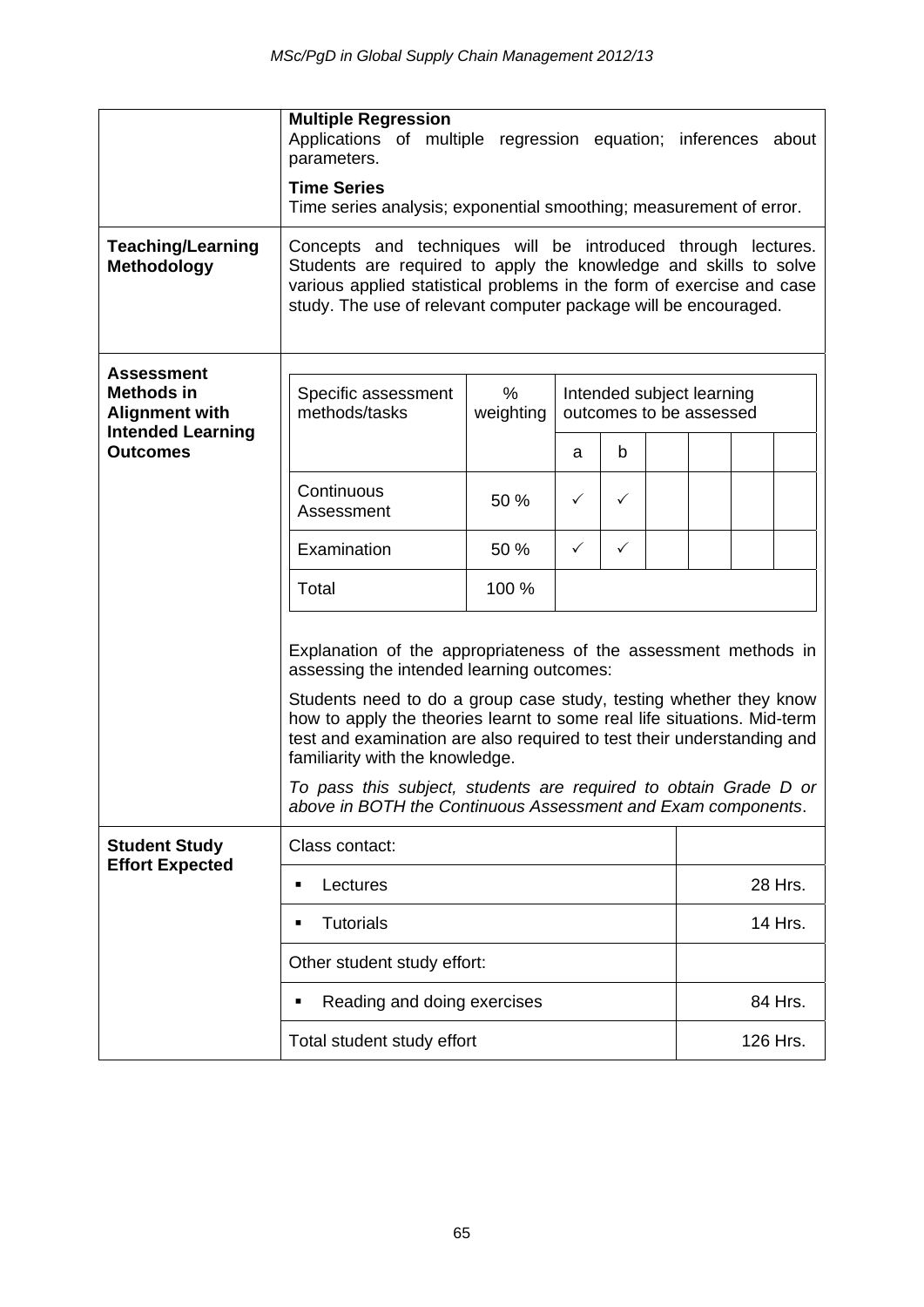| | |
|---|---|
| | **Multiple Regression**<br>Applications of multiple regression equation; inferences about parameters.<br><br>**Time Series**<br>Time series analysis; exponential smoothing; measurement of error. |
| **Teaching/Learning Methodology** | Concepts and techniques will be introduced through lectures. Students are required to apply the knowledge and skills to solve various applied statistical problems in the form of exercise and case study. The use of relevant computer package will be encouraged. |
| **Assessment Methods in Alignment with Intended Learning Outcomes** | See assessment table below. |

| Specific assessment methods/tasks | % weighting | Intended subject learning outcomes to be assessed | | | | | |
|---|---|---|---|---|---|---|---|
| | | a | b | | | | |
| Continuous Assessment | 50 % | ✓ | ✓ | | | | |
| Examination | 50 % | ✓ | ✓ | | | | |
| Total | 100 % | | | | | | |

Explanation of the appropriateness of the assessment methods in assessing the intended learning outcomes:

Students need to do a group case study, testing whether they know how to apply the theories learnt to some real life situations. Mid-term test and examination are also required to test their understanding and familiarity with the knowledge.

*To pass this subject, students are required to obtain Grade D or above in BOTH the Continuous Assessment and Exam components*.

**Student Study Effort Expected**

| | |
|---|---|
| Class contact: | |
| ▪ Lectures | 28 Hrs. |
| ▪ Tutorials | 14 Hrs. |
| Other student study effort: | |
| ▪ Reading and doing exercises | 84 Hrs. |
| Total student study effort | 126 Hrs. |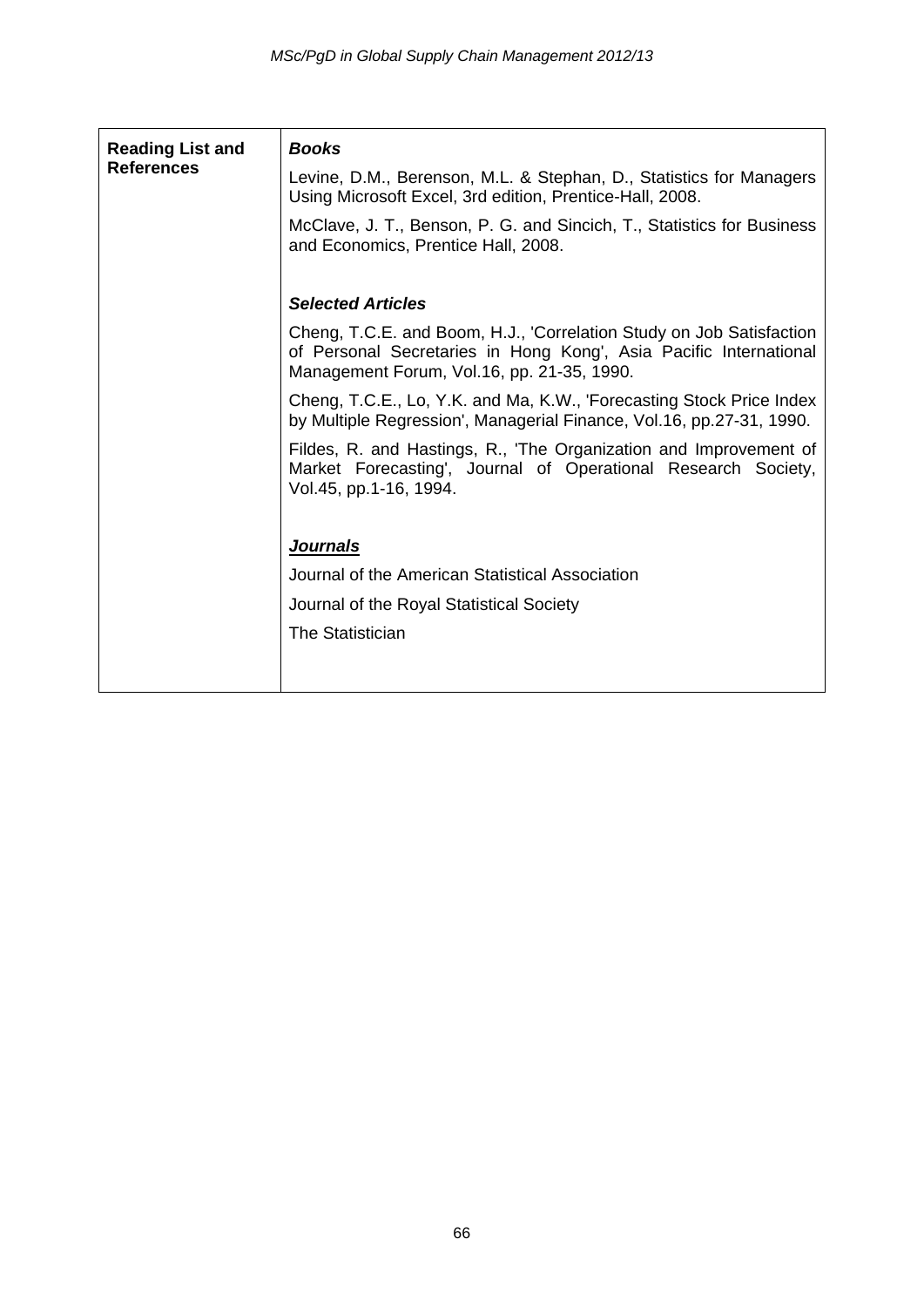| | |
|---|---|
| **Reading List and References** | ***Books***<br><br>Levine, D.M., Berenson, M.L. & Stephan, D., Statistics for Managers Using Microsoft Excel, 3rd edition, Prentice-Hall, 2008.<br><br>McClave, J. T., Benson, P. G. and Sincich, T., Statistics for Business and Economics, Prentice Hall, 2008.<br><br>***Selected Articles***<br><br>Cheng, T.C.E. and Boom, H.J., 'Correlation Study on Job Satisfaction of Personal Secretaries in Hong Kong', Asia Pacific International Management Forum, Vol.16, pp. 21-35, 1990.<br><br>Cheng, T.C.E., Lo, Y.K. and Ma, K.W., 'Forecasting Stock Price Index by Multiple Regression', Managerial Finance, Vol.16, pp.27-31, 1990.<br><br>Fildes, R. and Hastings, R., 'The Organization and Improvement of Market Forecasting', Journal of Operational Research Society, Vol.45, pp.1-16, 1994.<br><br>***<u>Journals</u>***<br><br>Journal of the American Statistical Association<br><br>Journal of the Royal Statistical Society<br><br>The Statistician |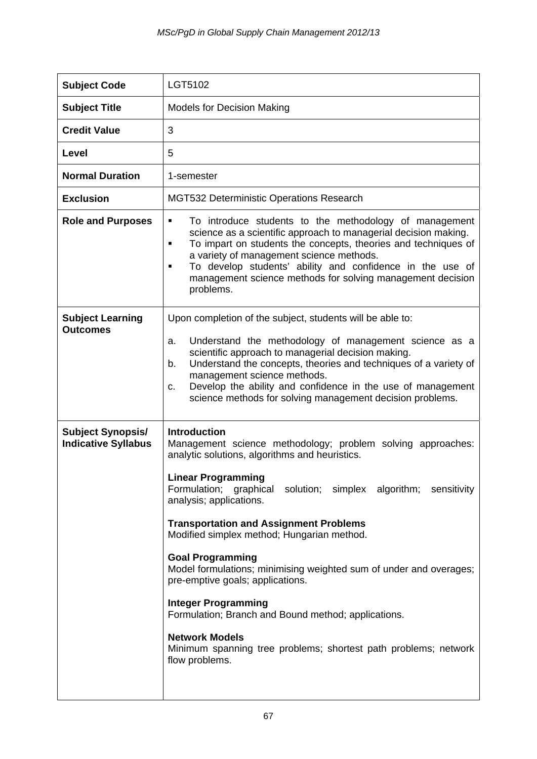| | |
|---|---|
| **Subject Code** | LGT5102 |
| **Subject Title** | Models for Decision Making |
| **Credit Value** | 3 |
| **Level** | 5 |
| **Normal Duration** | 1-semester |
| **Exclusion** | MGT532 Deterministic Operations Research |
| **Role and Purposes** | ▪ To introduce students to the methodology of management science as a scientific approach to managerial decision making.<br>▪ To impart on students the concepts, theories and techniques of a variety of management science methods.<br>▪ To develop students' ability and confidence in the use of management science methods for solving management decision problems. |
| **Subject Learning Outcomes** | Upon completion of the subject, students will be able to:<br>a. Understand the methodology of management science as a scientific approach to managerial decision making.<br>b. Understand the concepts, theories and techniques of a variety of management science methods.<br>c. Develop the ability and confidence in the use of management science methods for solving management decision problems. |
| **Subject Synopsis/ Indicative Syllabus** | **Introduction**<br>Management science methodology; problem solving approaches: analytic solutions, algorithms and heuristics.<br><br>**Linear Programming**<br>Formulation; graphical solution; simplex algorithm; sensitivity analysis; applications.<br><br>**Transportation and Assignment Problems**<br>Modified simplex method; Hungarian method.<br><br>**Goal Programming**<br>Model formulations; minimising weighted sum of under and overages; pre-emptive goals; applications.<br><br>**Integer Programming**<br>Formulation; Branch and Bound method; applications.<br><br>**Network Models**<br>Minimum spanning tree problems; shortest path problems; network flow problems. |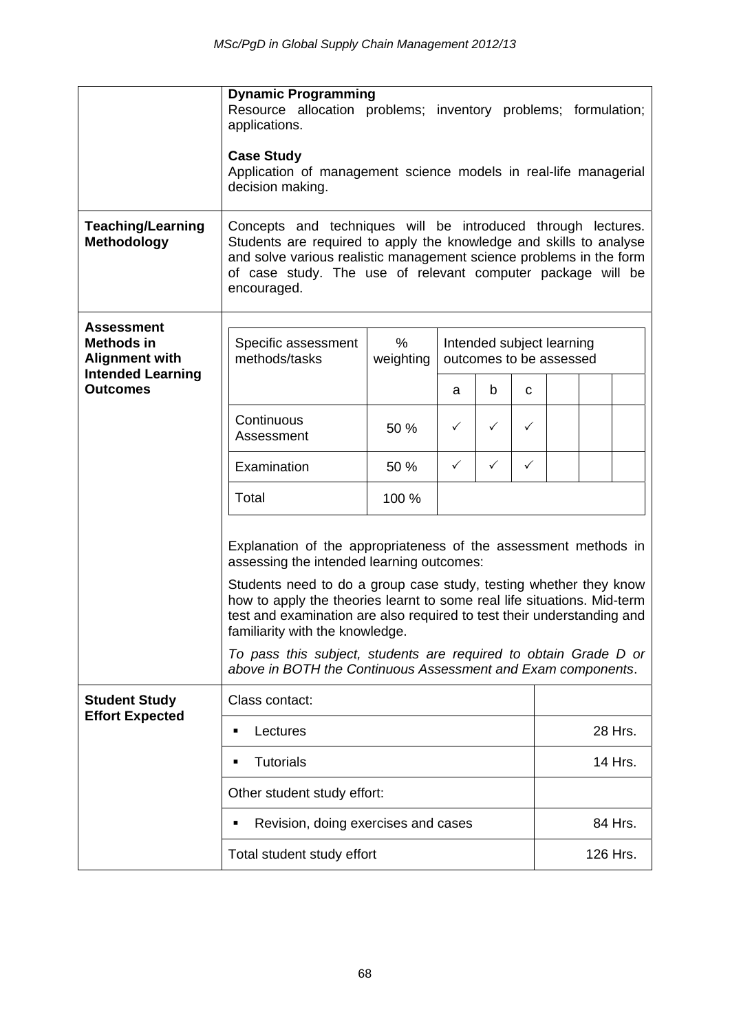| | |
|---|---|
| | **Dynamic Programming**<br>Resource allocation problems; inventory problems; formulation; applications.<br><br>**Case Study**<br>Application of management science models in real-life managerial decision making. |
| **Teaching/Learning Methodology** | Concepts and techniques will be introduced through lectures. Students are required to apply the knowledge and skills to analyse and solve various realistic management science problems in the form of case study. The use of relevant computer package will be encouraged. |
| **Assessment Methods in Alignment with Intended Learning Outcomes** | (see table below) |

| Specific assessment methods/tasks | % weighting | Intended subject learning outcomes to be assessed | | | | | |
|---|---|---|---|---|---|---|---|
| | | a | b | c | | | |
| Continuous Assessment | 50 % | ✓ | ✓ | ✓ | | | |
| Examination | 50 % | ✓ | ✓ | ✓ | | | |
| Total | 100 % | | | | | | |

Explanation of the appropriateness of the assessment methods in assessing the intended learning outcomes:

Students need to do a group case study, testing whether they know how to apply the theories learnt to some real life situations. Mid-term test and examination are also required to test their understanding and familiarity with the knowledge.

*To pass this subject, students are required to obtain Grade D or above in BOTH the Continuous Assessment and Exam components*.

| **Student Study Effort Expected** | | |
|---|---|---|
| | Class contact: | |
| | ▪ Lectures | 28 Hrs. |
| | ▪ Tutorials | 14 Hrs. |
| | Other student study effort: | |
| | ▪ Revision, doing exercises and cases | 84 Hrs. |
| | Total student study effort | 126 Hrs. |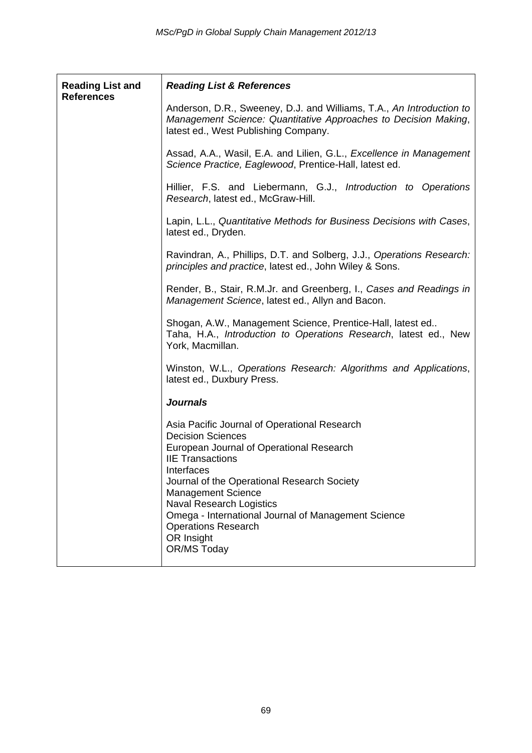| | |
|---|---|
| **Reading List and References** | ***Reading List & References***<br><br>Anderson, D.R., Sweeney, D.J. and Williams, T.A., *An Introduction to Management Science: Quantitative Approaches to Decision Making*, latest ed., West Publishing Company.<br><br>Assad, A.A., Wasil, E.A. and Lilien, G.L., *Excellence in Management Science Practice, Eaglewood*, Prentice-Hall, latest ed.<br><br>Hillier, F.S. and Liebermann, G.J., *Introduction to Operations Research*, latest ed., McGraw-Hill.<br><br>Lapin, L.L., *Quantitative Methods for Business Decisions with Cases*, latest ed., Dryden.<br><br>Ravindran, A., Phillips, D.T. and Solberg, J.J., *Operations Research: principles and practice*, latest ed., John Wiley & Sons.<br><br>Render, B., Stair, R.M.Jr. and Greenberg, I., *Cases and Readings in Management Science*, latest ed., Allyn and Bacon.<br><br>Shogan, A.W., Management Science, Prentice-Hall, latest ed..<br>Taha, H.A., *Introduction to Operations Research*, latest ed., New York, Macmillan.<br><br>Winston, W.L., *Operations Research: Algorithms and Applications*, latest ed., Duxbury Press.<br><br>***Journals***<br><br>Asia Pacific Journal of Operational Research<br>Decision Sciences<br>European Journal of Operational Research<br>IIE Transactions<br>Interfaces<br>Journal of the Operational Research Society<br>Management Science<br>Naval Research Logistics<br>Omega - International Journal of Management Science<br>Operations Research<br>OR Insight<br>OR/MS Today |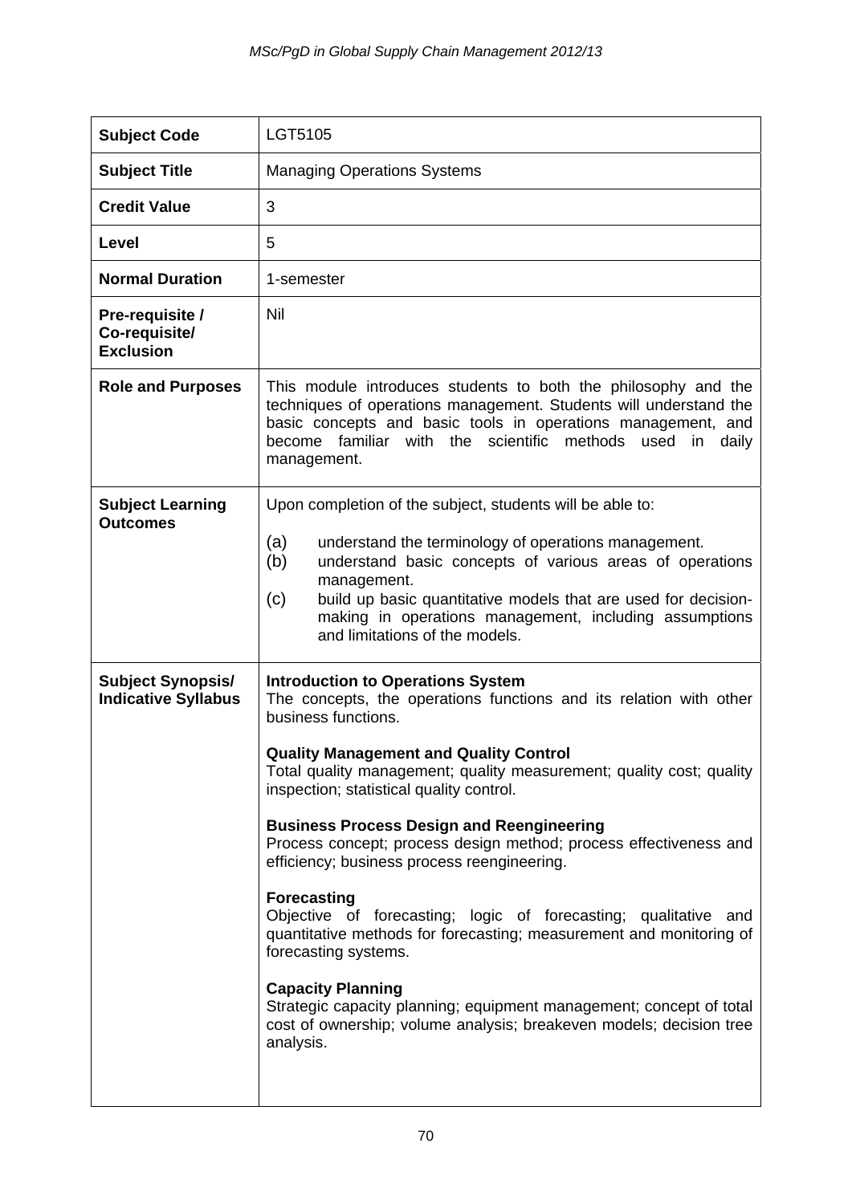| | |
|---|---|
| **Subject Code** | LGT5105 |
| **Subject Title** | Managing Operations Systems |
| **Credit Value** | 3 |
| **Level** | 5 |
| **Normal Duration** | 1-semester |
| **Pre-requisite / Co-requisite/ Exclusion** | Nil |
| **Role and Purposes** | This module introduces students to both the philosophy and the techniques of operations management. Students will understand the basic concepts and basic tools in operations management, and become familiar with the scientific methods used in daily management. |
| **Subject Learning Outcomes** | Upon completion of the subject, students will be able to:<br><br>(a) understand the terminology of operations management.<br>(b) understand basic concepts of various areas of operations management.<br>(c) build up basic quantitative models that are used for decision-making in operations management, including assumptions and limitations of the models. |
| **Subject Synopsis/ Indicative Syllabus** | **Introduction to Operations System**<br>The concepts, the operations functions and its relation with other business functions.<br><br>**Quality Management and Quality Control**<br>Total quality management; quality measurement; quality cost; quality inspection; statistical quality control.<br><br>**Business Process Design and Reengineering**<br>Process concept; process design method; process effectiveness and efficiency; business process reengineering.<br><br>**Forecasting**<br>Objective of forecasting; logic of forecasting; qualitative and quantitative methods for forecasting; measurement and monitoring of forecasting systems.<br><br>**Capacity Planning**<br>Strategic capacity planning; equipment management; concept of total cost of ownership; volume analysis; breakeven models; decision tree analysis. |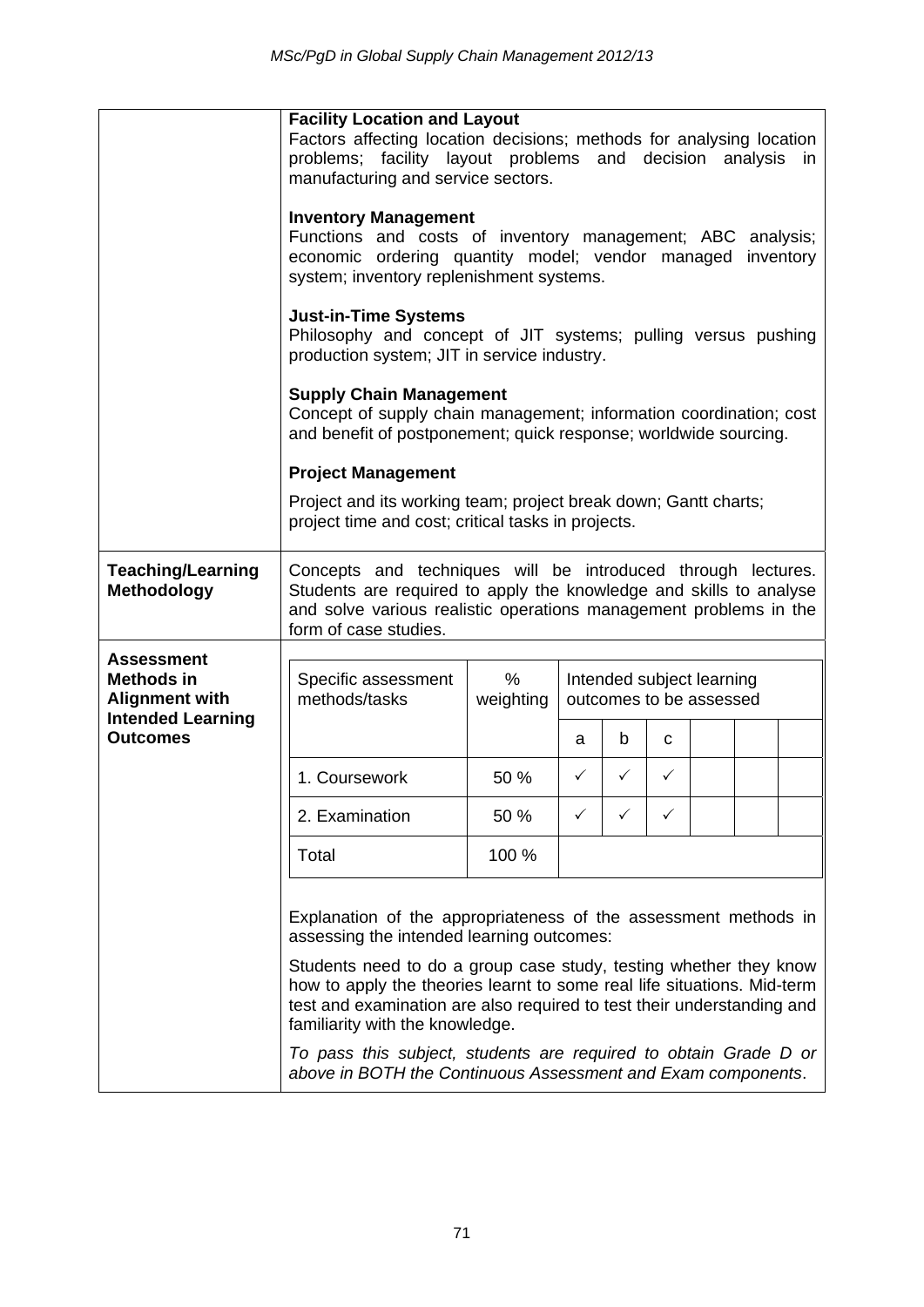| | |
|---|---|
| | **Facility Location and Layout**<br>Factors affecting location decisions; methods for analysing location problems; facility layout problems and decision analysis in manufacturing and service sectors.<br><br>**Inventory Management**<br>Functions and costs of inventory management; ABC analysis; economic ordering quantity model; vendor managed inventory system; inventory replenishment systems.<br><br>**Just-in-Time Systems**<br>Philosophy and concept of JIT systems; pulling versus pushing production system; JIT in service industry.<br><br>**Supply Chain Management**<br>Concept of supply chain management; information coordination; cost and benefit of postponement; quick response; worldwide sourcing.<br><br>**Project Management**<br>Project and its working team; project break down; Gantt charts; project time and cost; critical tasks in projects. |
| **Teaching/Learning Methodology** | Concepts and techniques will be introduced through lectures. Students are required to apply the knowledge and skills to analyse and solve various realistic operations management problems in the form of case studies. |
| **Assessment Methods in Alignment with Intended Learning Outcomes** | See table below |

| Specific assessment methods/tasks | % weighting | Intended subject learning outcomes to be assessed | | | | | |
|---|---|---|---|---|---|---|---|
| | | a | b | c | | | |
| 1. Coursework | 50 % | ✓ | ✓ | ✓ | | | |
| 2. Examination | 50 % | ✓ | ✓ | ✓ | | | |
| Total | 100 % | | | | | | |

Explanation of the appropriateness of the assessment methods in assessing the intended learning outcomes:

Students need to do a group case study, testing whether they know how to apply the theories learnt to some real life situations. Mid-term test and examination are also required to test their understanding and familiarity with the knowledge.

*To pass this subject, students are required to obtain Grade D or above in BOTH the Continuous Assessment and Exam components*.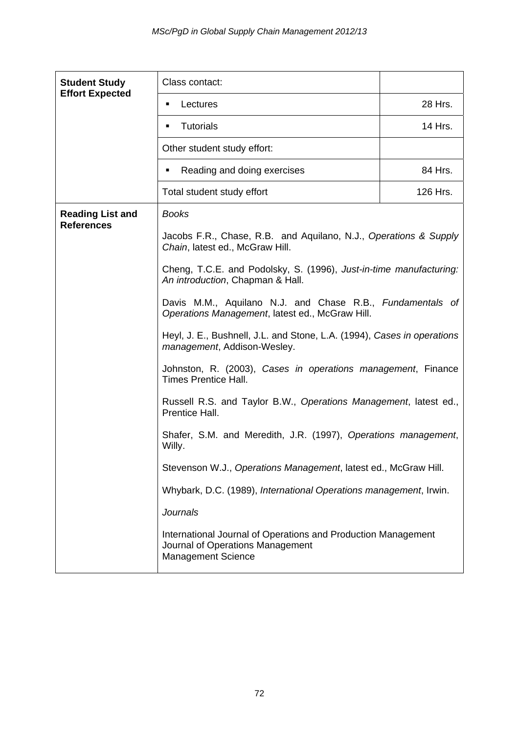| | | |
|---|---|---|
| **Student Study Effort Expected** | Class contact: | |
| | ▪ Lectures | 28 Hrs. |
| | ▪ Tutorials | 14 Hrs. |
| | Other student study effort: | |
| | ▪ Reading and doing exercises | 84 Hrs. |
| | Total student study effort | 126 Hrs. |
| **Reading List and References** | *Books*<br><br>Jacobs F.R., Chase, R.B. and Aquilano, N.J., *Operations & Supply Chain*, latest ed., McGraw Hill.<br><br>Cheng, T.C.E. and Podolsky, S. (1996), *Just-in-time manufacturing: An introduction*, Chapman & Hall.<br><br>Davis M.M., Aquilano N.J. and Chase R.B., *Fundamentals of Operations Management*, latest ed., McGraw Hill.<br><br>Heyl, J. E., Bushnell, J.L. and Stone, L.A. (1994), *Cases in operations management*, Addison-Wesley.<br><br>Johnston, R. (2003), *Cases in operations management*, Finance Times Prentice Hall.<br><br>Russell R.S. and Taylor B.W., *Operations Management*, latest ed., Prentice Hall.<br><br>Shafer, S.M. and Meredith, J.R. (1997), *Operations management*, Willy.<br><br>Stevenson W.J., *Operations Management*, latest ed., McGraw Hill.<br><br>Whybark, D.C. (1989), *International Operations management*, Irwin.<br><br>*Journals*<br><br>International Journal of Operations and Production Management<br>Journal of Operations Management<br>Management Science | |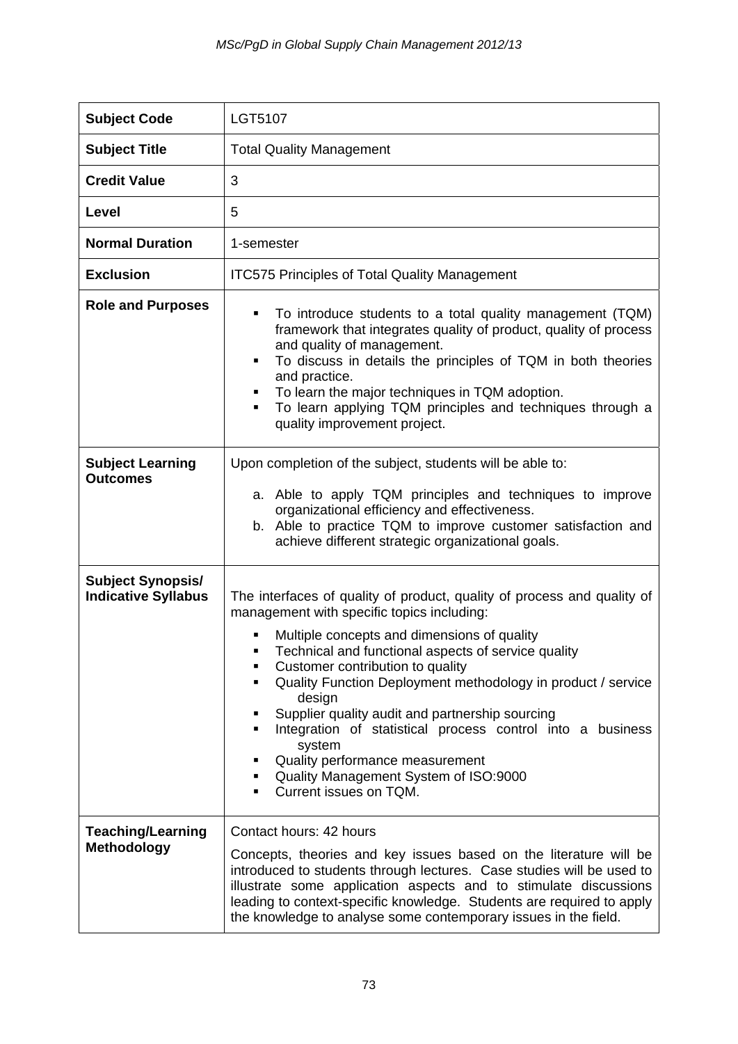| | |
|---|---|
| **Subject Code** | LGT5107 |
| **Subject Title** | Total Quality Management |
| **Credit Value** | 3 |
| **Level** | 5 |
| **Normal Duration** | 1-semester |
| **Exclusion** | ITC575 Principles of Total Quality Management |
| **Role and Purposes** | ▪ To introduce students to a total quality management (TQM) framework that integrates quality of product, quality of process and quality of management.<br>▪ To discuss in details the principles of TQM in both theories and practice.<br>▪ To learn the major techniques in TQM adoption.<br>▪ To learn applying TQM principles and techniques through a quality improvement project. |
| **Subject Learning Outcomes** | Upon completion of the subject, students will be able to:<br>a. Able to apply TQM principles and techniques to improve organizational efficiency and effectiveness.<br>b. Able to practice TQM to improve customer satisfaction and achieve different strategic organizational goals. |
| **Subject Synopsis/ Indicative Syllabus** | The interfaces of quality of product, quality of process and quality of management with specific topics including:<br>▪ Multiple concepts and dimensions of quality<br>▪ Technical and functional aspects of service quality<br>▪ Customer contribution to quality<br>▪ Quality Function Deployment methodology in product / service design<br>▪ Supplier quality audit and partnership sourcing<br>▪ Integration of statistical process control into a business system<br>▪ Quality performance measurement<br>▪ Quality Management System of ISO:9000<br>▪ Current issues on TQM. |
| **Teaching/Learning Methodology** | Contact hours: 42 hours<br>Concepts, theories and key issues based on the literature will be introduced to students through lectures. Case studies will be used to illustrate some application aspects and to stimulate discussions leading to context-specific knowledge. Students are required to apply the knowledge to analyse some contemporary issues in the field. |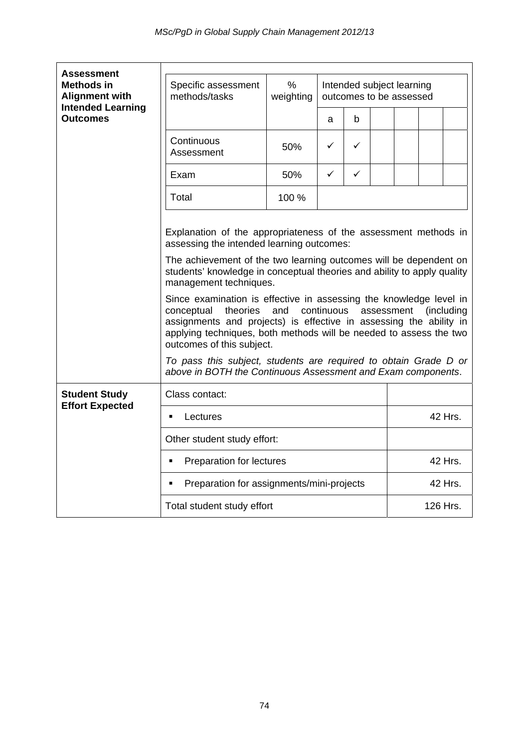| | |
|---|---|
| **Assessment Methods in Alignment with Intended Learning Outcomes** | |

| Specific assessment methods/tasks | % weighting | Intended subject learning outcomes to be assessed | | | | | |
|---|---|---|---|---|---|---|---|
| | | a | b | | | | |
| Continuous Assessment | 50% | ✓ | ✓ | | | | |
| Exam | 50% | ✓ | ✓ | | | | |
| Total | 100 % | | | | | | |

Explanation of the appropriateness of the assessment methods in assessing the intended learning outcomes:

The achievement of the two learning outcomes will be dependent on students' knowledge in conceptual theories and ability to apply quality management techniques.

Since examination is effective in assessing the knowledge level in conceptual theories and continuous assessment (including assignments and projects) is effective in assessing the ability in applying techniques, both methods will be needed to assess the two outcomes of this subject.

*To pass this subject, students are required to obtain Grade D or above in BOTH the Continuous Assessment and Exam components*.

| **Student Study Effort Expected** | | |
|---|---|---|
| | Class contact: | |
| | ▪ Lectures | 42 Hrs. |
| | Other student study effort: | |
| | ▪ Preparation for lectures | 42 Hrs. |
| | ▪ Preparation for assignments/mini-projects | 42 Hrs. |
| | Total student study effort | 126 Hrs. |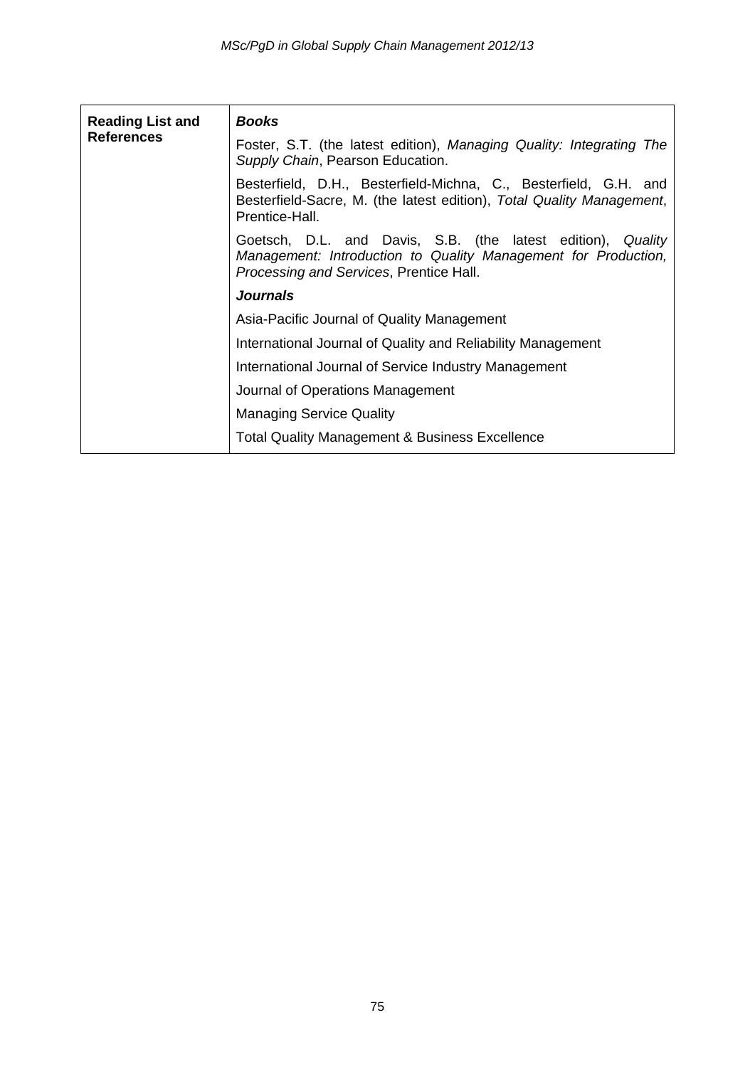| **Reading List and References** | ***Books*** |
|---|---|
| | Foster, S.T. (the latest edition), *Managing Quality: Integrating The Supply Chain*, Pearson Education. |
| | Besterfield, D.H., Besterfield-Michna, C., Besterfield, G.H. and Besterfield-Sacre, M. (the latest edition), *Total Quality Management*, Prentice-Hall. |
| | Goetsch, D.L. and Davis, S.B. (the latest edition), *Quality Management: Introduction to Quality Management for Production, Processing and Services*, Prentice Hall. |
| | ***Journals*** |
| | Asia-Pacific Journal of Quality Management |
| | International Journal of Quality and Reliability Management |
| | International Journal of Service Industry Management |
| | Journal of Operations Management |
| | Managing Service Quality |
| | Total Quality Management & Business Excellence |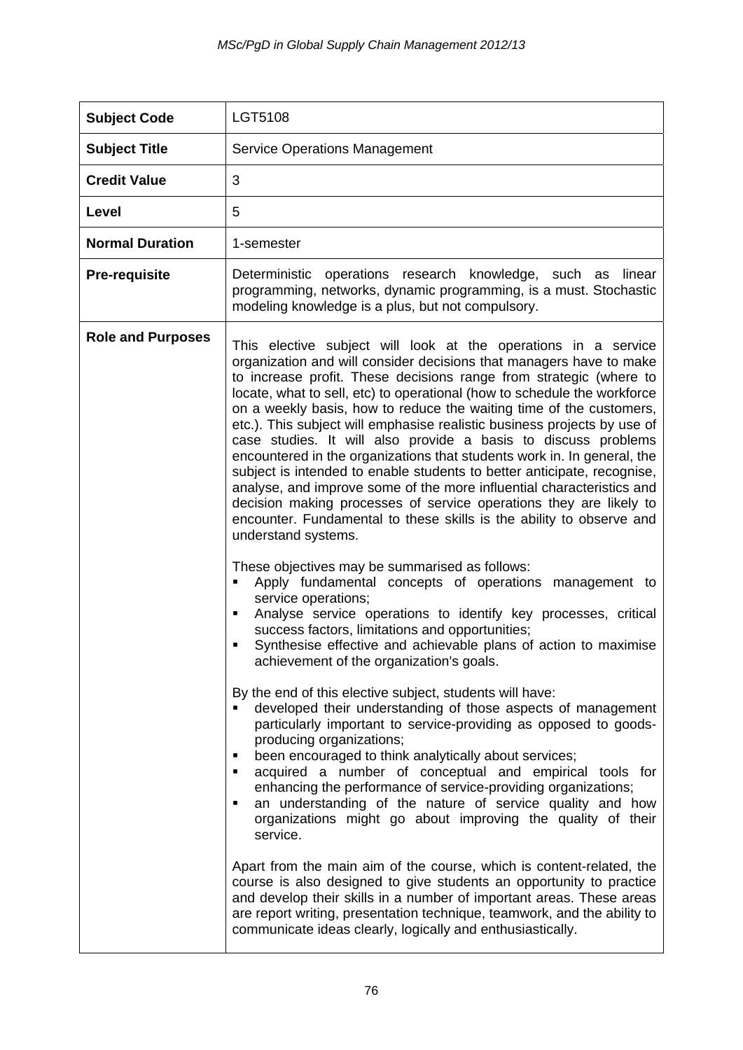| | |
|---|---|
| **Subject Code** | LGT5108 |
| **Subject Title** | Service Operations Management |
| **Credit Value** | 3 |
| **Level** | 5 |
| **Normal Duration** | 1-semester |
| **Pre-requisite** | Deterministic operations research knowledge, such as linear programming, networks, dynamic programming, is a must. Stochastic modeling knowledge is a plus, but not compulsory. |
| **Role and Purposes** | This elective subject will look at the operations in a service organization and will consider decisions that managers have to make to increase profit. These decisions range from strategic (where to locate, what to sell, etc) to operational (how to schedule the workforce on a weekly basis, how to reduce the waiting time of the customers, etc.). This subject will emphasise realistic business projects by use of case studies. It will also provide a basis to discuss problems encountered in the organizations that students work in. In general, the subject is intended to enable students to better anticipate, recognise, analyse, and improve some of the more influential characteristics and decision making processes of service operations they are likely to encounter. Fundamental to these skills is the ability to observe and understand systems.<br><br>These objectives may be summarised as follows:<br>▪ Apply fundamental concepts of operations management to service operations;<br>▪ Analyse service operations to identify key processes, critical success factors, limitations and opportunities;<br>▪ Synthesise effective and achievable plans of action to maximise achievement of the organization's goals.<br><br>By the end of this elective subject, students will have:<br>▪ developed their understanding of those aspects of management particularly important to service-providing as opposed to goods-producing organizations;<br>▪ been encouraged to think analytically about services;<br>▪ acquired a number of conceptual and empirical tools for enhancing the performance of service-providing organizations;<br>▪ an understanding of the nature of service quality and how organizations might go about improving the quality of their service.<br><br>Apart from the main aim of the course, which is content-related, the course is also designed to give students an opportunity to practice and develop their skills in a number of important areas. These areas are report writing, presentation technique, teamwork, and the ability to communicate ideas clearly, logically and enthusiastically. |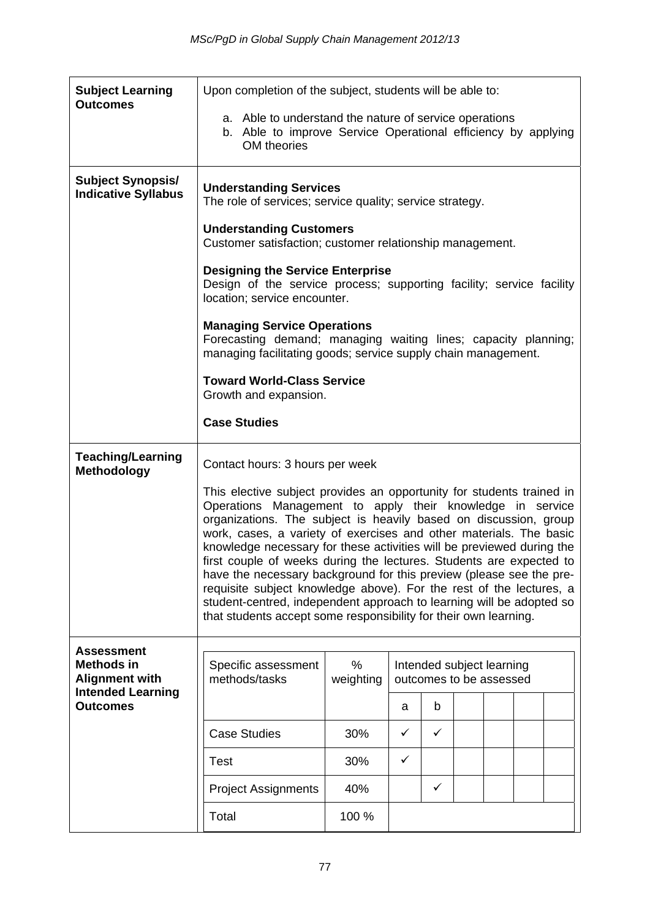| | |
|---|---|
| **Subject Learning Outcomes** | Upon completion of the subject, students will be able to:<br><br>a. Able to understand the nature of service operations<br>b. Able to improve Service Operational efficiency by applying OM theories |
| **Subject Synopsis/ Indicative Syllabus** | **Understanding Services**<br>The role of services; service quality; service strategy.<br><br>**Understanding Customers**<br>Customer satisfaction; customer relationship management.<br><br>**Designing the Service Enterprise**<br>Design of the service process; supporting facility; service facility location; service encounter.<br><br>**Managing Service Operations**<br>Forecasting demand; managing waiting lines; capacity planning; managing facilitating goods; service supply chain management.<br><br>**Toward World-Class Service**<br>Growth and expansion.<br><br>**Case Studies** |
| **Teaching/Learning Methodology** | Contact hours: 3 hours per week<br><br>This elective subject provides an opportunity for students trained in Operations Management to apply their knowledge in service organizations. The subject is heavily based on discussion, group work, cases, a variety of exercises and other materials. The basic knowledge necessary for these activities will be previewed during the first couple of weeks during the lectures. Students are expected to have the necessary background for this preview (please see the pre-requisite subject knowledge above). For the rest of the lectures, a student-centred, independent approach to learning will be adopted so that students accept some responsibility for their own learning. |
| **Assessment Methods in Alignment with Intended Learning Outcomes** | (see table below) |

| Specific assessment methods/tasks | % weighting | Intended subject learning outcomes to be assessed | | | | | |
|---|---|---|---|---|---|---|---|
| | | a | b | | | | |
| Case Studies | 30% | ✓ | ✓ | | | | |
| Test | 30% | ✓ | | | | | |
| Project Assignments | 40% | | ✓ | | | | |
| Total | 100 % | | | | | | |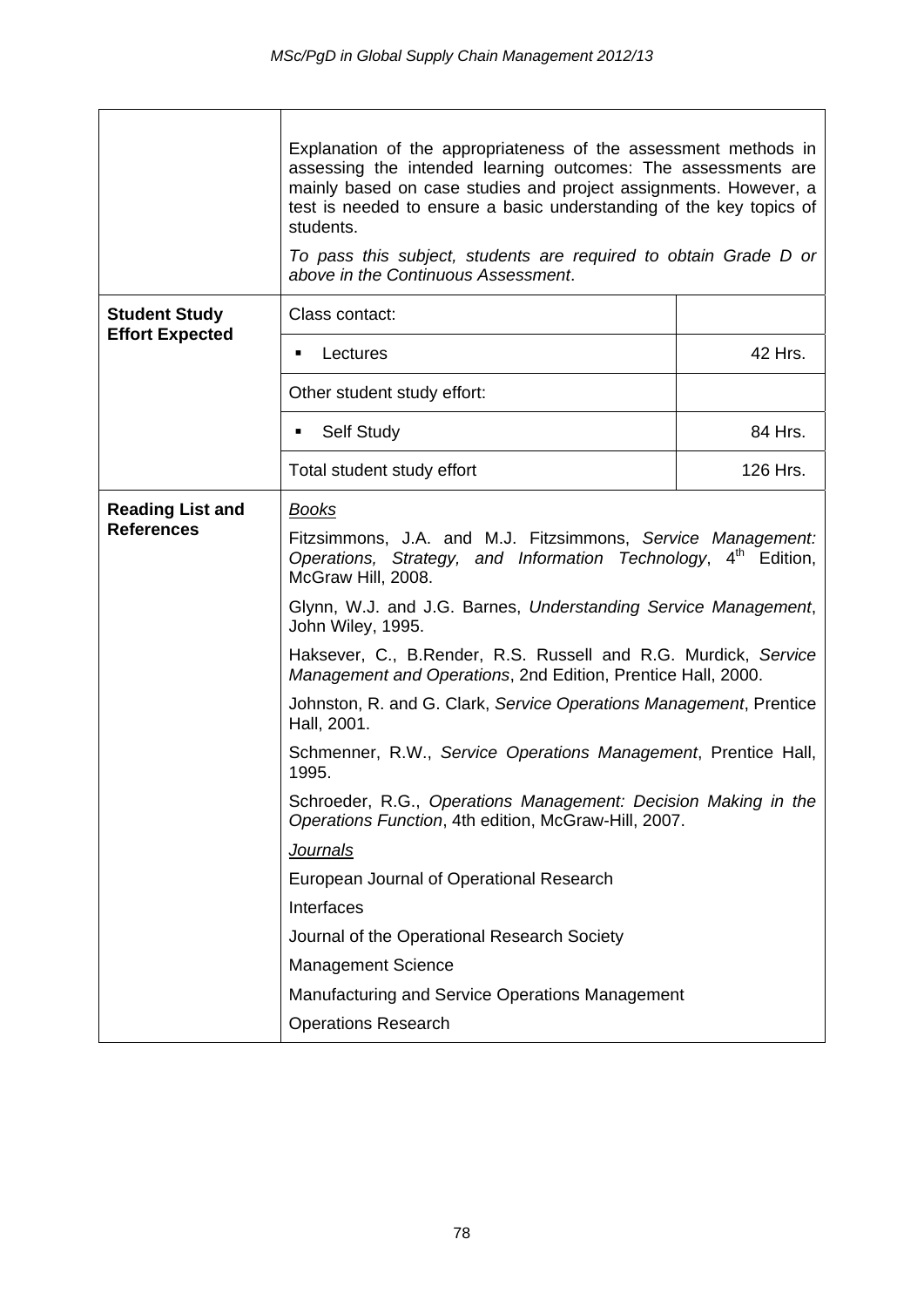| | | |
|---|---|---|
| | Explanation of the appropriateness of the assessment methods in assessing the intended learning outcomes: The assessments are mainly based on case studies and project assignments. However, a test is needed to ensure a basic understanding of the key topics of students.<br><br>*To pass this subject, students are required to obtain Grade D or above in the Continuous Assessment*. | |
| **Student Study Effort Expected** | Class contact: | |
| | ▪ Lectures | 42 Hrs. |
| | Other student study effort: | |
| | ▪ Self Study | 84 Hrs. |
| | Total student study effort | 126 Hrs. |
| **Reading List and References** | <u>*Books*</u><br><br>Fitzsimmons, J.A. and M.J. Fitzsimmons, *Service Management: Operations, Strategy, and Information Technology*, 4th Edition, McGraw Hill, 2008.<br><br>Glynn, W.J. and J.G. Barnes, *Understanding Service Management*, John Wiley, 1995.<br><br>Haksever, C., B.Render, R.S. Russell and R.G. Murdick, *Service Management and Operations*, 2nd Edition, Prentice Hall, 2000.<br><br>Johnston, R. and G. Clark, *Service Operations Management*, Prentice Hall, 2001.<br><br>Schmenner, R.W., *Service Operations Management*, Prentice Hall, 1995.<br><br>Schroeder, R.G., *Operations Management: Decision Making in the Operations Function*, 4th edition, McGraw-Hill, 2007.<br><br><u>*Journals*</u><br><br>European Journal of Operational Research<br><br>Interfaces<br><br>Journal of the Operational Research Society<br><br>Management Science<br><br>Manufacturing and Service Operations Management<br><br>Operations Research | |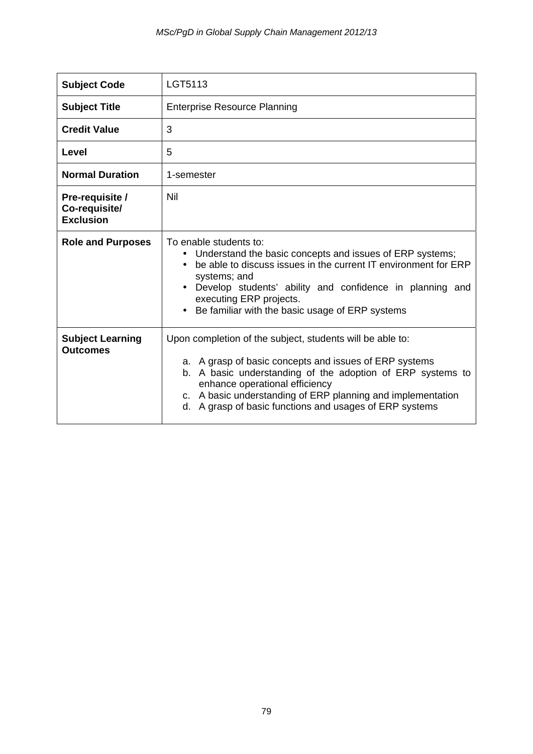| | |
|---|---|
| **Subject Code** | LGT5113 |
| **Subject Title** | Enterprise Resource Planning |
| **Credit Value** | 3 |
| **Level** | 5 |
| **Normal Duration** | 1-semester |
| **Pre-requisite / Co-requisite/ Exclusion** | Nil |
| **Role and Purposes** | To enable students to:<br>• Understand the basic concepts and issues of ERP systems;<br>• be able to discuss issues in the current IT environment for ERP systems; and<br>• Develop students' ability and confidence in planning and executing ERP projects.<br>• Be familiar with the basic usage of ERP systems |
| **Subject Learning Outcomes** | Upon completion of the subject, students will be able to:<br><br>a. A grasp of basic concepts and issues of ERP systems<br>b. A basic understanding of the adoption of ERP systems to enhance operational efficiency<br>c. A basic understanding of ERP planning and implementation<br>d. A grasp of basic functions and usages of ERP systems |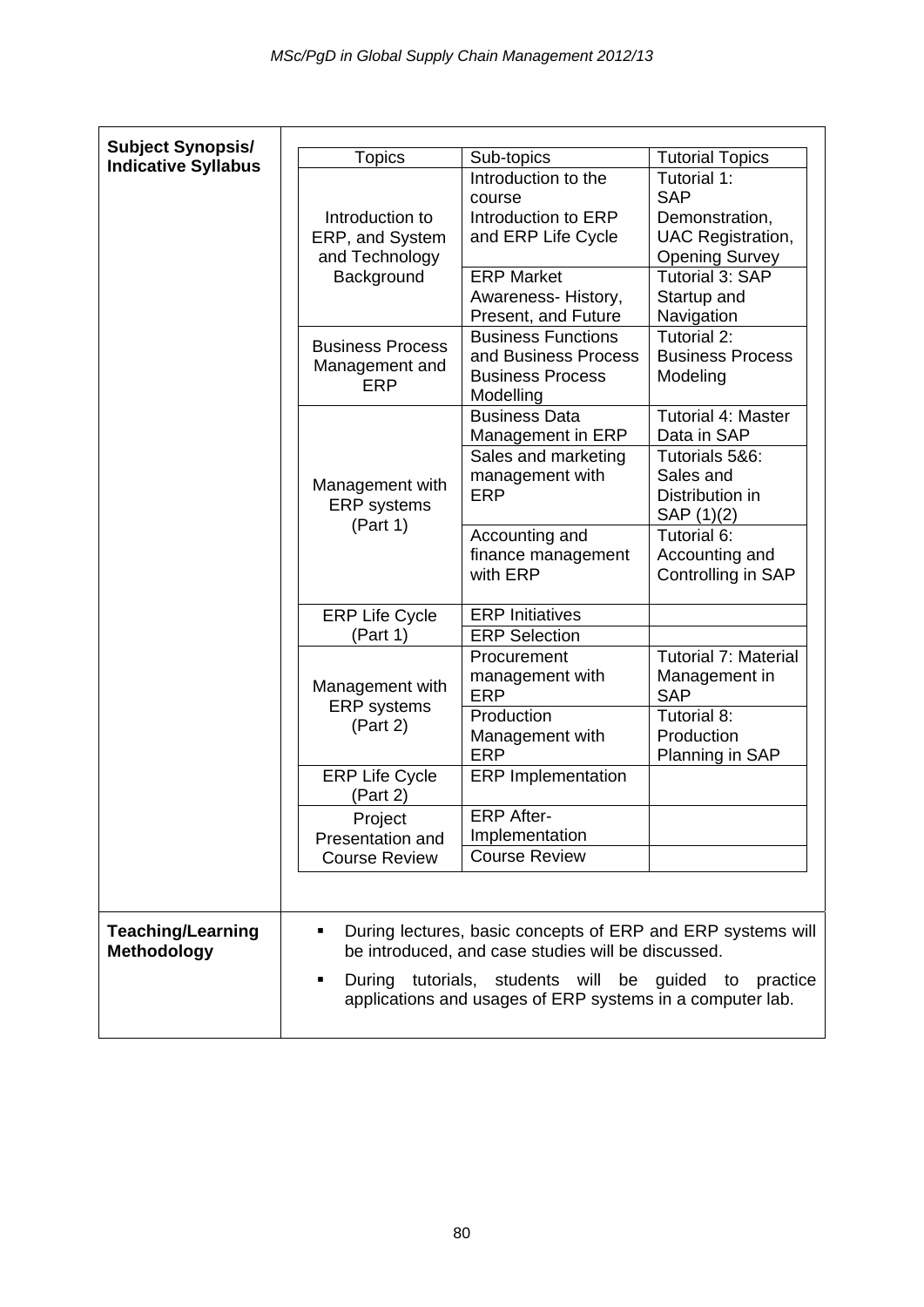| | |
|---|---|
| **Subject Synopsis/ Indicative Syllabus** | (see table below) |

| Topics | Sub-topics | Tutorial Topics |
|---|---|---|
| Introduction to ERP, and System and Technology Background | Introduction to the course Introduction to ERP and ERP Life Cycle | Tutorial 1: SAP Demonstration, UAC Registration, Opening Survey |
| | ERP Market Awareness- History, Present, and Future | Tutorial 3: SAP Startup and Navigation |
| Business Process Management and ERP | Business Functions and Business Process Business Process Modelling | Tutorial 2: Business Process Modeling |
| Management with ERP systems (Part 1) | Business Data Management in ERP | Tutorial 4: Master Data in SAP |
| | Sales and marketing management with ERP | Tutorials 5&6: Sales and Distribution in SAP (1)(2) |
| | Accounting and finance management with ERP | Tutorial 6: Accounting and Controlling in SAP |
| ERP Life Cycle (Part 1) | ERP Initiatives | |
| | ERP Selection | |
| Management with ERP systems (Part 2) | Procurement management with ERP | Tutorial 7: Material Management in SAP |
| | Production Management with ERP | Tutorial 8: Production Planning in SAP |
| ERP Life Cycle (Part 2) | ERP Implementation | |
| Project Presentation and Course Review | ERP After-Implementation | |
| | Course Review | |

**Teaching/Learning Methodology**

- During lectures, basic concepts of ERP and ERP systems will be introduced, and case studies will be discussed.
- During tutorials, students will be guided to practice applications and usages of ERP systems in a computer lab.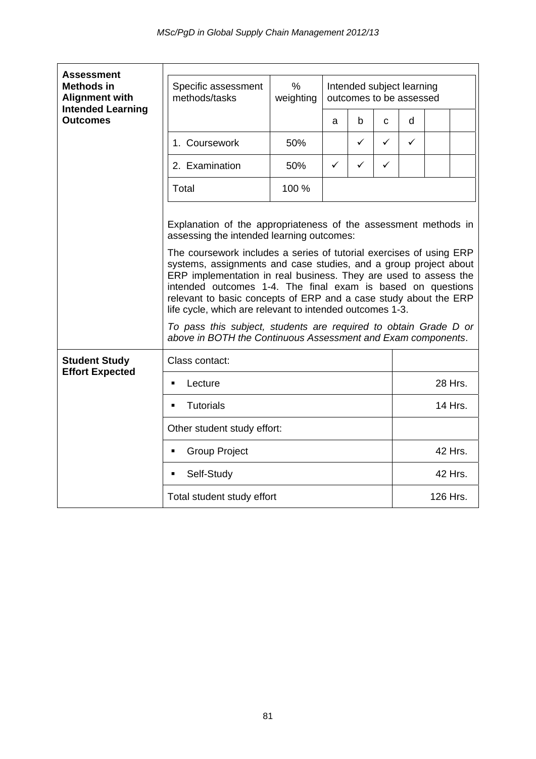| | |
|---|---|
| **Assessment Methods in Alignment with Intended Learning Outcomes** | (see table below) |

| Specific assessment methods/tasks | % weighting | Intended subject learning outcomes to be assessed | | | | | |
|---|---|---|---|---|---|---|---|
| | | a | b | c | d | | |
| 1. Coursework | 50% | | ✓ | ✓ | ✓ | | |
| 2. Examination | 50% | ✓ | ✓ | ✓ | | | |
| Total | 100 % | | | | | | |

Explanation of the appropriateness of the assessment methods in assessing the intended learning outcomes:

The coursework includes a series of tutorial exercises of using ERP systems, assignments and case studies, and a group project about ERP implementation in real business. They are used to assess the intended outcomes 1-4. The final exam is based on questions relevant to basic concepts of ERP and a case study about the ERP life cycle, which are relevant to intended outcomes 1-3.

*To pass this subject, students are required to obtain Grade D or above in BOTH the Continuous Assessment and Exam components*.

| **Student Study Effort Expected** | | |
|---|---|---|
| | Class contact: | |
| | ▪ Lecture | 28 Hrs. |
| | ▪ Tutorials | 14 Hrs. |
| | Other student study effort: | |
| | ▪ Group Project | 42 Hrs. |
| | ▪ Self-Study | 42 Hrs. |
| | Total student study effort | 126 Hrs. |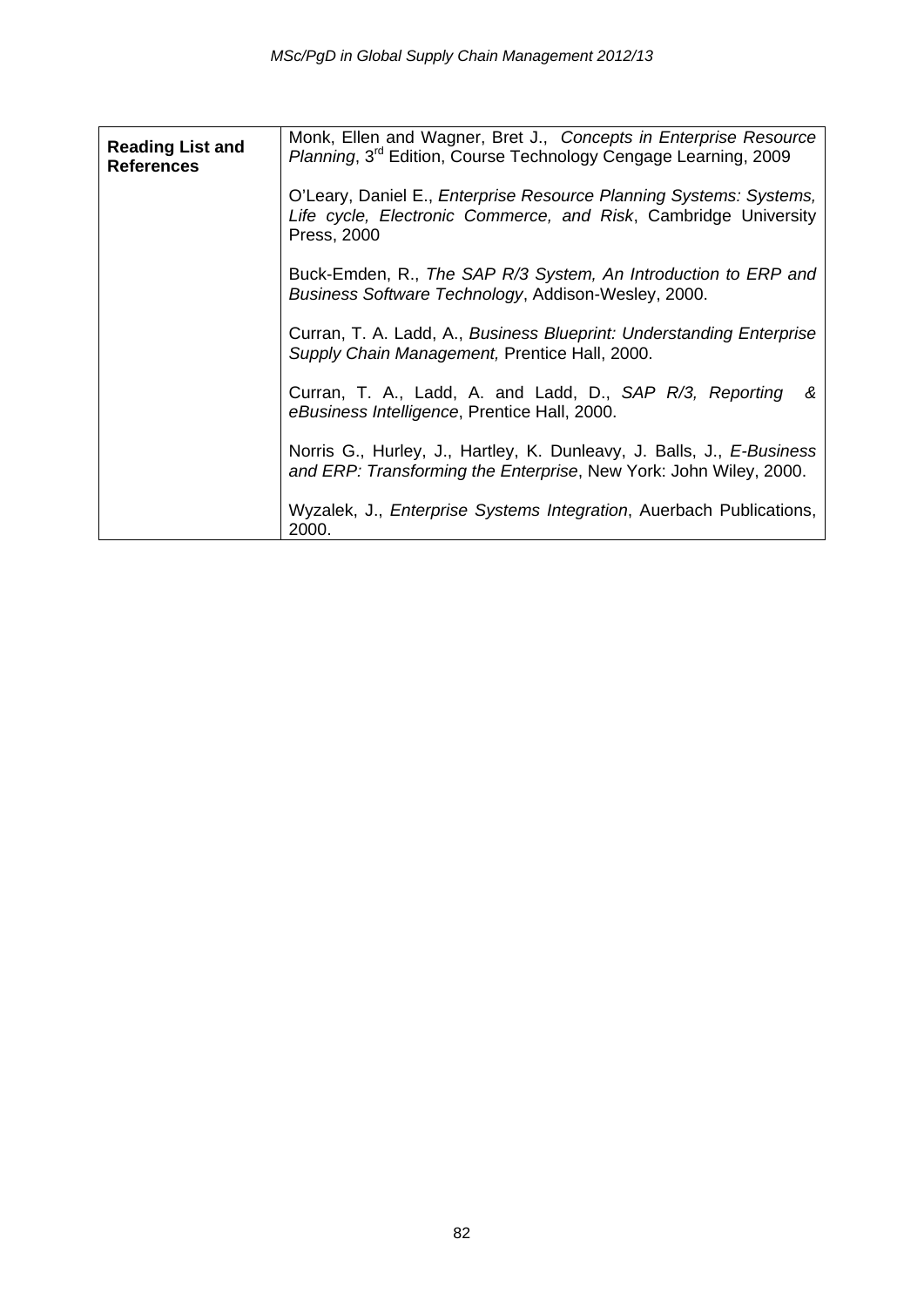| | |
|---|---|
| **Reading List and References** | Monk, Ellen and Wagner, Bret J., *Concepts in Enterprise Resource Planning*, 3rd Edition, Course Technology Cengage Learning, 2009<br><br>O'Leary, Daniel E., *Enterprise Resource Planning Systems: Systems, Life cycle, Electronic Commerce, and Risk*, Cambridge University Press, 2000<br><br>Buck-Emden, R., *The SAP R/3 System, An Introduction to ERP and Business Software Technology*, Addison-Wesley, 2000.<br><br>Curran, T. A. Ladd, A., *Business Blueprint: Understanding Enterprise Supply Chain Management,* Prentice Hall, 2000.<br><br>Curran, T. A., Ladd, A. and Ladd, D., *SAP R/3, Reporting & eBusiness Intelligence*, Prentice Hall, 2000.<br><br>Norris G., Hurley, J., Hartley, K. Dunleavy, J. Balls, J., *E-Business and ERP: Transforming the Enterprise*, New York: John Wiley, 2000.<br><br>Wyzalek, J., *Enterprise Systems Integration*, Auerbach Publications, 2000. |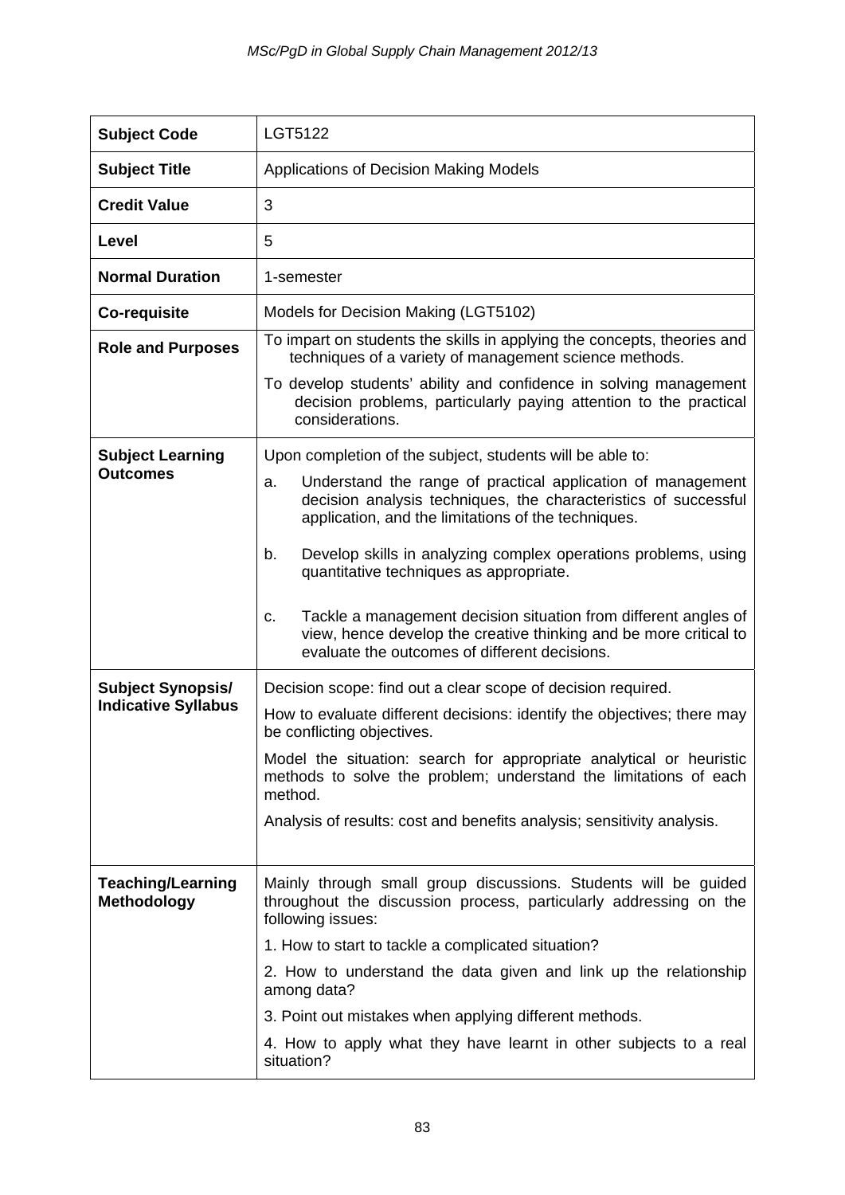| | |
|---|---|
| **Subject Code** | LGT5122 |
| **Subject Title** | Applications of Decision Making Models |
| **Credit Value** | 3 |
| **Level** | 5 |
| **Normal Duration** | 1-semester |
| **Co-requisite** | Models for Decision Making (LGT5102) |
| **Role and Purposes** | To impart on students the skills in applying the concepts, theories and techniques of a variety of management science methods.<br><br>To develop students' ability and confidence in solving management decision problems, particularly paying attention to the practical considerations. |
| **Subject Learning Outcomes** | Upon completion of the subject, students will be able to:<br><br>a. Understand the range of practical application of management decision analysis techniques, the characteristics of successful application, and the limitations of the techniques.<br><br>b. Develop skills in analyzing complex operations problems, using quantitative techniques as appropriate.<br><br>c. Tackle a management decision situation from different angles of view, hence develop the creative thinking and be more critical to evaluate the outcomes of different decisions. |
| **Subject Synopsis/ Indicative Syllabus** | Decision scope: find out a clear scope of decision required.<br><br>How to evaluate different decisions: identify the objectives; there may be conflicting objectives.<br><br>Model the situation: search for appropriate analytical or heuristic methods to solve the problem; understand the limitations of each method.<br><br>Analysis of results: cost and benefits analysis; sensitivity analysis. |
| **Teaching/Learning Methodology** | Mainly through small group discussions. Students will be guided throughout the discussion process, particularly addressing on the following issues:<br><br>1. How to start to tackle a complicated situation?<br><br>2. How to understand the data given and link up the relationship among data?<br><br>3. Point out mistakes when applying different methods.<br><br>4. How to apply what they have learnt in other subjects to a real situation? |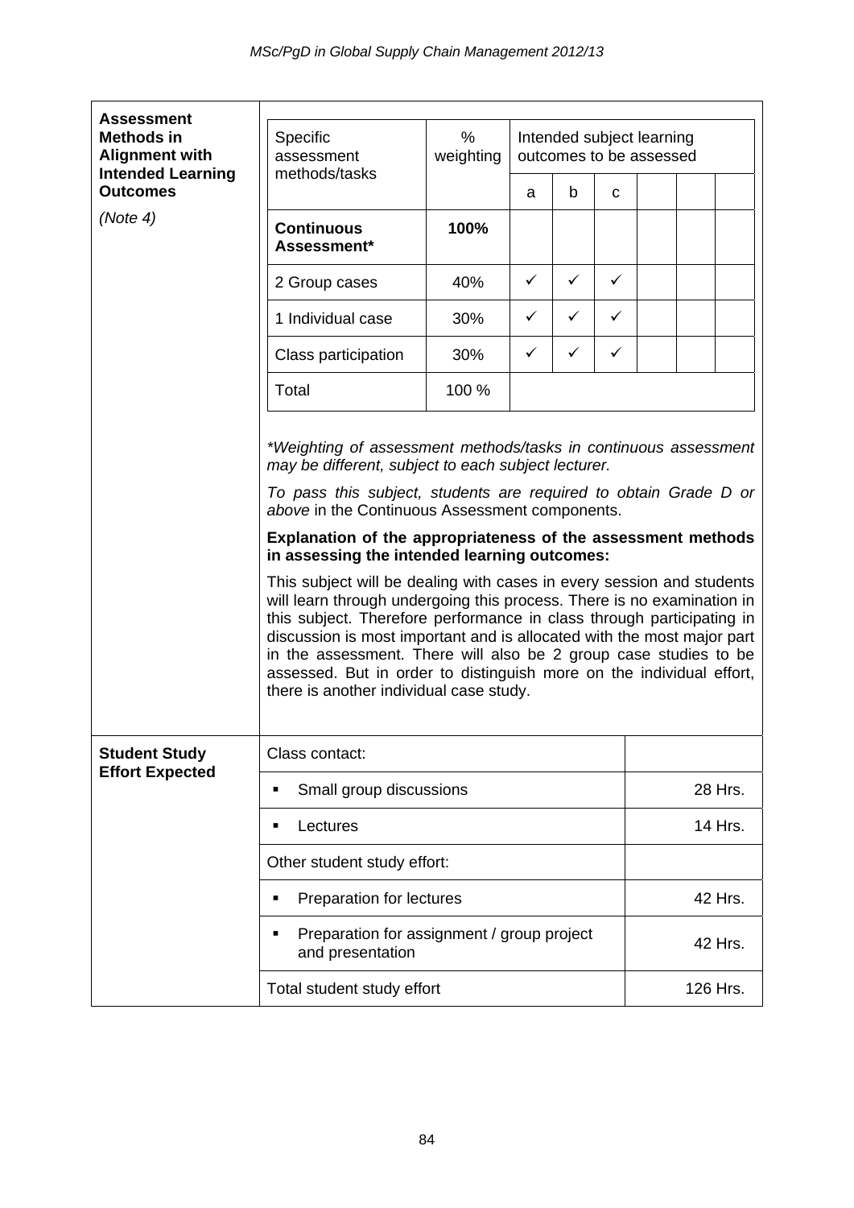| | |
|---|---|
| **Assessment Methods in Alignment with Intended Learning Outcomes** *(Note 4)* | |

| Specific assessment methods/tasks | % weighting | Intended subject learning outcomes to be assessed | | | | | |
|---|---|---|---|---|---|---|---|
| | | a | b | c | | | |
| **Continuous Assessment*** | **100%** | | | | | | |
| 2 Group cases | 40% | ✓ | ✓ | ✓ | | | |
| 1 Individual case | 30% | ✓ | ✓ | ✓ | | | |
| Class participation | 30% | ✓ | ✓ | ✓ | | | |
| Total | 100 % | | | | | | |

*\*Weighting of assessment methods/tasks in continuous assessment may be different, subject to each subject lecturer.*

*To pass this subject, students are required to obtain Grade D or above* in the Continuous Assessment components.

**Explanation of the appropriateness of the assessment methods in assessing the intended learning outcomes:**

This subject will be dealing with cases in every session and students will learn through undergoing this process. There is no examination in this subject. Therefore performance in class through participating in discussion is most important and is allocated with the most major part in the assessment. There will also be 2 group case studies to be assessed. But in order to distinguish more on the individual effort, there is another individual case study.

| **Student Study Effort Expected** | | |
|---|---|---|
| | Class contact: | |
| | ▪ Small group discussions | 28 Hrs. |
| | ▪ Lectures | 14 Hrs. |
| | Other student study effort: | |
| | ▪ Preparation for lectures | 42 Hrs. |
| | ▪ Preparation for assignment / group project and presentation | 42 Hrs. |
| | Total student study effort | 126 Hrs. |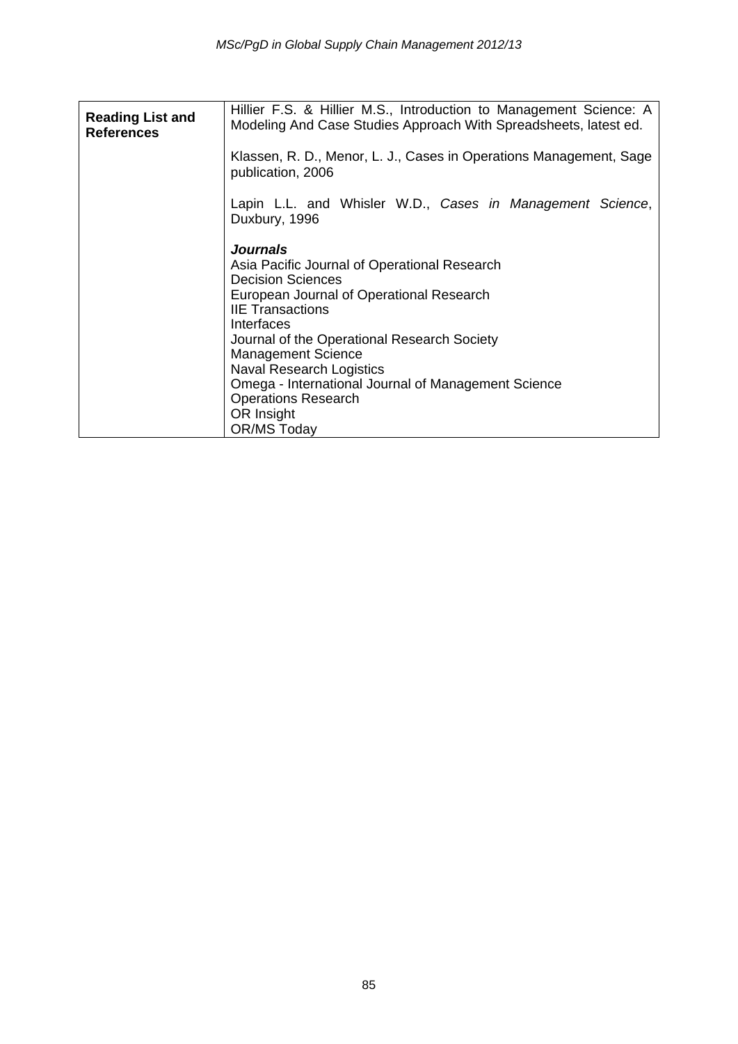| | |
|---|---|
| **Reading List and References** | Hillier F.S. & Hillier M.S., Introduction to Management Science: A Modeling And Case Studies Approach With Spreadsheets, latest ed.<br><br>Klassen, R. D., Menor, L. J., Cases in Operations Management, Sage publication, 2006<br><br>Lapin L.L. and Whisler W.D., *Cases in Management Science*, Duxbury, 1996<br><br>***Journals***<br>Asia Pacific Journal of Operational Research<br>Decision Sciences<br>European Journal of Operational Research<br>IIE Transactions<br>Interfaces<br>Journal of the Operational Research Society<br>Management Science<br>Naval Research Logistics<br>Omega - International Journal of Management Science<br>Operations Research<br>OR Insight<br>OR/MS Today |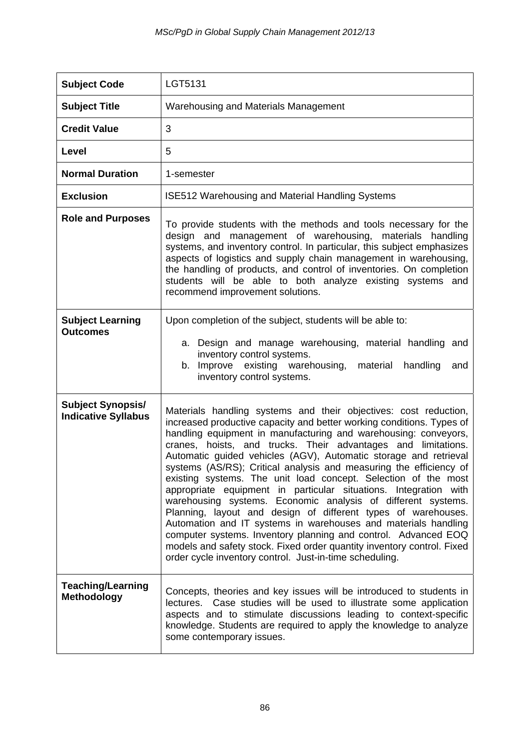| | |
|---|---|
| **Subject Code** | LGT5131 |
| **Subject Title** | Warehousing and Materials Management |
| **Credit Value** | 3 |
| **Level** | 5 |
| **Normal Duration** | 1-semester |
| **Exclusion** | ISE512 Warehousing and Material Handling Systems |
| **Role and Purposes** | To provide students with the methods and tools necessary for the design and management of warehousing, materials handling systems, and inventory control. In particular, this subject emphasizes aspects of logistics and supply chain management in warehousing, the handling of products, and control of inventories. On completion students will be able to both analyze existing systems and recommend improvement solutions. |
| **Subject Learning Outcomes** | Upon completion of the subject, students will be able to:<br><br>a. Design and manage warehousing, material handling and inventory control systems.<br>b. Improve existing warehousing, material handling and inventory control systems. |
| **Subject Synopsis/ Indicative Syllabus** | Materials handling systems and their objectives: cost reduction, increased productive capacity and better working conditions. Types of handling equipment in manufacturing and warehousing: conveyors, cranes, hoists, and trucks. Their advantages and limitations. Automatic guided vehicles (AGV), Automatic storage and retrieval systems (AS/RS); Critical analysis and measuring the efficiency of existing systems. The unit load concept. Selection of the most appropriate equipment in particular situations. Integration with warehousing systems. Economic analysis of different systems. Planning, layout and design of different types of warehouses. Automation and IT systems in warehouses and materials handling computer systems. Inventory planning and control. Advanced EOQ models and safety stock. Fixed order quantity inventory control. Fixed order cycle inventory control. Just-in-time scheduling. |
| **Teaching/Learning Methodology** | Concepts, theories and key issues will be introduced to students in lectures. Case studies will be used to illustrate some application aspects and to stimulate discussions leading to context-specific knowledge. Students are required to apply the knowledge to analyze some contemporary issues. |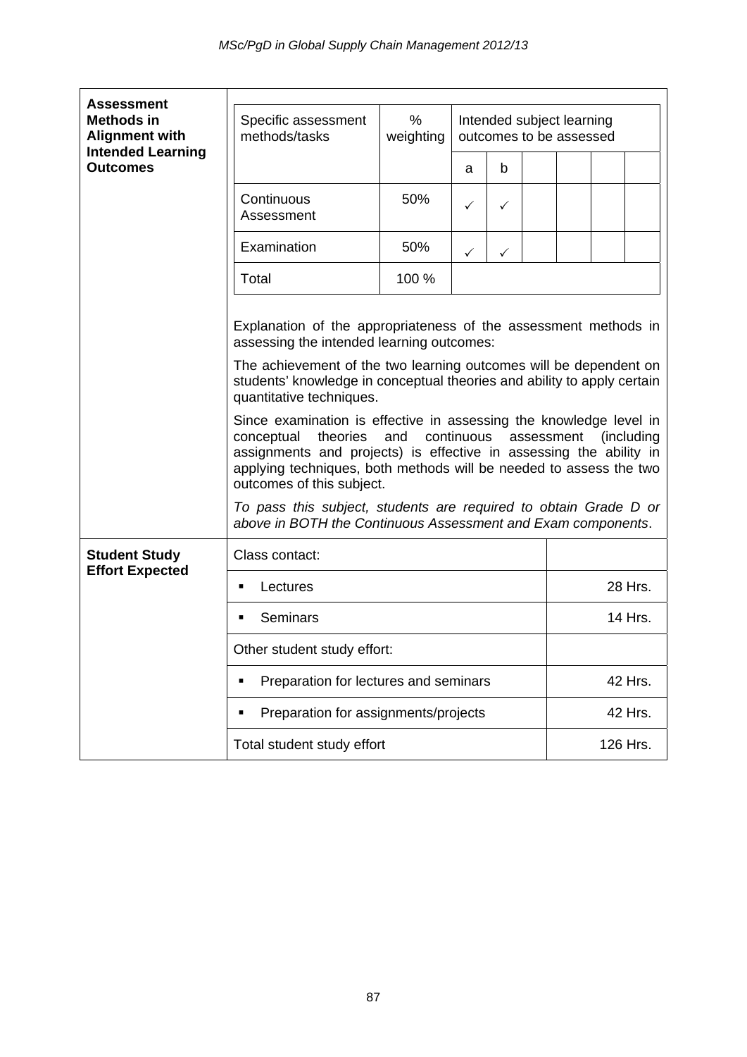| | |
|---|---|
| **Assessment Methods in Alignment with Intended Learning Outcomes** | |

| Specific assessment methods/tasks | % weighting | Intended subject learning outcomes to be assessed | | | | | |
|---|---|---|---|---|---|---|---|
| | | a | b | | | | |
| Continuous Assessment | 50% | ✓ | ✓ | | | | |
| Examination | 50% | ✓ | ✓ | | | | |
| Total | 100 % | | | | | | |

Explanation of the appropriateness of the assessment methods in assessing the intended learning outcomes:

The achievement of the two learning outcomes will be dependent on students' knowledge in conceptual theories and ability to apply certain quantitative techniques.

Since examination is effective in assessing the knowledge level in conceptual theories and continuous assessment (including assignments and projects) is effective in assessing the ability in applying techniques, both methods will be needed to assess the two outcomes of this subject.

*To pass this subject, students are required to obtain Grade D or above in BOTH the Continuous Assessment and Exam components*.

| **Student Study Effort Expected** | | |
|---|---|---|
| | Class contact: | |
| | ▪ Lectures | 28 Hrs. |
| | ▪ Seminars | 14 Hrs. |
| | Other student study effort: | |
| | ▪ Preparation for lectures and seminars | 42 Hrs. |
| | ▪ Preparation for assignments/projects | 42 Hrs. |
| | Total student study effort | 126 Hrs. |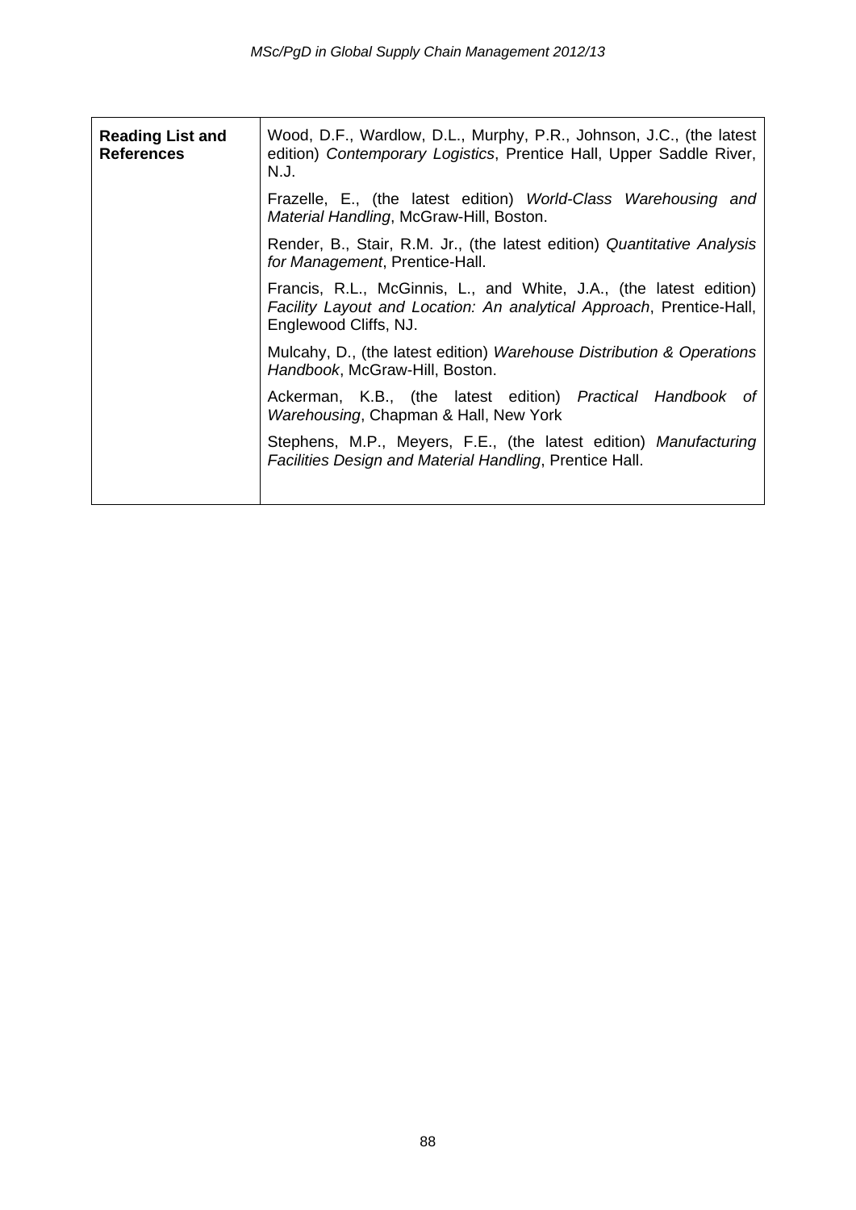| | |
|---|---|
| **Reading List and References** | Wood, D.F., Wardlow, D.L., Murphy, P.R., Johnson, J.C., (the latest edition) *Contemporary Logistics*, Prentice Hall, Upper Saddle River, N.J.<br><br>Frazelle, E., (the latest edition) *World-Class Warehousing and Material Handling*, McGraw-Hill, Boston.<br><br>Render, B., Stair, R.M. Jr., (the latest edition) *Quantitative Analysis for Management*, Prentice-Hall.<br><br>Francis, R.L., McGinnis, L., and White, J.A., (the latest edition) *Facility Layout and Location: An analytical Approach*, Prentice-Hall, Englewood Cliffs, NJ.<br><br>Mulcahy, D., (the latest edition) *Warehouse Distribution & Operations Handbook*, McGraw-Hill, Boston.<br><br>Ackerman, K.B., (the latest edition) *Practical Handbook of Warehousing*, Chapman & Hall, New York<br><br>Stephens, M.P., Meyers, F.E., (the latest edition) *Manufacturing Facilities Design and Material Handling*, Prentice Hall. |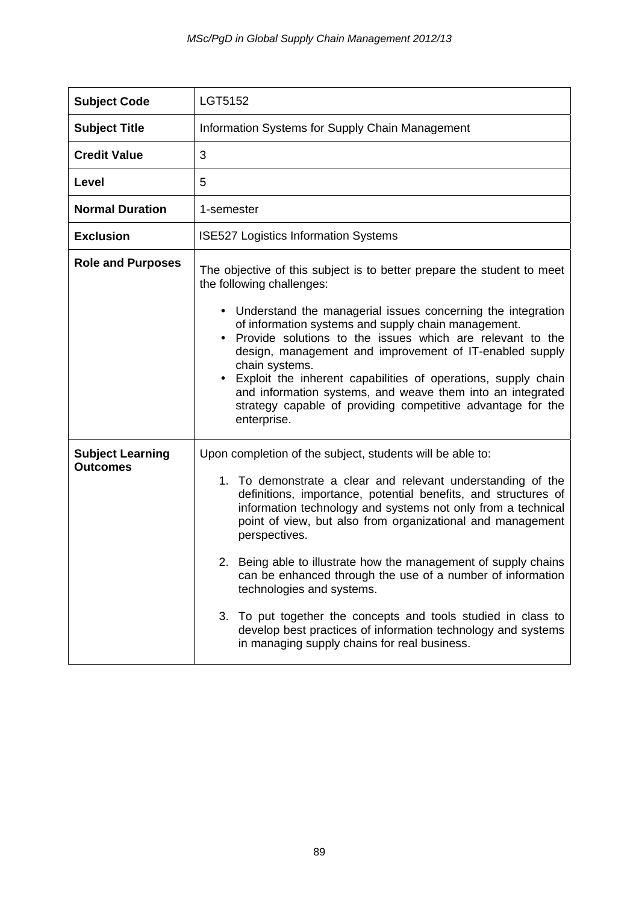| | |
|---|---|
| **Subject Code** | LGT5152 |
| **Subject Title** | Information Systems for Supply Chain Management |
| **Credit Value** | 3 |
| **Level** | 5 |
| **Normal Duration** | 1-semester |
| **Exclusion** | ISE527 Logistics Information Systems |
| **Role and Purposes** | The objective of this subject is to better prepare the student to meet the following challenges: <br>• Understand the managerial issues concerning the integration of information systems and supply chain management. <br>• Provide solutions to the issues which are relevant to the design, management and improvement of IT-enabled supply chain systems. <br>• Exploit the inherent capabilities of operations, supply chain and information systems, and weave them into an integrated strategy capable of providing competitive advantage for the enterprise. |
| **Subject Learning Outcomes** | Upon completion of the subject, students will be able to: <br>1. To demonstrate a clear and relevant understanding of the definitions, importance, potential benefits, and structures of information technology and systems not only from a technical point of view, but also from organizational and management perspectives. <br>2. Being able to illustrate how the management of supply chains can be enhanced through the use of a number of information technologies and systems. <br>3. To put together the concepts and tools studied in class to develop best practices of information technology and systems in managing supply chains for real business. |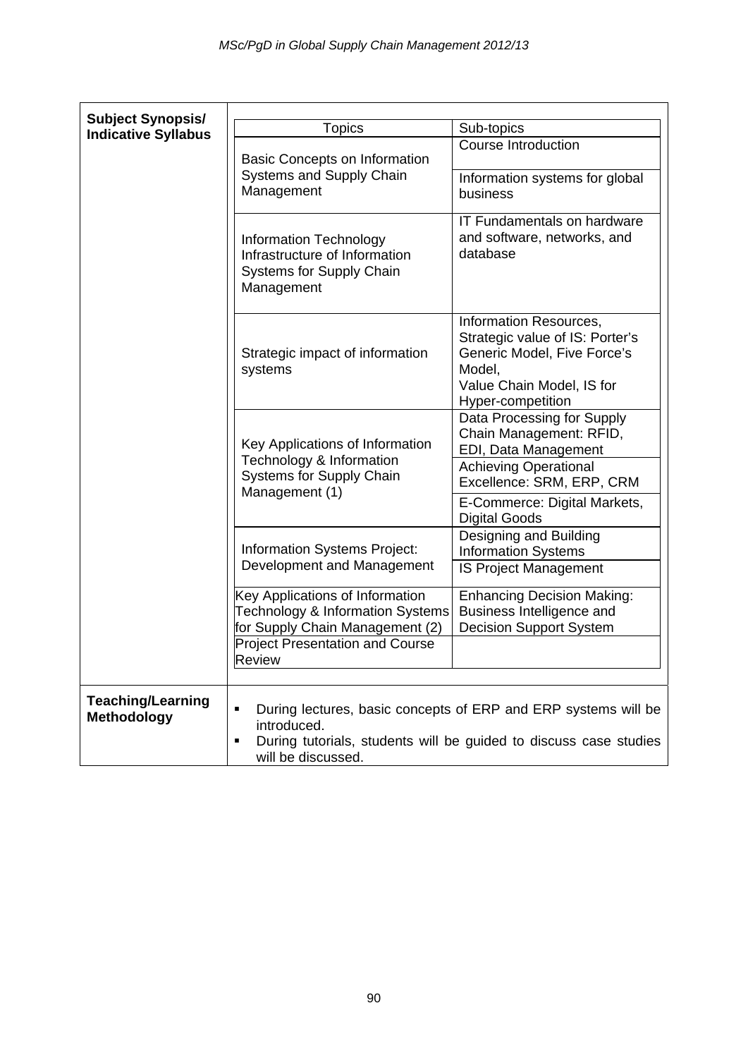| | |
|---|---|
| **Subject Synopsis/ Indicative Syllabus** | (see table below) |

| Topics | Sub-topics |
|---|---|
| Basic Concepts on Information Systems and Supply Chain Management | Course Introduction |
| | Information systems for global business |
| Information Technology Infrastructure of Information Systems for Supply Chain Management | IT Fundamentals on hardware and software, networks, and database |
| Strategic impact of information systems | Information Resources, Strategic value of IS: Porter's Generic Model, Five Force's Model, Value Chain Model, IS for Hyper-competition |
| Key Applications of Information Technology & Information Systems for Supply Chain Management (1) | Data Processing for Supply Chain Management: RFID, EDI, Data Management |
| | Achieving Operational Excellence: SRM, ERP, CRM |
| | E-Commerce: Digital Markets, Digital Goods |
| Information Systems Project: Development and Management | Designing and Building Information Systems |
| | IS Project Management |
| Key Applications of Information Technology & Information Systems for Supply Chain Management (2) | Enhancing Decision Making: Business Intelligence and Decision Support System |
| Project Presentation and Course Review | |

| | |
|---|---|
| **Teaching/Learning Methodology** | ▪ During lectures, basic concepts of ERP and ERP systems will be introduced.<br>▪ During tutorials, students will be guided to discuss case studies will be discussed. |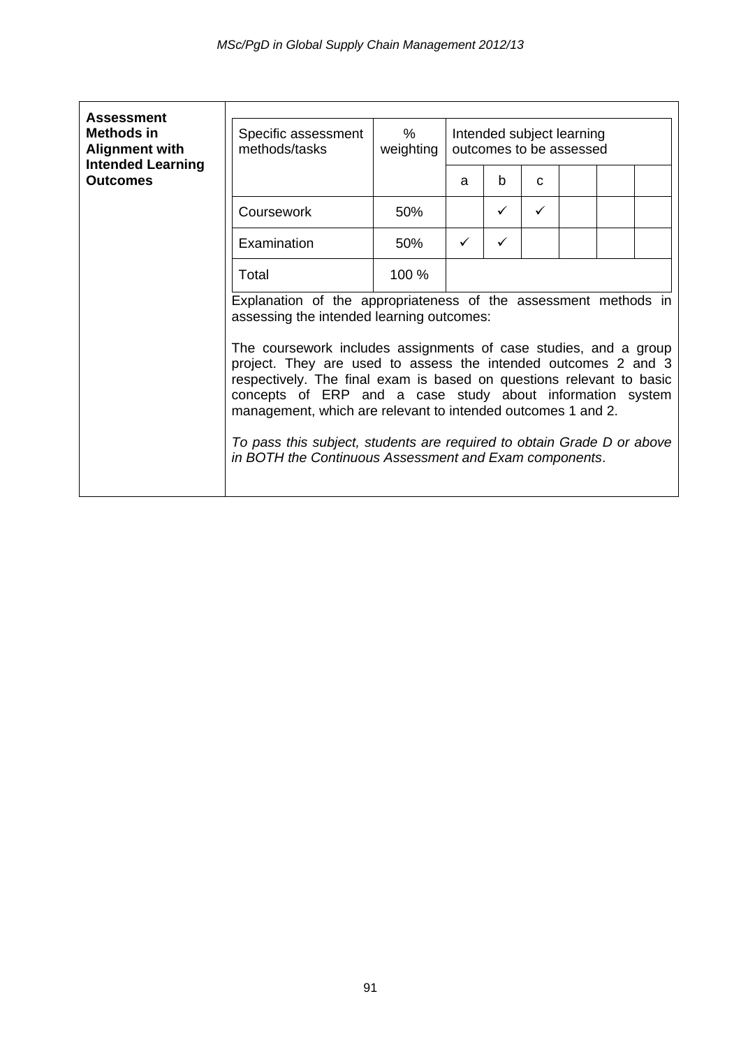| | |
|---|---|
| **Assessment Methods in Alignment with Intended Learning Outcomes** | (see table below) |

| Specific assessment methods/tasks | % weighting | Intended subject learning outcomes to be assessed | | | | | |
|---|---|---|---|---|---|---|---|
| | | a | b | c | | | |
| Coursework | 50% | | ✓ | ✓ | | | |
| Examination | 50% | ✓ | ✓ | | | | |
| Total | 100 % | | | | | | |

Explanation of the appropriateness of the assessment methods in assessing the intended learning outcomes:

The coursework includes assignments of case studies, and a group project. They are used to assess the intended outcomes 2 and 3 respectively. The final exam is based on questions relevant to basic concepts of ERP and a case study about information system management, which are relevant to intended outcomes 1 and 2.

*To pass this subject, students are required to obtain Grade D or above in BOTH the Continuous Assessment and Exam components*.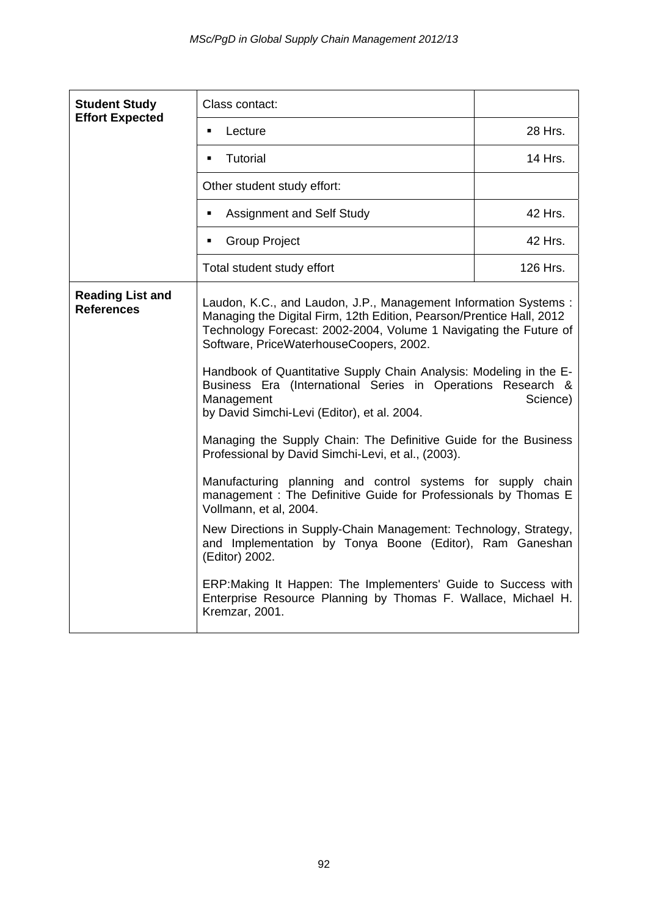| | | |
|---|---|---|
| **Student Study Effort Expected** | Class contact: | |
| | ▪ Lecture | 28 Hrs. |
| | ▪ Tutorial | 14 Hrs. |
| | Other student study effort: | |
| | ▪ Assignment and Self Study | 42 Hrs. |
| | ▪ Group Project | 42 Hrs. |
| | Total student study effort | 126 Hrs. |
| **Reading List and References** | Laudon, K.C., and Laudon, J.P., Management Information Systems : Managing the Digital Firm, 12th Edition, Pearson/Prentice Hall, 2012 Technology Forecast: 2002-2004, Volume 1 Navigating the Future of Software, PriceWaterhouseCoopers, 2002.<br><br>Handbook of Quantitative Supply Chain Analysis: Modeling in the E-Business Era (International Series in Operations Research & Management Science) by David Simchi-Levi (Editor), et al. 2004.<br><br>Managing the Supply Chain: The Definitive Guide for the Business Professional by David Simchi-Levi, et al., (2003).<br><br>Manufacturing planning and control systems for supply chain management : The Definitive Guide for Professionals by Thomas E Vollmann, et al, 2004.<br><br>New Directions in Supply-Chain Management: Technology, Strategy, and Implementation by Tonya Boone (Editor), Ram Ganeshan (Editor) 2002.<br><br>ERP:Making It Happen: The Implementers' Guide to Success with Enterprise Resource Planning by Thomas F. Wallace, Michael H. Kremzar, 2001. | |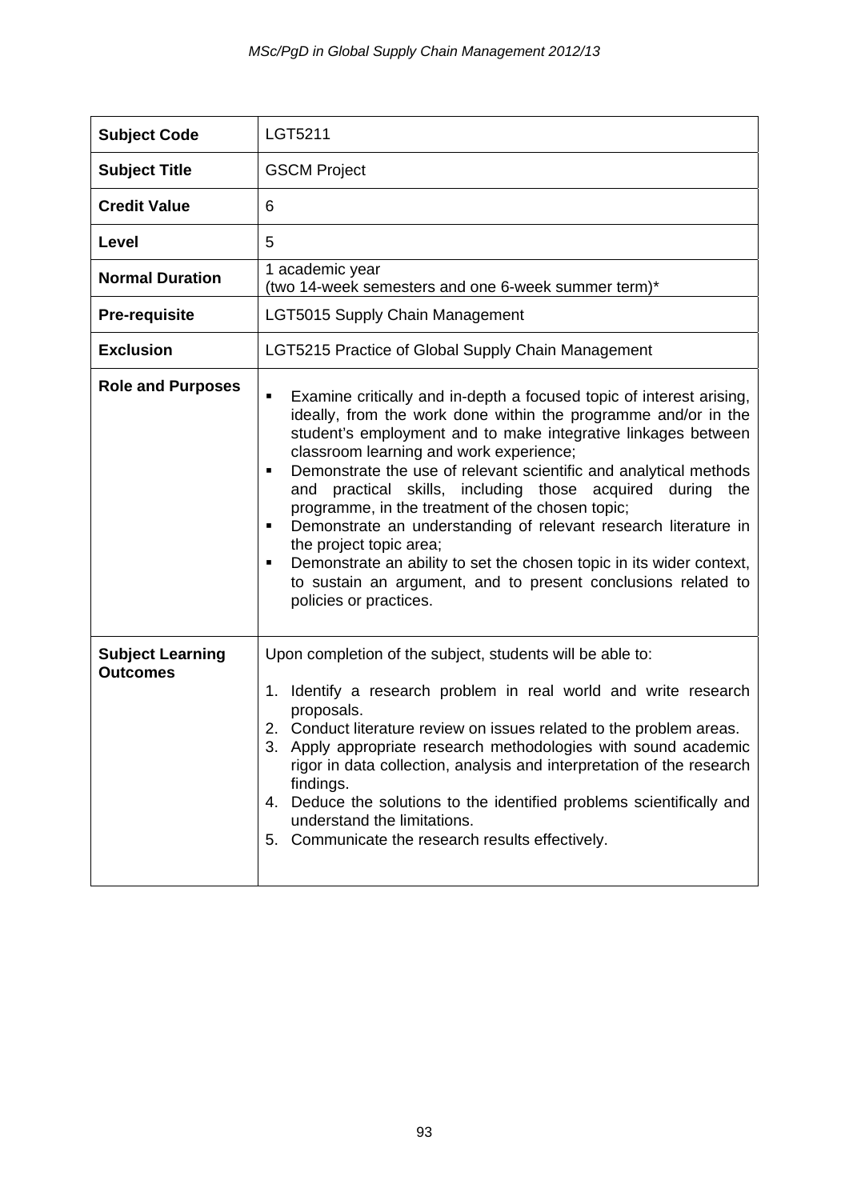| Subject Code | LGT5211 |
|---|---|
| **Subject Title** | GSCM Project |
| **Credit Value** | 6 |
| **Level** | 5 |
| **Normal Duration** | 1 academic year<br>(two 14-week semesters and one 6-week summer term)* |
| **Pre-requisite** | LGT5015 Supply Chain Management |
| **Exclusion** | LGT5215 Practice of Global Supply Chain Management |
| **Role and Purposes** | ▪ Examine critically and in-depth a focused topic of interest arising, ideally, from the work done within the programme and/or in the student's employment and to make integrative linkages between classroom learning and work experience;<br>▪ Demonstrate the use of relevant scientific and analytical methods and practical skills, including those acquired during the programme, in the treatment of the chosen topic;<br>▪ Demonstrate an understanding of relevant research literature in the project topic area;<br>▪ Demonstrate an ability to set the chosen topic in its wider context, to sustain an argument, and to present conclusions related to policies or practices. |
| **Subject Learning Outcomes** | Upon completion of the subject, students will be able to:<br><br>1. Identify a research problem in real world and write research proposals.<br>2. Conduct literature review on issues related to the problem areas.<br>3. Apply appropriate research methodologies with sound academic rigor in data collection, analysis and interpretation of the research findings.<br>4. Deduce the solutions to the identified problems scientifically and understand the limitations.<br>5. Communicate the research results effectively. |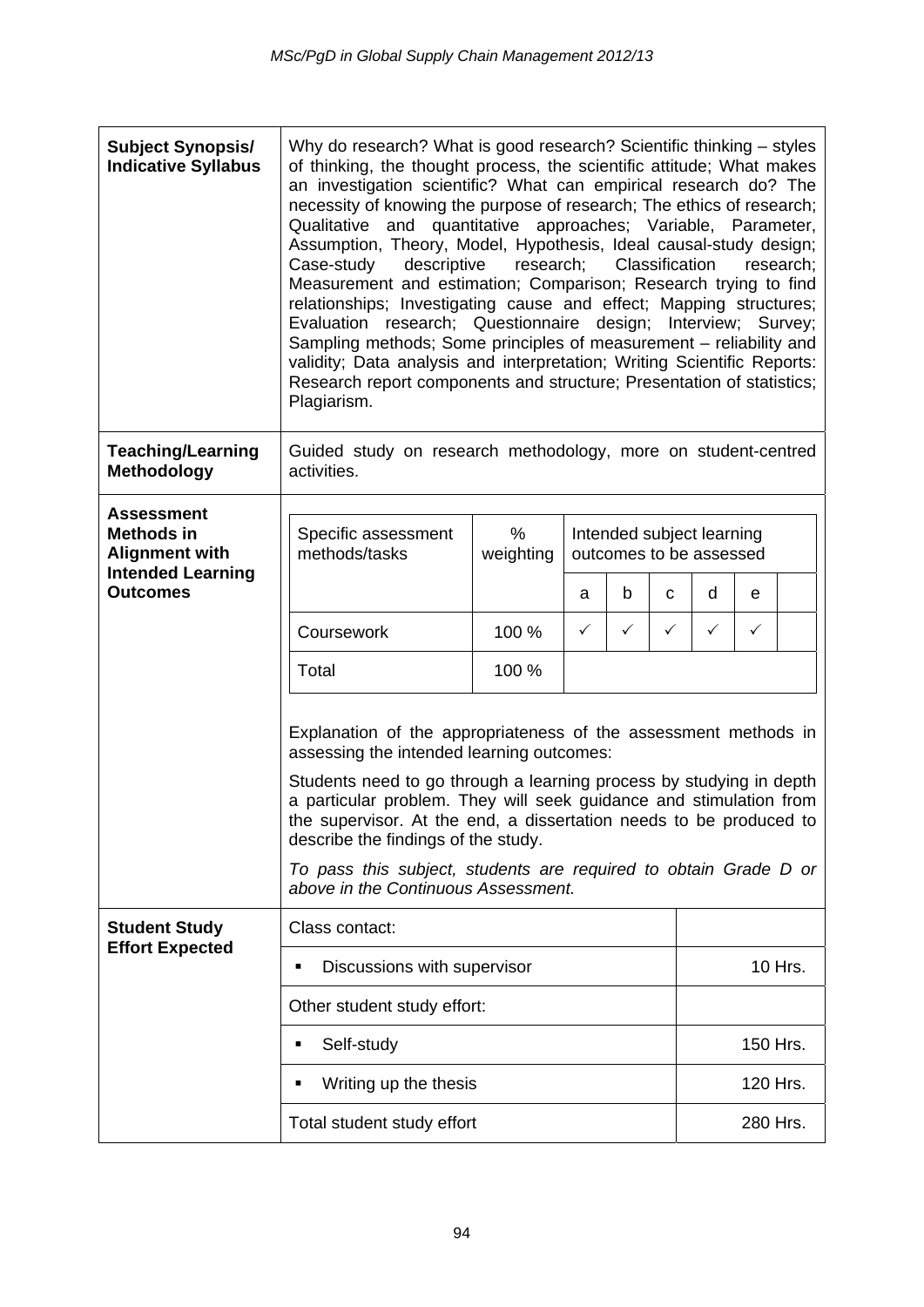| | |
|---|---|
| **Subject Synopsis/ Indicative Syllabus** | Why do research? What is good research? Scientific thinking – styles of thinking, the thought process, the scientific attitude; What makes an investigation scientific? What can empirical research do? The necessity of knowing the purpose of research; The ethics of research; Qualitative and quantitative approaches; Variable, Parameter, Assumption, Theory, Model, Hypothesis, Ideal causal-study design; Case-study descriptive research; Classification research; Measurement and estimation; Comparison; Research trying to find relationships; Investigating cause and effect; Mapping structures; Evaluation research; Questionnaire design; Interview; Survey; Sampling methods; Some principles of measurement – reliability and validity; Data analysis and interpretation; Writing Scientific Reports: Research report components and structure; Presentation of statistics; Plagiarism. |
| **Teaching/Learning Methodology** | Guided study on research methodology, more on student-centred activities. |
| **Assessment Methods in Alignment with Intended Learning Outcomes** | See table below. |

| Specific assessment methods/tasks | % weighting | Intended subject learning outcomes to be assessed | | | | | |
|---|---|---|---|---|---|---|---|
| | | a | b | c | d | e | |
| Coursework | 100 % | ✓ | ✓ | ✓ | ✓ | ✓ | |
| Total | 100 % | | | | | | |

Explanation of the appropriateness of the assessment methods in assessing the intended learning outcomes:

Students need to go through a learning process by studying in depth a particular problem. They will seek guidance and stimulation from the supervisor. At the end, a dissertation needs to be produced to describe the findings of the study.

*To pass this subject, students are required to obtain Grade D or above in the Continuous Assessment.*

| **Student Study Effort Expected** | | |
|---|---|---|
| | Class contact: | |
| | ▪ Discussions with supervisor | 10 Hrs. |
| | Other student study effort: | |
| | ▪ Self-study | 150 Hrs. |
| | ▪ Writing up the thesis | 120 Hrs. |
| | Total student study effort | 280 Hrs. |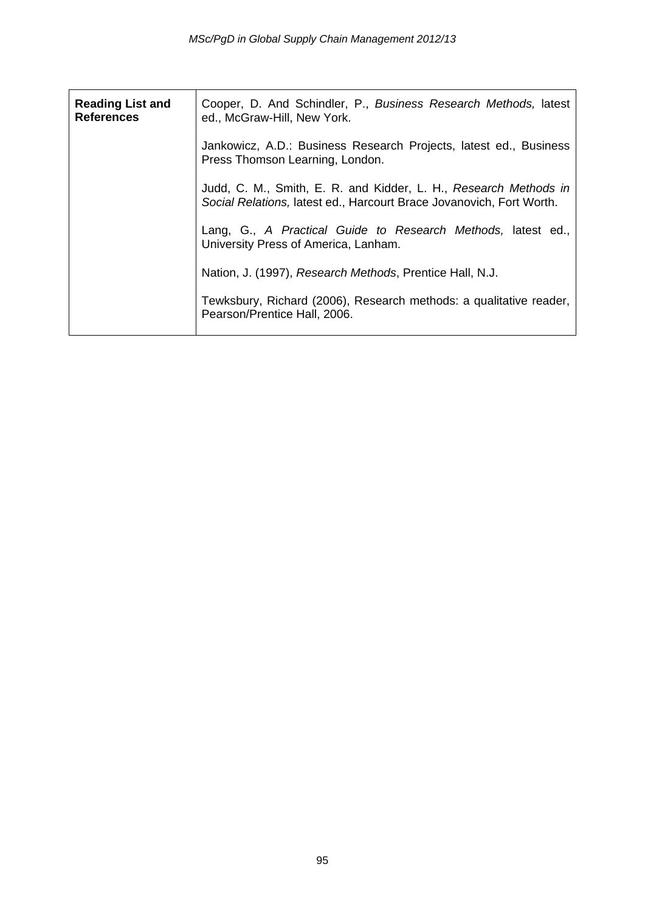| | |
|---|---|
| **Reading List and References** | Cooper, D. And Schindler, P., *Business Research Methods,* latest ed., McGraw-Hill, New York.<br><br>Jankowicz, A.D.: Business Research Projects, latest ed., Business Press Thomson Learning, London.<br><br>Judd, C. M., Smith, E. R. and Kidder, L. H., *Research Methods in Social Relations,* latest ed., Harcourt Brace Jovanovich, Fort Worth.<br><br>Lang, G., *A Practical Guide to Research Methods,* latest ed., University Press of America, Lanham.<br><br>Nation, J. (1997), *Research Methods*, Prentice Hall, N.J.<br><br>Tewksbury, Richard (2006), Research methods: a qualitative reader, Pearson/Prentice Hall, 2006. |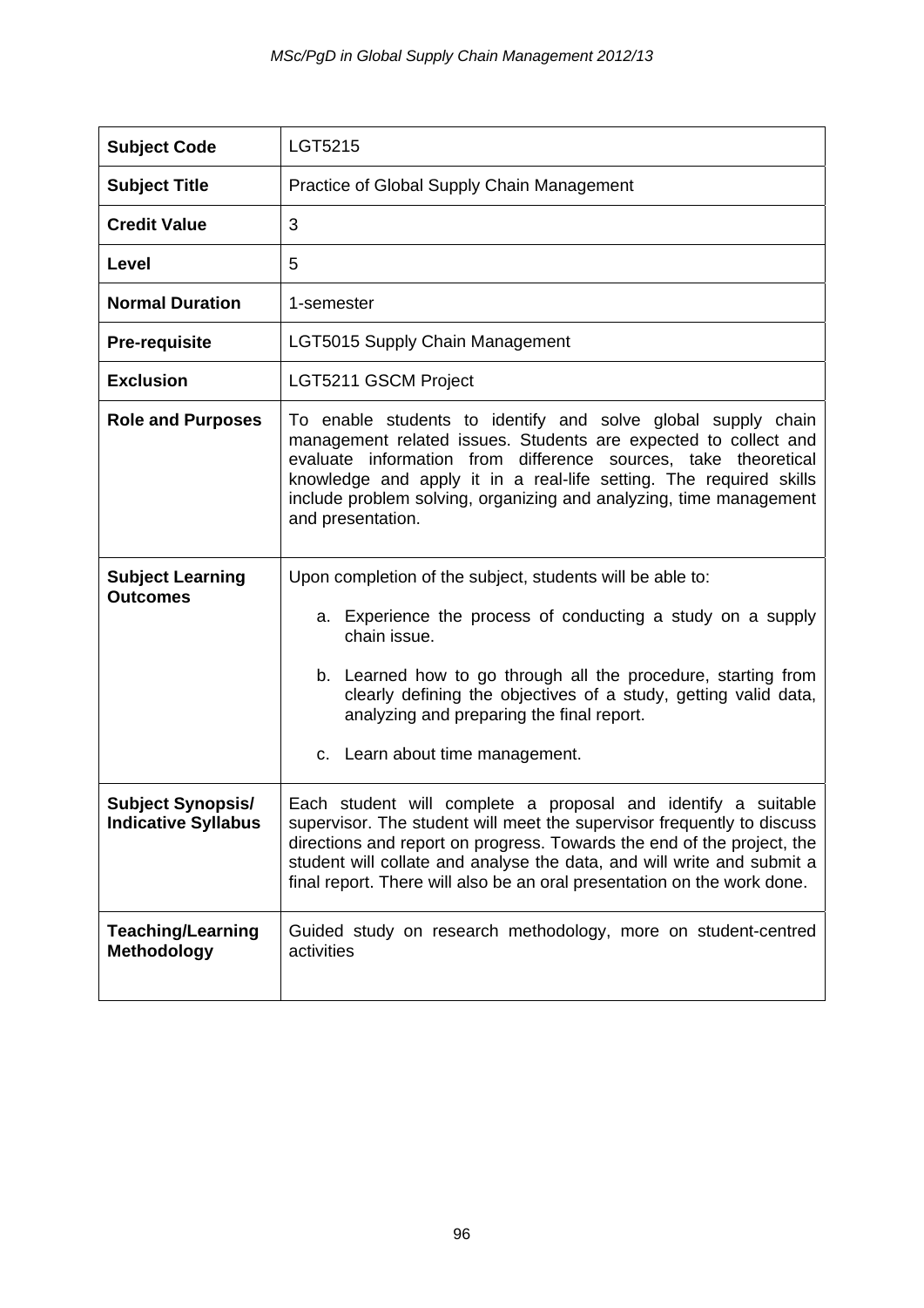| | |
|---|---|
| **Subject Code** | LGT5215 |
| **Subject Title** | Practice of Global Supply Chain Management |
| **Credit Value** | 3 |
| **Level** | 5 |
| **Normal Duration** | 1-semester |
| **Pre-requisite** | LGT5015 Supply Chain Management |
| **Exclusion** | LGT5211 GSCM Project |
| **Role and Purposes** | To enable students to identify and solve global supply chain management related issues. Students are expected to collect and evaluate information from difference sources, take theoretical knowledge and apply it in a real-life setting. The required skills include problem solving, organizing and analyzing, time management and presentation. |
| **Subject Learning Outcomes** | Upon completion of the subject, students will be able to:<br><br>a. Experience the process of conducting a study on a supply chain issue.<br><br>b. Learned how to go through all the procedure, starting from clearly defining the objectives of a study, getting valid data, analyzing and preparing the final report.<br><br>c. Learn about time management. |
| **Subject Synopsis/ Indicative Syllabus** | Each student will complete a proposal and identify a suitable supervisor. The student will meet the supervisor frequently to discuss directions and report on progress. Towards the end of the project, the student will collate and analyse the data, and will write and submit a final report. There will also be an oral presentation on the work done. |
| **Teaching/Learning Methodology** | Guided study on research methodology, more on student-centred activities |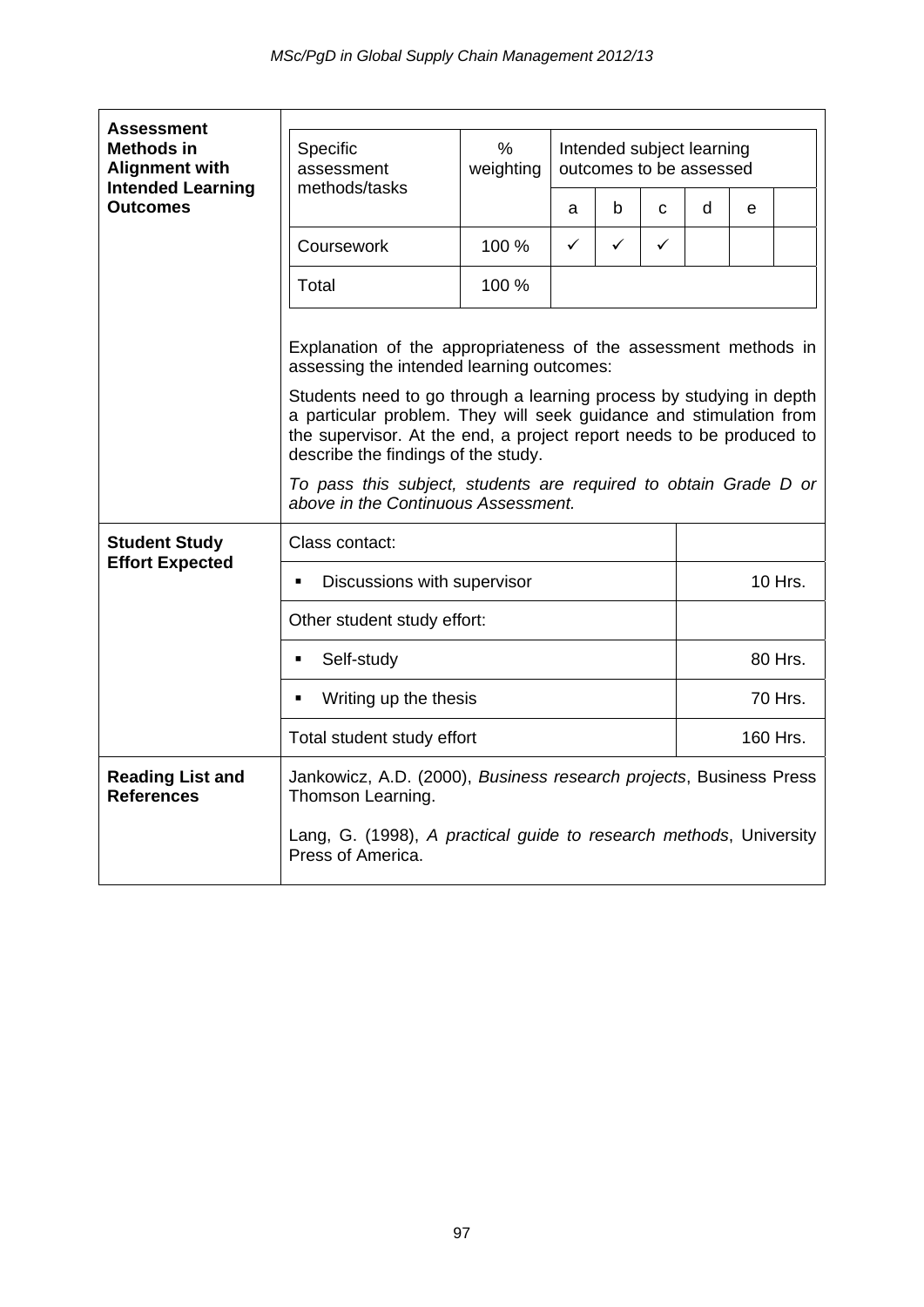| | |
|---|---|
| **Assessment Methods in Alignment with Intended Learning Outcomes** | (see table below) |

| Specific assessment methods/tasks | % weighting | Intended subject learning outcomes to be assessed | | | | | |
|---|---|---|---|---|---|---|---|
| | | a | b | c | d | e | |
| Coursework | 100 % | ✓ | ✓ | ✓ | | | |
| Total | 100 % | | | | | | |

Explanation of the appropriateness of the assessment methods in assessing the intended learning outcomes:

Students need to go through a learning process by studying in depth a particular problem. They will seek guidance and stimulation from the supervisor. At the end, a project report needs to be produced to describe the findings of the study.

*To pass this subject, students are required to obtain Grade D or above in the Continuous Assessment.*

| **Student Study Effort Expected** | | |
|---|---|---|
| | Class contact: | |
| | ▪ Discussions with supervisor | 10 Hrs. |
| | Other student study effort: | |
| | ▪ Self-study | 80 Hrs. |
| | ▪ Writing up the thesis | 70 Hrs. |
| | Total student study effort | 160 Hrs. |

**Reading List and References**

Jankowicz, A.D. (2000), *Business research projects*, Business Press Thomson Learning.

Lang, G. (1998), *A practical guide to research methods*, University Press of America.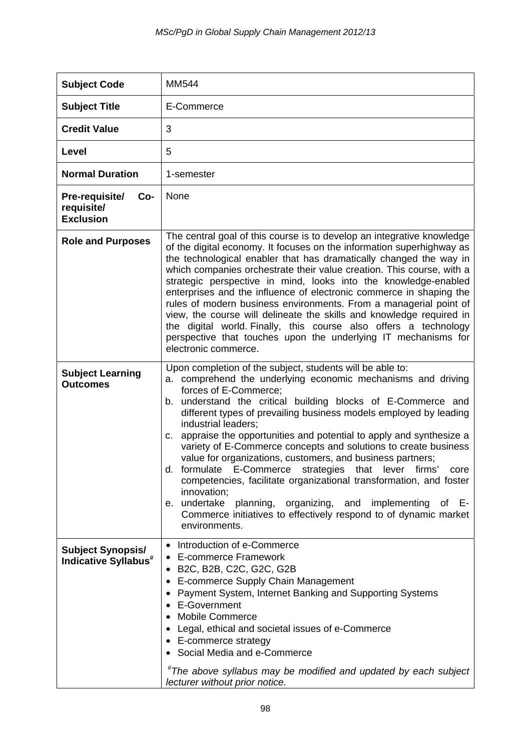| | |
|---|---|
| **Subject Code** | MM544 |
| **Subject Title** | E-Commerce |
| **Credit Value** | 3 |
| **Level** | 5 |
| **Normal Duration** | 1-semester |
| **Pre-requisite/ Co-requisite/ Exclusion** | None |
| **Role and Purposes** | The central goal of this course is to develop an integrative knowledge of the digital economy. It focuses on the information superhighway as the technological enabler that has dramatically changed the way in which companies orchestrate their value creation. This course, with a strategic perspective in mind, looks into the knowledge-enabled enterprises and the influence of electronic commerce in shaping the rules of modern business environments. From a managerial point of view, the course will delineate the skills and knowledge required in the digital world. Finally, this course also offers a technology perspective that touches upon the underlying IT mechanisms for electronic commerce. |
| **Subject Learning Outcomes** | Upon completion of the subject, students will be able to:<br>a. comprehend the underlying economic mechanisms and driving forces of E-Commerce;<br>b. understand the critical building blocks of E-Commerce and different types of prevailing business models employed by leading industrial leaders;<br>c. appraise the opportunities and potential to apply and synthesize a variety of E-Commerce concepts and solutions to create business value for organizations, customers, and business partners;<br>d. formulate E-Commerce strategies that lever firms' core competencies, facilitate organizational transformation, and foster innovation;<br>e. undertake planning, organizing, and implementing of E-Commerce initiatives to effectively respond to of dynamic market environments. |
| **Subject Synopsis/ Indicative Syllabus#** | • Introduction of e-Commerce<br>• E-commerce Framework<br>• B2C, B2B, C2C, G2C, G2B<br>• E-commerce Supply Chain Management<br>• Payment System, Internet Banking and Supporting Systems<br>• E-Government<br>• Mobile Commerce<br>• Legal, ethical and societal issues of e-Commerce<br>• E-commerce strategy<br>• Social Media and e-Commerce<br><br>*#The above syllabus may be modified and updated by each subject lecturer without prior notice.* |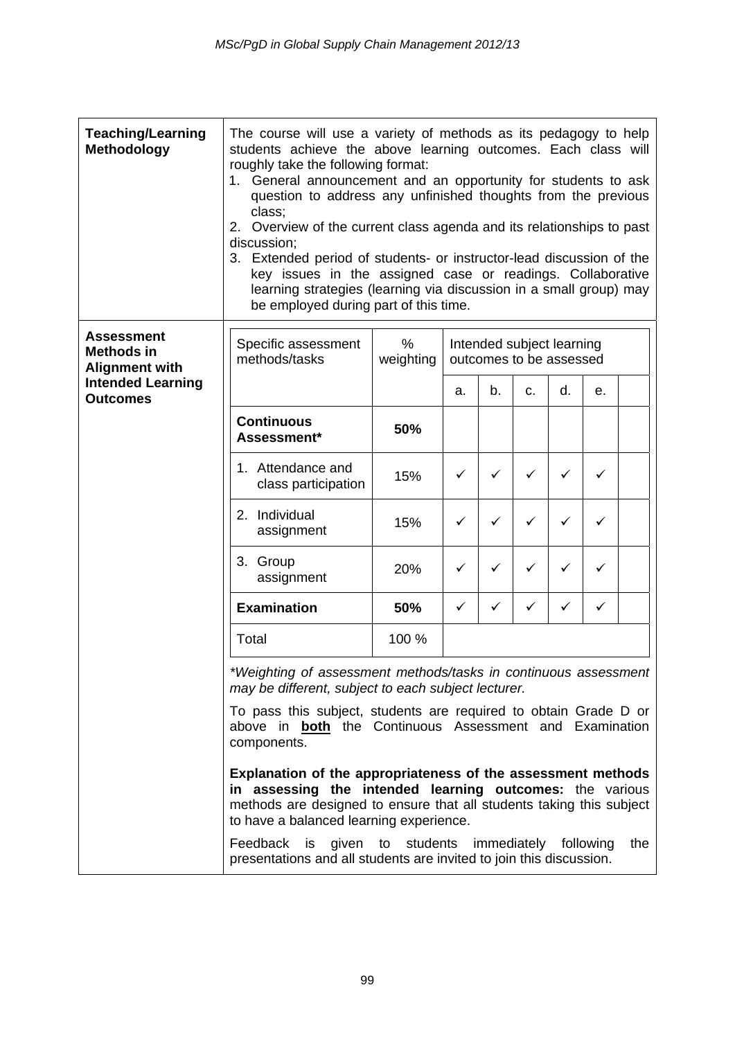| | |
|---|---|
| **Teaching/Learning Methodology** | The course will use a variety of methods as its pedagogy to help students achieve the above learning outcomes. Each class will roughly take the following format:<br>1. General announcement and an opportunity for students to ask question to address any unfinished thoughts from the previous class;<br>2. Overview of the current class agenda and its relationships to past discussion;<br>3. Extended period of students- or instructor-lead discussion of the key issues in the assigned case or readings. Collaborative learning strategies (learning via discussion in a small group) may be employed during part of this time. |
| **Assessment Methods in Alignment with Intended Learning Outcomes** | (see table below) |

| Specific assessment methods/tasks | % weighting | Intended subject learning outcomes to be assessed | | | | | |
|---|---|---|---|---|---|---|---|
| | | a. | b. | c. | d. | e. | |
| **Continuous Assessment*** | **50%** | | | | | | |
| 1. Attendance and class participation | 15% | ✓ | ✓ | ✓ | ✓ | ✓ | |
| 2. Individual assignment | 15% | ✓ | ✓ | ✓ | ✓ | ✓ | |
| 3. Group assignment | 20% | ✓ | ✓ | ✓ | ✓ | ✓ | |
| **Examination** | **50%** | ✓ | ✓ | ✓ | ✓ | ✓ | |
| Total | 100 % | | | | | | |

*\*Weighting of assessment methods/tasks in continuous assessment may be different, subject to each subject lecturer.*

To pass this subject, students are required to obtain Grade D or above in **both** the Continuous Assessment and Examination components.

**Explanation of the appropriateness of the assessment methods in assessing the intended learning outcomes:** the various methods are designed to ensure that all students taking this subject to have a balanced learning experience.

Feedback is given to students immediately following the presentations and all students are invited to join this discussion.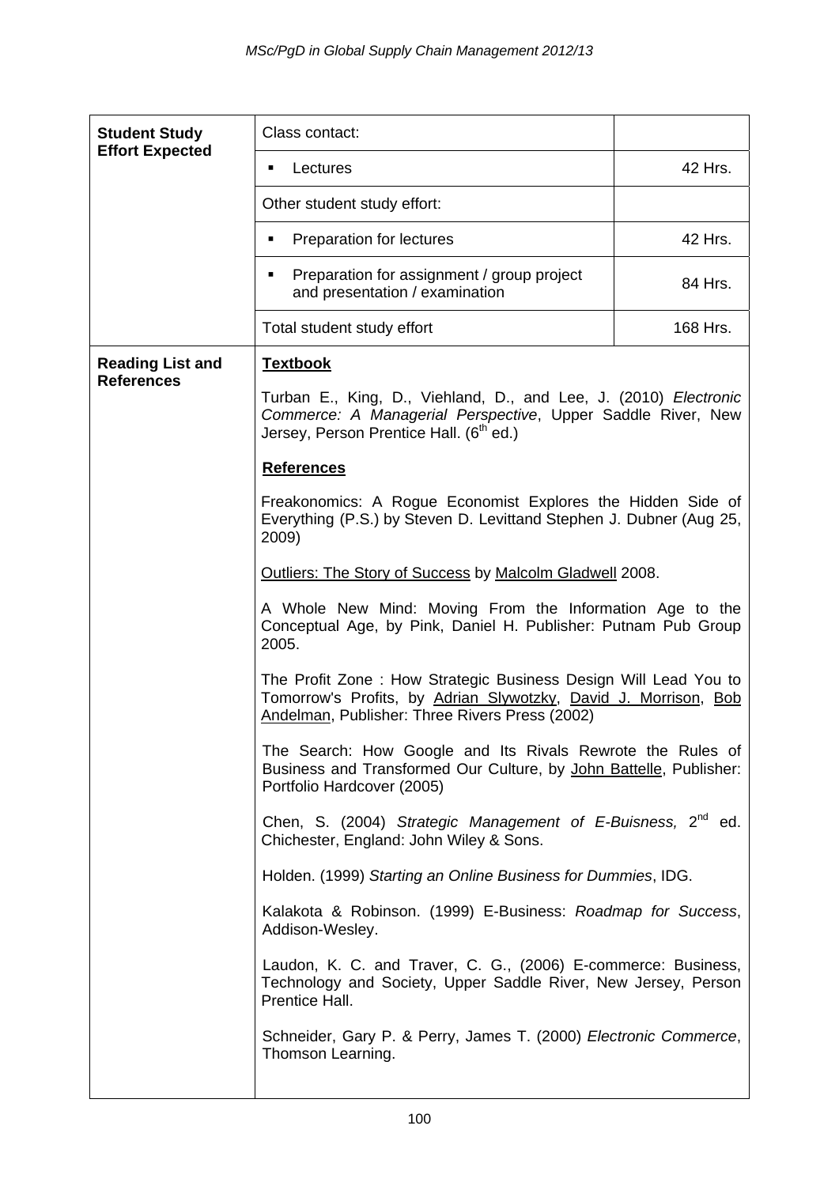| | | |
|---|---|---|
| **Student Study Effort Expected** | Class contact: | |
| | ▪ Lectures | 42 Hrs. |
| | Other student study effort: | |
| | ▪ Preparation for lectures | 42 Hrs. |
| | ▪ Preparation for assignment / group project and presentation / examination | 84 Hrs. |
| | Total student study effort | 168 Hrs. |
| **Reading List and References** | **Textbook**<br><br>Turban E., King, D., Viehland, D., and Lee, J. (2010) *Electronic Commerce: A Managerial Perspective*, Upper Saddle River, New Jersey, Person Prentice Hall. (6th ed.)<br><br>**References**<br><br>Freakonomics: A Rogue Economist Explores the Hidden Side of Everything (P.S.) by Steven D. Levittand Stephen J. Dubner (Aug 25, 2009)<br><br>Outliers: The Story of Success by Malcolm Gladwell 2008.<br><br>A Whole New Mind: Moving From the Information Age to the Conceptual Age, by Pink, Daniel H. Publisher: Putnam Pub Group 2005.<br><br>The Profit Zone : How Strategic Business Design Will Lead You to Tomorrow's Profits, by Adrian Slywotzky, David J. Morrison, Bob Andelman, Publisher: Three Rivers Press (2002)<br><br>The Search: How Google and Its Rivals Rewrote the Rules of Business and Transformed Our Culture, by John Battelle, Publisher: Portfolio Hardcover (2005)<br><br>Chen, S. (2004) *Strategic Management of E-Buisness,* 2nd ed. Chichester, England: John Wiley & Sons.<br><br>Holden. (1999) *Starting an Online Business for Dummies*, IDG.<br><br>Kalakota & Robinson. (1999) E-Business: *Roadmap for Success*, Addison-Wesley.<br><br>Laudon, K. C. and Traver, C. G., (2006) E-commerce: Business, Technology and Society, Upper Saddle River, New Jersey, Person Prentice Hall.<br><br>Schneider, Gary P. & Perry, James T. (2000) *Electronic Commerce*, Thomson Learning. | |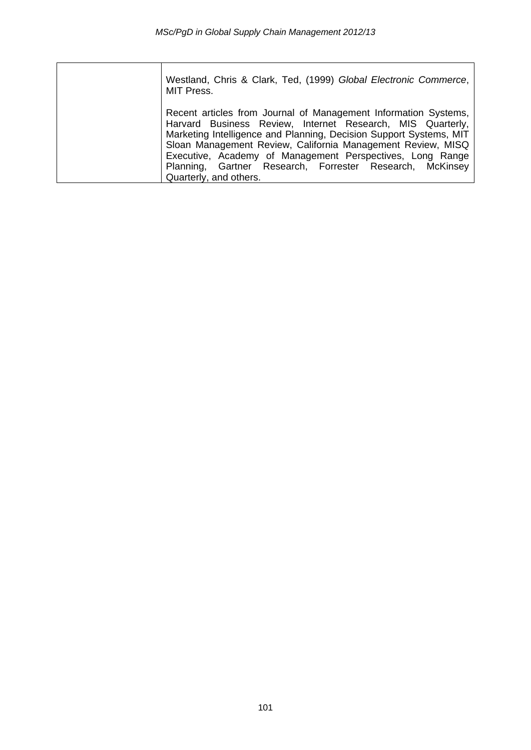| | |
|---|---|
| | Westland, Chris & Clark, Ted, (1999) *Global Electronic Commerce*, MIT Press.<br><br>Recent articles from Journal of Management Information Systems, Harvard Business Review, Internet Research, MIS Quarterly, Marketing Intelligence and Planning, Decision Support Systems, MIT Sloan Management Review, California Management Review, MISQ Executive, Academy of Management Perspectives, Long Range Planning, Gartner Research, Forrester Research, McKinsey Quarterly, and others. |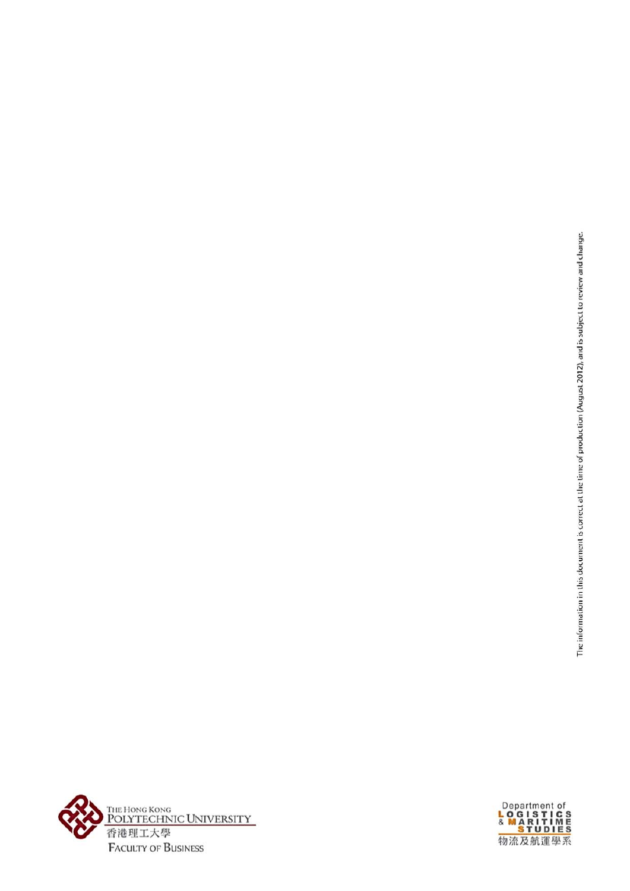The information in this document is correct at the time of production (August 2012), and is subject to review and change.

THE HONG KONG POLYTECHNIC UNIVERSITY
香港理工大學
FACULTY OF BUSINESS

Department of
LOGISTICS
& MARITIME
STUDIES
物流及航運學系